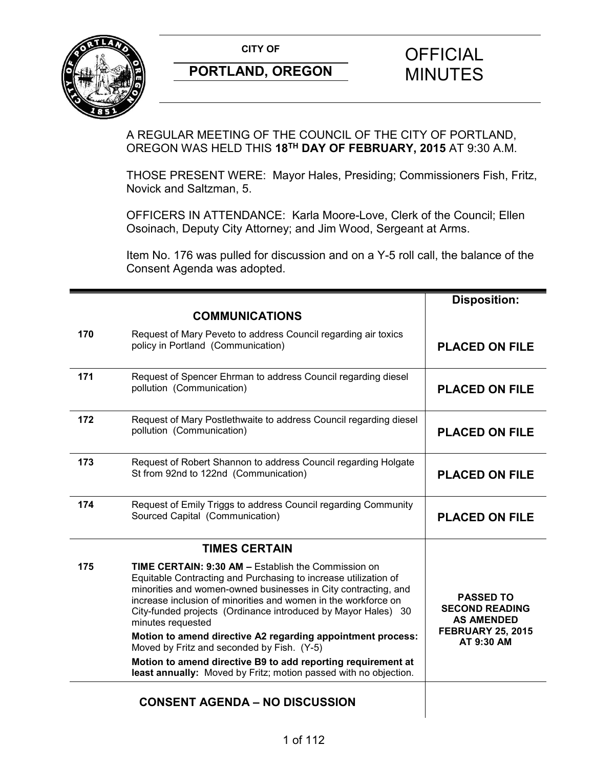**CITY OF**

**PORTLAND, OREGON**

# OFFICIAL MINUTES

A REGULAR MEETING OF THE COUNCIL OF THE CITY OF PORTLAND, OREGON WAS HELD THIS **18TH DAY OF FEBRUARY, 2015** AT 9:30 A.M.

THOSE PRESENT WERE: Mayor Hales, Presiding; Commissioners Fish, Fritz, Novick and Saltzman, 5.

OFFICERS IN ATTENDANCE: Karla Moore-Love, Clerk of the Council; Ellen Osoinach, Deputy City Attorney; and Jim Wood, Sergeant at Arms.

Item No. 176 was pulled for discussion and on a Y-5 roll call, the balance of the Consent Agenda was adopted.

| | | **Disposition:** |
|---|---|---|
| | **COMMUNICATIONS** | |
| **170** | Request of Mary Peveto to address Council regarding air toxics policy in Portland (Communication) | **PLACED ON FILE** |
| **171** | Request of Spencer Ehrman to address Council regarding diesel pollution (Communication) | **PLACED ON FILE** |
| **172** | Request of Mary Postlethwaite to address Council regarding diesel pollution (Communication) | **PLACED ON FILE** |
| **173** | Request of Robert Shannon to address Council regarding Holgate St from 92nd to 122nd (Communication) | **PLACED ON FILE** |
| **174** | Request of Emily Triggs to address Council regarding Community Sourced Capital (Communication) | **PLACED ON FILE** |
| | **TIMES CERTAIN** | |
| **175** | **TIME CERTAIN: 9:30 AM –** Establish the Commission on Equitable Contracting and Purchasing to increase utilization of minorities and women-owned businesses in City contracting, and increase inclusion of minorities and women in the workforce on City-funded projects (Ordinance introduced by Mayor Hales) 30 minutes requested<br>**Motion to amend directive A2 regarding appointment process:** Moved by Fritz and seconded by Fish. (Y-5)<br>**Motion to amend directive B9 to add reporting requirement at least annually:** Moved by Fritz; motion passed with no objection. | **PASSED TO SECOND READING AS AMENDED FEBRUARY 25, 2015 AT 9:30 AM** |
| | **CONSENT AGENDA – NO DISCUSSION** | |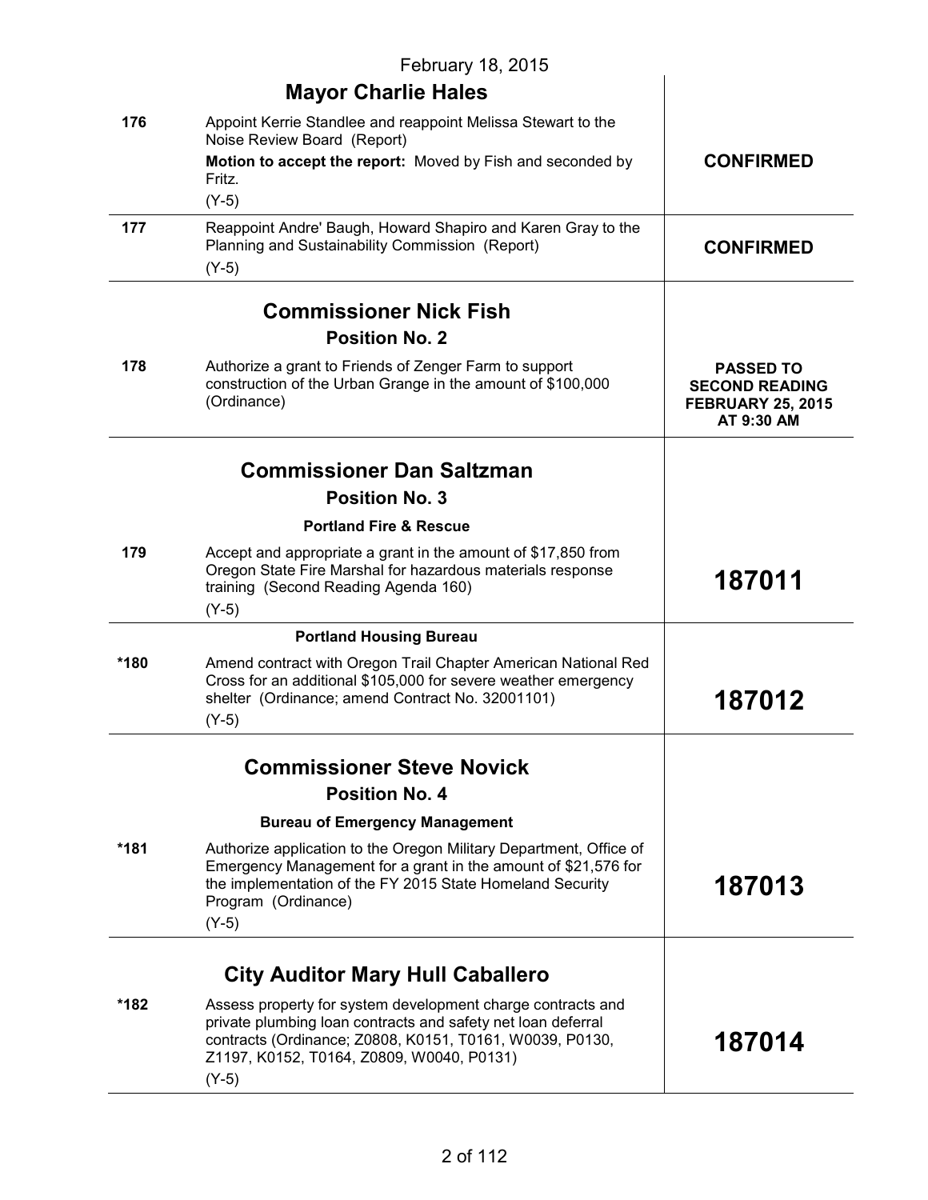February 18, 2015

| | **Mayor Charlie Hales** | |
|---|---|---|
| 176 | Appoint Kerrie Standlee and reappoint Melissa Stewart to the Noise Review Board (Report)<br>**Motion to accept the report:** Moved by Fish and seconded by Fritz.<br>(Y-5) | **CONFIRMED** |
| 177 | Reappoint Andre' Baugh, Howard Shapiro and Karen Gray to the Planning and Sustainability Commission (Report)<br>(Y-5) | **CONFIRMED** |
| | **Commissioner Nick Fish**<br>**Position No. 2** | |
| 178 | Authorize a grant to Friends of Zenger Farm to support construction of the Urban Grange in the amount of $100,000 (Ordinance) | **PASSED TO SECOND READING FEBRUARY 25, 2015 AT 9:30 AM** |
| | **Commissioner Dan Saltzman**<br>**Position No. 3**<br>**Portland Fire & Rescue** | |
| 179 | Accept and appropriate a grant in the amount of $17,850 from Oregon State Fire Marshal for hazardous materials response training (Second Reading Agenda 160)<br>(Y-5) | **187011** |
| | **Portland Housing Bureau** | |
| *180 | Amend contract with Oregon Trail Chapter American National Red Cross for an additional $105,000 for severe weather emergency shelter (Ordinance; amend Contract No. 32001101)<br>(Y-5) | **187012** |
| | **Commissioner Steve Novick**<br>**Position No. 4**<br>**Bureau of Emergency Management** | |
| *181 | Authorize application to the Oregon Military Department, Office of Emergency Management for a grant in the amount of $21,576 for the implementation of the FY 2015 State Homeland Security Program (Ordinance)<br>(Y-5) | **187013** |
| | **City Auditor Mary Hull Caballero** | |
| *182 | Assess property for system development charge contracts and private plumbing loan contracts and safety net loan deferral contracts (Ordinance; Z0808, K0151, T0161, W0039, P0130, Z1197, K0152, T0164, Z0809, W0040, P0131)<br>(Y-5) | **187014** |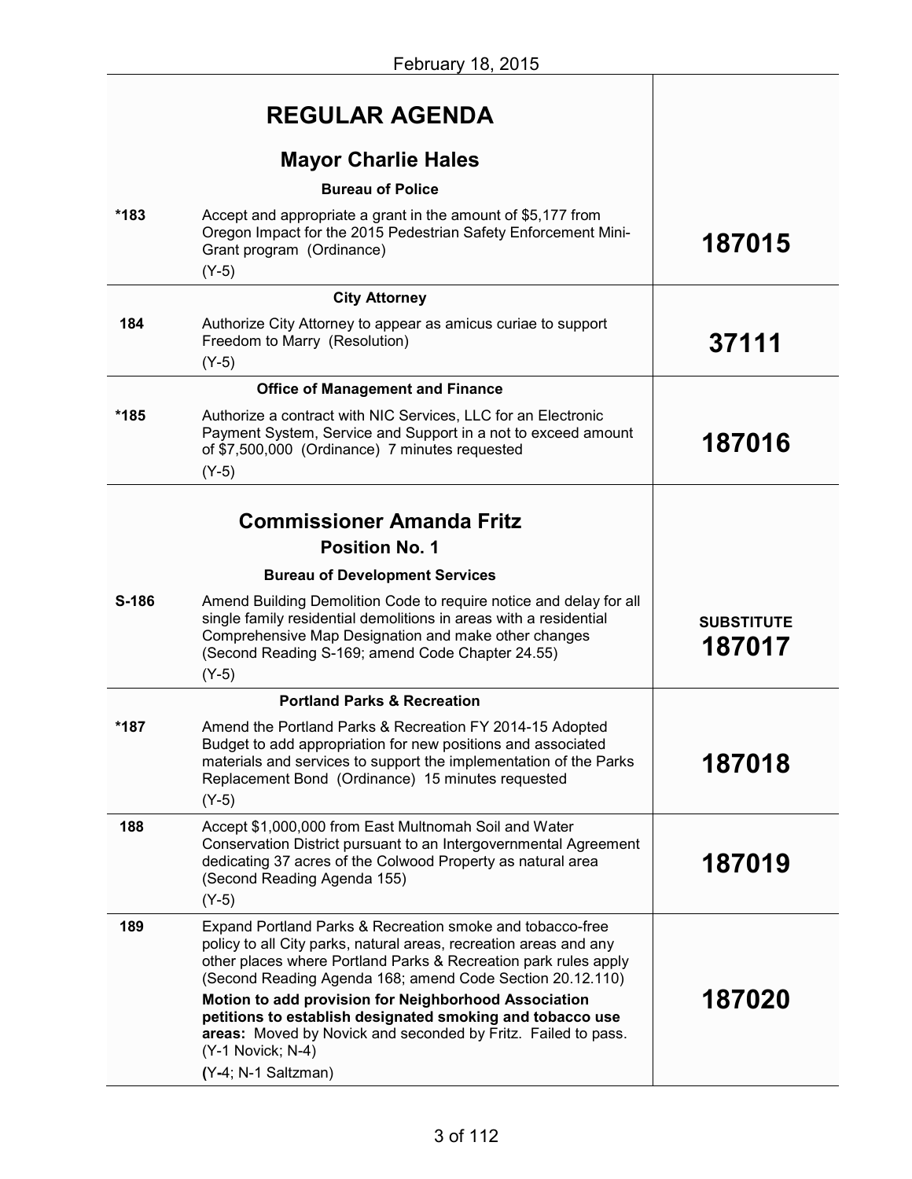February 18, 2015

| | | |
|---|---|---|
| | **REGULAR AGENDA** | |
| | **Mayor Charlie Hales** | |
| | **Bureau of Police** | |
| *183 | Accept and appropriate a grant in the amount of $5,177 from Oregon Impact for the 2015 Pedestrian Safety Enforcement Mini-Grant program (Ordinance)<br>(Y-5) | **187015** |
| | **City Attorney** | |
| 184 | Authorize City Attorney to appear as amicus curiae to support Freedom to Marry (Resolution)<br>(Y-5) | **37111** |
| | **Office of Management and Finance** | |
| *185 | Authorize a contract with NIC Services, LLC for an Electronic Payment System, Service and Support in a not to exceed amount of $7,500,000 (Ordinance) 7 minutes requested<br>(Y-5) | **187016** |
| | **Commissioner Amanda Fritz**<br>**Position No. 1** | |
| | **Bureau of Development Services** | |
| S-186 | Amend Building Demolition Code to require notice and delay for all single family residential demolitions in areas with a residential Comprehensive Map Designation and make other changes (Second Reading S-169; amend Code Chapter 24.55)<br>(Y-5) | **SUBSTITUTE 187017** |
| | **Portland Parks & Recreation** | |
| *187 | Amend the Portland Parks & Recreation FY 2014-15 Adopted Budget to add appropriation for new positions and associated materials and services to support the implementation of the Parks Replacement Bond (Ordinance) 15 minutes requested<br>(Y-5) | **187018** |
| 188 | Accept $1,000,000 from East Multnomah Soil and Water Conservation District pursuant to an Intergovernmental Agreement dedicating 37 acres of the Colwood Property as natural area (Second Reading Agenda 155)<br>(Y-5) | **187019** |
| 189 | Expand Portland Parks & Recreation smoke and tobacco-free policy to all City parks, natural areas, recreation areas and any other places where Portland Parks & Recreation park rules apply (Second Reading Agenda 168; amend Code Section 20.12.110)<br>**Motion to add provision for Neighborhood Association petitions to establish designated smoking and tobacco use areas:** Moved by Novick and seconded by Fritz. Failed to pass. (Y-1 Novick; N-4)<br>(Y-4; N-1 Saltzman) | **187020** |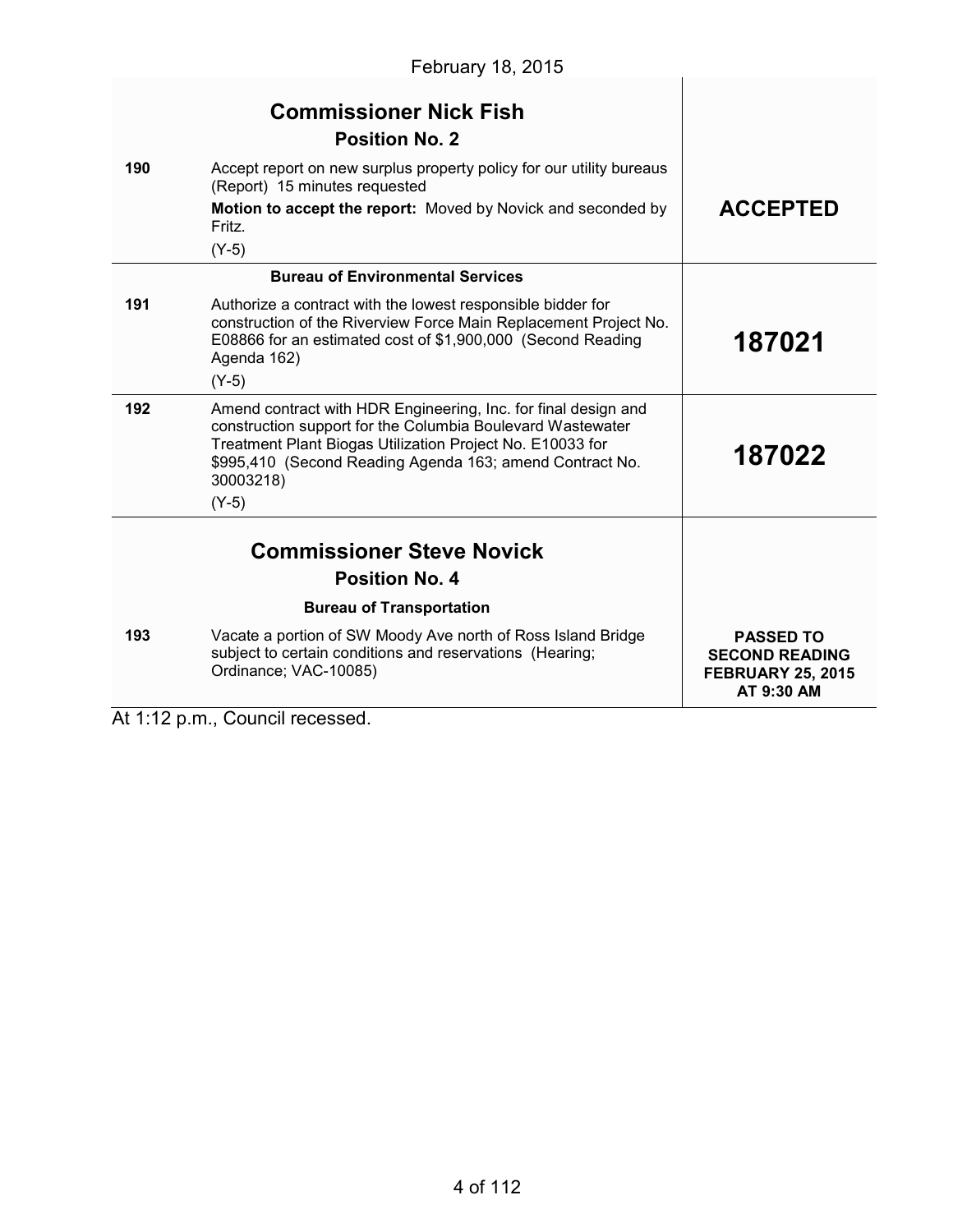February 18, 2015

| | | |
|---|---|---|
| | **Commissioner Nick Fish**<br>**Position No. 2** | |
| 190 | Accept report on new surplus property policy for our utility bureaus (Report) 15 minutes requested<br>**Motion to accept the report:** Moved by Novick and seconded by Fritz.<br>(Y-5) | **ACCEPTED** |
| | **Bureau of Environmental Services** | |
| 191 | Authorize a contract with the lowest responsible bidder for construction of the Riverview Force Main Replacement Project No. E08866 for an estimated cost of $1,900,000 (Second Reading Agenda 162)<br>(Y-5) | **187021** |
| 192 | Amend contract with HDR Engineering, Inc. for final design and construction support for the Columbia Boulevard Wastewater Treatment Plant Biogas Utilization Project No. E10033 for $995,410 (Second Reading Agenda 163; amend Contract No. 30003218)<br>(Y-5) | **187022** |
| | **Commissioner Steve Novick**<br>**Position No. 4**<br>**Bureau of Transportation** | |
| 193 | Vacate a portion of SW Moody Ave north of Ross Island Bridge subject to certain conditions and reservations (Hearing; Ordinance; VAC-10085) | **PASSED TO SECOND READING FEBRUARY 25, 2015 AT 9:30 AM** |

At 1:12 p.m., Council recessed.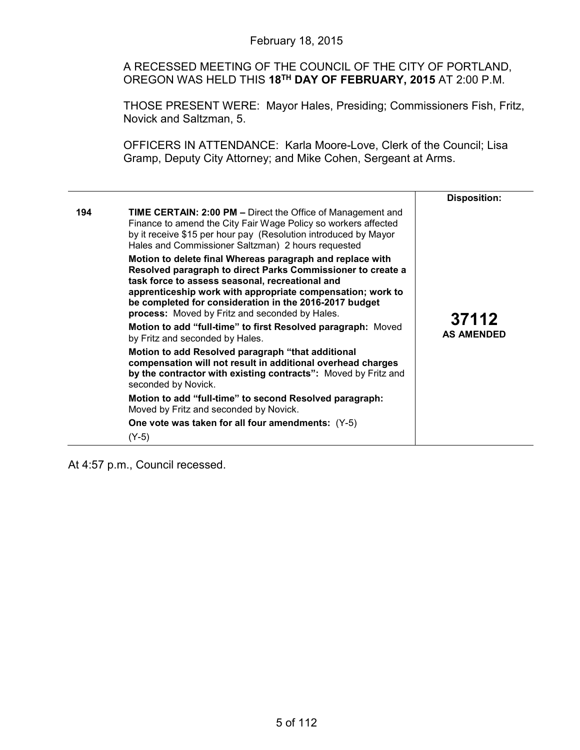February 18, 2015

A RECESSED MEETING OF THE COUNCIL OF THE CITY OF PORTLAND, OREGON WAS HELD THIS **18TH DAY OF FEBRUARY, 2015** AT 2:00 P.M.

THOSE PRESENT WERE: Mayor Hales, Presiding; Commissioners Fish, Fritz, Novick and Saltzman, 5.

OFFICERS IN ATTENDANCE: Karla Moore-Love, Clerk of the Council; Lisa Gramp, Deputy City Attorney; and Mike Cohen, Sergeant at Arms.

| | | **Disposition:** |
|---|---|---|
| **194** | **TIME CERTAIN: 2:00 PM –** Direct the Office of Management and Finance to amend the City Fair Wage Policy so workers affected by it receive $15 per hour pay (Resolution introduced by Mayor Hales and Commissioner Saltzman) 2 hours requested<br><br>**Motion to delete final Whereas paragraph and replace with Resolved paragraph to direct Parks Commissioner to create a task force to assess seasonal, recreational and apprenticeship work with appropriate compensation; work to be completed for consideration in the 2016-2017 budget process:** Moved by Fritz and seconded by Hales.<br><br>**Motion to add "full-time" to first Resolved paragraph:** Moved by Fritz and seconded by Hales.<br><br>**Motion to add Resolved paragraph "that additional compensation will not result in additional overhead charges by the contractor with existing contracts":** Moved by Fritz and seconded by Novick.<br><br>**Motion to add "full-time" to second Resolved paragraph:** Moved by Fritz and seconded by Novick.<br><br>**One vote was taken for all four amendments:** (Y-5)<br><br>(Y-5) | **37112**<br>**AS AMENDED** |

At 4:57 p.m., Council recessed.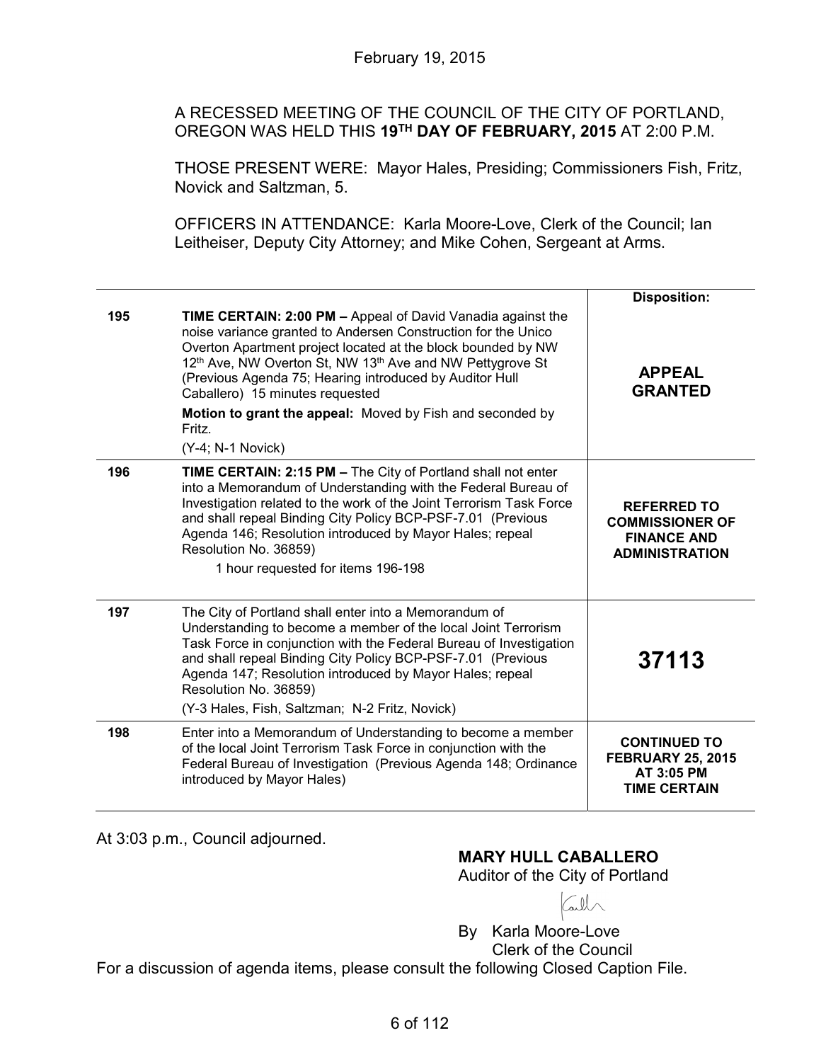February 19, 2015

A RECESSED MEETING OF THE COUNCIL OF THE CITY OF PORTLAND, OREGON WAS HELD THIS **19TH DAY OF FEBRUARY, 2015** AT 2:00 P.M.

THOSE PRESENT WERE: Mayor Hales, Presiding; Commissioners Fish, Fritz, Novick and Saltzman, 5.

OFFICERS IN ATTENDANCE: Karla Moore-Love, Clerk of the Council; Ian Leitheiser, Deputy City Attorney; and Mike Cohen, Sergeant at Arms.

| | | **Disposition:** |
|---|---|---|
| **195** | **TIME CERTAIN: 2:00 PM –** Appeal of David Vanadia against the noise variance granted to Andersen Construction for the Unico Overton Apartment project located at the block bounded by NW 12th Ave, NW Overton St, NW 13th Ave and NW Pettygrove St (Previous Agenda 75; Hearing introduced by Auditor Hull Caballero) 15 minutes requested<br>**Motion to grant the appeal:** Moved by Fish and seconded by Fritz.<br>(Y-4; N-1 Novick) | **APPEAL GRANTED** |
| **196** | **TIME CERTAIN: 2:15 PM –** The City of Portland shall not enter into a Memorandum of Understanding with the Federal Bureau of Investigation related to the work of the Joint Terrorism Task Force and shall repeal Binding City Policy BCP-PSF-7.01 (Previous Agenda 146; Resolution introduced by Mayor Hales; repeal Resolution No. 36859)<br>1 hour requested for items 196-198 | **REFERRED TO COMMISSIONER OF FINANCE AND ADMINISTRATION** |
| **197** | The City of Portland shall enter into a Memorandum of Understanding to become a member of the local Joint Terrorism Task Force in conjunction with the Federal Bureau of Investigation and shall repeal Binding City Policy BCP-PSF-7.01 (Previous Agenda 147; Resolution introduced by Mayor Hales; repeal Resolution No. 36859)<br>(Y-3 Hales, Fish, Saltzman; N-2 Fritz, Novick) | **37113** |
| **198** | Enter into a Memorandum of Understanding to become a member of the local Joint Terrorism Task Force in conjunction with the Federal Bureau of Investigation (Previous Agenda 148; Ordinance introduced by Mayor Hales) | **CONTINUED TO FEBRUARY 25, 2015 AT 3:05 PM TIME CERTAIN** |

At 3:03 p.m., Council adjourned.

**MARY HULL CABALLERO**
Auditor of the City of Portland

By Karla Moore-Love
Clerk of the Council

For a discussion of agenda items, please consult the following Closed Caption File.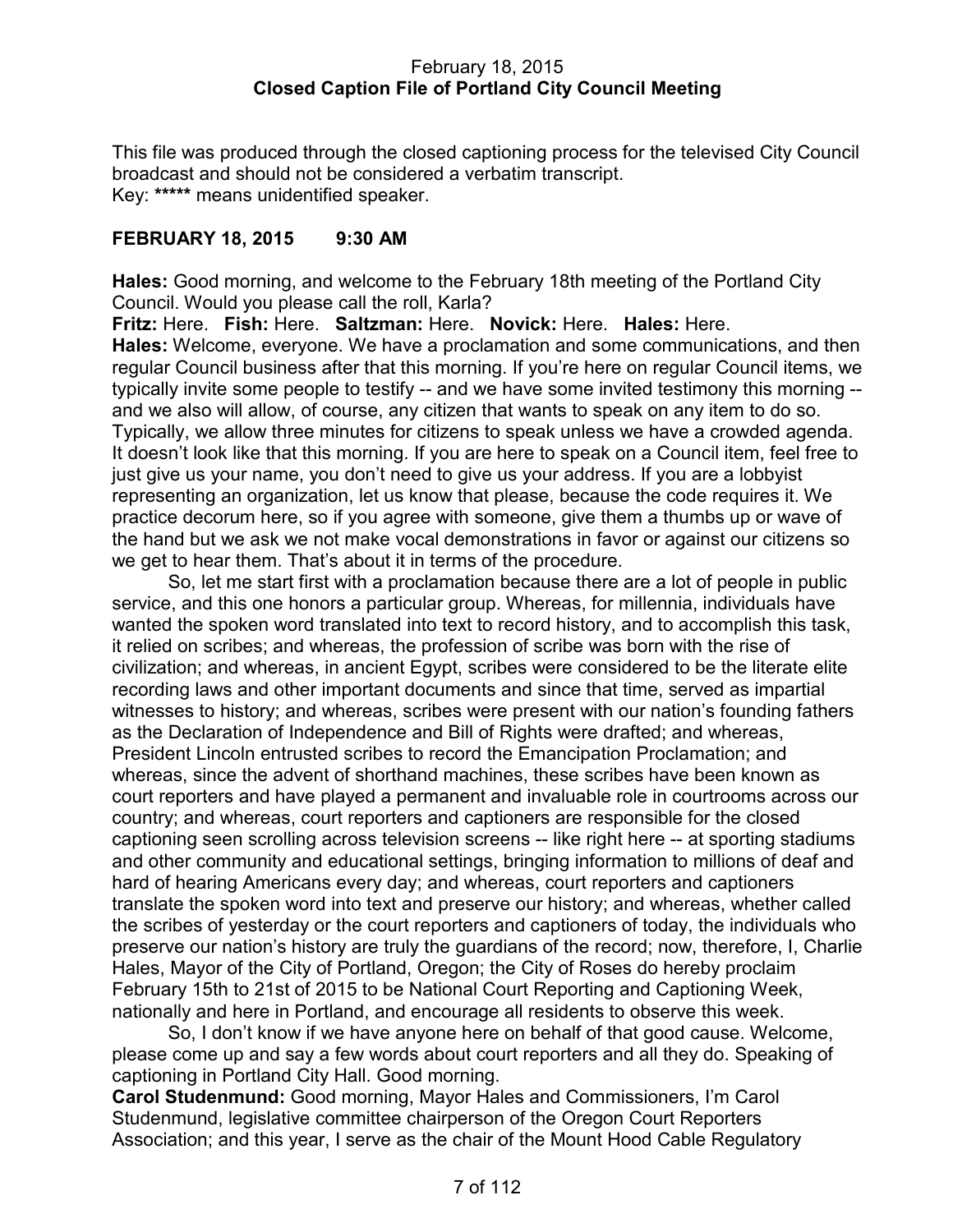February 18, 2015
**Closed Caption File of Portland City Council Meeting**

This file was produced through the closed captioning process for the televised City Council broadcast and should not be considered a verbatim transcript.
Key: ***** means unidentified speaker.

**FEBRUARY 18, 2015 9:30 AM**

**Hales:** Good morning, and welcome to the February 18th meeting of the Portland City Council. Would you please call the roll, Karla?
**Fritz:** Here. **Fish:** Here. **Saltzman:** Here. **Novick:** Here. **Hales:** Here.
**Hales:** Welcome, everyone. We have a proclamation and some communications, and then regular Council business after that this morning. If you're here on regular Council items, we typically invite some people to testify -- and we have some invited testimony this morning -- and we also will allow, of course, any citizen that wants to speak on any item to do so. Typically, we allow three minutes for citizens to speak unless we have a crowded agenda. It doesn't look like that this morning. If you are here to speak on a Council item, feel free to just give us your name, you don't need to give us your address. If you are a lobbyist representing an organization, let us know that please, because the code requires it. We practice decorum here, so if you agree with someone, give them a thumbs up or wave of the hand but we ask we not make vocal demonstrations in favor or against our citizens so we get to hear them. That's about it in terms of the procedure.

So, let me start first with a proclamation because there are a lot of people in public service, and this one honors a particular group. Whereas, for millennia, individuals have wanted the spoken word translated into text to record history, and to accomplish this task, it relied on scribes; and whereas, the profession of scribe was born with the rise of civilization; and whereas, in ancient Egypt, scribes were considered to be the literate elite recording laws and other important documents and since that time, served as impartial witnesses to history; and whereas, scribes were present with our nation's founding fathers as the Declaration of Independence and Bill of Rights were drafted; and whereas, President Lincoln entrusted scribes to record the Emancipation Proclamation; and whereas, since the advent of shorthand machines, these scribes have been known as court reporters and have played a permanent and invaluable role in courtrooms across our country; and whereas, court reporters and captioners are responsible for the closed captioning seen scrolling across television screens -- like right here -- at sporting stadiums and other community and educational settings, bringing information to millions of deaf and hard of hearing Americans every day; and whereas, court reporters and captioners translate the spoken word into text and preserve our history; and whereas, whether called the scribes of yesterday or the court reporters and captioners of today, the individuals who preserve our nation's history are truly the guardians of the record; now, therefore, I, Charlie Hales, Mayor of the City of Portland, Oregon; the City of Roses do hereby proclaim February 15th to 21st of 2015 to be National Court Reporting and Captioning Week, nationally and here in Portland, and encourage all residents to observe this week.

So, I don't know if we have anyone here on behalf of that good cause. Welcome, please come up and say a few words about court reporters and all they do. Speaking of captioning in Portland City Hall. Good morning.
**Carol Studenmund:** Good morning, Mayor Hales and Commissioners, I'm Carol Studenmund, legislative committee chairperson of the Oregon Court Reporters Association; and this year, I serve as the chair of the Mount Hood Cable Regulatory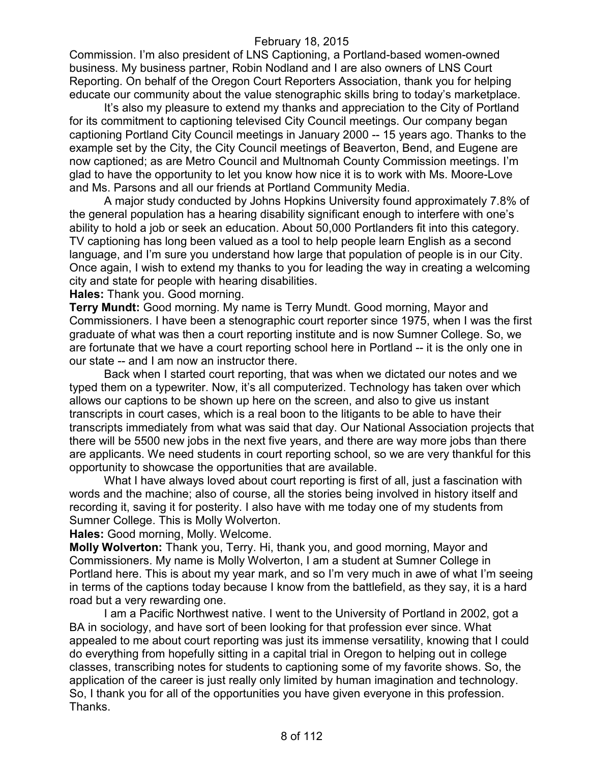Commission. I'm also president of LNS Captioning, a Portland-based women-owned business. My business partner, Robin Nodland and I are also owners of LNS Court Reporting. On behalf of the Oregon Court Reporters Association, thank you for helping educate our community about the value stenographic skills bring to today's marketplace.

It's also my pleasure to extend my thanks and appreciation to the City of Portland for its commitment to captioning televised City Council meetings. Our company began captioning Portland City Council meetings in January 2000 -- 15 years ago. Thanks to the example set by the City, the City Council meetings of Beaverton, Bend, and Eugene are now captioned; as are Metro Council and Multnomah County Commission meetings. I'm glad to have the opportunity to let you know how nice it is to work with Ms. Moore-Love and Ms. Parsons and all our friends at Portland Community Media.

A major study conducted by Johns Hopkins University found approximately 7.8% of the general population has a hearing disability significant enough to interfere with one's ability to hold a job or seek an education. About 50,000 Portlanders fit into this category. TV captioning has long been valued as a tool to help people learn English as a second language, and I'm sure you understand how large that population of people is in our City. Once again, I wish to extend my thanks to you for leading the way in creating a welcoming city and state for people with hearing disabilities.

**Hales:** Thank you. Good morning.

**Terry Mundt:** Good morning. My name is Terry Mundt. Good morning, Mayor and Commissioners. I have been a stenographic court reporter since 1975, when I was the first graduate of what was then a court reporting institute and is now Sumner College. So, we are fortunate that we have a court reporting school here in Portland -- it is the only one in our state -- and I am now an instructor there.

Back when I started court reporting, that was when we dictated our notes and we typed them on a typewriter. Now, it's all computerized. Technology has taken over which allows our captions to be shown up here on the screen, and also to give us instant transcripts in court cases, which is a real boon to the litigants to be able to have their transcripts immediately from what was said that day. Our National Association projects that there will be 5500 new jobs in the next five years, and there are way more jobs than there are applicants. We need students in court reporting school, so we are very thankful for this opportunity to showcase the opportunities that are available.

What I have always loved about court reporting is first of all, just a fascination with words and the machine; also of course, all the stories being involved in history itself and recording it, saving it for posterity. I also have with me today one of my students from Sumner College. This is Molly Wolverton.

**Hales:** Good morning, Molly. Welcome.

**Molly Wolverton:** Thank you, Terry. Hi, thank you, and good morning, Mayor and Commissioners. My name is Molly Wolverton, I am a student at Sumner College in Portland here. This is about my year mark, and so I'm very much in awe of what I'm seeing in terms of the captions today because I know from the battlefield, as they say, it is a hard road but a very rewarding one.

I am a Pacific Northwest native. I went to the University of Portland in 2002, got a BA in sociology, and have sort of been looking for that profession ever since. What appealed to me about court reporting was just its immense versatility, knowing that I could do everything from hopefully sitting in a capital trial in Oregon to helping out in college classes, transcribing notes for students to captioning some of my favorite shows. So, the application of the career is just really only limited by human imagination and technology. So, I thank you for all of the opportunities you have given everyone in this profession. Thanks.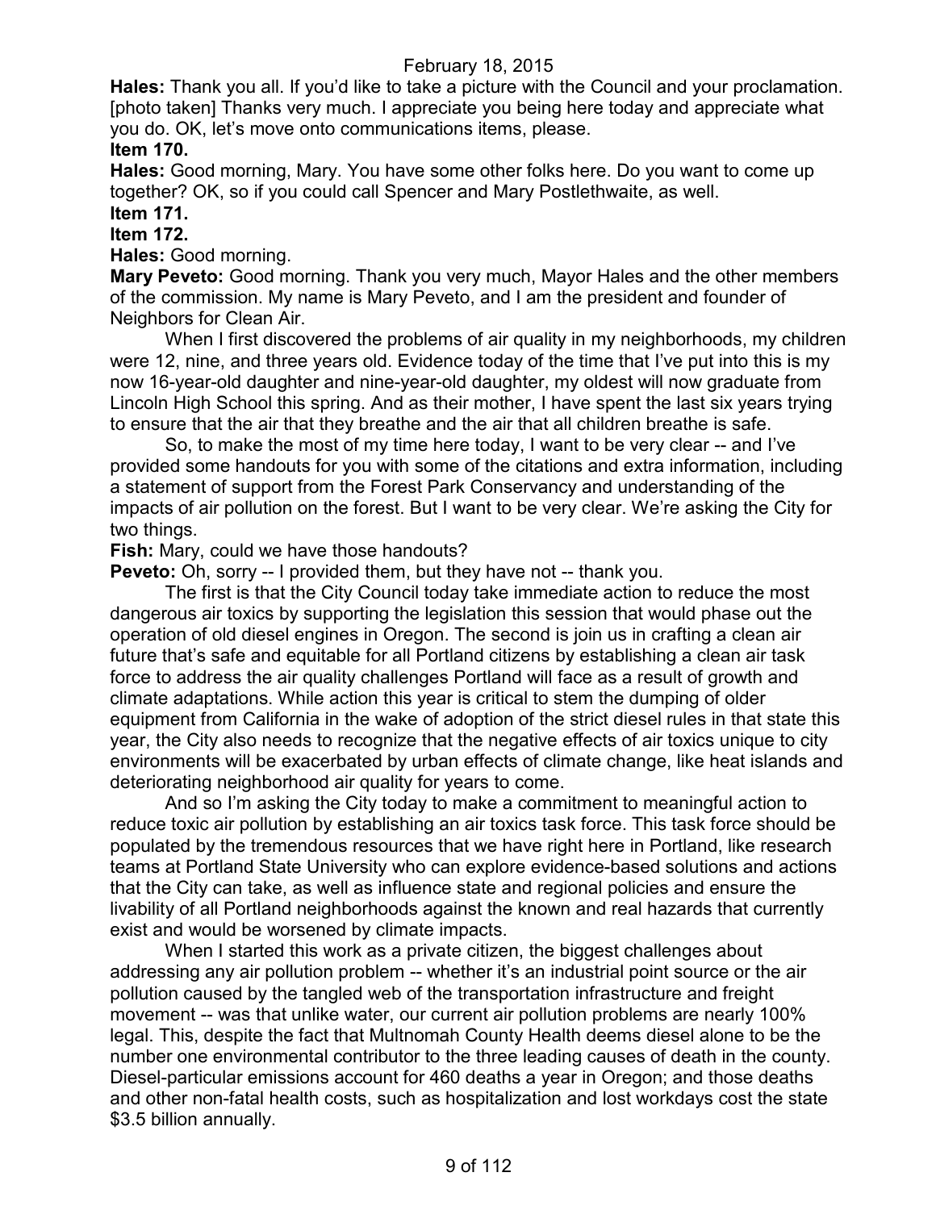**Hales:** Thank you all. If you'd like to take a picture with the Council and your proclamation. [photo taken] Thanks very much. I appreciate you being here today and appreciate what you do. OK, let's move onto communications items, please.

**Item 170.**

**Hales:** Good morning, Mary. You have some other folks here. Do you want to come up together? OK, so if you could call Spencer and Mary Postlethwaite, as well.

**Item 171.**

**Item 172.**

**Hales:** Good morning.

**Mary Peveto:** Good morning. Thank you very much, Mayor Hales and the other members of the commission. My name is Mary Peveto, and I am the president and founder of Neighbors for Clean Air.

When I first discovered the problems of air quality in my neighborhoods, my children were 12, nine, and three years old. Evidence today of the time that I've put into this is my now 16-year-old daughter and nine-year-old daughter, my oldest will now graduate from Lincoln High School this spring. And as their mother, I have spent the last six years trying to ensure that the air that they breathe and the air that all children breathe is safe.

So, to make the most of my time here today, I want to be very clear -- and I've provided some handouts for you with some of the citations and extra information, including a statement of support from the Forest Park Conservancy and understanding of the impacts of air pollution on the forest. But I want to be very clear. We're asking the City for two things.

**Fish:** Mary, could we have those handouts?

**Peveto:** Oh, sorry -- I provided them, but they have not -- thank you.

The first is that the City Council today take immediate action to reduce the most dangerous air toxics by supporting the legislation this session that would phase out the operation of old diesel engines in Oregon. The second is join us in crafting a clean air future that's safe and equitable for all Portland citizens by establishing a clean air task force to address the air quality challenges Portland will face as a result of growth and climate adaptations. While action this year is critical to stem the dumping of older equipment from California in the wake of adoption of the strict diesel rules in that state this year, the City also needs to recognize that the negative effects of air toxics unique to city environments will be exacerbated by urban effects of climate change, like heat islands and deteriorating neighborhood air quality for years to come.

And so I'm asking the City today to make a commitment to meaningful action to reduce toxic air pollution by establishing an air toxics task force. This task force should be populated by the tremendous resources that we have right here in Portland, like research teams at Portland State University who can explore evidence-based solutions and actions that the City can take, as well as influence state and regional policies and ensure the livability of all Portland neighborhoods against the known and real hazards that currently exist and would be worsened by climate impacts.

When I started this work as a private citizen, the biggest challenges about addressing any air pollution problem -- whether it's an industrial point source or the air pollution caused by the tangled web of the transportation infrastructure and freight movement -- was that unlike water, our current air pollution problems are nearly 100% legal. This, despite the fact that Multnomah County Health deems diesel alone to be the number one environmental contributor to the three leading causes of death in the county. Diesel-particular emissions account for 460 deaths a year in Oregon; and those deaths and other non-fatal health costs, such as hospitalization and lost workdays cost the state $3.5 billion annually.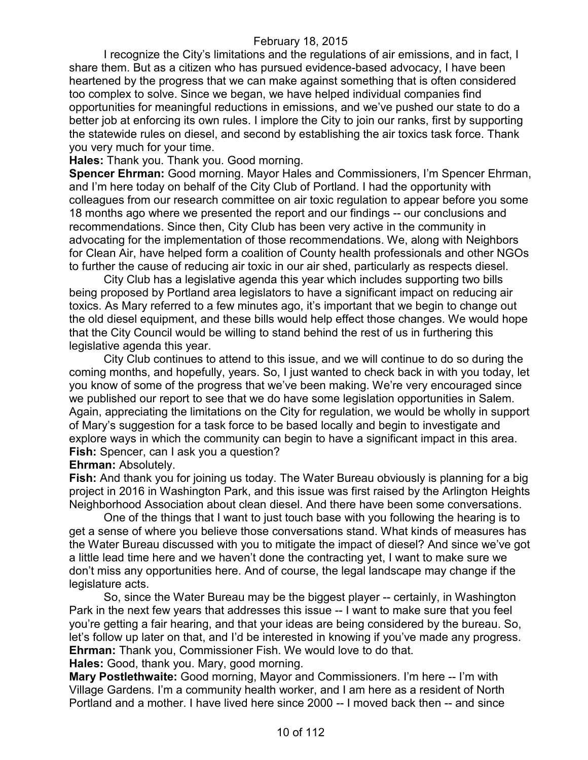I recognize the City's limitations and the regulations of air emissions, and in fact, I share them. But as a citizen who has pursued evidence-based advocacy, I have been heartened by the progress that we can make against something that is often considered too complex to solve. Since we began, we have helped individual companies find opportunities for meaningful reductions in emissions, and we've pushed our state to do a better job at enforcing its own rules. I implore the City to join our ranks, first by supporting the statewide rules on diesel, and second by establishing the air toxics task force. Thank you very much for your time.

**Hales:** Thank you. Thank you. Good morning.

**Spencer Ehrman:** Good morning. Mayor Hales and Commissioners, I'm Spencer Ehrman, and I'm here today on behalf of the City Club of Portland. I had the opportunity with colleagues from our research committee on air toxic regulation to appear before you some 18 months ago where we presented the report and our findings -- our conclusions and recommendations. Since then, City Club has been very active in the community in advocating for the implementation of those recommendations. We, along with Neighbors for Clean Air, have helped form a coalition of County health professionals and other NGOs to further the cause of reducing air toxic in our air shed, particularly as respects diesel.

City Club has a legislative agenda this year which includes supporting two bills being proposed by Portland area legislators to have a significant impact on reducing air toxics. As Mary referred to a few minutes ago, it's important that we begin to change out the old diesel equipment, and these bills would help effect those changes. We would hope that the City Council would be willing to stand behind the rest of us in furthering this legislative agenda this year.

City Club continues to attend to this issue, and we will continue to do so during the coming months, and hopefully, years. So, I just wanted to check back in with you today, let you know of some of the progress that we've been making. We're very encouraged since we published our report to see that we do have some legislation opportunities in Salem. Again, appreciating the limitations on the City for regulation, we would be wholly in support of Mary's suggestion for a task force to be based locally and begin to investigate and explore ways in which the community can begin to have a significant impact in this area.

**Fish:** Spencer, can I ask you a question?

**Ehrman:** Absolutely.

**Fish:** And thank you for joining us today. The Water Bureau obviously is planning for a big project in 2016 in Washington Park, and this issue was first raised by the Arlington Heights Neighborhood Association about clean diesel. And there have been some conversations.

One of the things that I want to just touch base with you following the hearing is to get a sense of where you believe those conversations stand. What kinds of measures has the Water Bureau discussed with you to mitigate the impact of diesel? And since we've got a little lead time here and we haven't done the contracting yet, I want to make sure we don't miss any opportunities here. And of course, the legal landscape may change if the legislature acts.

So, since the Water Bureau may be the biggest player -- certainly, in Washington Park in the next few years that addresses this issue -- I want to make sure that you feel you're getting a fair hearing, and that your ideas are being considered by the bureau. So, let's follow up later on that, and I'd be interested in knowing if you've made any progress.

**Ehrman:** Thank you, Commissioner Fish. We would love to do that.

**Hales:** Good, thank you. Mary, good morning.

**Mary Postlethwaite:** Good morning, Mayor and Commissioners. I'm here -- I'm with Village Gardens. I'm a community health worker, and I am here as a resident of North Portland and a mother. I have lived here since 2000 -- I moved back then -- and since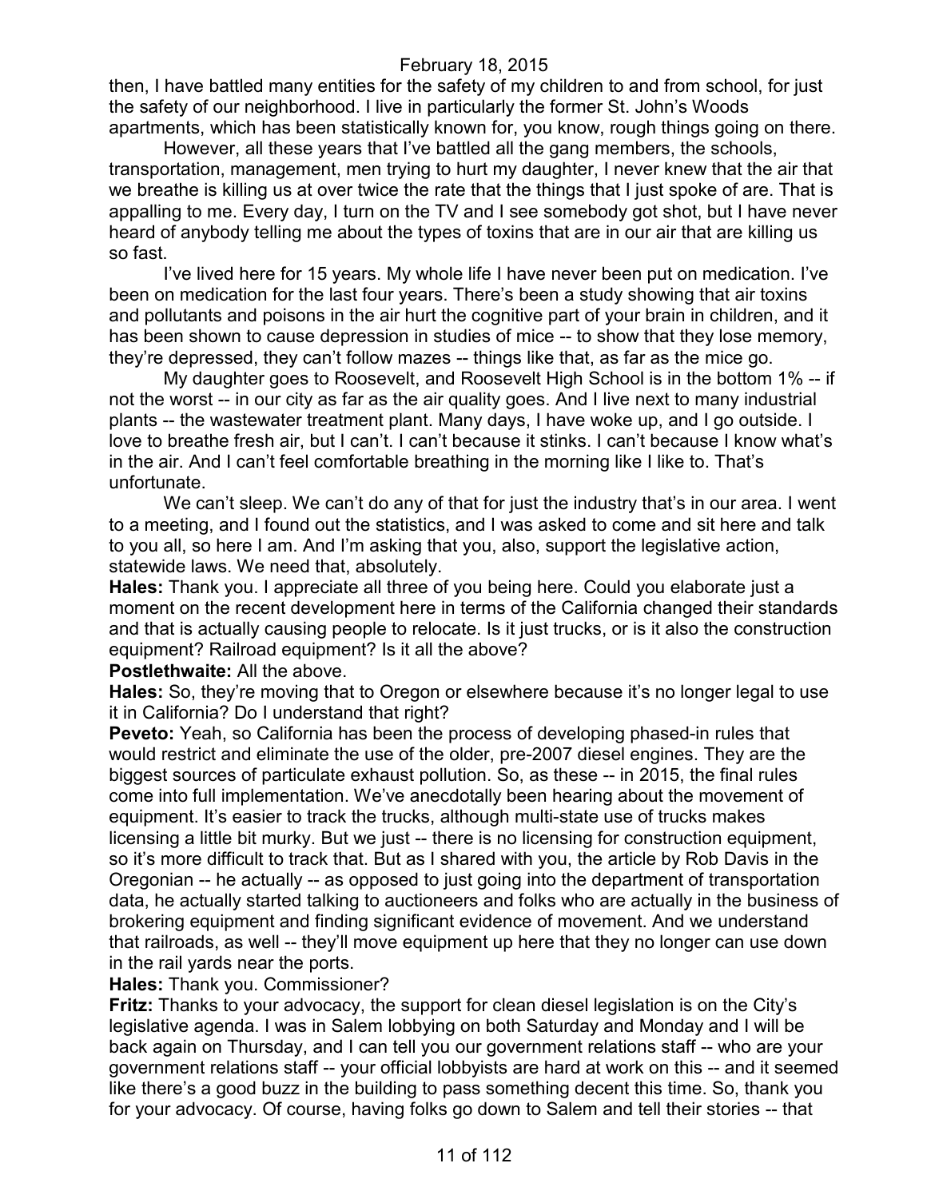then, I have battled many entities for the safety of my children to and from school, for just the safety of our neighborhood. I live in particularly the former St. John's Woods apartments, which has been statistically known for, you know, rough things going on there.

However, all these years that I've battled all the gang members, the schools, transportation, management, men trying to hurt my daughter, I never knew that the air that we breathe is killing us at over twice the rate that the things that I just spoke of are. That is appalling to me. Every day, I turn on the TV and I see somebody got shot, but I have never heard of anybody telling me about the types of toxins that are in our air that are killing us so fast.

I've lived here for 15 years. My whole life I have never been put on medication. I've been on medication for the last four years. There's been a study showing that air toxins and pollutants and poisons in the air hurt the cognitive part of your brain in children, and it has been shown to cause depression in studies of mice -- to show that they lose memory, they're depressed, they can't follow mazes -- things like that, as far as the mice go.

My daughter goes to Roosevelt, and Roosevelt High School is in the bottom 1% -- if not the worst -- in our city as far as the air quality goes. And I live next to many industrial plants -- the wastewater treatment plant. Many days, I have woke up, and I go outside. I love to breathe fresh air, but I can't. I can't because it stinks. I can't because I know what's in the air. And I can't feel comfortable breathing in the morning like I like to. That's unfortunate.

We can't sleep. We can't do any of that for just the industry that's in our area. I went to a meeting, and I found out the statistics, and I was asked to come and sit here and talk to you all, so here I am. And I'm asking that you, also, support the legislative action, statewide laws. We need that, absolutely.

**Hales:** Thank you. I appreciate all three of you being here. Could you elaborate just a moment on the recent development here in terms of the California changed their standards and that is actually causing people to relocate. Is it just trucks, or is it also the construction equipment? Railroad equipment? Is it all the above?

**Postlethwaite:** All the above.

**Hales:** So, they're moving that to Oregon or elsewhere because it's no longer legal to use it in California? Do I understand that right?

**Peveto:** Yeah, so California has been the process of developing phased-in rules that would restrict and eliminate the use of the older, pre-2007 diesel engines. They are the biggest sources of particulate exhaust pollution. So, as these -- in 2015, the final rules come into full implementation. We've anecdotally been hearing about the movement of equipment. It's easier to track the trucks, although multi-state use of trucks makes licensing a little bit murky. But we just -- there is no licensing for construction equipment, so it's more difficult to track that. But as I shared with you, the article by Rob Davis in the Oregonian -- he actually -- as opposed to just going into the department of transportation data, he actually started talking to auctioneers and folks who are actually in the business of brokering equipment and finding significant evidence of movement. And we understand that railroads, as well -- they'll move equipment up here that they no longer can use down in the rail yards near the ports.

**Hales:** Thank you. Commissioner?

**Fritz:** Thanks to your advocacy, the support for clean diesel legislation is on the City's legislative agenda. I was in Salem lobbying on both Saturday and Monday and I will be back again on Thursday, and I can tell you our government relations staff -- who are your government relations staff -- your official lobbyists are hard at work on this -- and it seemed like there's a good buzz in the building to pass something decent this time. So, thank you for your advocacy. Of course, having folks go down to Salem and tell their stories -- that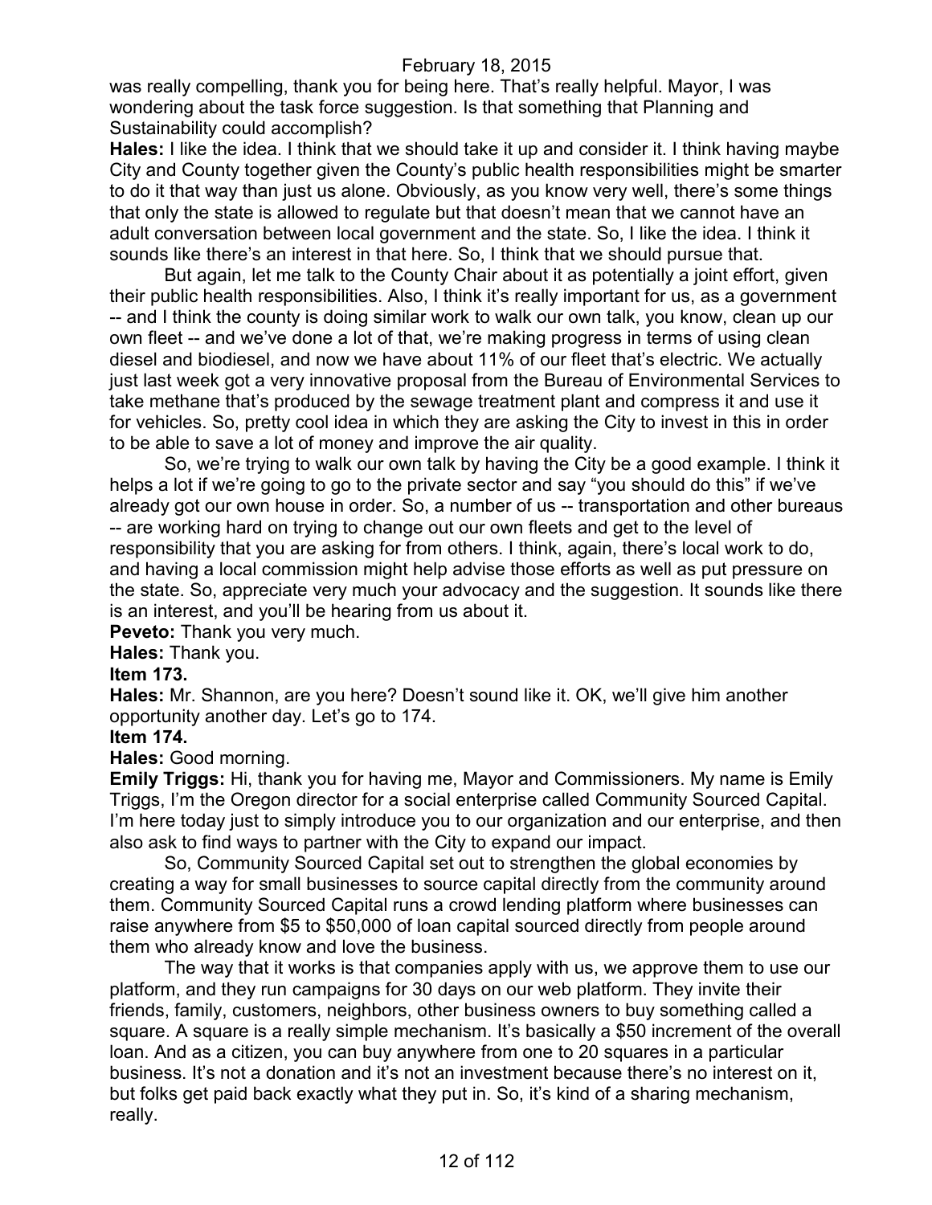was really compelling, thank you for being here. That's really helpful. Mayor, I was wondering about the task force suggestion. Is that something that Planning and Sustainability could accomplish?

**Hales:** I like the idea. I think that we should take it up and consider it. I think having maybe City and County together given the County's public health responsibilities might be smarter to do it that way than just us alone. Obviously, as you know very well, there's some things that only the state is allowed to regulate but that doesn't mean that we cannot have an adult conversation between local government and the state. So, I like the idea. I think it sounds like there's an interest in that here. So, I think that we should pursue that.

But again, let me talk to the County Chair about it as potentially a joint effort, given their public health responsibilities. Also, I think it's really important for us, as a government -- and I think the county is doing similar work to walk our own talk, you know, clean up our own fleet -- and we've done a lot of that, we're making progress in terms of using clean diesel and biodiesel, and now we have about 11% of our fleet that's electric. We actually just last week got a very innovative proposal from the Bureau of Environmental Services to take methane that's produced by the sewage treatment plant and compress it and use it for vehicles. So, pretty cool idea in which they are asking the City to invest in this in order to be able to save a lot of money and improve the air quality.

So, we're trying to walk our own talk by having the City be a good example. I think it helps a lot if we're going to go to the private sector and say "you should do this" if we've already got our own house in order. So, a number of us -- transportation and other bureaus -- are working hard on trying to change out our own fleets and get to the level of responsibility that you are asking for from others. I think, again, there's local work to do, and having a local commission might help advise those efforts as well as put pressure on the state. So, appreciate very much your advocacy and the suggestion. It sounds like there is an interest, and you'll be hearing from us about it.

**Peveto:** Thank you very much.

**Hales:** Thank you.

**Item 173.**

**Hales:** Mr. Shannon, are you here? Doesn't sound like it. OK, we'll give him another opportunity another day. Let's go to 174.

**Item 174.**

**Hales:** Good morning.

**Emily Triggs:** Hi, thank you for having me, Mayor and Commissioners. My name is Emily Triggs, I'm the Oregon director for a social enterprise called Community Sourced Capital. I'm here today just to simply introduce you to our organization and our enterprise, and then also ask to find ways to partner with the City to expand our impact.

So, Community Sourced Capital set out to strengthen the global economies by creating a way for small businesses to source capital directly from the community around them. Community Sourced Capital runs a crowd lending platform where businesses can raise anywhere from $5 to $50,000 of loan capital sourced directly from people around them who already know and love the business.

The way that it works is that companies apply with us, we approve them to use our platform, and they run campaigns for 30 days on our web platform. They invite their friends, family, customers, neighbors, other business owners to buy something called a square. A square is a really simple mechanism. It's basically a $50 increment of the overall loan. And as a citizen, you can buy anywhere from one to 20 squares in a particular business. It's not a donation and it's not an investment because there's no interest on it, but folks get paid back exactly what they put in. So, it's kind of a sharing mechanism, really.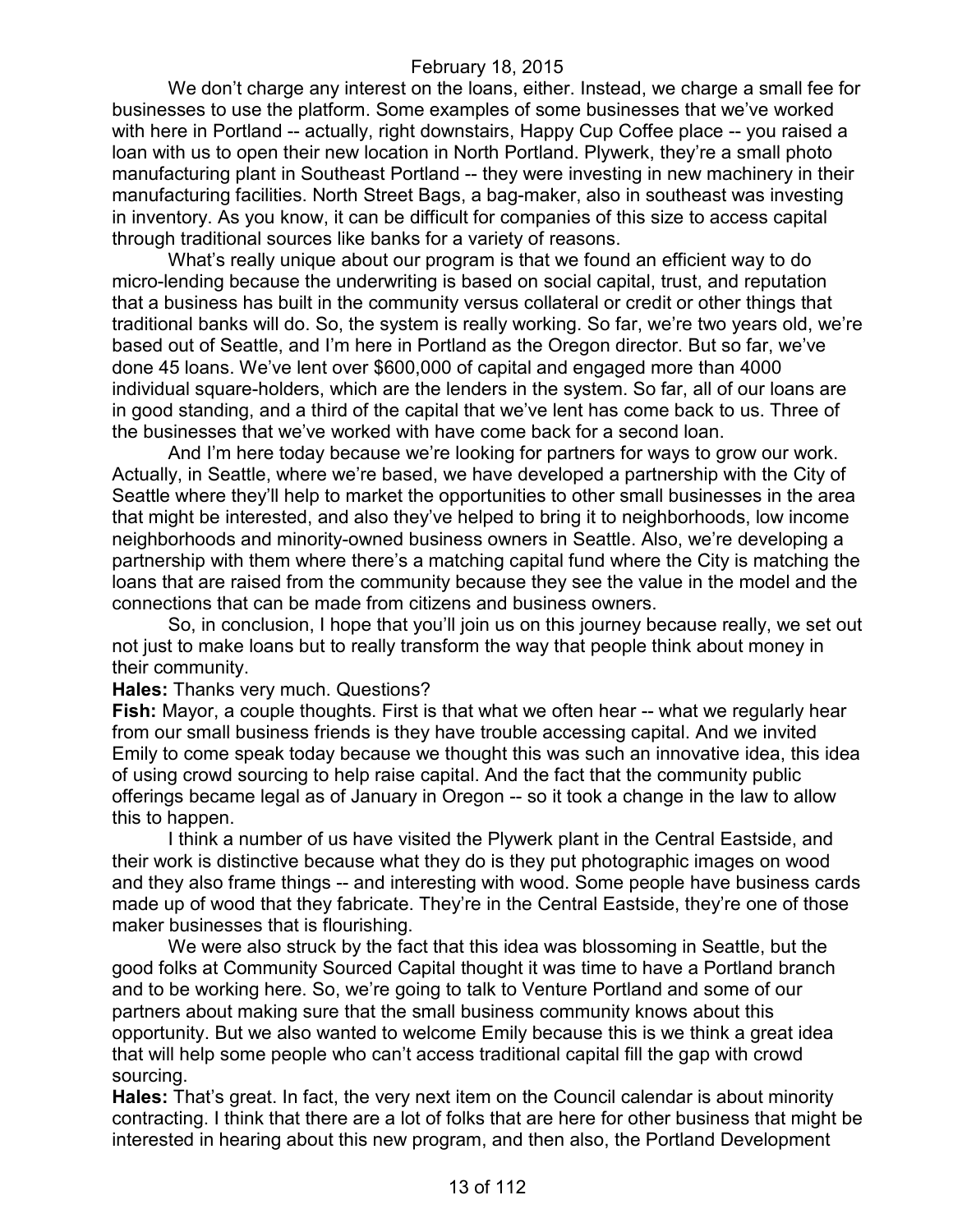We don't charge any interest on the loans, either. Instead, we charge a small fee for businesses to use the platform. Some examples of some businesses that we've worked with here in Portland -- actually, right downstairs, Happy Cup Coffee place -- you raised a loan with us to open their new location in North Portland. Plywerk, they're a small photo manufacturing plant in Southeast Portland -- they were investing in new machinery in their manufacturing facilities. North Street Bags, a bag-maker, also in southeast was investing in inventory. As you know, it can be difficult for companies of this size to access capital through traditional sources like banks for a variety of reasons.

What's really unique about our program is that we found an efficient way to do micro-lending because the underwriting is based on social capital, trust, and reputation that a business has built in the community versus collateral or credit or other things that traditional banks will do. So, the system is really working. So far, we're two years old, we're based out of Seattle, and I'm here in Portland as the Oregon director. But so far, we've done 45 loans. We've lent over $600,000 of capital and engaged more than 4000 individual square-holders, which are the lenders in the system. So far, all of our loans are in good standing, and a third of the capital that we've lent has come back to us. Three of the businesses that we've worked with have come back for a second loan.

And I'm here today because we're looking for partners for ways to grow our work. Actually, in Seattle, where we're based, we have developed a partnership with the City of Seattle where they'll help to market the opportunities to other small businesses in the area that might be interested, and also they've helped to bring it to neighborhoods, low income neighborhoods and minority-owned business owners in Seattle. Also, we're developing a partnership with them where there's a matching capital fund where the City is matching the loans that are raised from the community because they see the value in the model and the connections that can be made from citizens and business owners.

So, in conclusion, I hope that you'll join us on this journey because really, we set out not just to make loans but to really transform the way that people think about money in their community.

**Hales:** Thanks very much. Questions?

**Fish:** Mayor, a couple thoughts. First is that what we often hear -- what we regularly hear from our small business friends is they have trouble accessing capital. And we invited Emily to come speak today because we thought this was such an innovative idea, this idea of using crowd sourcing to help raise capital. And the fact that the community public offerings became legal as of January in Oregon -- so it took a change in the law to allow this to happen.

I think a number of us have visited the Plywerk plant in the Central Eastside, and their work is distinctive because what they do is they put photographic images on wood and they also frame things -- and interesting with wood. Some people have business cards made up of wood that they fabricate. They're in the Central Eastside, they're one of those maker businesses that is flourishing.

We were also struck by the fact that this idea was blossoming in Seattle, but the good folks at Community Sourced Capital thought it was time to have a Portland branch and to be working here. So, we're going to talk to Venture Portland and some of our partners about making sure that the small business community knows about this opportunity. But we also wanted to welcome Emily because this is we think a great idea that will help some people who can't access traditional capital fill the gap with crowd sourcing.

**Hales:** That's great. In fact, the very next item on the Council calendar is about minority contracting. I think that there are a lot of folks that are here for other business that might be interested in hearing about this new program, and then also, the Portland Development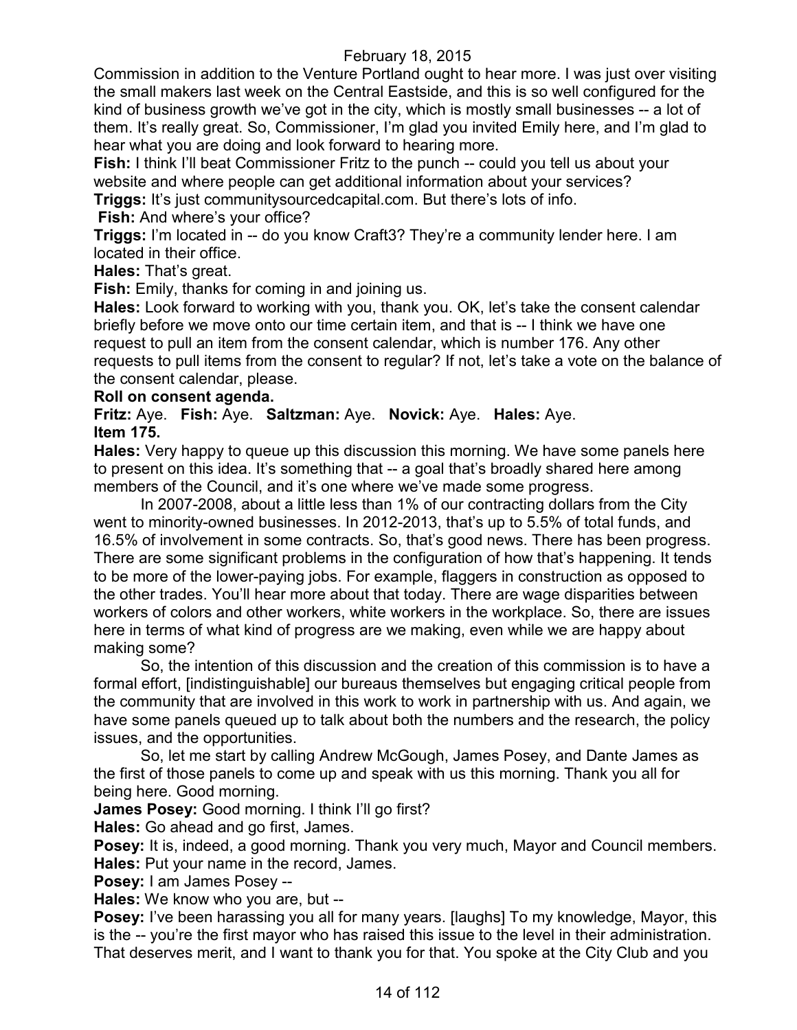Commission in addition to the Venture Portland ought to hear more. I was just over visiting the small makers last week on the Central Eastside, and this is so well configured for the kind of business growth we've got in the city, which is mostly small businesses -- a lot of them. It's really great. So, Commissioner, I'm glad you invited Emily here, and I'm glad to hear what you are doing and look forward to hearing more.

**Fish:** I think I'll beat Commissioner Fritz to the punch -- could you tell us about your website and where people can get additional information about your services?

**Triggs:** It's just communitysourcedcapital.com. But there's lots of info.

**Fish:** And where's your office?

**Triggs:** I'm located in -- do you know Craft3? They're a community lender here. I am located in their office.

**Hales:** That's great.

**Fish:** Emily, thanks for coming in and joining us.

**Hales:** Look forward to working with you, thank you. OK, let's take the consent calendar briefly before we move onto our time certain item, and that is -- I think we have one request to pull an item from the consent calendar, which is number 176. Any other requests to pull items from the consent to regular? If not, let's take a vote on the balance of the consent calendar, please.

**Roll on consent agenda.**

**Fritz:** Aye. **Fish:** Aye. **Saltzman:** Aye. **Novick:** Aye. **Hales:** Aye.

**Item 175.**

**Hales:** Very happy to queue up this discussion this morning. We have some panels here to present on this idea. It's something that -- a goal that's broadly shared here among members of the Council, and it's one where we've made some progress.

In 2007-2008, about a little less than 1% of our contracting dollars from the City went to minority-owned businesses. In 2012-2013, that's up to 5.5% of total funds, and 16.5% of involvement in some contracts. So, that's good news. There has been progress. There are some significant problems in the configuration of how that's happening. It tends to be more of the lower-paying jobs. For example, flaggers in construction as opposed to the other trades. You'll hear more about that today. There are wage disparities between workers of colors and other workers, white workers in the workplace. So, there are issues here in terms of what kind of progress are we making, even while we are happy about making some?

So, the intention of this discussion and the creation of this commission is to have a formal effort, [indistinguishable] our bureaus themselves but engaging critical people from the community that are involved in this work to work in partnership with us. And again, we have some panels queued up to talk about both the numbers and the research, the policy issues, and the opportunities.

So, let me start by calling Andrew McGough, James Posey, and Dante James as the first of those panels to come up and speak with us this morning. Thank you all for being here. Good morning.

**James Posey:** Good morning. I think I'll go first?

**Hales:** Go ahead and go first, James.

**Posey:** It is, indeed, a good morning. Thank you very much, Mayor and Council members.

**Hales:** Put your name in the record, James.

**Posey:** I am James Posey --

**Hales:** We know who you are, but --

**Posey:** I've been harassing you all for many years. [laughs] To my knowledge, Mayor, this is the -- you're the first mayor who has raised this issue to the level in their administration. That deserves merit, and I want to thank you for that. You spoke at the City Club and you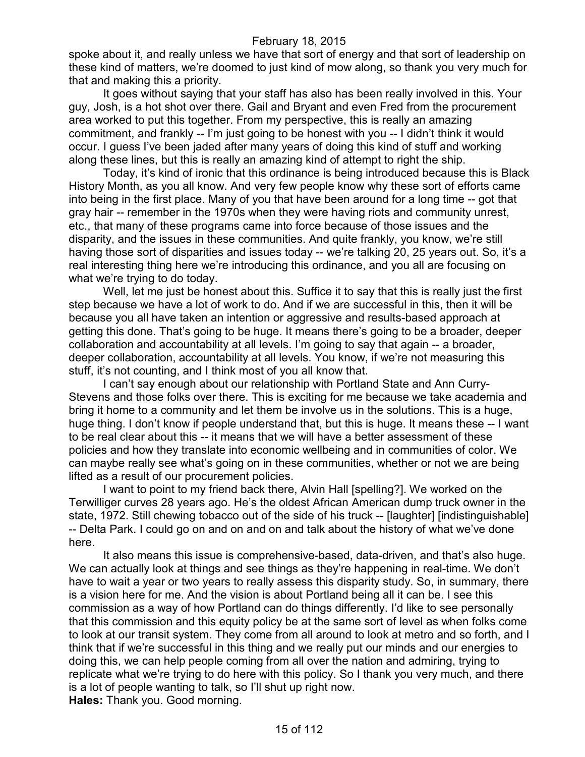spoke about it, and really unless we have that sort of energy and that sort of leadership on these kind of matters, we're doomed to just kind of mow along, so thank you very much for that and making this a priority.

It goes without saying that your staff has also has been really involved in this. Your guy, Josh, is a hot shot over there. Gail and Bryant and even Fred from the procurement area worked to put this together. From my perspective, this is really an amazing commitment, and frankly -- I'm just going to be honest with you -- I didn't think it would occur. I guess I've been jaded after many years of doing this kind of stuff and working along these lines, but this is really an amazing kind of attempt to right the ship.

Today, it's kind of ironic that this ordinance is being introduced because this is Black History Month, as you all know. And very few people know why these sort of efforts came into being in the first place. Many of you that have been around for a long time -- got that gray hair -- remember in the 1970s when they were having riots and community unrest, etc., that many of these programs came into force because of those issues and the disparity, and the issues in these communities. And quite frankly, you know, we're still having those sort of disparities and issues today -- we're talking 20, 25 years out. So, it's a real interesting thing here we're introducing this ordinance, and you all are focusing on what we're trying to do today.

Well, let me just be honest about this. Suffice it to say that this is really just the first step because we have a lot of work to do. And if we are successful in this, then it will be because you all have taken an intention or aggressive and results-based approach at getting this done. That's going to be huge. It means there's going to be a broader, deeper collaboration and accountability at all levels. I'm going to say that again -- a broader, deeper collaboration, accountability at all levels. You know, if we're not measuring this stuff, it's not counting, and I think most of you all know that.

I can't say enough about our relationship with Portland State and Ann Curry-Stevens and those folks over there. This is exciting for me because we take academia and bring it home to a community and let them be involve us in the solutions. This is a huge, huge thing. I don't know if people understand that, but this is huge. It means these -- I want to be real clear about this -- it means that we will have a better assessment of these policies and how they translate into economic wellbeing and in communities of color. We can maybe really see what's going on in these communities, whether or not we are being lifted as a result of our procurement policies.

I want to point to my friend back there, Alvin Hall [spelling?]. We worked on the Terwilliger curves 28 years ago. He's the oldest African American dump truck owner in the state, 1972. Still chewing tobacco out of the side of his truck -- [laughter] [indistinguishable] -- Delta Park. I could go on and on and on and talk about the history of what we've done here.

It also means this issue is comprehensive-based, data-driven, and that's also huge. We can actually look at things and see things as they're happening in real-time. We don't have to wait a year or two years to really assess this disparity study. So, in summary, there is a vision here for me. And the vision is about Portland being all it can be. I see this commission as a way of how Portland can do things differently. I'd like to see personally that this commission and this equity policy be at the same sort of level as when folks come to look at our transit system. They come from all around to look at metro and so forth, and I think that if we're successful in this thing and we really put our minds and our energies to doing this, we can help people coming from all over the nation and admiring, trying to replicate what we're trying to do here with this policy. So I thank you very much, and there is a lot of people wanting to talk, so I'll shut up right now.

**Hales:** Thank you. Good morning.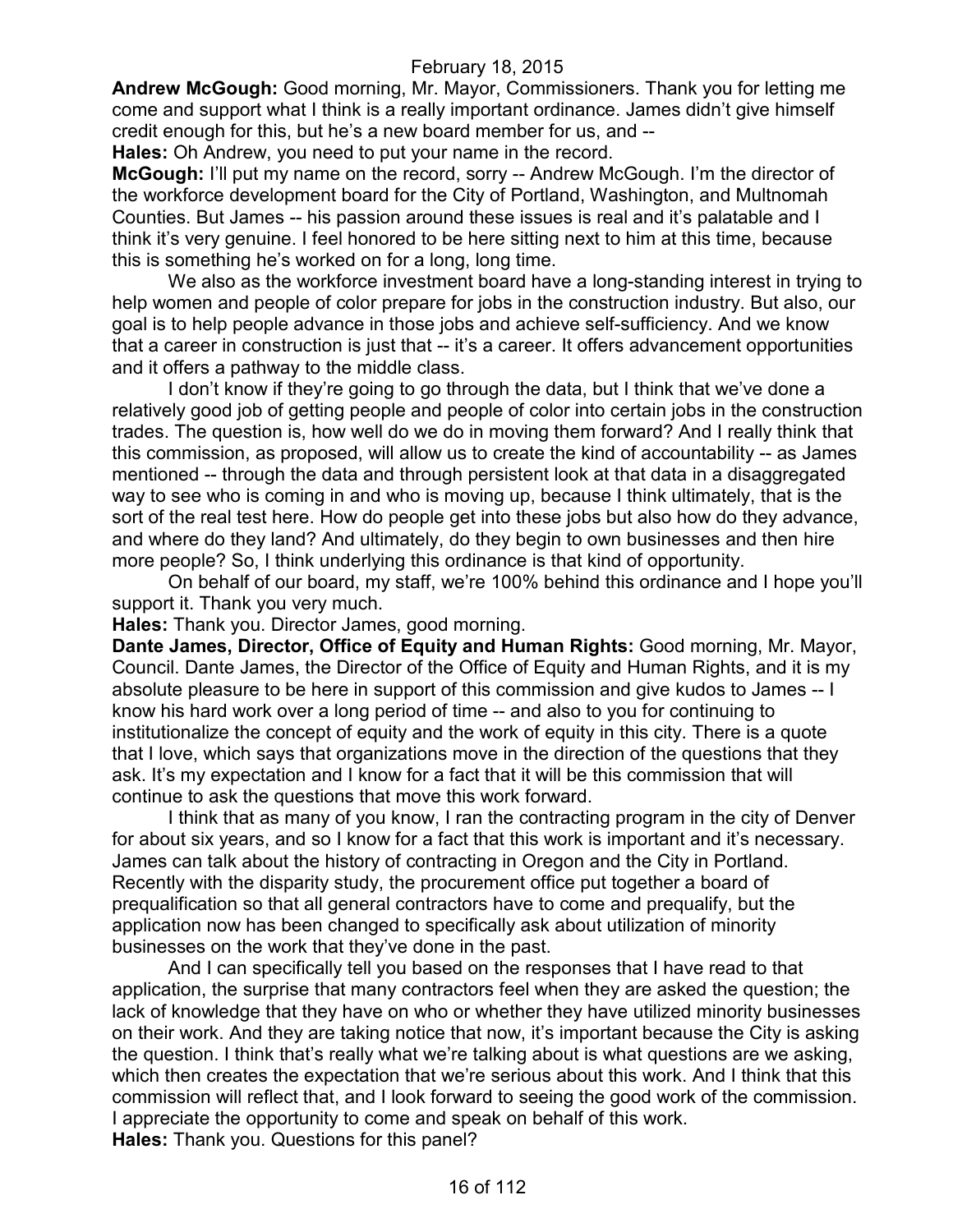**Andrew McGough:** Good morning, Mr. Mayor, Commissioners. Thank you for letting me come and support what I think is a really important ordinance. James didn't give himself credit enough for this, but he's a new board member for us, and --

**Hales:** Oh Andrew, you need to put your name in the record.

**McGough:** I'll put my name on the record, sorry -- Andrew McGough. I'm the director of the workforce development board for the City of Portland, Washington, and Multnomah Counties. But James -- his passion around these issues is real and it's palatable and I think it's very genuine. I feel honored to be here sitting next to him at this time, because this is something he's worked on for a long, long time.

We also as the workforce investment board have a long-standing interest in trying to help women and people of color prepare for jobs in the construction industry. But also, our goal is to help people advance in those jobs and achieve self-sufficiency. And we know that a career in construction is just that -- it's a career. It offers advancement opportunities and it offers a pathway to the middle class.

I don't know if they're going to go through the data, but I think that we've done a relatively good job of getting people and people of color into certain jobs in the construction trades. The question is, how well do we do in moving them forward? And I really think that this commission, as proposed, will allow us to create the kind of accountability -- as James mentioned -- through the data and through persistent look at that data in a disaggregated way to see who is coming in and who is moving up, because I think ultimately, that is the sort of the real test here. How do people get into these jobs but also how do they advance, and where do they land? And ultimately, do they begin to own businesses and then hire more people? So, I think underlying this ordinance is that kind of opportunity.

On behalf of our board, my staff, we're 100% behind this ordinance and I hope you'll support it. Thank you very much.

**Hales:** Thank you. Director James, good morning.

**Dante James, Director, Office of Equity and Human Rights:** Good morning, Mr. Mayor, Council. Dante James, the Director of the Office of Equity and Human Rights, and it is my absolute pleasure to be here in support of this commission and give kudos to James -- I know his hard work over a long period of time -- and also to you for continuing to institutionalize the concept of equity and the work of equity in this city. There is a quote that I love, which says that organizations move in the direction of the questions that they ask. It's my expectation and I know for a fact that it will be this commission that will continue to ask the questions that move this work forward.

I think that as many of you know, I ran the contracting program in the city of Denver for about six years, and so I know for a fact that this work is important and it's necessary. James can talk about the history of contracting in Oregon and the City in Portland. Recently with the disparity study, the procurement office put together a board of prequalification so that all general contractors have to come and prequalify, but the application now has been changed to specifically ask about utilization of minority businesses on the work that they've done in the past.

And I can specifically tell you based on the responses that I have read to that application, the surprise that many contractors feel when they are asked the question; the lack of knowledge that they have on who or whether they have utilized minority businesses on their work. And they are taking notice that now, it's important because the City is asking the question. I think that's really what we're talking about is what questions are we asking, which then creates the expectation that we're serious about this work. And I think that this commission will reflect that, and I look forward to seeing the good work of the commission. I appreciate the opportunity to come and speak on behalf of this work.

**Hales:** Thank you. Questions for this panel?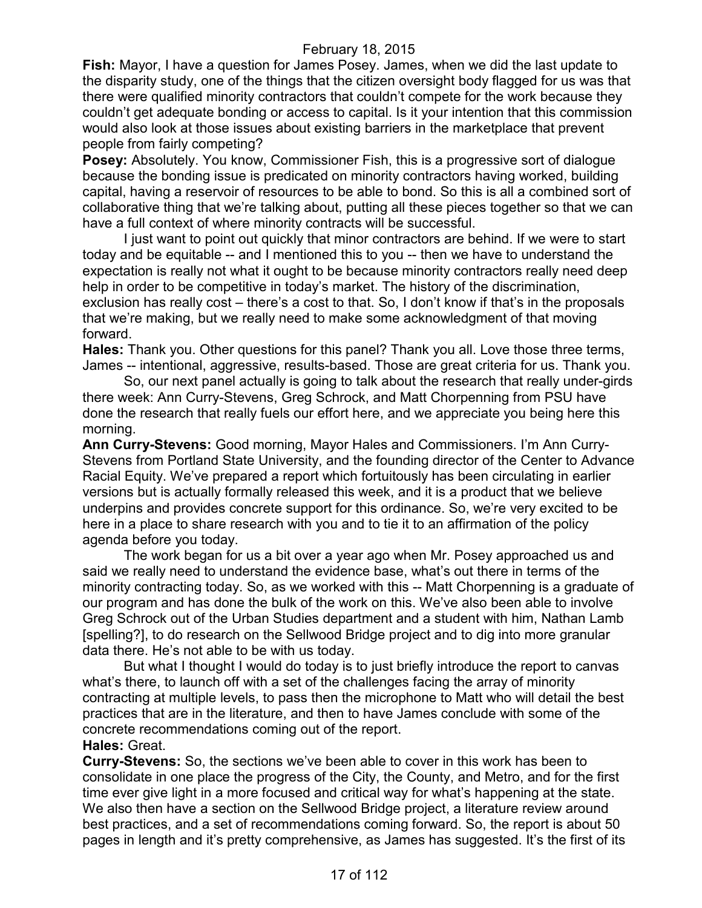**Fish:** Mayor, I have a question for James Posey. James, when we did the last update to the disparity study, one of the things that the citizen oversight body flagged for us was that there were qualified minority contractors that couldn't compete for the work because they couldn't get adequate bonding or access to capital. Is it your intention that this commission would also look at those issues about existing barriers in the marketplace that prevent people from fairly competing?

**Posey:** Absolutely. You know, Commissioner Fish, this is a progressive sort of dialogue because the bonding issue is predicated on minority contractors having worked, building capital, having a reservoir of resources to be able to bond. So this is all a combined sort of collaborative thing that we're talking about, putting all these pieces together so that we can have a full context of where minority contracts will be successful.

I just want to point out quickly that minor contractors are behind. If we were to start today and be equitable -- and I mentioned this to you -- then we have to understand the expectation is really not what it ought to be because minority contractors really need deep help in order to be competitive in today's market. The history of the discrimination, exclusion has really cost – there's a cost to that. So, I don't know if that's in the proposals that we're making, but we really need to make some acknowledgment of that moving forward.

**Hales:** Thank you. Other questions for this panel? Thank you all. Love those three terms, James -- intentional, aggressive, results-based. Those are great criteria for us. Thank you.

So, our next panel actually is going to talk about the research that really under-girds there week: Ann Curry-Stevens, Greg Schrock, and Matt Chorpenning from PSU have done the research that really fuels our effort here, and we appreciate you being here this morning.

**Ann Curry-Stevens:** Good morning, Mayor Hales and Commissioners. I'm Ann Curry-Stevens from Portland State University, and the founding director of the Center to Advance Racial Equity. We've prepared a report which fortuitously has been circulating in earlier versions but is actually formally released this week, and it is a product that we believe underpins and provides concrete support for this ordinance. So, we're very excited to be here in a place to share research with you and to tie it to an affirmation of the policy agenda before you today.

The work began for us a bit over a year ago when Mr. Posey approached us and said we really need to understand the evidence base, what's out there in terms of the minority contracting today. So, as we worked with this -- Matt Chorpenning is a graduate of our program and has done the bulk of the work on this. We've also been able to involve Greg Schrock out of the Urban Studies department and a student with him, Nathan Lamb [spelling?], to do research on the Sellwood Bridge project and to dig into more granular data there. He's not able to be with us today.

But what I thought I would do today is to just briefly introduce the report to canvas what's there, to launch off with a set of the challenges facing the array of minority contracting at multiple levels, to pass then the microphone to Matt who will detail the best practices that are in the literature, and then to have James conclude with some of the concrete recommendations coming out of the report.

**Hales:** Great.

**Curry-Stevens:** So, the sections we've been able to cover in this work has been to consolidate in one place the progress of the City, the County, and Metro, and for the first time ever give light in a more focused and critical way for what's happening at the state. We also then have a section on the Sellwood Bridge project, a literature review around best practices, and a set of recommendations coming forward. So, the report is about 50 pages in length and it's pretty comprehensive, as James has suggested. It's the first of its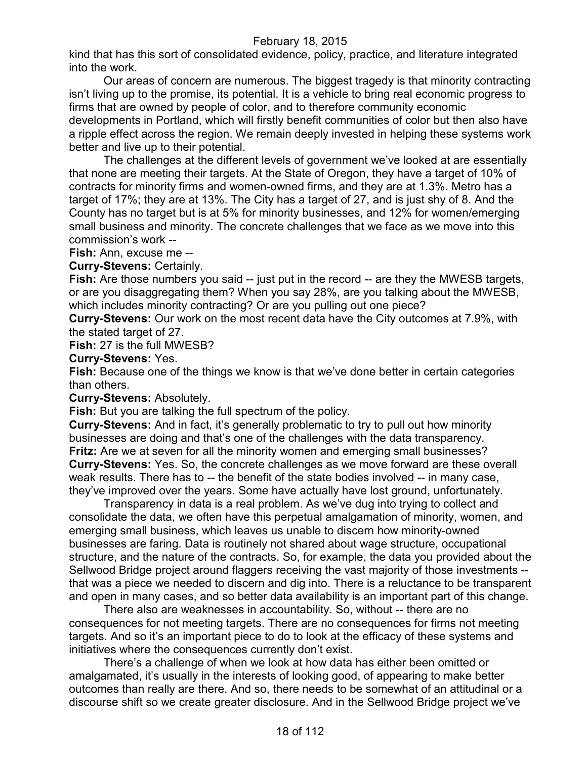kind that has this sort of consolidated evidence, policy, practice, and literature integrated into the work.

Our areas of concern are numerous. The biggest tragedy is that minority contracting isn't living up to the promise, its potential. It is a vehicle to bring real economic progress to firms that are owned by people of color, and to therefore community economic developments in Portland, which will firstly benefit communities of color but then also have a ripple effect across the region. We remain deeply invested in helping these systems work better and live up to their potential.

The challenges at the different levels of government we've looked at are essentially that none are meeting their targets. At the State of Oregon, they have a target of 10% of contracts for minority firms and women-owned firms, and they are at 1.3%. Metro has a target of 17%; they are at 13%. The City has a target of 27, and is just shy of 8. And the County has no target but is at 5% for minority businesses, and 12% for women/emerging small business and minority. The concrete challenges that we face as we move into this commission's work --

**Fish:** Ann, excuse me --

**Curry-Stevens:** Certainly.

**Fish:** Are those numbers you said -- just put in the record -- are they the MWESB targets, or are you disaggregating them? When you say 28%, are you talking about the MWESB, which includes minority contracting? Or are you pulling out one piece?

**Curry-Stevens:** Our work on the most recent data have the City outcomes at 7.9%, with the stated target of 27.

**Fish:** 27 is the full MWESB?

**Curry-Stevens:** Yes.

**Fish:** Because one of the things we know is that we've done better in certain categories than others.

**Curry-Stevens:** Absolutely.

**Fish:** But you are talking the full spectrum of the policy.

**Curry-Stevens:** And in fact, it's generally problematic to try to pull out how minority businesses are doing and that's one of the challenges with the data transparency.

**Fritz:** Are we at seven for all the minority women and emerging small businesses?

**Curry-Stevens:** Yes. So, the concrete challenges as we move forward are these overall weak results. There has to -- the benefit of the state bodies involved -- in many case, they've improved over the years. Some have actually have lost ground, unfortunately.

Transparency in data is a real problem. As we've dug into trying to collect and consolidate the data, we often have this perpetual amalgamation of minority, women, and emerging small business, which leaves us unable to discern how minority-owned businesses are faring. Data is routinely not shared about wage structure, occupational structure, and the nature of the contracts. So, for example, the data you provided about the Sellwood Bridge project around flaggers receiving the vast majority of those investments -- that was a piece we needed to discern and dig into. There is a reluctance to be transparent and open in many cases, and so better data availability is an important part of this change.

There also are weaknesses in accountability. So, without -- there are no consequences for not meeting targets. There are no consequences for firms not meeting targets. And so it's an important piece to do to look at the efficacy of these systems and initiatives where the consequences currently don't exist.

There's a challenge of when we look at how data has either been omitted or amalgamated, it's usually in the interests of looking good, of appearing to make better outcomes than really are there. And so, there needs to be somewhat of an attitudinal or a discourse shift so we create greater disclosure. And in the Sellwood Bridge project we've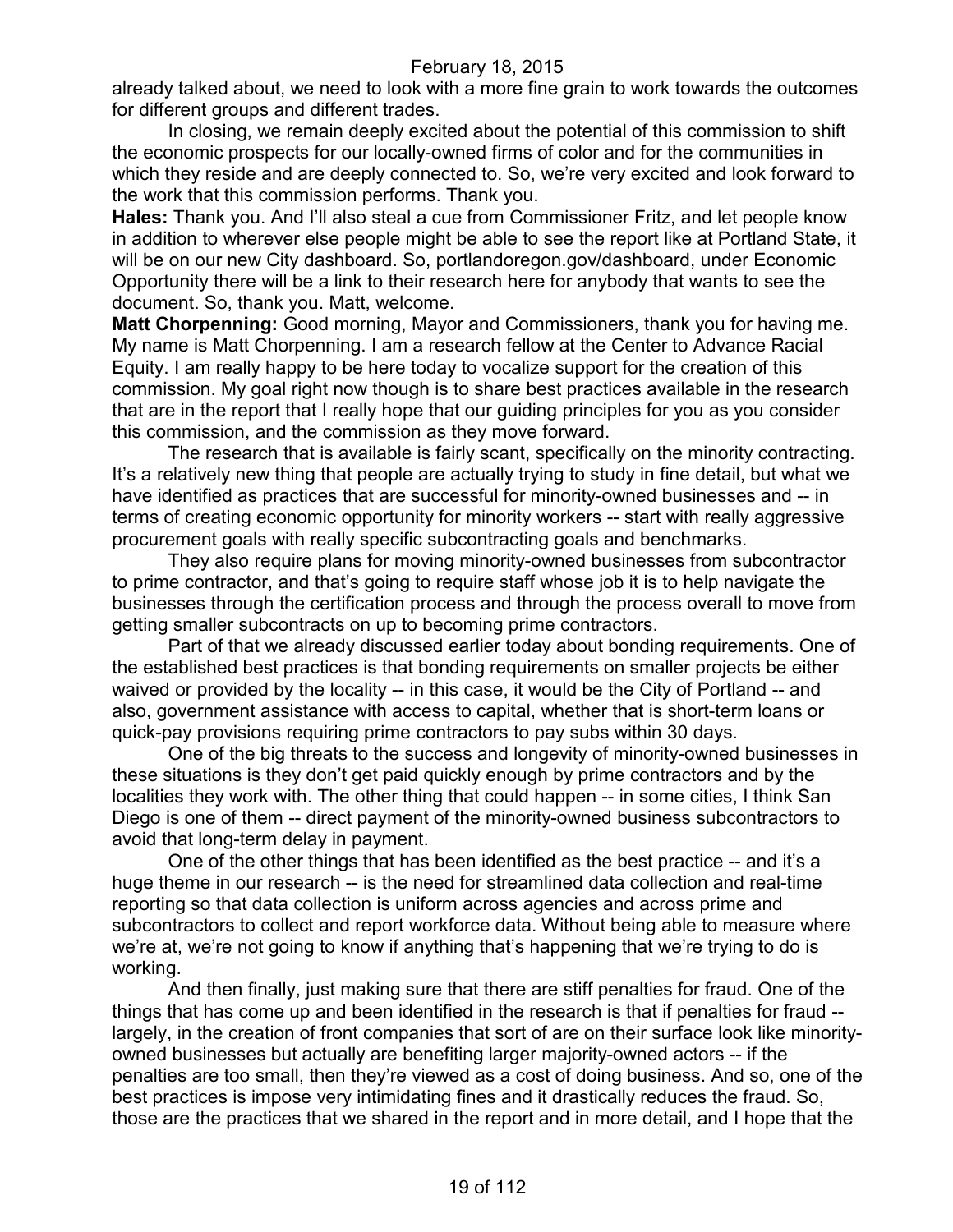already talked about, we need to look with a more fine grain to work towards the outcomes for different groups and different trades.

In closing, we remain deeply excited about the potential of this commission to shift the economic prospects for our locally-owned firms of color and for the communities in which they reside and are deeply connected to. So, we're very excited and look forward to the work that this commission performs. Thank you.

**Hales:** Thank you. And I'll also steal a cue from Commissioner Fritz, and let people know in addition to wherever else people might be able to see the report like at Portland State, it will be on our new City dashboard. So, portlandoregon.gov/dashboard, under Economic Opportunity there will be a link to their research here for anybody that wants to see the document. So, thank you. Matt, welcome.

**Matt Chorpenning:** Good morning, Mayor and Commissioners, thank you for having me. My name is Matt Chorpenning. I am a research fellow at the Center to Advance Racial Equity. I am really happy to be here today to vocalize support for the creation of this commission. My goal right now though is to share best practices available in the research that are in the report that I really hope that our guiding principles for you as you consider this commission, and the commission as they move forward.

The research that is available is fairly scant, specifically on the minority contracting. It's a relatively new thing that people are actually trying to study in fine detail, but what we have identified as practices that are successful for minority-owned businesses and -- in terms of creating economic opportunity for minority workers -- start with really aggressive procurement goals with really specific subcontracting goals and benchmarks.

They also require plans for moving minority-owned businesses from subcontractor to prime contractor, and that's going to require staff whose job it is to help navigate the businesses through the certification process and through the process overall to move from getting smaller subcontracts on up to becoming prime contractors.

Part of that we already discussed earlier today about bonding requirements. One of the established best practices is that bonding requirements on smaller projects be either waived or provided by the locality -- in this case, it would be the City of Portland -- and also, government assistance with access to capital, whether that is short-term loans or quick-pay provisions requiring prime contractors to pay subs within 30 days.

One of the big threats to the success and longevity of minority-owned businesses in these situations is they don't get paid quickly enough by prime contractors and by the localities they work with. The other thing that could happen -- in some cities, I think San Diego is one of them -- direct payment of the minority-owned business subcontractors to avoid that long-term delay in payment.

One of the other things that has been identified as the best practice -- and it's a huge theme in our research -- is the need for streamlined data collection and real-time reporting so that data collection is uniform across agencies and across prime and subcontractors to collect and report workforce data. Without being able to measure where we're at, we're not going to know if anything that's happening that we're trying to do is working.

And then finally, just making sure that there are stiff penalties for fraud. One of the things that has come up and been identified in the research is that if penalties for fraud -- largely, in the creation of front companies that sort of are on their surface look like minority-owned businesses but actually are benefiting larger majority-owned actors -- if the penalties are too small, then they're viewed as a cost of doing business. And so, one of the best practices is impose very intimidating fines and it drastically reduces the fraud. So, those are the practices that we shared in the report and in more detail, and I hope that the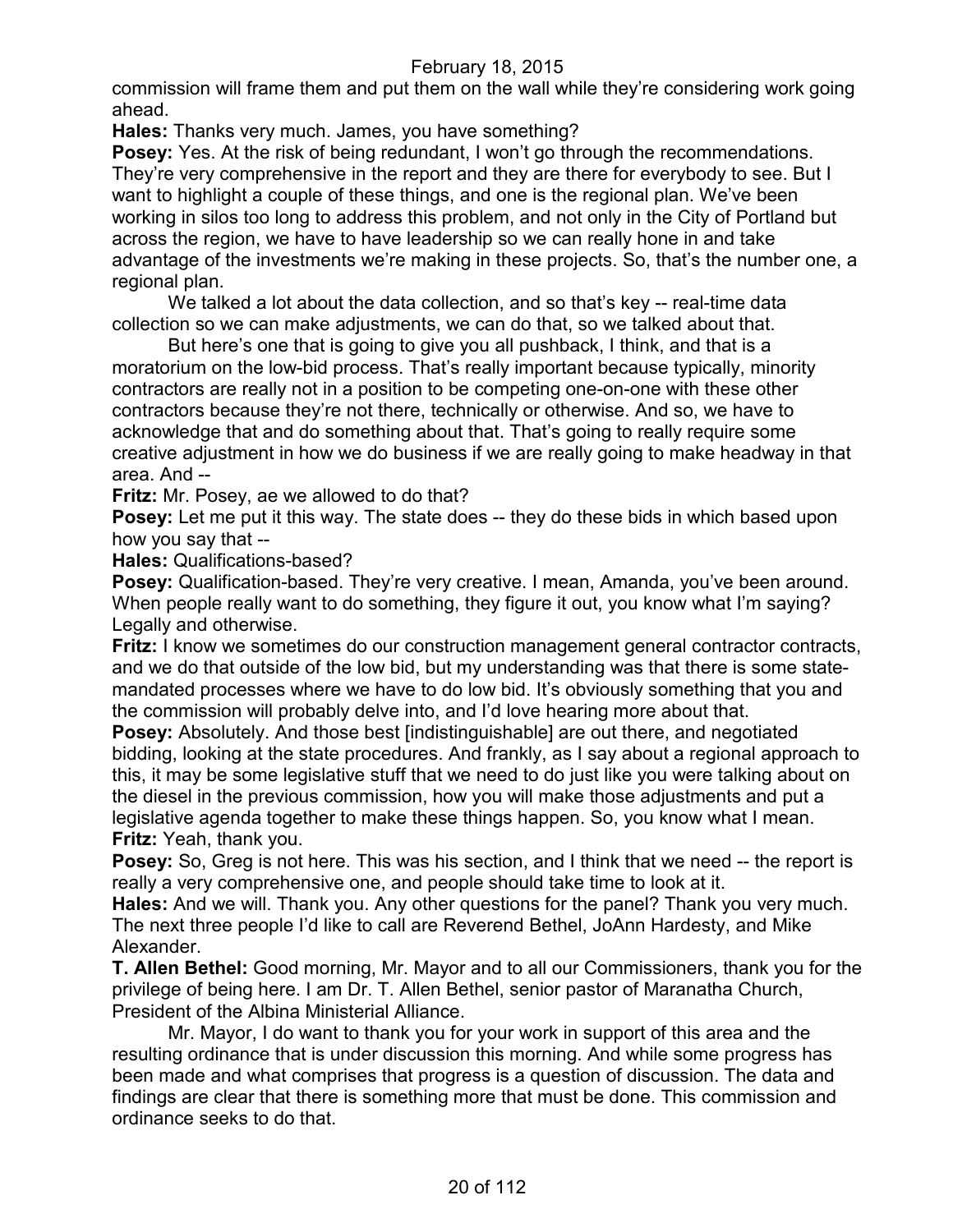commission will frame them and put them on the wall while they're considering work going ahead.

**Hales:** Thanks very much. James, you have something?

**Posey:** Yes. At the risk of being redundant, I won't go through the recommendations. They're very comprehensive in the report and they are there for everybody to see. But I want to highlight a couple of these things, and one is the regional plan. We've been working in silos too long to address this problem, and not only in the City of Portland but across the region, we have to have leadership so we can really hone in and take advantage of the investments we're making in these projects. So, that's the number one, a regional plan.

We talked a lot about the data collection, and so that's key -- real-time data collection so we can make adjustments, we can do that, so we talked about that.

But here's one that is going to give you all pushback, I think, and that is a moratorium on the low-bid process. That's really important because typically, minority contractors are really not in a position to be competing one-on-one with these other contractors because they're not there, technically or otherwise. And so, we have to acknowledge that and do something about that. That's going to really require some creative adjustment in how we do business if we are really going to make headway in that area. And --

**Fritz:** Mr. Posey, ae we allowed to do that?

**Posey:** Let me put it this way. The state does -- they do these bids in which based upon how you say that --

**Hales:** Qualifications-based?

**Posey:** Qualification-based. They're very creative. I mean, Amanda, you've been around. When people really want to do something, they figure it out, you know what I'm saying? Legally and otherwise.

**Fritz:** I know we sometimes do our construction management general contractor contracts, and we do that outside of the low bid, but my understanding was that there is some state-mandated processes where we have to do low bid. It's obviously something that you and the commission will probably delve into, and I'd love hearing more about that.

**Posey:** Absolutely. And those best [indistinguishable] are out there, and negotiated bidding, looking at the state procedures. And frankly, as I say about a regional approach to this, it may be some legislative stuff that we need to do just like you were talking about on the diesel in the previous commission, how you will make those adjustments and put a legislative agenda together to make these things happen. So, you know what I mean.

**Fritz:** Yeah, thank you.

**Posey:** So, Greg is not here. This was his section, and I think that we need -- the report is really a very comprehensive one, and people should take time to look at it.

**Hales:** And we will. Thank you. Any other questions for the panel? Thank you very much. The next three people I'd like to call are Reverend Bethel, JoAnn Hardesty, and Mike Alexander.

**T. Allen Bethel:** Good morning, Mr. Mayor and to all our Commissioners, thank you for the privilege of being here. I am Dr. T. Allen Bethel, senior pastor of Maranatha Church, President of the Albina Ministerial Alliance.

Mr. Mayor, I do want to thank you for your work in support of this area and the resulting ordinance that is under discussion this morning. And while some progress has been made and what comprises that progress is a question of discussion. The data and findings are clear that there is something more that must be done. This commission and ordinance seeks to do that.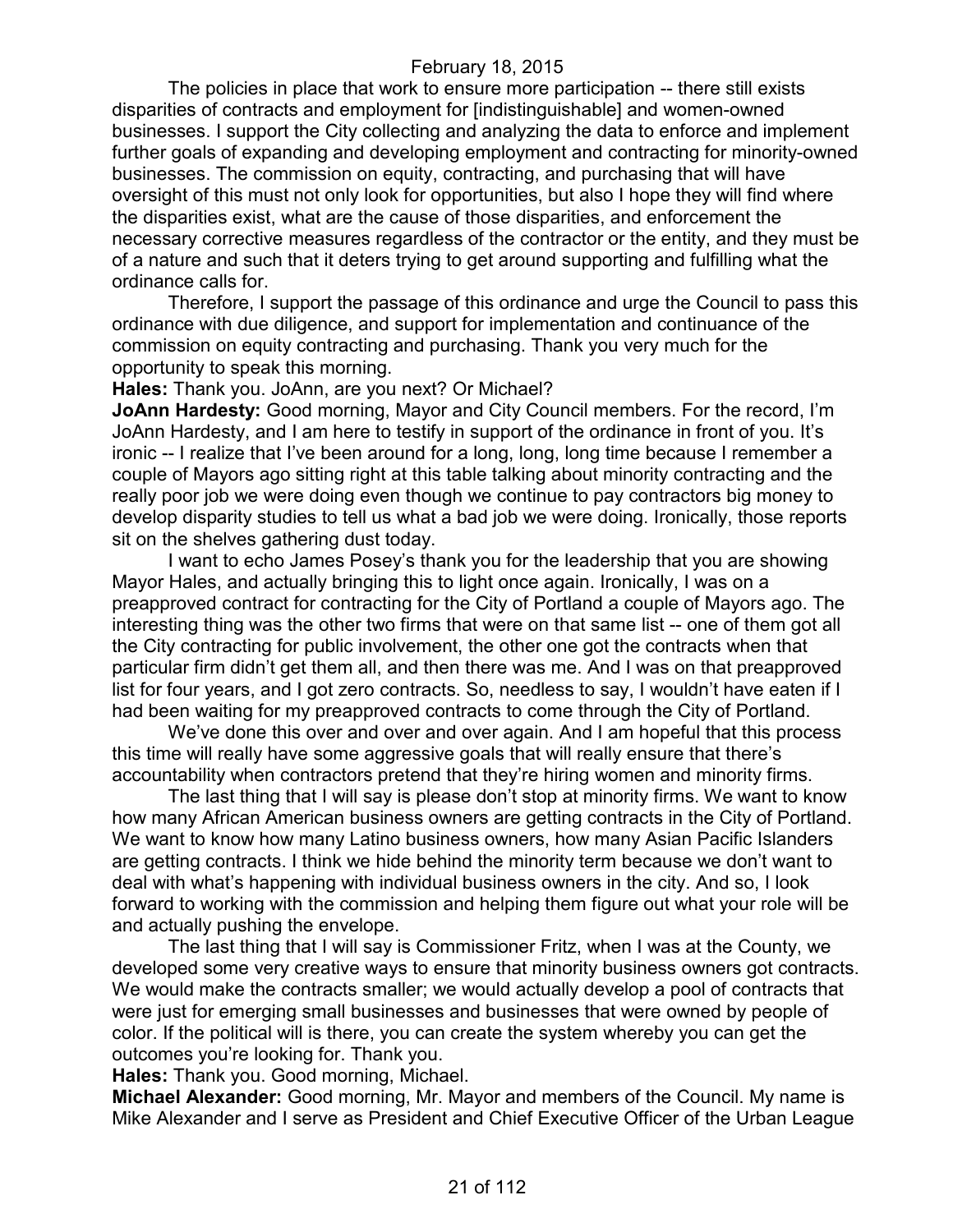The policies in place that work to ensure more participation -- there still exists disparities of contracts and employment for [indistinguishable] and women-owned businesses. I support the City collecting and analyzing the data to enforce and implement further goals of expanding and developing employment and contracting for minority-owned businesses. The commission on equity, contracting, and purchasing that will have oversight of this must not only look for opportunities, but also I hope they will find where the disparities exist, what are the cause of those disparities, and enforcement the necessary corrective measures regardless of the contractor or the entity, and they must be of a nature and such that it deters trying to get around supporting and fulfilling what the ordinance calls for.

Therefore, I support the passage of this ordinance and urge the Council to pass this ordinance with due diligence, and support for implementation and continuance of the commission on equity contracting and purchasing. Thank you very much for the opportunity to speak this morning.

**Hales:** Thank you. JoAnn, are you next? Or Michael?

**JoAnn Hardesty:** Good morning, Mayor and City Council members. For the record, I'm JoAnn Hardesty, and I am here to testify in support of the ordinance in front of you. It's ironic -- I realize that I've been around for a long, long, long time because I remember a couple of Mayors ago sitting right at this table talking about minority contracting and the really poor job we were doing even though we continue to pay contractors big money to develop disparity studies to tell us what a bad job we were doing. Ironically, those reports sit on the shelves gathering dust today.

I want to echo James Posey's thank you for the leadership that you are showing Mayor Hales, and actually bringing this to light once again. Ironically, I was on a preapproved contract for contracting for the City of Portland a couple of Mayors ago. The interesting thing was the other two firms that were on that same list -- one of them got all the City contracting for public involvement, the other one got the contracts when that particular firm didn't get them all, and then there was me. And I was on that preapproved list for four years, and I got zero contracts. So, needless to say, I wouldn't have eaten if I had been waiting for my preapproved contracts to come through the City of Portland.

We've done this over and over and over again. And I am hopeful that this process this time will really have some aggressive goals that will really ensure that there's accountability when contractors pretend that they're hiring women and minority firms.

The last thing that I will say is please don't stop at minority firms. We want to know how many African American business owners are getting contracts in the City of Portland. We want to know how many Latino business owners, how many Asian Pacific Islanders are getting contracts. I think we hide behind the minority term because we don't want to deal with what's happening with individual business owners in the city. And so, I look forward to working with the commission and helping them figure out what your role will be and actually pushing the envelope.

The last thing that I will say is Commissioner Fritz, when I was at the County, we developed some very creative ways to ensure that minority business owners got contracts. We would make the contracts smaller; we would actually develop a pool of contracts that were just for emerging small businesses and businesses that were owned by people of color. If the political will is there, you can create the system whereby you can get the outcomes you're looking for. Thank you.

**Hales:** Thank you. Good morning, Michael.

**Michael Alexander:** Good morning, Mr. Mayor and members of the Council. My name is Mike Alexander and I serve as President and Chief Executive Officer of the Urban League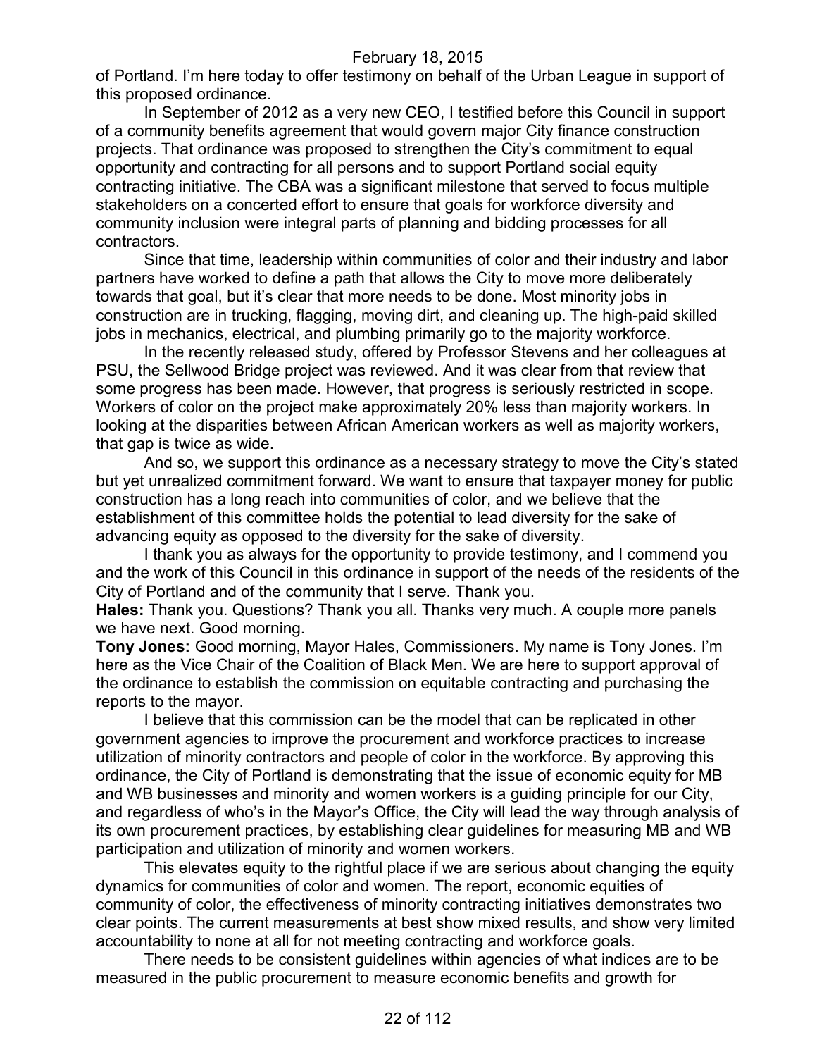of Portland. I'm here today to offer testimony on behalf of the Urban League in support of this proposed ordinance.

In September of 2012 as a very new CEO, I testified before this Council in support of a community benefits agreement that would govern major City finance construction projects. That ordinance was proposed to strengthen the City's commitment to equal opportunity and contracting for all persons and to support Portland social equity contracting initiative. The CBA was a significant milestone that served to focus multiple stakeholders on a concerted effort to ensure that goals for workforce diversity and community inclusion were integral parts of planning and bidding processes for all contractors.

Since that time, leadership within communities of color and their industry and labor partners have worked to define a path that allows the City to move more deliberately towards that goal, but it's clear that more needs to be done. Most minority jobs in construction are in trucking, flagging, moving dirt, and cleaning up. The high-paid skilled jobs in mechanics, electrical, and plumbing primarily go to the majority workforce.

In the recently released study, offered by Professor Stevens and her colleagues at PSU, the Sellwood Bridge project was reviewed. And it was clear from that review that some progress has been made. However, that progress is seriously restricted in scope. Workers of color on the project make approximately 20% less than majority workers. In looking at the disparities between African American workers as well as majority workers, that gap is twice as wide.

And so, we support this ordinance as a necessary strategy to move the City's stated but yet unrealized commitment forward. We want to ensure that taxpayer money for public construction has a long reach into communities of color, and we believe that the establishment of this committee holds the potential to lead diversity for the sake of advancing equity as opposed to the diversity for the sake of diversity.

I thank you as always for the opportunity to provide testimony, and I commend you and the work of this Council in this ordinance in support of the needs of the residents of the City of Portland and of the community that I serve. Thank you.

**Hales:** Thank you. Questions? Thank you all. Thanks very much. A couple more panels we have next. Good morning.

**Tony Jones:** Good morning, Mayor Hales, Commissioners. My name is Tony Jones. I'm here as the Vice Chair of the Coalition of Black Men. We are here to support approval of the ordinance to establish the commission on equitable contracting and purchasing the reports to the mayor.

I believe that this commission can be the model that can be replicated in other government agencies to improve the procurement and workforce practices to increase utilization of minority contractors and people of color in the workforce. By approving this ordinance, the City of Portland is demonstrating that the issue of economic equity for MB and WB businesses and minority and women workers is a guiding principle for our City, and regardless of who's in the Mayor's Office, the City will lead the way through analysis of its own procurement practices, by establishing clear guidelines for measuring MB and WB participation and utilization of minority and women workers.

This elevates equity to the rightful place if we are serious about changing the equity dynamics for communities of color and women. The report, economic equities of community of color, the effectiveness of minority contracting initiatives demonstrates two clear points. The current measurements at best show mixed results, and show very limited accountability to none at all for not meeting contracting and workforce goals.

There needs to be consistent guidelines within agencies of what indices are to be measured in the public procurement to measure economic benefits and growth for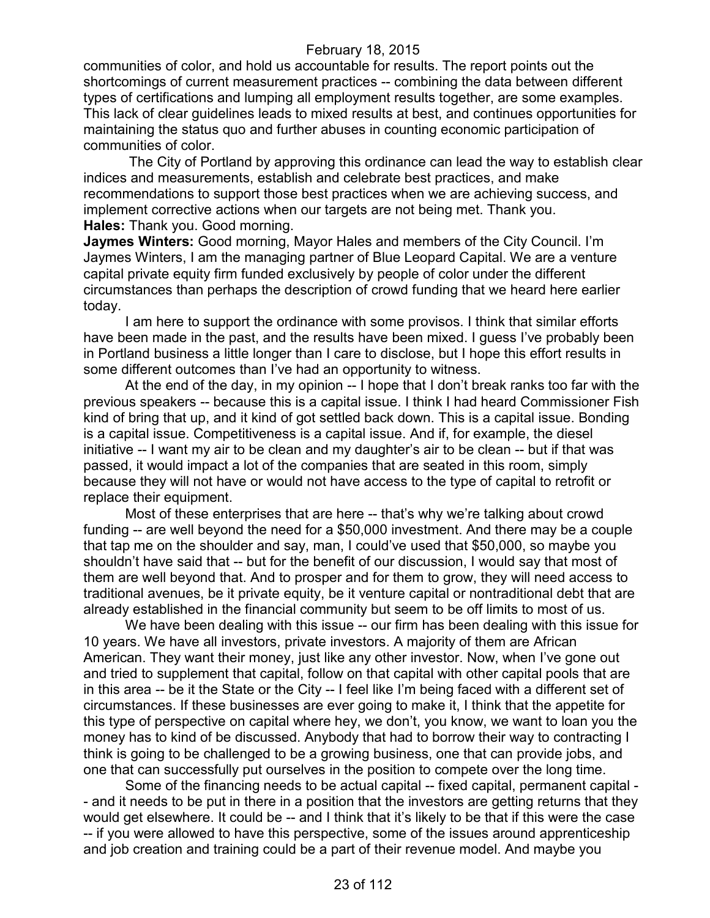communities of color, and hold us accountable for results. The report points out the shortcomings of current measurement practices -- combining the data between different types of certifications and lumping all employment results together, are some examples. This lack of clear guidelines leads to mixed results at best, and continues opportunities for maintaining the status quo and further abuses in counting economic participation of communities of color.

The City of Portland by approving this ordinance can lead the way to establish clear indices and measurements, establish and celebrate best practices, and make recommendations to support those best practices when we are achieving success, and implement corrective actions when our targets are not being met. Thank you.

**Hales:** Thank you. Good morning.

**Jaymes Winters:** Good morning, Mayor Hales and members of the City Council. I'm Jaymes Winters, I am the managing partner of Blue Leopard Capital. We are a venture capital private equity firm funded exclusively by people of color under the different circumstances than perhaps the description of crowd funding that we heard here earlier today.

I am here to support the ordinance with some provisos. I think that similar efforts have been made in the past, and the results have been mixed. I guess I've probably been in Portland business a little longer than I care to disclose, but I hope this effort results in some different outcomes than I've had an opportunity to witness.

At the end of the day, in my opinion -- I hope that I don't break ranks too far with the previous speakers -- because this is a capital issue. I think I had heard Commissioner Fish kind of bring that up, and it kind of got settled back down. This is a capital issue. Bonding is a capital issue. Competitiveness is a capital issue. And if, for example, the diesel initiative -- I want my air to be clean and my daughter's air to be clean -- but if that was passed, it would impact a lot of the companies that are seated in this room, simply because they will not have or would not have access to the type of capital to retrofit or replace their equipment.

Most of these enterprises that are here -- that's why we're talking about crowd funding -- are well beyond the need for a $50,000 investment. And there may be a couple that tap me on the shoulder and say, man, I could've used that $50,000, so maybe you shouldn't have said that -- but for the benefit of our discussion, I would say that most of them are well beyond that. And to prosper and for them to grow, they will need access to traditional avenues, be it private equity, be it venture capital or nontraditional debt that are already established in the financial community but seem to be off limits to most of us.

We have been dealing with this issue -- our firm has been dealing with this issue for 10 years. We have all investors, private investors. A majority of them are African American. They want their money, just like any other investor. Now, when I've gone out and tried to supplement that capital, follow on that capital with other capital pools that are in this area -- be it the State or the City -- I feel like I'm being faced with a different set of circumstances. If these businesses are ever going to make it, I think that the appetite for this type of perspective on capital where hey, we don't, you know, we want to loan you the money has to kind of be discussed. Anybody that had to borrow their way to contracting I think is going to be challenged to be a growing business, one that can provide jobs, and one that can successfully put ourselves in the position to compete over the long time.

Some of the financing needs to be actual capital -- fixed capital, permanent capital -- and it needs to be put in there in a position that the investors are getting returns that they would get elsewhere. It could be -- and I think that it's likely to be that if this were the case -- if you were allowed to have this perspective, some of the issues around apprenticeship and job creation and training could be a part of their revenue model. And maybe you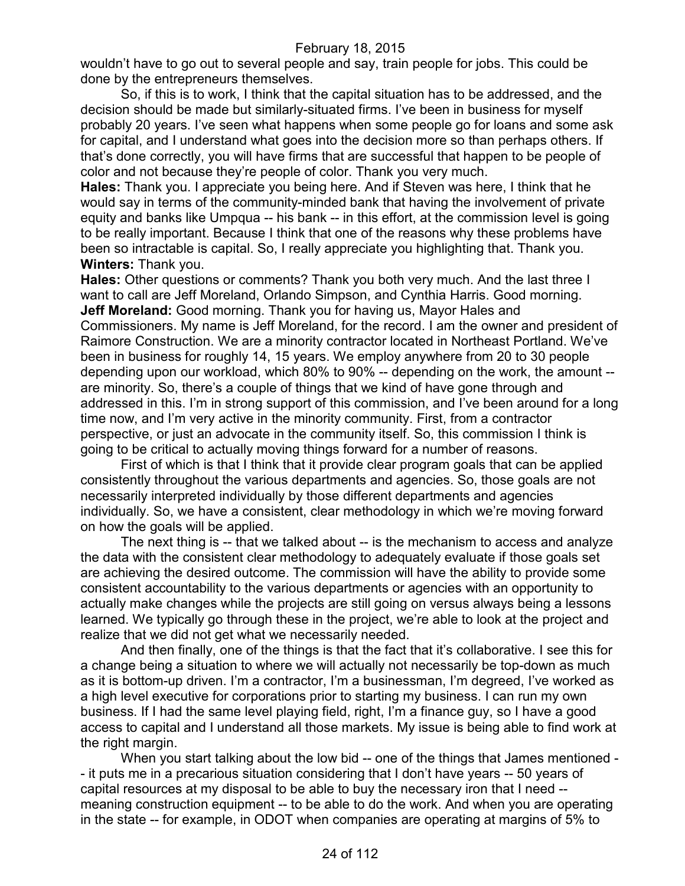wouldn't have to go out to several people and say, train people for jobs. This could be done by the entrepreneurs themselves.

So, if this is to work, I think that the capital situation has to be addressed, and the decision should be made but similarly-situated firms. I've been in business for myself probably 20 years. I've seen what happens when some people go for loans and some ask for capital, and I understand what goes into the decision more so than perhaps others. If that's done correctly, you will have firms that are successful that happen to be people of color and not because they're people of color. Thank you very much.

**Hales:** Thank you. I appreciate you being here. And if Steven was here, I think that he would say in terms of the community-minded bank that having the involvement of private equity and banks like Umpqua -- his bank -- in this effort, at the commission level is going to be really important. Because I think that one of the reasons why these problems have been so intractable is capital. So, I really appreciate you highlighting that. Thank you.

**Winters:** Thank you.

**Hales:** Other questions or comments? Thank you both very much. And the last three I want to call are Jeff Moreland, Orlando Simpson, and Cynthia Harris. Good morning.

**Jeff Moreland:** Good morning. Thank you for having us, Mayor Hales and Commissioners. My name is Jeff Moreland, for the record. I am the owner and president of Raimore Construction. We are a minority contractor located in Northeast Portland. We've been in business for roughly 14, 15 years. We employ anywhere from 20 to 30 people depending upon our workload, which 80% to 90% -- depending on the work, the amount -- are minority. So, there's a couple of things that we kind of have gone through and addressed in this. I'm in strong support of this commission, and I've been around for a long time now, and I'm very active in the minority community. First, from a contractor perspective, or just an advocate in the community itself. So, this commission I think is going to be critical to actually moving things forward for a number of reasons.

First of which is that I think that it provide clear program goals that can be applied consistently throughout the various departments and agencies. So, those goals are not necessarily interpreted individually by those different departments and agencies individually. So, we have a consistent, clear methodology in which we're moving forward on how the goals will be applied.

The next thing is -- that we talked about -- is the mechanism to access and analyze the data with the consistent clear methodology to adequately evaluate if those goals set are achieving the desired outcome. The commission will have the ability to provide some consistent accountability to the various departments or agencies with an opportunity to actually make changes while the projects are still going on versus always being a lessons learned. We typically go through these in the project, we're able to look at the project and realize that we did not get what we necessarily needed.

And then finally, one of the things is that the fact that it's collaborative. I see this for a change being a situation to where we will actually not necessarily be top-down as much as it is bottom-up driven. I'm a contractor, I'm a businessman, I'm degreed, I've worked as a high level executive for corporations prior to starting my business. I can run my own business. If I had the same level playing field, right, I'm a finance guy, so I have a good access to capital and I understand all those markets. My issue is being able to find work at the right margin.

When you start talking about the low bid -- one of the things that James mentioned -- it puts me in a precarious situation considering that I don't have years -- 50 years of capital resources at my disposal to be able to buy the necessary iron that I need -- meaning construction equipment -- to be able to do the work. And when you are operating in the state -- for example, in ODOT when companies are operating at margins of 5% to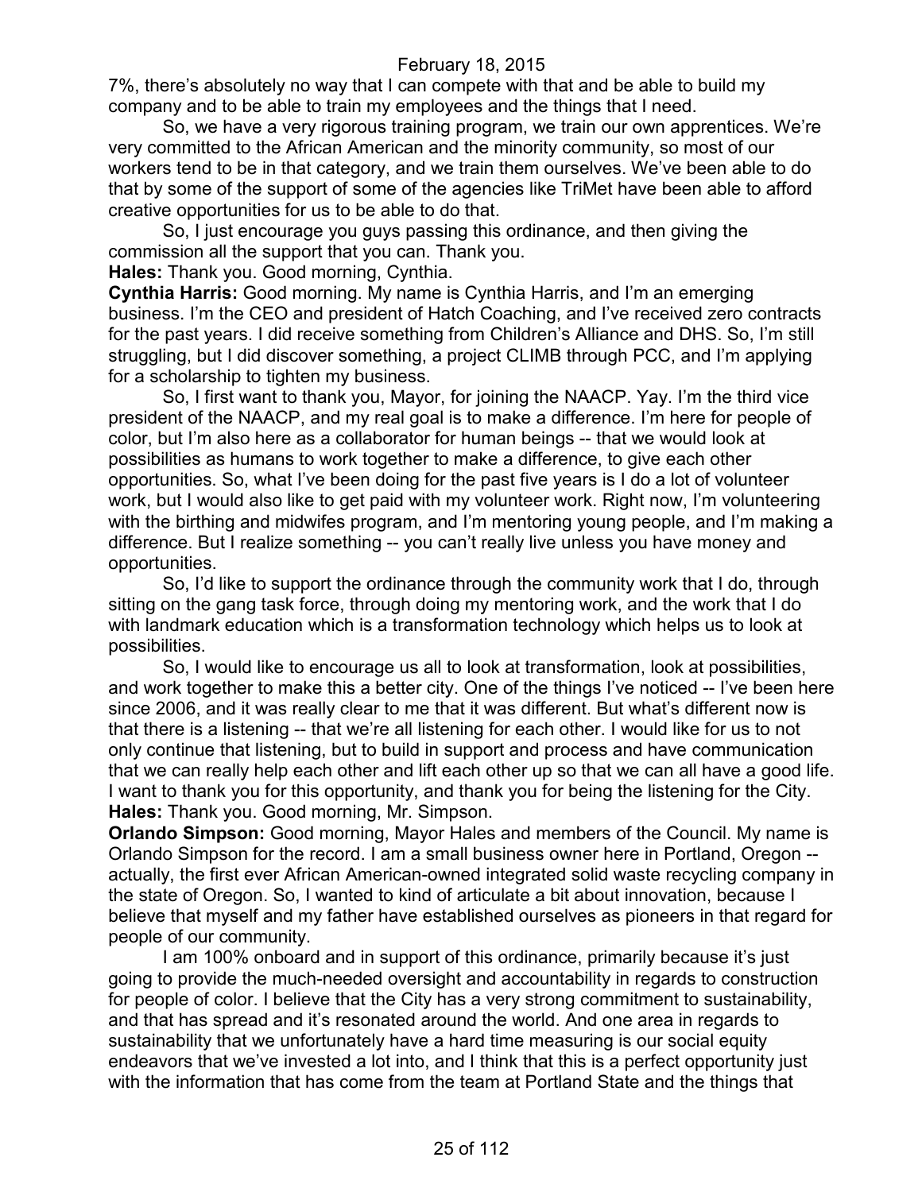7%, there's absolutely no way that I can compete with that and be able to build my company and to be able to train my employees and the things that I need.

So, we have a very rigorous training program, we train our own apprentices. We're very committed to the African American and the minority community, so most of our workers tend to be in that category, and we train them ourselves. We've been able to do that by some of the support of some of the agencies like TriMet have been able to afford creative opportunities for us to be able to do that.

So, I just encourage you guys passing this ordinance, and then giving the commission all the support that you can. Thank you.

**Hales:** Thank you. Good morning, Cynthia.

**Cynthia Harris:** Good morning. My name is Cynthia Harris, and I'm an emerging business. I'm the CEO and president of Hatch Coaching, and I've received zero contracts for the past years. I did receive something from Children's Alliance and DHS. So, I'm still struggling, but I did discover something, a project CLIMB through PCC, and I'm applying for a scholarship to tighten my business.

So, I first want to thank you, Mayor, for joining the NAACP. Yay. I'm the third vice president of the NAACP, and my real goal is to make a difference. I'm here for people of color, but I'm also here as a collaborator for human beings -- that we would look at possibilities as humans to work together to make a difference, to give each other opportunities. So, what I've been doing for the past five years is I do a lot of volunteer work, but I would also like to get paid with my volunteer work. Right now, I'm volunteering with the birthing and midwifes program, and I'm mentoring young people, and I'm making a difference. But I realize something -- you can't really live unless you have money and opportunities.

So, I'd like to support the ordinance through the community work that I do, through sitting on the gang task force, through doing my mentoring work, and the work that I do with landmark education which is a transformation technology which helps us to look at possibilities.

So, I would like to encourage us all to look at transformation, look at possibilities, and work together to make this a better city. One of the things I've noticed -- I've been here since 2006, and it was really clear to me that it was different. But what's different now is that there is a listening -- that we're all listening for each other. I would like for us to not only continue that listening, but to build in support and process and have communication that we can really help each other and lift each other up so that we can all have a good life. I want to thank you for this opportunity, and thank you for being the listening for the City.

**Hales:** Thank you. Good morning, Mr. Simpson.

**Orlando Simpson:** Good morning, Mayor Hales and members of the Council. My name is Orlando Simpson for the record. I am a small business owner here in Portland, Oregon -- actually, the first ever African American-owned integrated solid waste recycling company in the state of Oregon. So, I wanted to kind of articulate a bit about innovation, because I believe that myself and my father have established ourselves as pioneers in that regard for people of our community.

I am 100% onboard and in support of this ordinance, primarily because it's just going to provide the much-needed oversight and accountability in regards to construction for people of color. I believe that the City has a very strong commitment to sustainability, and that has spread and it's resonated around the world. And one area in regards to sustainability that we unfortunately have a hard time measuring is our social equity endeavors that we've invested a lot into, and I think that this is a perfect opportunity just with the information that has come from the team at Portland State and the things that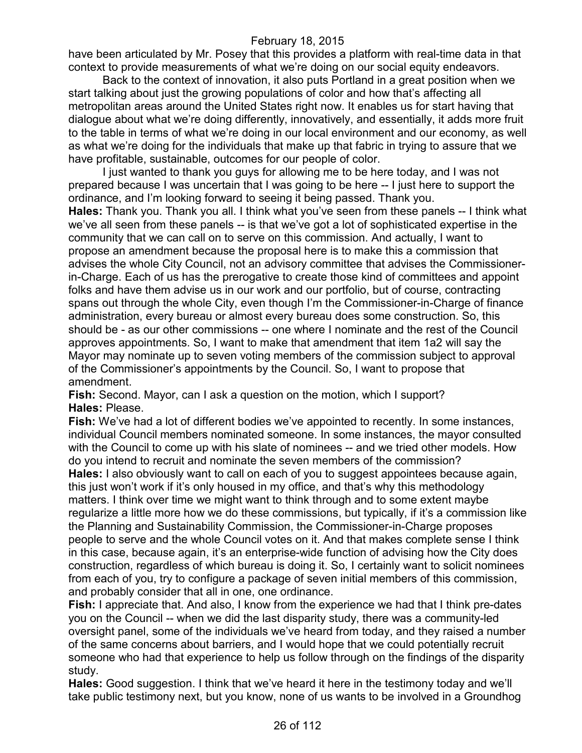have been articulated by Mr. Posey that this provides a platform with real-time data in that context to provide measurements of what we're doing on our social equity endeavors.

Back to the context of innovation, it also puts Portland in a great position when we start talking about just the growing populations of color and how that's affecting all metropolitan areas around the United States right now. It enables us for start having that dialogue about what we're doing differently, innovatively, and essentially, it adds more fruit to the table in terms of what we're doing in our local environment and our economy, as well as what we're doing for the individuals that make up that fabric in trying to assure that we have profitable, sustainable, outcomes for our people of color.

I just wanted to thank you guys for allowing me to be here today, and I was not prepared because I was uncertain that I was going to be here -- I just here to support the ordinance, and I'm looking forward to seeing it being passed. Thank you.

**Hales:** Thank you. Thank you all. I think what you've seen from these panels -- I think what we've all seen from these panels -- is that we've got a lot of sophisticated expertise in the community that we can call on to serve on this commission. And actually, I want to propose an amendment because the proposal here is to make this a commission that advises the whole City Council, not an advisory committee that advises the Commissioner-in-Charge. Each of us has the prerogative to create those kind of committees and appoint folks and have them advise us in our work and our portfolio, but of course, contracting spans out through the whole City, even though I'm the Commissioner-in-Charge of finance administration, every bureau or almost every bureau does some construction. So, this should be - as our other commissions -- one where I nominate and the rest of the Council approves appointments. So, I want to make that amendment that item 1a2 will say the Mayor may nominate up to seven voting members of the commission subject to approval of the Commissioner's appointments by the Council. So, I want to propose that amendment.

**Fish:** Second. Mayor, can I ask a question on the motion, which I support?

**Hales:** Please.

**Fish:** We've had a lot of different bodies we've appointed to recently. In some instances, individual Council members nominated someone. In some instances, the mayor consulted with the Council to come up with his slate of nominees -- and we tried other models. How do you intend to recruit and nominate the seven members of the commission?

**Hales:** I also obviously want to call on each of you to suggest appointees because again, this just won't work if it's only housed in my office, and that's why this methodology matters. I think over time we might want to think through and to some extent maybe regularize a little more how we do these commissions, but typically, if it's a commission like the Planning and Sustainability Commission, the Commissioner-in-Charge proposes people to serve and the whole Council votes on it. And that makes complete sense I think in this case, because again, it's an enterprise-wide function of advising how the City does construction, regardless of which bureau is doing it. So, I certainly want to solicit nominees from each of you, try to configure a package of seven initial members of this commission, and probably consider that all in one, one ordinance.

**Fish:** I appreciate that. And also, I know from the experience we had that I think pre-dates you on the Council -- when we did the last disparity study, there was a community-led oversight panel, some of the individuals we've heard from today, and they raised a number of the same concerns about barriers, and I would hope that we could potentially recruit someone who had that experience to help us follow through on the findings of the disparity study.

**Hales:** Good suggestion. I think that we've heard it here in the testimony today and we'll take public testimony next, but you know, none of us wants to be involved in a Groundhog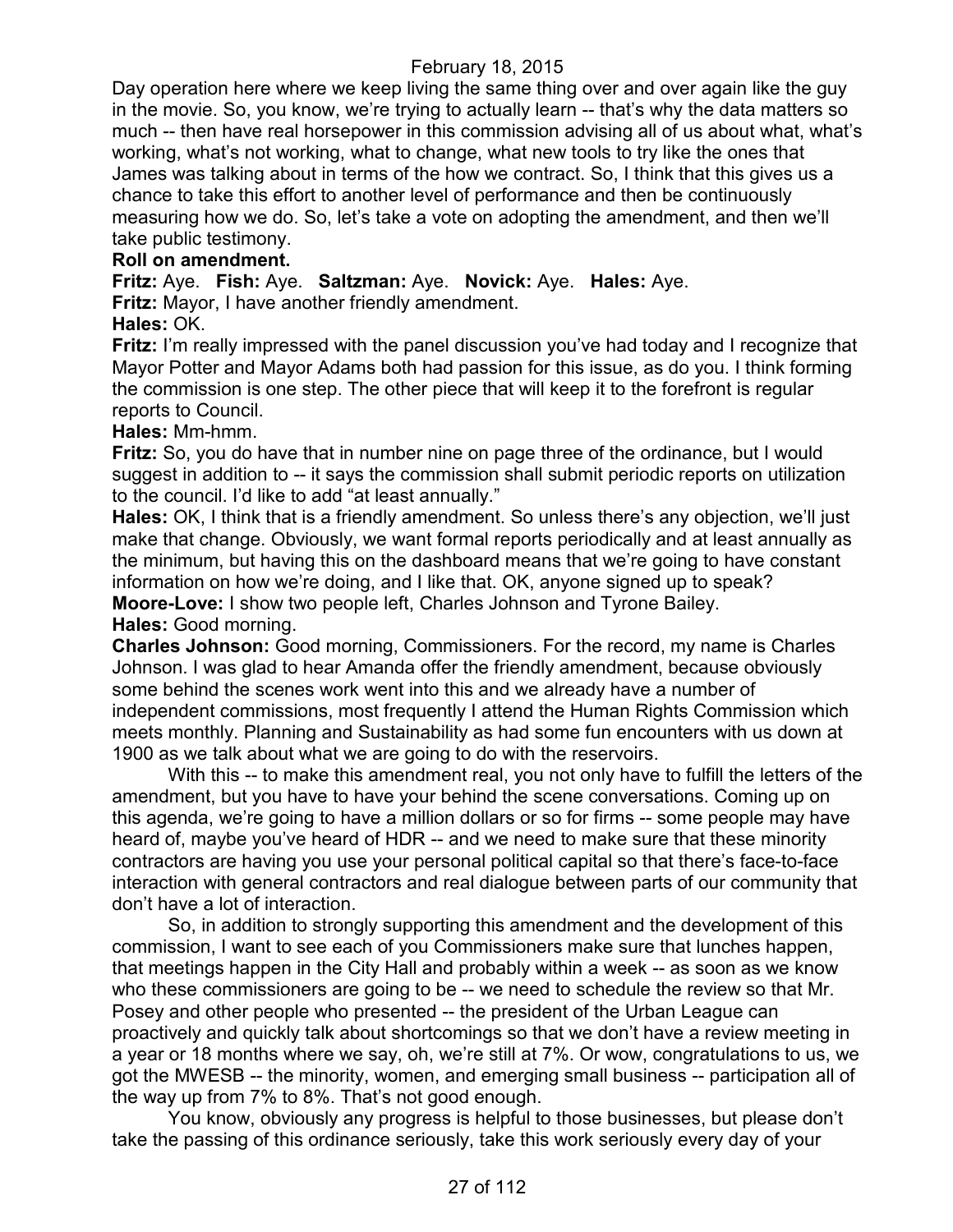Day operation here where we keep living the same thing over and over again like the guy in the movie. So, you know, we're trying to actually learn -- that's why the data matters so much -- then have real horsepower in this commission advising all of us about what, what's working, what's not working, what to change, what new tools to try like the ones that James was talking about in terms of the how we contract. So, I think that this gives us a chance to take this effort to another level of performance and then be continuously measuring how we do. So, let's take a vote on adopting the amendment, and then we'll take public testimony.

**Roll on amendment.**

**Fritz:** Aye. **Fish:** Aye. **Saltzman:** Aye. **Novick:** Aye. **Hales:** Aye.

**Fritz:** Mayor, I have another friendly amendment.

**Hales:** OK.

**Fritz:** I'm really impressed with the panel discussion you've had today and I recognize that Mayor Potter and Mayor Adams both had passion for this issue, as do you. I think forming the commission is one step. The other piece that will keep it to the forefront is regular reports to Council.

**Hales:** Mm-hmm.

**Fritz:** So, you do have that in number nine on page three of the ordinance, but I would suggest in addition to -- it says the commission shall submit periodic reports on utilization to the council. I'd like to add "at least annually."

**Hales:** OK, I think that is a friendly amendment. So unless there's any objection, we'll just make that change. Obviously, we want formal reports periodically and at least annually as the minimum, but having this on the dashboard means that we're going to have constant information on how we're doing, and I like that. OK, anyone signed up to speak?

**Moore-Love:** I show two people left, Charles Johnson and Tyrone Bailey.

**Hales:** Good morning.

**Charles Johnson:** Good morning, Commissioners. For the record, my name is Charles Johnson. I was glad to hear Amanda offer the friendly amendment, because obviously some behind the scenes work went into this and we already have a number of independent commissions, most frequently I attend the Human Rights Commission which meets monthly. Planning and Sustainability as had some fun encounters with us down at 1900 as we talk about what we are going to do with the reservoirs.

With this -- to make this amendment real, you not only have to fulfill the letters of the amendment, but you have to have your behind the scene conversations. Coming up on this agenda, we're going to have a million dollars or so for firms -- some people may have heard of, maybe you've heard of HDR -- and we need to make sure that these minority contractors are having you use your personal political capital so that there's face-to-face interaction with general contractors and real dialogue between parts of our community that don't have a lot of interaction.

So, in addition to strongly supporting this amendment and the development of this commission, I want to see each of you Commissioners make sure that lunches happen, that meetings happen in the City Hall and probably within a week -- as soon as we know who these commissioners are going to be -- we need to schedule the review so that Mr. Posey and other people who presented -- the president of the Urban League can proactively and quickly talk about shortcomings so that we don't have a review meeting in a year or 18 months where we say, oh, we're still at 7%. Or wow, congratulations to us, we got the MWESB -- the minority, women, and emerging small business -- participation all of the way up from 7% to 8%. That's not good enough.

You know, obviously any progress is helpful to those businesses, but please don't take the passing of this ordinance seriously, take this work seriously every day of your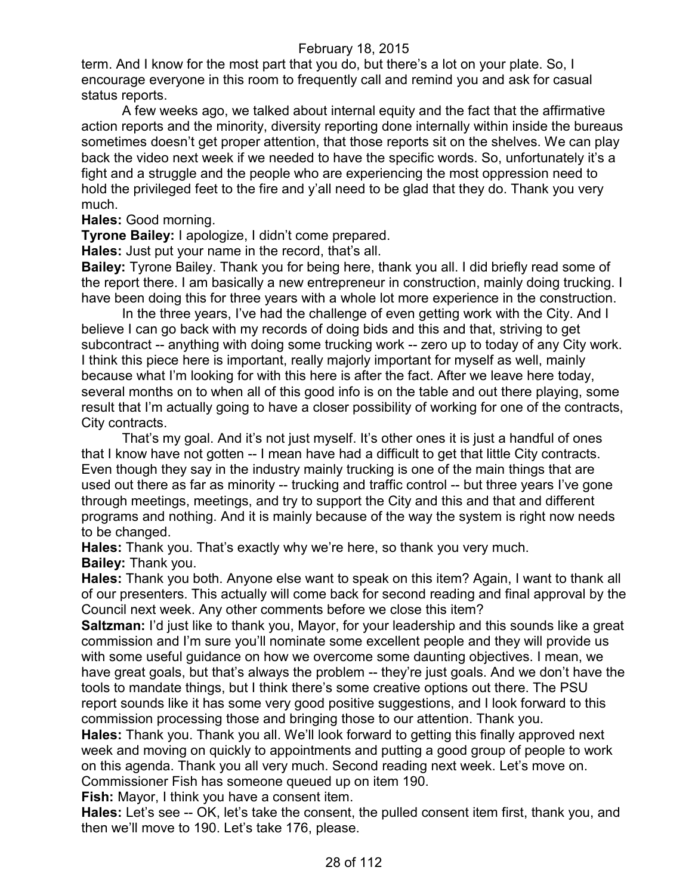term. And I know for the most part that you do, but there's a lot on your plate. So, I encourage everyone in this room to frequently call and remind you and ask for casual status reports.

A few weeks ago, we talked about internal equity and the fact that the affirmative action reports and the minority, diversity reporting done internally within inside the bureaus sometimes doesn't get proper attention, that those reports sit on the shelves. We can play back the video next week if we needed to have the specific words. So, unfortunately it's a fight and a struggle and the people who are experiencing the most oppression need to hold the privileged feet to the fire and y'all need to be glad that they do. Thank you very much.

**Hales:** Good morning.

**Tyrone Bailey:** I apologize, I didn't come prepared.

**Hales:** Just put your name in the record, that's all.

**Bailey:** Tyrone Bailey. Thank you for being here, thank you all. I did briefly read some of the report there. I am basically a new entrepreneur in construction, mainly doing trucking. I have been doing this for three years with a whole lot more experience in the construction.

In the three years, I've had the challenge of even getting work with the City. And I believe I can go back with my records of doing bids and this and that, striving to get subcontract -- anything with doing some trucking work -- zero up to today of any City work. I think this piece here is important, really majorly important for myself as well, mainly because what I'm looking for with this here is after the fact. After we leave here today, several months on to when all of this good info is on the table and out there playing, some result that I'm actually going to have a closer possibility of working for one of the contracts, City contracts.

That's my goal. And it's not just myself. It's other ones it is just a handful of ones that I know have not gotten -- I mean have had a difficult to get that little City contracts. Even though they say in the industry mainly trucking is one of the main things that are used out there as far as minority -- trucking and traffic control -- but three years I've gone through meetings, meetings, and try to support the City and this and that and different programs and nothing. And it is mainly because of the way the system is right now needs to be changed.

**Hales:** Thank you. That's exactly why we're here, so thank you very much.

**Bailey:** Thank you.

**Hales:** Thank you both. Anyone else want to speak on this item? Again, I want to thank all of our presenters. This actually will come back for second reading and final approval by the Council next week. Any other comments before we close this item?

**Saltzman:** I'd just like to thank you, Mayor, for your leadership and this sounds like a great commission and I'm sure you'll nominate some excellent people and they will provide us with some useful guidance on how we overcome some daunting objectives. I mean, we have great goals, but that's always the problem -- they're just goals. And we don't have the tools to mandate things, but I think there's some creative options out there. The PSU report sounds like it has some very good positive suggestions, and I look forward to this commission processing those and bringing those to our attention. Thank you.

**Hales:** Thank you. Thank you all. We'll look forward to getting this finally approved next week and moving on quickly to appointments and putting a good group of people to work on this agenda. Thank you all very much. Second reading next week. Let's move on. Commissioner Fish has someone queued up on item 190.

**Fish:** Mayor, I think you have a consent item.

**Hales:** Let's see -- OK, let's take the consent, the pulled consent item first, thank you, and then we'll move to 190. Let's take 176, please.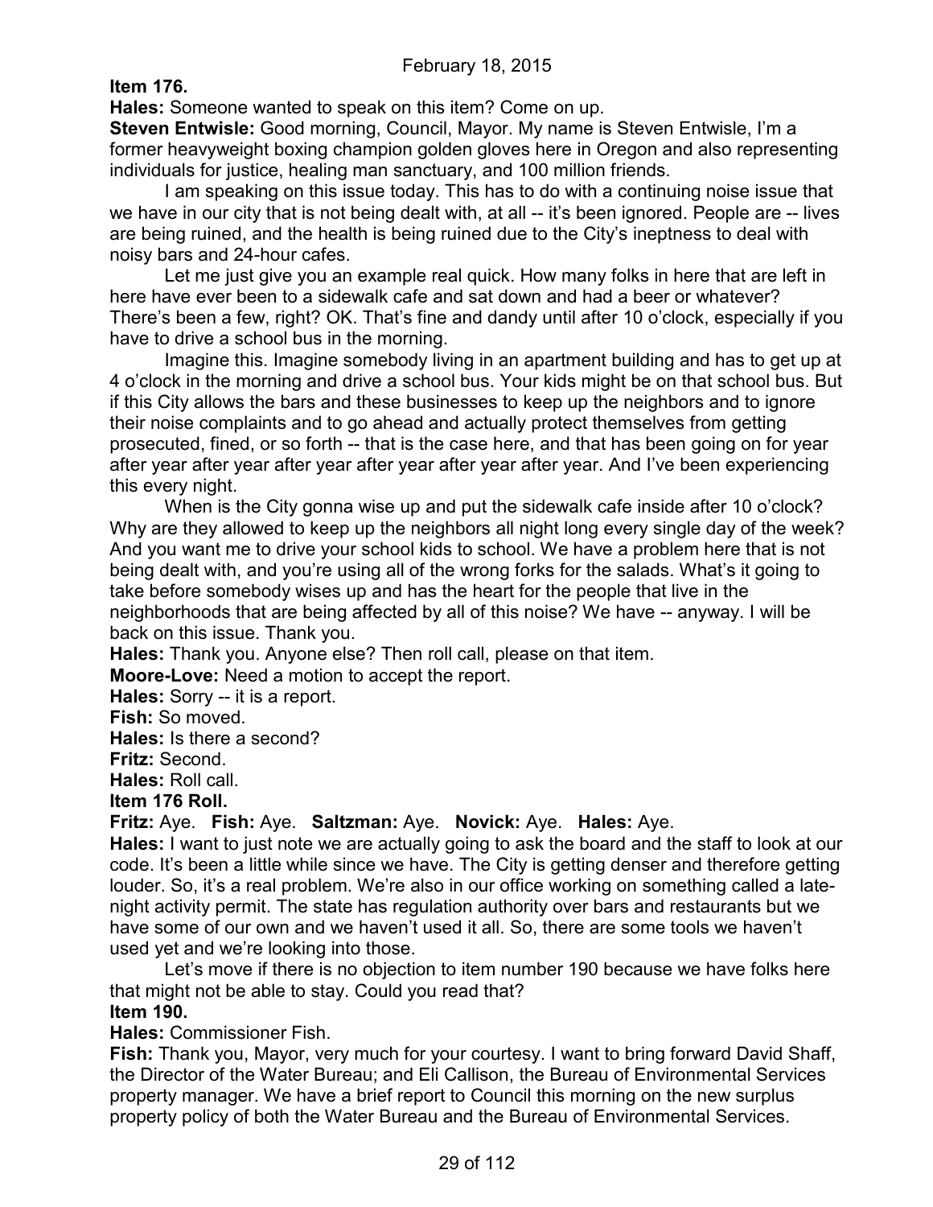**Item 176.**

**Hales:** Someone wanted to speak on this item? Come on up.

**Steven Entwisle:** Good morning, Council, Mayor. My name is Steven Entwisle, I'm a former heavyweight boxing champion golden gloves here in Oregon and also representing individuals for justice, healing man sanctuary, and 100 million friends.

I am speaking on this issue today. This has to do with a continuing noise issue that we have in our city that is not being dealt with, at all -- it's been ignored. People are -- lives are being ruined, and the health is being ruined due to the City's ineptness to deal with noisy bars and 24-hour cafes.

Let me just give you an example real quick. How many folks in here that are left in here have ever been to a sidewalk cafe and sat down and had a beer or whatever? There's been a few, right? OK. That's fine and dandy until after 10 o'clock, especially if you have to drive a school bus in the morning.

Imagine this. Imagine somebody living in an apartment building and has to get up at 4 o'clock in the morning and drive a school bus. Your kids might be on that school bus. But if this City allows the bars and these businesses to keep up the neighbors and to ignore their noise complaints and to go ahead and actually protect themselves from getting prosecuted, fined, or so forth -- that is the case here, and that has been going on for year after year after year after year after year after year after year. And I've been experiencing this every night.

When is the City gonna wise up and put the sidewalk cafe inside after 10 o'clock? Why are they allowed to keep up the neighbors all night long every single day of the week? And you want me to drive your school kids to school. We have a problem here that is not being dealt with, and you're using all of the wrong forks for the salads. What's it going to take before somebody wises up and has the heart for the people that live in the neighborhoods that are being affected by all of this noise? We have -- anyway. I will be back on this issue. Thank you.

**Hales:** Thank you. Anyone else? Then roll call, please on that item.

**Moore-Love:** Need a motion to accept the report.

**Hales:** Sorry -- it is a report.

**Fish:** So moved.

**Hales:** Is there a second?

**Fritz:** Second.

**Hales:** Roll call.

**Item 176 Roll.**

**Fritz:** Aye. **Fish:** Aye. **Saltzman:** Aye. **Novick:** Aye. **Hales:** Aye.

**Hales:** I want to just note we are actually going to ask the board and the staff to look at our code. It's been a little while since we have. The City is getting denser and therefore getting louder. So, it's a real problem. We're also in our office working on something called a late-night activity permit. The state has regulation authority over bars and restaurants but we have some of our own and we haven't used it all. So, there are some tools we haven't used yet and we're looking into those.

Let's move if there is no objection to item number 190 because we have folks here that might not be able to stay. Could you read that?

**Item 190.**

**Hales:** Commissioner Fish.

**Fish:** Thank you, Mayor, very much for your courtesy. I want to bring forward David Shaff, the Director of the Water Bureau; and Eli Callison, the Bureau of Environmental Services property manager. We have a brief report to Council this morning on the new surplus property policy of both the Water Bureau and the Bureau of Environmental Services.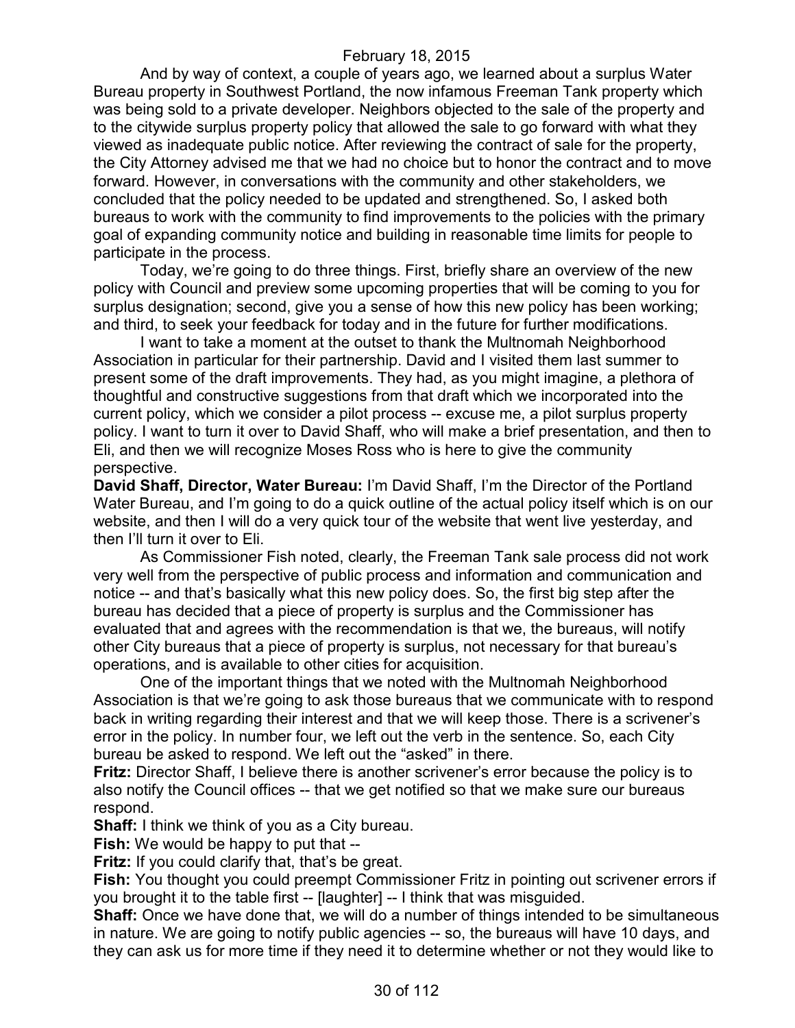And by way of context, a couple of years ago, we learned about a surplus Water Bureau property in Southwest Portland, the now infamous Freeman Tank property which was being sold to a private developer. Neighbors objected to the sale of the property and to the citywide surplus property policy that allowed the sale to go forward with what they viewed as inadequate public notice. After reviewing the contract of sale for the property, the City Attorney advised me that we had no choice but to honor the contract and to move forward. However, in conversations with the community and other stakeholders, we concluded that the policy needed to be updated and strengthened. So, I asked both bureaus to work with the community to find improvements to the policies with the primary goal of expanding community notice and building in reasonable time limits for people to participate in the process.

Today, we're going to do three things. First, briefly share an overview of the new policy with Council and preview some upcoming properties that will be coming to you for surplus designation; second, give you a sense of how this new policy has been working; and third, to seek your feedback for today and in the future for further modifications.

I want to take a moment at the outset to thank the Multnomah Neighborhood Association in particular for their partnership. David and I visited them last summer to present some of the draft improvements. They had, as you might imagine, a plethora of thoughtful and constructive suggestions from that draft which we incorporated into the current policy, which we consider a pilot process -- excuse me, a pilot surplus property policy. I want to turn it over to David Shaff, who will make a brief presentation, and then to Eli, and then we will recognize Moses Ross who is here to give the community perspective.

**David Shaff, Director, Water Bureau:** I'm David Shaff, I'm the Director of the Portland Water Bureau, and I'm going to do a quick outline of the actual policy itself which is on our website, and then I will do a very quick tour of the website that went live yesterday, and then I'll turn it over to Eli.

As Commissioner Fish noted, clearly, the Freeman Tank sale process did not work very well from the perspective of public process and information and communication and notice -- and that's basically what this new policy does. So, the first big step after the bureau has decided that a piece of property is surplus and the Commissioner has evaluated that and agrees with the recommendation is that we, the bureaus, will notify other City bureaus that a piece of property is surplus, not necessary for that bureau's operations, and is available to other cities for acquisition.

One of the important things that we noted with the Multnomah Neighborhood Association is that we're going to ask those bureaus that we communicate with to respond back in writing regarding their interest and that we will keep those. There is a scrivener's error in the policy. In number four, we left out the verb in the sentence. So, each City bureau be asked to respond. We left out the "asked" in there.

**Fritz:** Director Shaff, I believe there is another scrivener's error because the policy is to also notify the Council offices -- that we get notified so that we make sure our bureaus respond.

**Shaff:** I think we think of you as a City bureau.

**Fish:** We would be happy to put that --

**Fritz:** If you could clarify that, that's be great.

**Fish:** You thought you could preempt Commissioner Fritz in pointing out scrivener errors if you brought it to the table first -- [laughter] -- I think that was misguided.

**Shaff:** Once we have done that, we will do a number of things intended to be simultaneous in nature. We are going to notify public agencies -- so, the bureaus will have 10 days, and they can ask us for more time if they need it to determine whether or not they would like to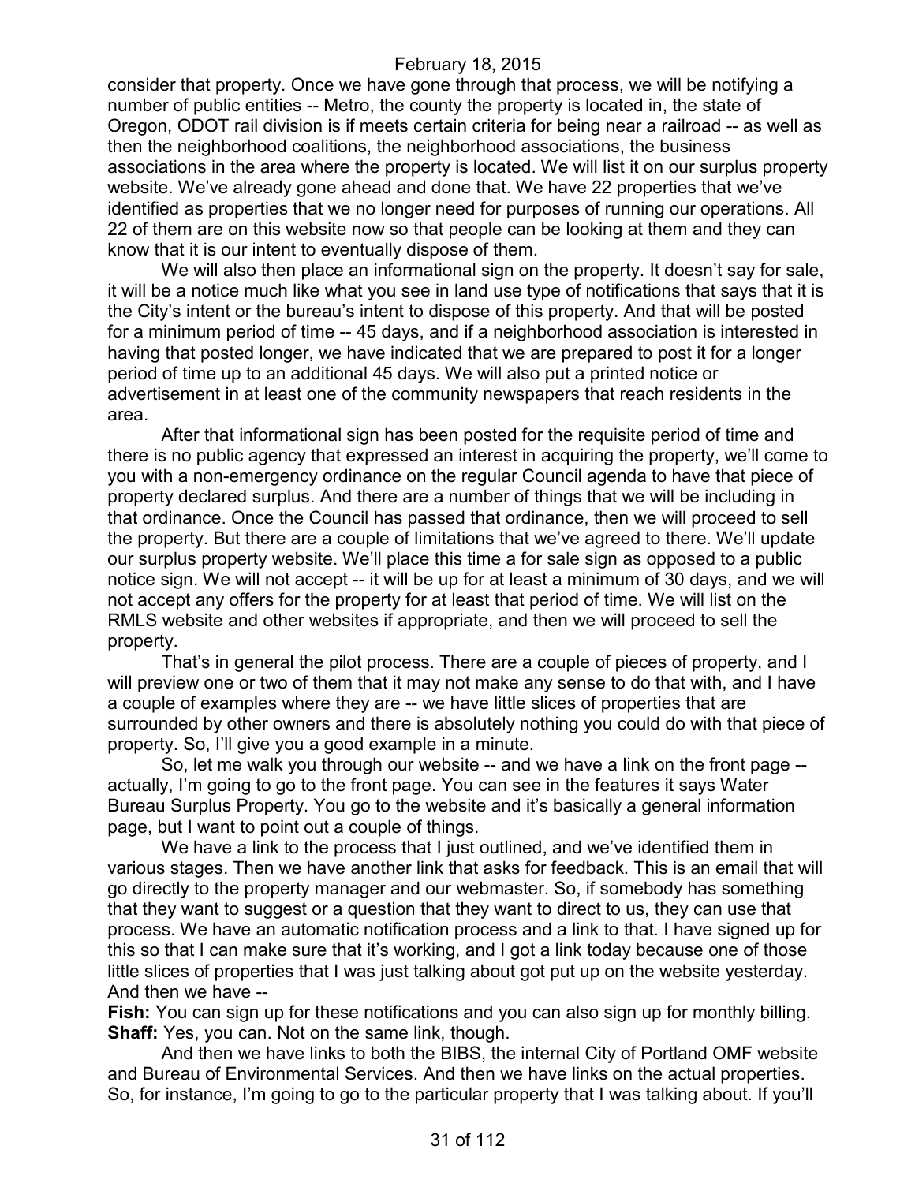consider that property. Once we have gone through that process, we will be notifying a number of public entities -- Metro, the county the property is located in, the state of Oregon, ODOT rail division is if meets certain criteria for being near a railroad -- as well as then the neighborhood coalitions, the neighborhood associations, the business associations in the area where the property is located. We will list it on our surplus property website. We've already gone ahead and done that. We have 22 properties that we've identified as properties that we no longer need for purposes of running our operations. All 22 of them are on this website now so that people can be looking at them and they can know that it is our intent to eventually dispose of them.

We will also then place an informational sign on the property. It doesn't say for sale, it will be a notice much like what you see in land use type of notifications that says that it is the City's intent or the bureau's intent to dispose of this property. And that will be posted for a minimum period of time -- 45 days, and if a neighborhood association is interested in having that posted longer, we have indicated that we are prepared to post it for a longer period of time up to an additional 45 days. We will also put a printed notice or advertisement in at least one of the community newspapers that reach residents in the area.

After that informational sign has been posted for the requisite period of time and there is no public agency that expressed an interest in acquiring the property, we'll come to you with a non-emergency ordinance on the regular Council agenda to have that piece of property declared surplus. And there are a number of things that we will be including in that ordinance. Once the Council has passed that ordinance, then we will proceed to sell the property. But there are a couple of limitations that we've agreed to there. We'll update our surplus property website. We'll place this time a for sale sign as opposed to a public notice sign. We will not accept -- it will be up for at least a minimum of 30 days, and we will not accept any offers for the property for at least that period of time. We will list on the RMLS website and other websites if appropriate, and then we will proceed to sell the property.

That's in general the pilot process. There are a couple of pieces of property, and I will preview one or two of them that it may not make any sense to do that with, and I have a couple of examples where they are -- we have little slices of properties that are surrounded by other owners and there is absolutely nothing you could do with that piece of property. So, I'll give you a good example in a minute.

So, let me walk you through our website -- and we have a link on the front page -- actually, I'm going to go to the front page. You can see in the features it says Water Bureau Surplus Property. You go to the website and it's basically a general information page, but I want to point out a couple of things.

We have a link to the process that I just outlined, and we've identified them in various stages. Then we have another link that asks for feedback. This is an email that will go directly to the property manager and our webmaster. So, if somebody has something that they want to suggest or a question that they want to direct to us, they can use that process. We have an automatic notification process and a link to that. I have signed up for this so that I can make sure that it's working, and I got a link today because one of those little slices of properties that I was just talking about got put up on the website yesterday. And then we have --

**Fish:** You can sign up for these notifications and you can also sign up for monthly billing.

**Shaff:** Yes, you can. Not on the same link, though.

And then we have links to both the BIBS, the internal City of Portland OMF website and Bureau of Environmental Services. And then we have links on the actual properties. So, for instance, I'm going to go to the particular property that I was talking about. If you'll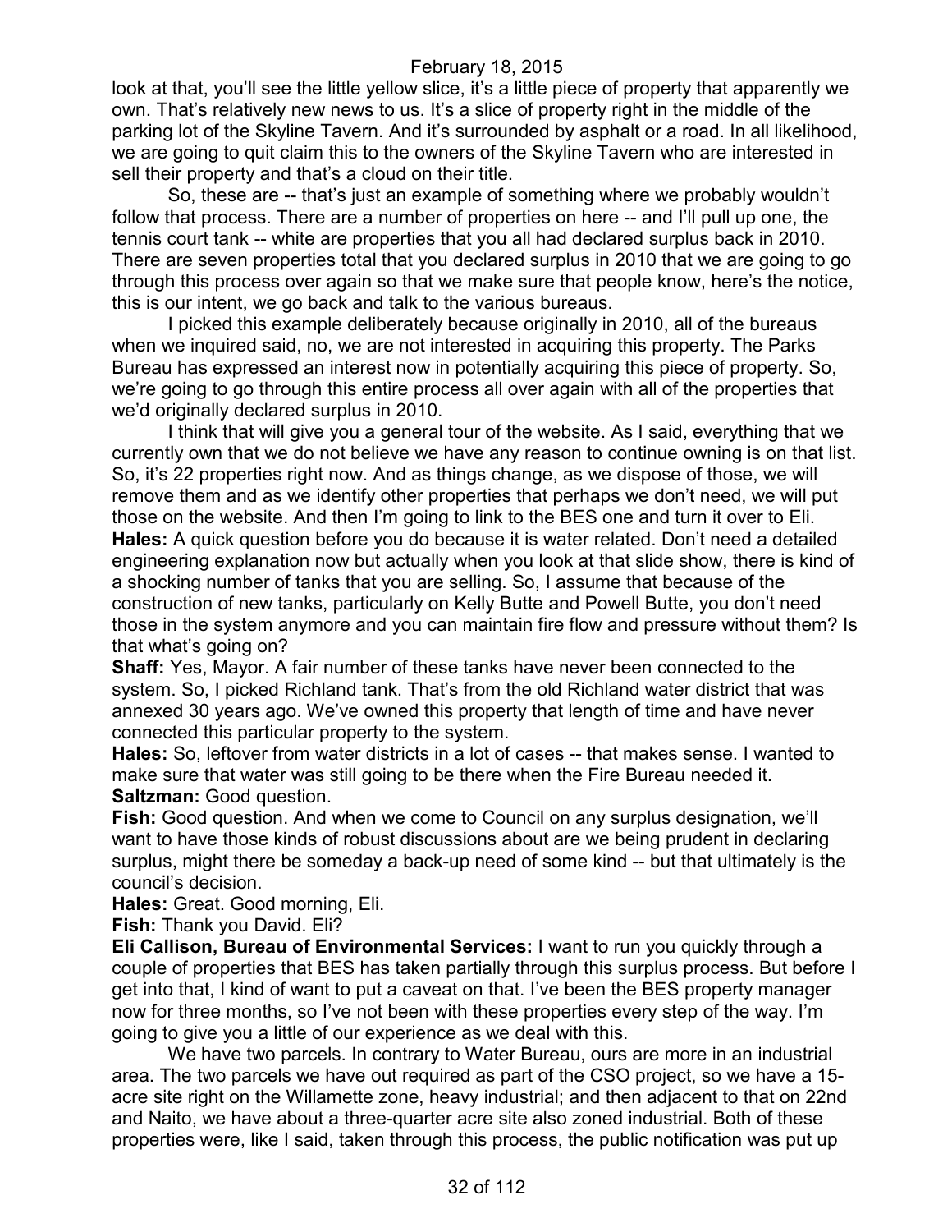look at that, you'll see the little yellow slice, it's a little piece of property that apparently we own. That's relatively new news to us. It's a slice of property right in the middle of the parking lot of the Skyline Tavern. And it's surrounded by asphalt or a road. In all likelihood, we are going to quit claim this to the owners of the Skyline Tavern who are interested in sell their property and that's a cloud on their title.

So, these are -- that's just an example of something where we probably wouldn't follow that process. There are a number of properties on here -- and I'll pull up one, the tennis court tank -- white are properties that you all had declared surplus back in 2010. There are seven properties total that you declared surplus in 2010 that we are going to go through this process over again so that we make sure that people know, here's the notice, this is our intent, we go back and talk to the various bureaus.

I picked this example deliberately because originally in 2010, all of the bureaus when we inquired said, no, we are not interested in acquiring this property. The Parks Bureau has expressed an interest now in potentially acquiring this piece of property. So, we're going to go through this entire process all over again with all of the properties that we'd originally declared surplus in 2010.

I think that will give you a general tour of the website. As I said, everything that we currently own that we do not believe we have any reason to continue owning is on that list. So, it's 22 properties right now. And as things change, as we dispose of those, we will remove them and as we identify other properties that perhaps we don't need, we will put those on the website. And then I'm going to link to the BES one and turn it over to Eli.

**Hales:** A quick question before you do because it is water related. Don't need a detailed engineering explanation now but actually when you look at that slide show, there is kind of a shocking number of tanks that you are selling. So, I assume that because of the construction of new tanks, particularly on Kelly Butte and Powell Butte, you don't need those in the system anymore and you can maintain fire flow and pressure without them? Is that what's going on?

**Shaff:** Yes, Mayor. A fair number of these tanks have never been connected to the system. So, I picked Richland tank. That's from the old Richland water district that was annexed 30 years ago. We've owned this property that length of time and have never connected this particular property to the system.

**Hales:** So, leftover from water districts in a lot of cases -- that makes sense. I wanted to make sure that water was still going to be there when the Fire Bureau needed it.

**Saltzman:** Good question.

**Fish:** Good question. And when we come to Council on any surplus designation, we'll want to have those kinds of robust discussions about are we being prudent in declaring surplus, might there be someday a back-up need of some kind -- but that ultimately is the council's decision.

**Hales:** Great. Good morning, Eli.

**Fish:** Thank you David. Eli?

**Eli Callison, Bureau of Environmental Services:** I want to run you quickly through a couple of properties that BES has taken partially through this surplus process. But before I get into that, I kind of want to put a caveat on that. I've been the BES property manager now for three months, so I've not been with these properties every step of the way. I'm going to give you a little of our experience as we deal with this.

We have two parcels. In contrary to Water Bureau, ours are more in an industrial area. The two parcels we have out required as part of the CSO project, so we have a 15-acre site right on the Willamette zone, heavy industrial; and then adjacent to that on 22nd and Naito, we have about a three-quarter acre site also zoned industrial. Both of these properties were, like I said, taken through this process, the public notification was put up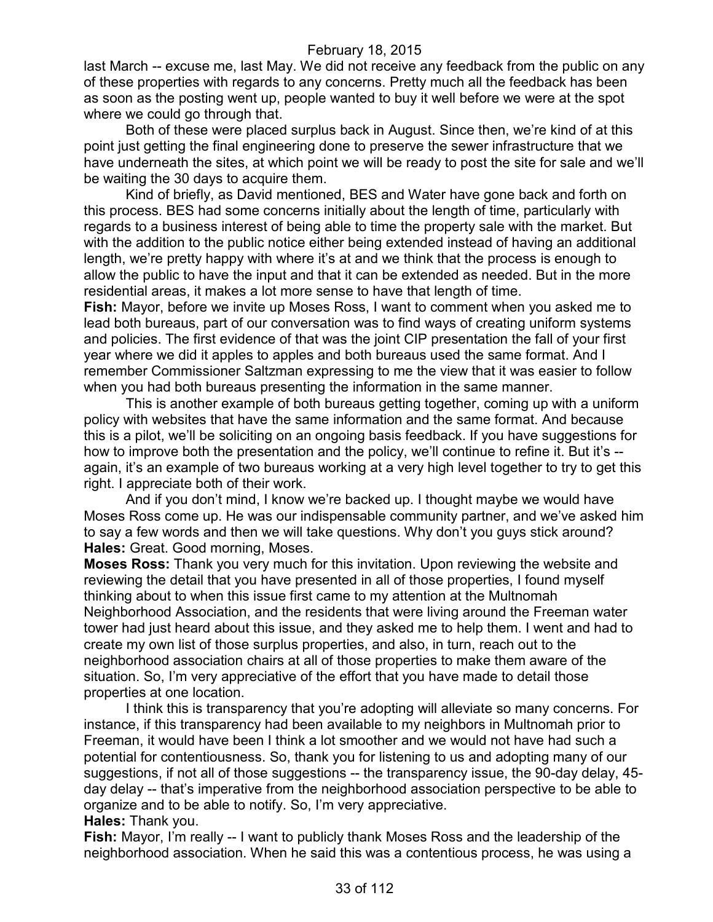last March -- excuse me, last May. We did not receive any feedback from the public on any of these properties with regards to any concerns. Pretty much all the feedback has been as soon as the posting went up, people wanted to buy it well before we were at the spot where we could go through that.

Both of these were placed surplus back in August. Since then, we're kind of at this point just getting the final engineering done to preserve the sewer infrastructure that we have underneath the sites, at which point we will be ready to post the site for sale and we'll be waiting the 30 days to acquire them.

Kind of briefly, as David mentioned, BES and Water have gone back and forth on this process. BES had some concerns initially about the length of time, particularly with regards to a business interest of being able to time the property sale with the market. But with the addition to the public notice either being extended instead of having an additional length, we're pretty happy with where it's at and we think that the process is enough to allow the public to have the input and that it can be extended as needed. But in the more residential areas, it makes a lot more sense to have that length of time.

**Fish:** Mayor, before we invite up Moses Ross, I want to comment when you asked me to lead both bureaus, part of our conversation was to find ways of creating uniform systems and policies. The first evidence of that was the joint CIP presentation the fall of your first year where we did it apples to apples and both bureaus used the same format. And I remember Commissioner Saltzman expressing to me the view that it was easier to follow when you had both bureaus presenting the information in the same manner.

This is another example of both bureaus getting together, coming up with a uniform policy with websites that have the same information and the same format. And because this is a pilot, we'll be soliciting on an ongoing basis feedback. If you have suggestions for how to improve both the presentation and the policy, we'll continue to refine it. But it's -- again, it's an example of two bureaus working at a very high level together to try to get this right. I appreciate both of their work.

And if you don't mind, I know we're backed up. I thought maybe we would have Moses Ross come up. He was our indispensable community partner, and we've asked him to say a few words and then we will take questions. Why don't you guys stick around?

**Hales:** Great. Good morning, Moses.

**Moses Ross:** Thank you very much for this invitation. Upon reviewing the website and reviewing the detail that you have presented in all of those properties, I found myself thinking about to when this issue first came to my attention at the Multnomah Neighborhood Association, and the residents that were living around the Freeman water tower had just heard about this issue, and they asked me to help them. I went and had to create my own list of those surplus properties, and also, in turn, reach out to the neighborhood association chairs at all of those properties to make them aware of the situation. So, I'm very appreciative of the effort that you have made to detail those properties at one location.

I think this is transparency that you're adopting will alleviate so many concerns. For instance, if this transparency had been available to my neighbors in Multnomah prior to Freeman, it would have been I think a lot smoother and we would not have had such a potential for contentiousness. So, thank you for listening to us and adopting many of our suggestions, if not all of those suggestions -- the transparency issue, the 90-day delay, 45-day delay -- that's imperative from the neighborhood association perspective to be able to organize and to be able to notify. So, I'm very appreciative.

**Hales:** Thank you.

**Fish:** Mayor, I'm really -- I want to publicly thank Moses Ross and the leadership of the neighborhood association. When he said this was a contentious process, he was using a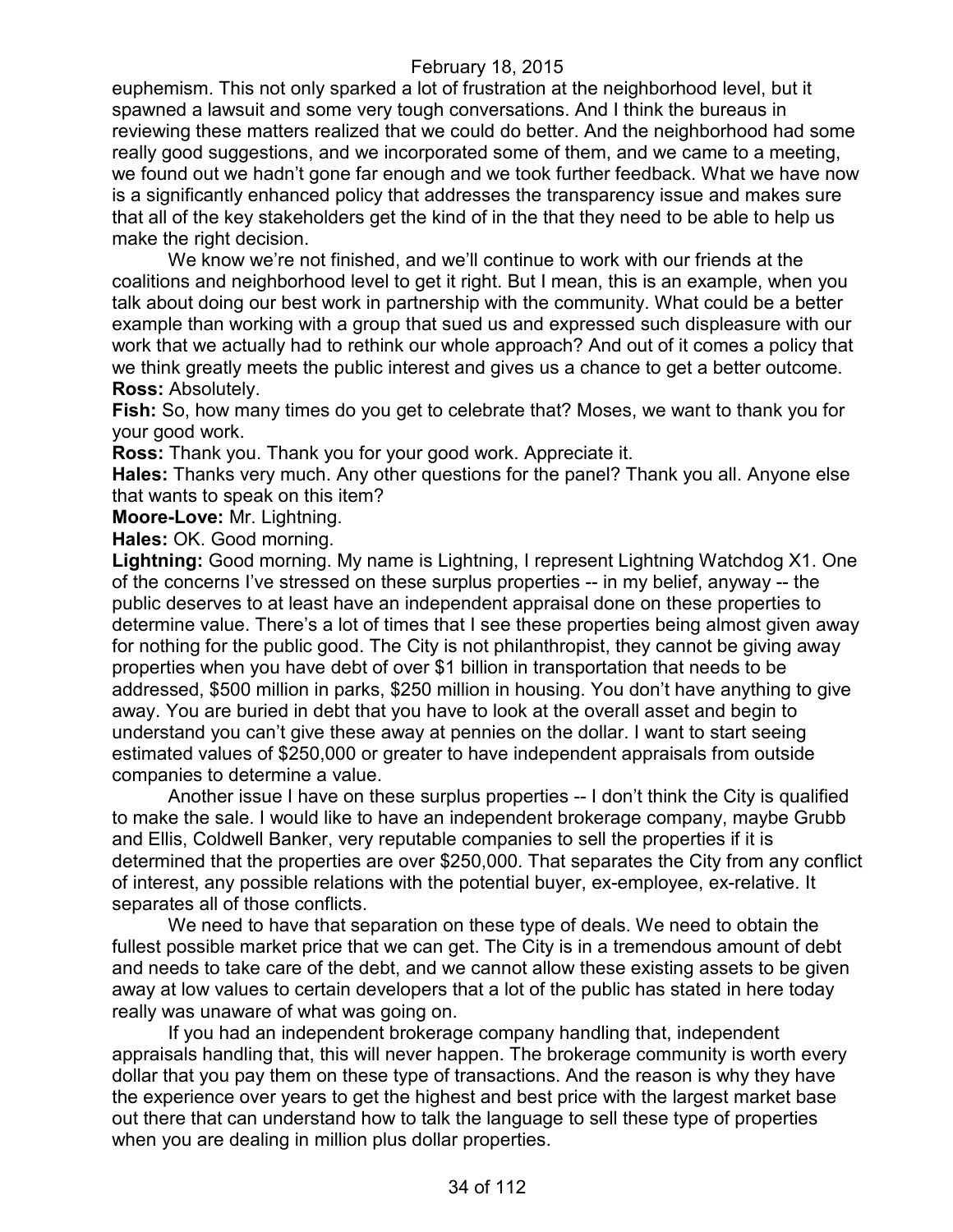euphemism. This not only sparked a lot of frustration at the neighborhood level, but it spawned a lawsuit and some very tough conversations. And I think the bureaus in reviewing these matters realized that we could do better. And the neighborhood had some really good suggestions, and we incorporated some of them, and we came to a meeting, we found out we hadn't gone far enough and we took further feedback. What we have now is a significantly enhanced policy that addresses the transparency issue and makes sure that all of the key stakeholders get the kind of in the that they need to be able to help us make the right decision.

We know we're not finished, and we'll continue to work with our friends at the coalitions and neighborhood level to get it right. But I mean, this is an example, when you talk about doing our best work in partnership with the community. What could be a better example than working with a group that sued us and expressed such displeasure with our work that we actually had to rethink our whole approach? And out of it comes a policy that we think greatly meets the public interest and gives us a chance to get a better outcome.

**Ross:** Absolutely.

**Fish:** So, how many times do you get to celebrate that? Moses, we want to thank you for your good work.

**Ross:** Thank you. Thank you for your good work. Appreciate it.

**Hales:** Thanks very much. Any other questions for the panel? Thank you all. Anyone else that wants to speak on this item?

**Moore-Love:** Mr. Lightning.

**Hales:** OK. Good morning.

**Lightning:** Good morning. My name is Lightning, I represent Lightning Watchdog X1. One of the concerns I've stressed on these surplus properties -- in my belief, anyway -- the public deserves to at least have an independent appraisal done on these properties to determine value. There's a lot of times that I see these properties being almost given away for nothing for the public good. The City is not philanthropist, they cannot be giving away properties when you have debt of over $1 billion in transportation that needs to be addressed, $500 million in parks, $250 million in housing. You don't have anything to give away. You are buried in debt that you have to look at the overall asset and begin to understand you can't give these away at pennies on the dollar. I want to start seeing estimated values of $250,000 or greater to have independent appraisals from outside companies to determine a value.

Another issue I have on these surplus properties -- I don't think the City is qualified to make the sale. I would like to have an independent brokerage company, maybe Grubb and Ellis, Coldwell Banker, very reputable companies to sell the properties if it is determined that the properties are over $250,000. That separates the City from any conflict of interest, any possible relations with the potential buyer, ex-employee, ex-relative. It separates all of those conflicts.

We need to have that separation on these type of deals. We need to obtain the fullest possible market price that we can get. The City is in a tremendous amount of debt and needs to take care of the debt, and we cannot allow these existing assets to be given away at low values to certain developers that a lot of the public has stated in here today really was unaware of what was going on.

If you had an independent brokerage company handling that, independent appraisals handling that, this will never happen. The brokerage community is worth every dollar that you pay them on these type of transactions. And the reason is why they have the experience over years to get the highest and best price with the largest market base out there that can understand how to talk the language to sell these type of properties when you are dealing in million plus dollar properties.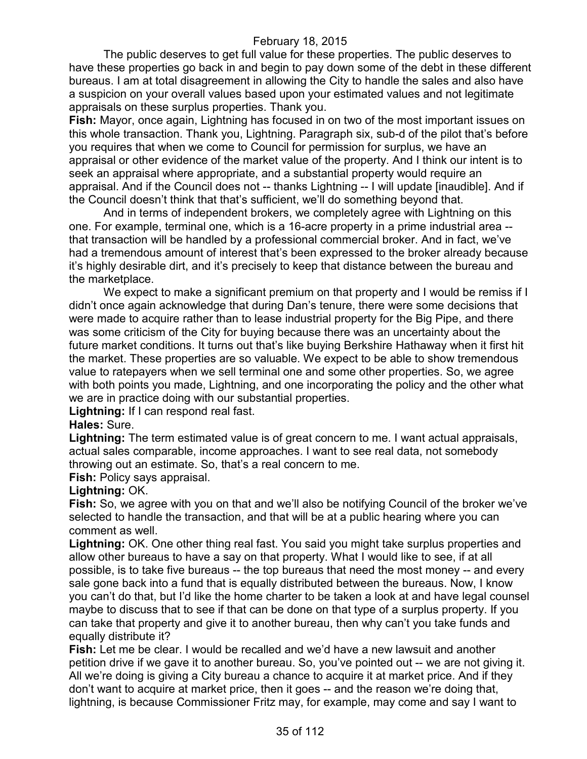The public deserves to get full value for these properties. The public deserves to have these properties go back in and begin to pay down some of the debt in these different bureaus. I am at total disagreement in allowing the City to handle the sales and also have a suspicion on your overall values based upon your estimated values and not legitimate appraisals on these surplus properties. Thank you.

**Fish:** Mayor, once again, Lightning has focused in on two of the most important issues on this whole transaction. Thank you, Lightning. Paragraph six, sub-d of the pilot that's before you requires that when we come to Council for permission for surplus, we have an appraisal or other evidence of the market value of the property. And I think our intent is to seek an appraisal where appropriate, and a substantial property would require an appraisal. And if the Council does not -- thanks Lightning -- I will update [inaudible]. And if the Council doesn't think that that's sufficient, we'll do something beyond that.

And in terms of independent brokers, we completely agree with Lightning on this one. For example, terminal one, which is a 16-acre property in a prime industrial area -- that transaction will be handled by a professional commercial broker. And in fact, we've had a tremendous amount of interest that's been expressed to the broker already because it's highly desirable dirt, and it's precisely to keep that distance between the bureau and the marketplace.

We expect to make a significant premium on that property and I would be remiss if I didn't once again acknowledge that during Dan's tenure, there were some decisions that were made to acquire rather than to lease industrial property for the Big Pipe, and there was some criticism of the City for buying because there was an uncertainty about the future market conditions. It turns out that's like buying Berkshire Hathaway when it first hit the market. These properties are so valuable. We expect to be able to show tremendous value to ratepayers when we sell terminal one and some other properties. So, we agree with both points you made, Lightning, and one incorporating the policy and the other what we are in practice doing with our substantial properties.

**Lightning:** If I can respond real fast.

**Hales:** Sure.

**Lightning:** The term estimated value is of great concern to me. I want actual appraisals, actual sales comparable, income approaches. I want to see real data, not somebody throwing out an estimate. So, that's a real concern to me.

**Fish:** Policy says appraisal.

**Lightning:** OK.

**Fish:** So, we agree with you on that and we'll also be notifying Council of the broker we've selected to handle the transaction, and that will be at a public hearing where you can comment as well.

**Lightning:** OK. One other thing real fast. You said you might take surplus properties and allow other bureaus to have a say on that property. What I would like to see, if at all possible, is to take five bureaus -- the top bureaus that need the most money -- and every sale gone back into a fund that is equally distributed between the bureaus. Now, I know you can't do that, but I'd like the home charter to be taken a look at and have legal counsel maybe to discuss that to see if that can be done on that type of a surplus property. If you can take that property and give it to another bureau, then why can't you take funds and equally distribute it?

**Fish:** Let me be clear. I would be recalled and we'd have a new lawsuit and another petition drive if we gave it to another bureau. So, you've pointed out -- we are not giving it. All we're doing is giving a City bureau a chance to acquire it at market price. And if they don't want to acquire at market price, then it goes -- and the reason we're doing that, lightning, is because Commissioner Fritz may, for example, may come and say I want to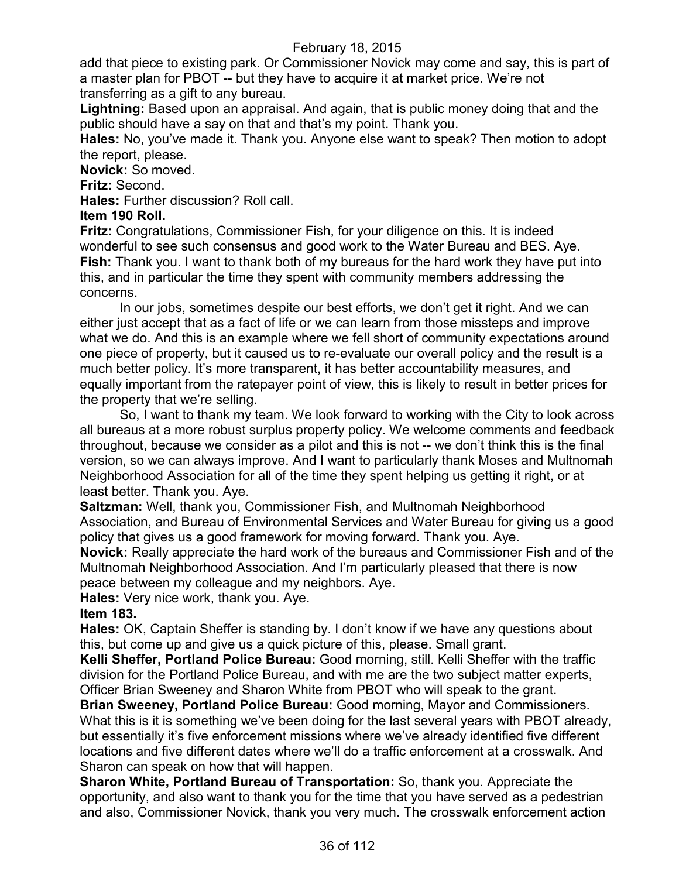add that piece to existing park. Or Commissioner Novick may come and say, this is part of a master plan for PBOT -- but they have to acquire it at market price. We're not transferring as a gift to any bureau.

**Lightning:** Based upon an appraisal. And again, that is public money doing that and the public should have a say on that and that's my point. Thank you.

**Hales:** No, you've made it. Thank you. Anyone else want to speak? Then motion to adopt the report, please.

**Novick:** So moved.

**Fritz:** Second.

**Hales:** Further discussion? Roll call.

**Item 190 Roll.**

**Fritz:** Congratulations, Commissioner Fish, for your diligence on this. It is indeed wonderful to see such consensus and good work to the Water Bureau and BES. Aye.

**Fish:** Thank you. I want to thank both of my bureaus for the hard work they have put into this, and in particular the time they spent with community members addressing the concerns.

In our jobs, sometimes despite our best efforts, we don't get it right. And we can either just accept that as a fact of life or we can learn from those missteps and improve what we do. And this is an example where we fell short of community expectations around one piece of property, but it caused us to re-evaluate our overall policy and the result is a much better policy. It's more transparent, it has better accountability measures, and equally important from the ratepayer point of view, this is likely to result in better prices for the property that we're selling.

So, I want to thank my team. We look forward to working with the City to look across all bureaus at a more robust surplus property policy. We welcome comments and feedback throughout, because we consider as a pilot and this is not -- we don't think this is the final version, so we can always improve. And I want to particularly thank Moses and Multnomah Neighborhood Association for all of the time they spent helping us getting it right, or at least better. Thank you. Aye.

**Saltzman:** Well, thank you, Commissioner Fish, and Multnomah Neighborhood Association, and Bureau of Environmental Services and Water Bureau for giving us a good policy that gives us a good framework for moving forward. Thank you. Aye.

**Novick:** Really appreciate the hard work of the bureaus and Commissioner Fish and of the Multnomah Neighborhood Association. And I'm particularly pleased that there is now peace between my colleague and my neighbors. Aye.

**Hales:** Very nice work, thank you. Aye.

**Item 183.**

**Hales:** OK, Captain Sheffer is standing by. I don't know if we have any questions about this, but come up and give us a quick picture of this, please. Small grant.

**Kelli Sheffer, Portland Police Bureau:** Good morning, still. Kelli Sheffer with the traffic division for the Portland Police Bureau, and with me are the two subject matter experts, Officer Brian Sweeney and Sharon White from PBOT who will speak to the grant.

**Brian Sweeney, Portland Police Bureau:** Good morning, Mayor and Commissioners. What this is it is something we've been doing for the last several years with PBOT already, but essentially it's five enforcement missions where we've already identified five different locations and five different dates where we'll do a traffic enforcement at a crosswalk. And Sharon can speak on how that will happen.

**Sharon White, Portland Bureau of Transportation:** So, thank you. Appreciate the opportunity, and also want to thank you for the time that you have served as a pedestrian and also, Commissioner Novick, thank you very much. The crosswalk enforcement action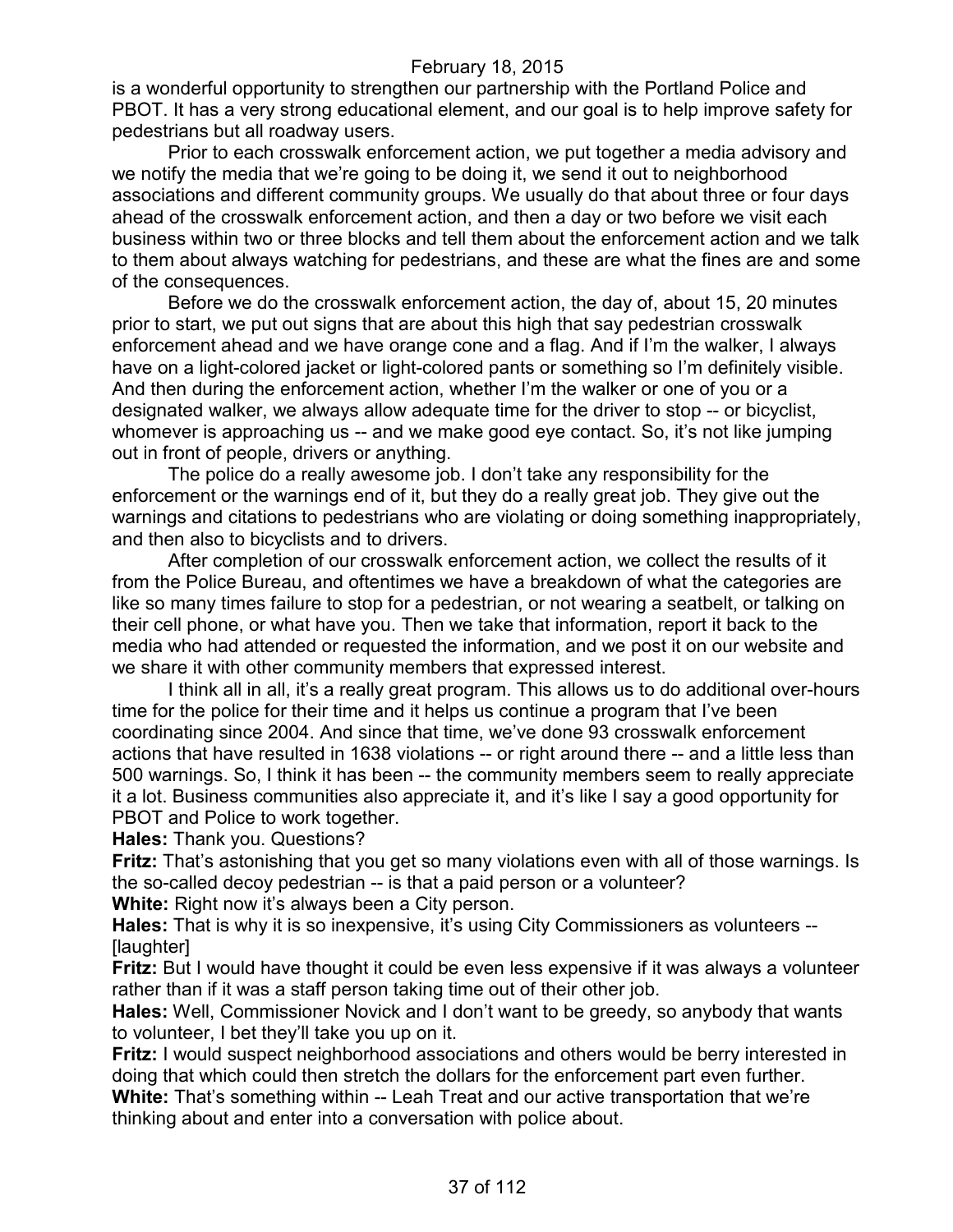is a wonderful opportunity to strengthen our partnership with the Portland Police and PBOT. It has a very strong educational element, and our goal is to help improve safety for pedestrians but all roadway users.

Prior to each crosswalk enforcement action, we put together a media advisory and we notify the media that we're going to be doing it, we send it out to neighborhood associations and different community groups. We usually do that about three or four days ahead of the crosswalk enforcement action, and then a day or two before we visit each business within two or three blocks and tell them about the enforcement action and we talk to them about always watching for pedestrians, and these are what the fines are and some of the consequences.

Before we do the crosswalk enforcement action, the day of, about 15, 20 minutes prior to start, we put out signs that are about this high that say pedestrian crosswalk enforcement ahead and we have orange cone and a flag. And if I'm the walker, I always have on a light-colored jacket or light-colored pants or something so I'm definitely visible. And then during the enforcement action, whether I'm the walker or one of you or a designated walker, we always allow adequate time for the driver to stop -- or bicyclist, whomever is approaching us -- and we make good eye contact. So, it's not like jumping out in front of people, drivers or anything.

The police do a really awesome job. I don't take any responsibility for the enforcement or the warnings end of it, but they do a really great job. They give out the warnings and citations to pedestrians who are violating or doing something inappropriately, and then also to bicyclists and to drivers.

After completion of our crosswalk enforcement action, we collect the results of it from the Police Bureau, and oftentimes we have a breakdown of what the categories are like so many times failure to stop for a pedestrian, or not wearing a seatbelt, or talking on their cell phone, or what have you. Then we take that information, report it back to the media who had attended or requested the information, and we post it on our website and we share it with other community members that expressed interest.

I think all in all, it's a really great program. This allows us to do additional over-hours time for the police for their time and it helps us continue a program that I've been coordinating since 2004. And since that time, we've done 93 crosswalk enforcement actions that have resulted in 1638 violations -- or right around there -- and a little less than 500 warnings. So, I think it has been -- the community members seem to really appreciate it a lot. Business communities also appreciate it, and it's like I say a good opportunity for PBOT and Police to work together.

**Hales:** Thank you. Questions?

**Fritz:** That's astonishing that you get so many violations even with all of those warnings. Is the so-called decoy pedestrian -- is that a paid person or a volunteer?

**White:** Right now it's always been a City person.

**Hales:** That is why it is so inexpensive, it's using City Commissioners as volunteers -- [laughter]

**Fritz:** But I would have thought it could be even less expensive if it was always a volunteer rather than if it was a staff person taking time out of their other job.

**Hales:** Well, Commissioner Novick and I don't want to be greedy, so anybody that wants to volunteer, I bet they'll take you up on it.

**Fritz:** I would suspect neighborhood associations and others would be berry interested in doing that which could then stretch the dollars for the enforcement part even further.

**White:** That's something within -- Leah Treat and our active transportation that we're thinking about and enter into a conversation with police about.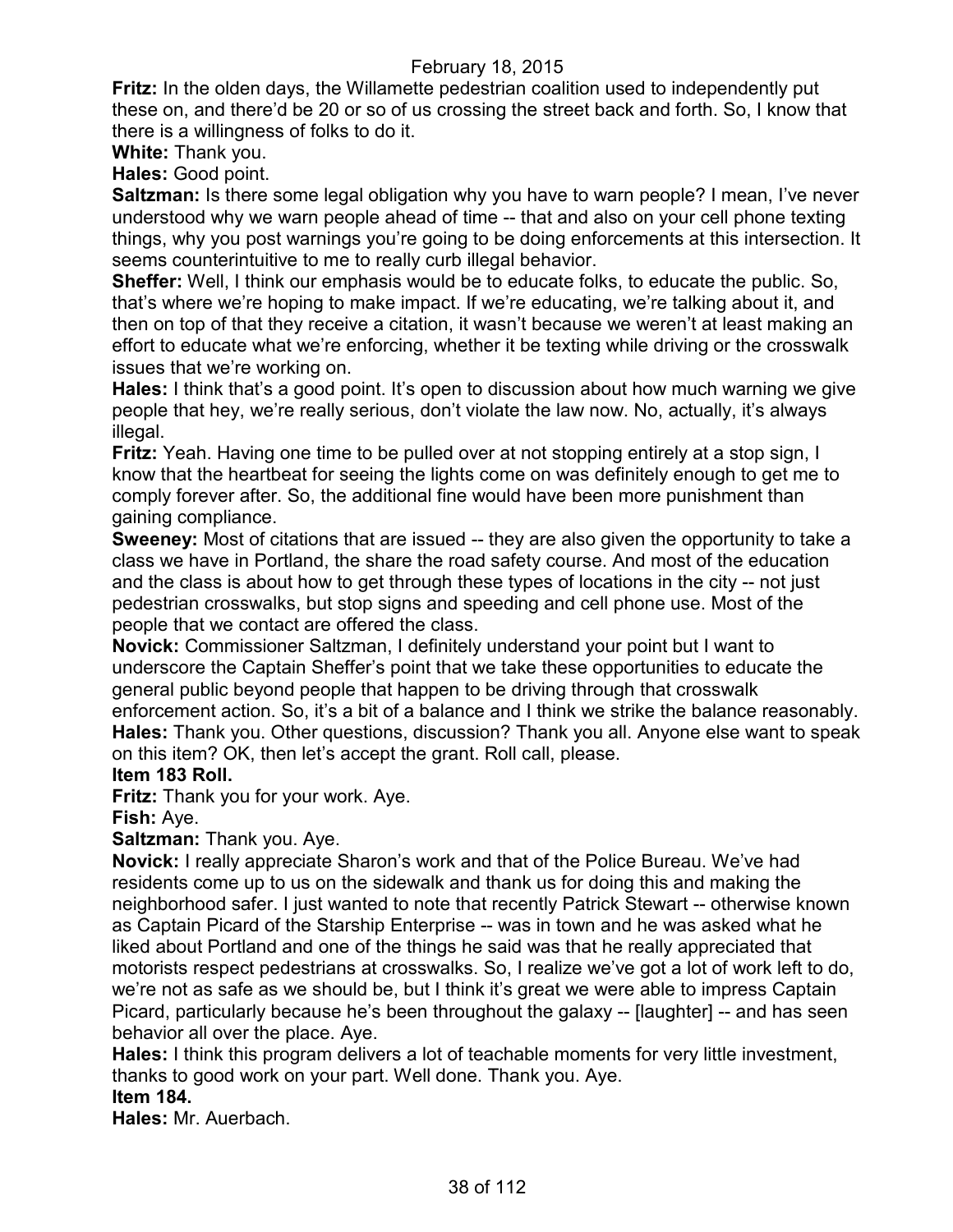**Fritz:** In the olden days, the Willamette pedestrian coalition used to independently put these on, and there'd be 20 or so of us crossing the street back and forth. So, I know that there is a willingness of folks to do it.

**White:** Thank you.

**Hales:** Good point.

**Saltzman:** Is there some legal obligation why you have to warn people? I mean, I've never understood why we warn people ahead of time -- that and also on your cell phone texting things, why you post warnings you're going to be doing enforcements at this intersection. It seems counterintuitive to me to really curb illegal behavior.

**Sheffer:** Well, I think our emphasis would be to educate folks, to educate the public. So, that's where we're hoping to make impact. If we're educating, we're talking about it, and then on top of that they receive a citation, it wasn't because we weren't at least making an effort to educate what we're enforcing, whether it be texting while driving or the crosswalk issues that we're working on.

**Hales:** I think that's a good point. It's open to discussion about how much warning we give people that hey, we're really serious, don't violate the law now. No, actually, it's always illegal.

**Fritz:** Yeah. Having one time to be pulled over at not stopping entirely at a stop sign, I know that the heartbeat for seeing the lights come on was definitely enough to get me to comply forever after. So, the additional fine would have been more punishment than gaining compliance.

**Sweeney:** Most of citations that are issued -- they are also given the opportunity to take a class we have in Portland, the share the road safety course. And most of the education and the class is about how to get through these types of locations in the city -- not just pedestrian crosswalks, but stop signs and speeding and cell phone use. Most of the people that we contact are offered the class.

**Novick:** Commissioner Saltzman, I definitely understand your point but I want to underscore the Captain Sheffer's point that we take these opportunities to educate the general public beyond people that happen to be driving through that crosswalk enforcement action. So, it's a bit of a balance and I think we strike the balance reasonably.

**Hales:** Thank you. Other questions, discussion? Thank you all. Anyone else want to speak on this item? OK, then let's accept the grant. Roll call, please.

**Item 183 Roll.**

**Fritz:** Thank you for your work. Aye.

**Fish:** Aye.

**Saltzman:** Thank you. Aye.

**Novick:** I really appreciate Sharon's work and that of the Police Bureau. We've had residents come up to us on the sidewalk and thank us for doing this and making the neighborhood safer. I just wanted to note that recently Patrick Stewart -- otherwise known as Captain Picard of the Starship Enterprise -- was in town and he was asked what he liked about Portland and one of the things he said was that he really appreciated that motorists respect pedestrians at crosswalks. So, I realize we've got a lot of work left to do, we're not as safe as we should be, but I think it's great we were able to impress Captain Picard, particularly because he's been throughout the galaxy -- [laughter] -- and has seen behavior all over the place. Aye.

**Hales:** I think this program delivers a lot of teachable moments for very little investment, thanks to good work on your part. Well done. Thank you. Aye.

**Item 184.**

**Hales:** Mr. Auerbach.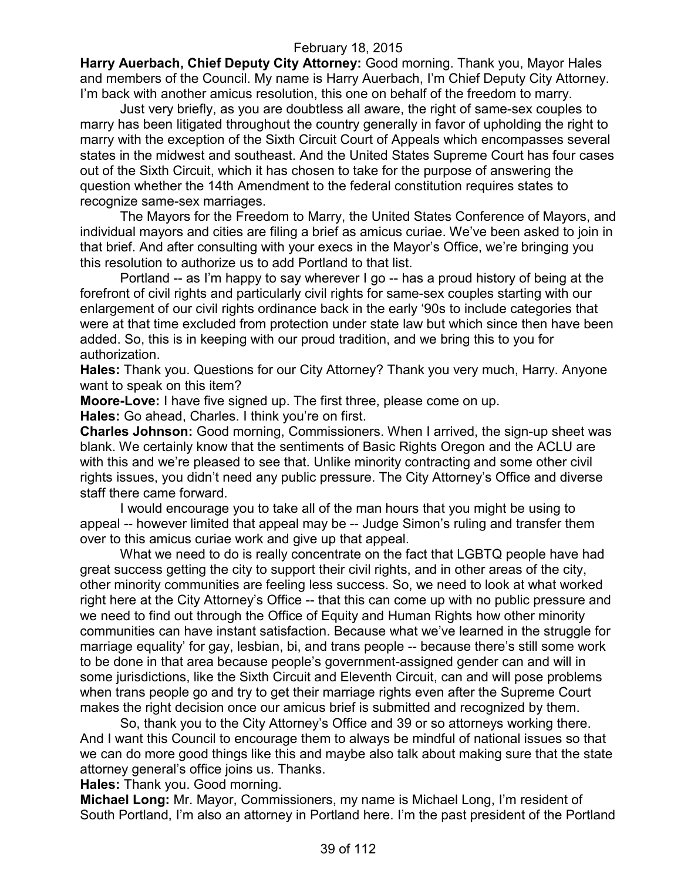February 18, 2015

**Harry Auerbach, Chief Deputy City Attorney:** Good morning. Thank you, Mayor Hales and members of the Council. My name is Harry Auerbach, I'm Chief Deputy City Attorney. I'm back with another amicus resolution, this one on behalf of the freedom to marry.

Just very briefly, as you are doubtless all aware, the right of same-sex couples to marry has been litigated throughout the country generally in favor of upholding the right to marry with the exception of the Sixth Circuit Court of Appeals which encompasses several states in the midwest and southeast. And the United States Supreme Court has four cases out of the Sixth Circuit, which it has chosen to take for the purpose of answering the question whether the 14th Amendment to the federal constitution requires states to recognize same-sex marriages.

The Mayors for the Freedom to Marry, the United States Conference of Mayors, and individual mayors and cities are filing a brief as amicus curiae. We've been asked to join in that brief. And after consulting with your execs in the Mayor's Office, we're bringing you this resolution to authorize us to add Portland to that list.

Portland -- as I'm happy to say wherever I go -- has a proud history of being at the forefront of civil rights and particularly civil rights for same-sex couples starting with our enlargement of our civil rights ordinance back in the early '90s to include categories that were at that time excluded from protection under state law but which since then have been added. So, this is in keeping with our proud tradition, and we bring this to you for authorization.

**Hales:** Thank you. Questions for our City Attorney? Thank you very much, Harry. Anyone want to speak on this item?

**Moore-Love:** I have five signed up. The first three, please come on up.

**Hales:** Go ahead, Charles. I think you're on first.

**Charles Johnson:** Good morning, Commissioners. When I arrived, the sign-up sheet was blank. We certainly know that the sentiments of Basic Rights Oregon and the ACLU are with this and we're pleased to see that. Unlike minority contracting and some other civil rights issues, you didn't need any public pressure. The City Attorney's Office and diverse staff there came forward.

I would encourage you to take all of the man hours that you might be using to appeal -- however limited that appeal may be -- Judge Simon's ruling and transfer them over to this amicus curiae work and give up that appeal.

What we need to do is really concentrate on the fact that LGBTQ people have had great success getting the city to support their civil rights, and in other areas of the city, other minority communities are feeling less success. So, we need to look at what worked right here at the City Attorney's Office -- that this can come up with no public pressure and we need to find out through the Office of Equity and Human Rights how other minority communities can have instant satisfaction. Because what we've learned in the struggle for marriage equality' for gay, lesbian, bi, and trans people -- because there's still some work to be done in that area because people's government-assigned gender can and will in some jurisdictions, like the Sixth Circuit and Eleventh Circuit, can and will pose problems when trans people go and try to get their marriage rights even after the Supreme Court makes the right decision once our amicus brief is submitted and recognized by them.

So, thank you to the City Attorney's Office and 39 or so attorneys working there. And I want this Council to encourage them to always be mindful of national issues so that we can do more good things like this and maybe also talk about making sure that the state attorney general's office joins us. Thanks.

**Hales:** Thank you. Good morning.

**Michael Long:** Mr. Mayor, Commissioners, my name is Michael Long, I'm resident of South Portland, I'm also an attorney in Portland here. I'm the past president of the Portland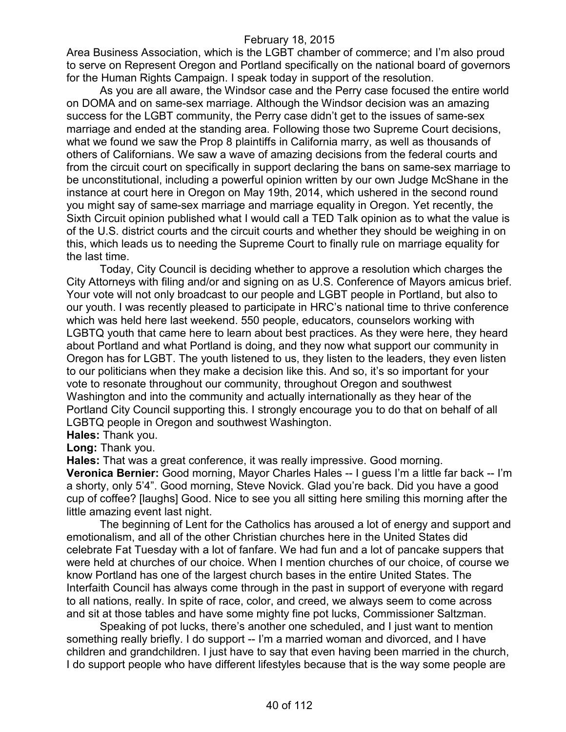Area Business Association, which is the LGBT chamber of commerce; and I'm also proud to serve on Represent Oregon and Portland specifically on the national board of governors for the Human Rights Campaign. I speak today in support of the resolution.

As you are all aware, the Windsor case and the Perry case focused the entire world on DOMA and on same-sex marriage. Although the Windsor decision was an amazing success for the LGBT community, the Perry case didn't get to the issues of same-sex marriage and ended at the standing area. Following those two Supreme Court decisions, what we found we saw the Prop 8 plaintiffs in California marry, as well as thousands of others of Californians. We saw a wave of amazing decisions from the federal courts and from the circuit court on specifically in support declaring the bans on same-sex marriage to be unconstitutional, including a powerful opinion written by our own Judge McShane in the instance at court here in Oregon on May 19th, 2014, which ushered in the second round you might say of same-sex marriage and marriage equality in Oregon. Yet recently, the Sixth Circuit opinion published what I would call a TED Talk opinion as to what the value is of the U.S. district courts and the circuit courts and whether they should be weighing in on this, which leads us to needing the Supreme Court to finally rule on marriage equality for the last time.

Today, City Council is deciding whether to approve a resolution which charges the City Attorneys with filing and/or and signing on as U.S. Conference of Mayors amicus brief. Your vote will not only broadcast to our people and LGBT people in Portland, but also to our youth. I was recently pleased to participate in HRC's national time to thrive conference which was held here last weekend. 550 people, educators, counselors working with LGBTQ youth that came here to learn about best practices. As they were here, they heard about Portland and what Portland is doing, and they now what support our community in Oregon has for LGBT. The youth listened to us, they listen to the leaders, they even listen to our politicians when they make a decision like this. And so, it's so important for your vote to resonate throughout our community, throughout Oregon and southwest Washington and into the community and actually internationally as they hear of the Portland City Council supporting this. I strongly encourage you to do that on behalf of all LGBTQ people in Oregon and southwest Washington.

**Hales:** Thank you.

**Long:** Thank you.

**Hales:** That was a great conference, it was really impressive. Good morning.

**Veronica Bernier:** Good morning, Mayor Charles Hales -- I guess I'm a little far back -- I'm a shorty, only 5'4". Good morning, Steve Novick. Glad you're back. Did you have a good cup of coffee? [laughs] Good. Nice to see you all sitting here smiling this morning after the little amazing event last night.

The beginning of Lent for the Catholics has aroused a lot of energy and support and emotionalism, and all of the other Christian churches here in the United States did celebrate Fat Tuesday with a lot of fanfare. We had fun and a lot of pancake suppers that were held at churches of our choice. When I mention churches of our choice, of course we know Portland has one of the largest church bases in the entire United States. The Interfaith Council has always come through in the past in support of everyone with regard to all nations, really. In spite of race, color, and creed, we always seem to come across and sit at those tables and have some mighty fine pot lucks, Commissioner Saltzman.

Speaking of pot lucks, there's another one scheduled, and I just want to mention something really briefly. I do support -- I'm a married woman and divorced, and I have children and grandchildren. I just have to say that even having been married in the church, I do support people who have different lifestyles because that is the way some people are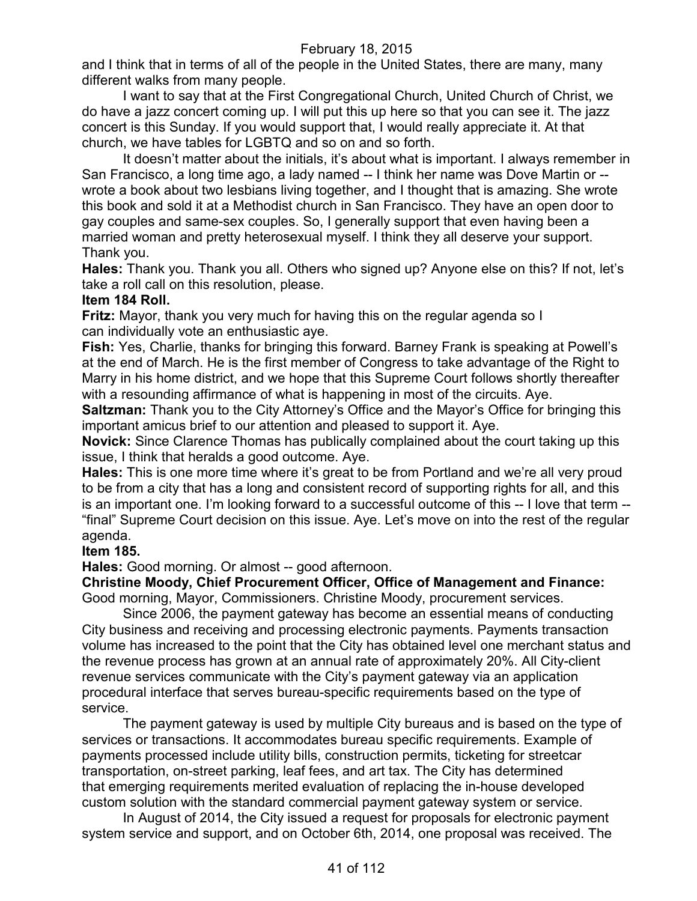and I think that in terms of all of the people in the United States, there are many, many different walks from many people.

I want to say that at the First Congregational Church, United Church of Christ, we do have a jazz concert coming up. I will put this up here so that you can see it. The jazz concert is this Sunday. If you would support that, I would really appreciate it. At that church, we have tables for LGBTQ and so on and so forth.

It doesn't matter about the initials, it's about what is important. I always remember in San Francisco, a long time ago, a lady named -- I think her name was Dove Martin or -- wrote a book about two lesbians living together, and I thought that is amazing. She wrote this book and sold it at a Methodist church in San Francisco. They have an open door to gay couples and same-sex couples. So, I generally support that even having been a married woman and pretty heterosexual myself. I think they all deserve your support. Thank you.

**Hales:** Thank you. Thank you all. Others who signed up? Anyone else on this? If not, let's take a roll call on this resolution, please.

**Item 184 Roll.**

**Fritz:** Mayor, thank you very much for having this on the regular agenda so I can individually vote an enthusiastic aye.

**Fish:** Yes, Charlie, thanks for bringing this forward. Barney Frank is speaking at Powell's at the end of March. He is the first member of Congress to take advantage of the Right to Marry in his home district, and we hope that this Supreme Court follows shortly thereafter with a resounding affirmance of what is happening in most of the circuits. Aye.

**Saltzman:** Thank you to the City Attorney's Office and the Mayor's Office for bringing this important amicus brief to our attention and pleased to support it. Aye.

**Novick:** Since Clarence Thomas has publically complained about the court taking up this issue, I think that heralds a good outcome. Aye.

**Hales:** This is one more time where it's great to be from Portland and we're all very proud to be from a city that has a long and consistent record of supporting rights for all, and this is an important one. I'm looking forward to a successful outcome of this -- I love that term -- "final" Supreme Court decision on this issue. Aye. Let's move on into the rest of the regular agenda.

**Item 185.**

**Hales:** Good morning. Or almost -- good afternoon.

**Christine Moody, Chief Procurement Officer, Office of Management and Finance:** Good morning, Mayor, Commissioners. Christine Moody, procurement services.

Since 2006, the payment gateway has become an essential means of conducting City business and receiving and processing electronic payments. Payments transaction volume has increased to the point that the City has obtained level one merchant status and the revenue process has grown at an annual rate of approximately 20%. All City-client revenue services communicate with the City's payment gateway via an application procedural interface that serves bureau-specific requirements based on the type of service.

The payment gateway is used by multiple City bureaus and is based on the type of services or transactions. It accommodates bureau specific requirements. Example of payments processed include utility bills, construction permits, ticketing for streetcar transportation, on-street parking, leaf fees, and art tax. The City has determined that emerging requirements merited evaluation of replacing the in-house developed custom solution with the standard commercial payment gateway system or service.

In August of 2014, the City issued a request for proposals for electronic payment system service and support, and on October 6th, 2014, one proposal was received. The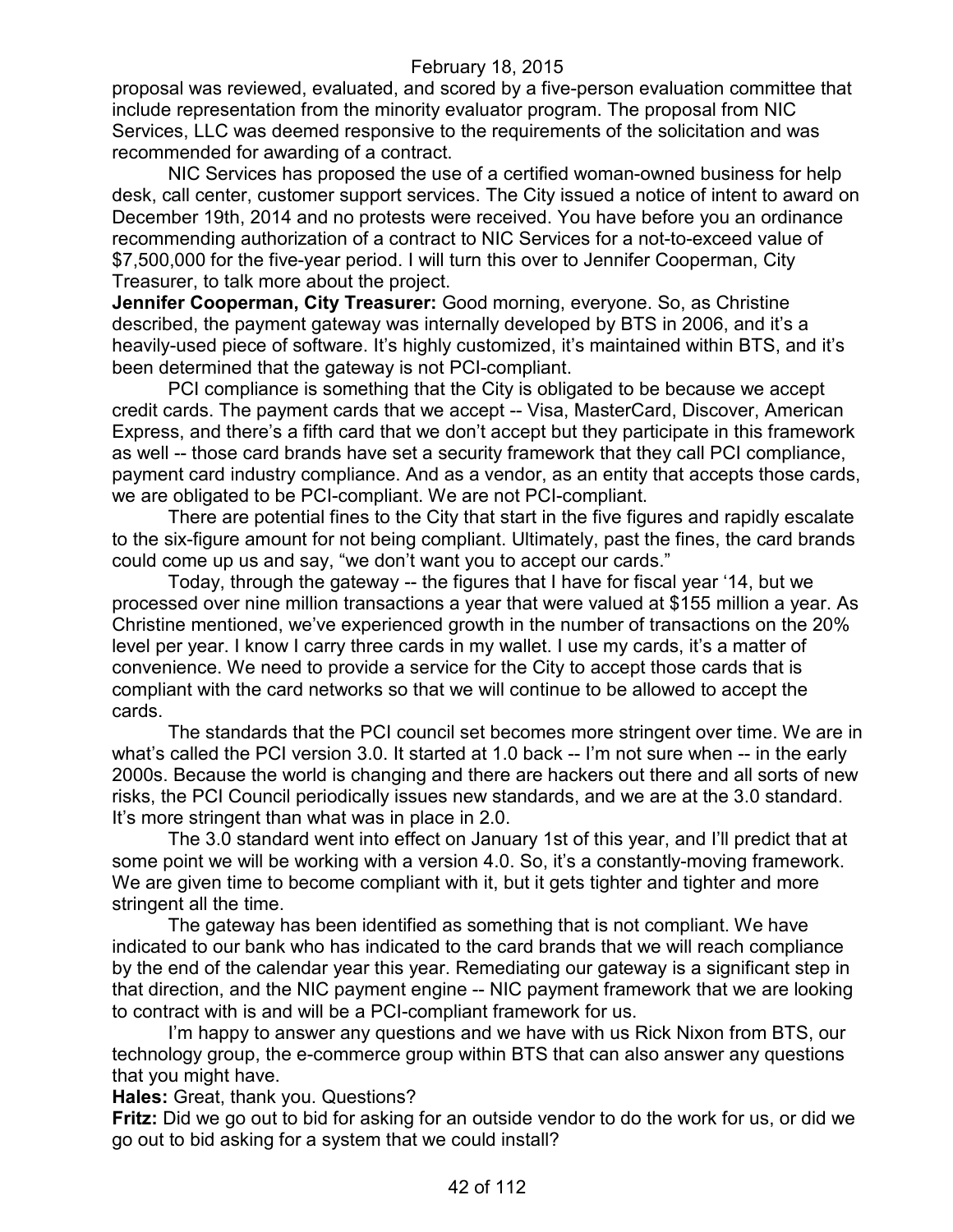proposal was reviewed, evaluated, and scored by a five-person evaluation committee that include representation from the minority evaluator program. The proposal from NIC Services, LLC was deemed responsive to the requirements of the solicitation and was recommended for awarding of a contract.

NIC Services has proposed the use of a certified woman-owned business for help desk, call center, customer support services. The City issued a notice of intent to award on December 19th, 2014 and no protests were received. You have before you an ordinance recommending authorization of a contract to NIC Services for a not-to-exceed value of $7,500,000 for the five-year period. I will turn this over to Jennifer Cooperman, City Treasurer, to talk more about the project.

**Jennifer Cooperman, City Treasurer:** Good morning, everyone. So, as Christine described, the payment gateway was internally developed by BTS in 2006, and it's a heavily-used piece of software. It's highly customized, it's maintained within BTS, and it's been determined that the gateway is not PCI-compliant.

PCI compliance is something that the City is obligated to be because we accept credit cards. The payment cards that we accept -- Visa, MasterCard, Discover, American Express, and there's a fifth card that we don't accept but they participate in this framework as well -- those card brands have set a security framework that they call PCI compliance, payment card industry compliance. And as a vendor, as an entity that accepts those cards, we are obligated to be PCI-compliant. We are not PCI-compliant.

There are potential fines to the City that start in the five figures and rapidly escalate to the six-figure amount for not being compliant. Ultimately, past the fines, the card brands could come up us and say, "we don't want you to accept our cards."

Today, through the gateway -- the figures that I have for fiscal year '14, but we processed over nine million transactions a year that were valued at $155 million a year. As Christine mentioned, we've experienced growth in the number of transactions on the 20% level per year. I know I carry three cards in my wallet. I use my cards, it's a matter of convenience. We need to provide a service for the City to accept those cards that is compliant with the card networks so that we will continue to be allowed to accept the cards.

The standards that the PCI council set becomes more stringent over time. We are in what's called the PCI version 3.0. It started at 1.0 back -- I'm not sure when -- in the early 2000s. Because the world is changing and there are hackers out there and all sorts of new risks, the PCI Council periodically issues new standards, and we are at the 3.0 standard. It's more stringent than what was in place in 2.0.

The 3.0 standard went into effect on January 1st of this year, and I'll predict that at some point we will be working with a version 4.0. So, it's a constantly-moving framework. We are given time to become compliant with it, but it gets tighter and tighter and more stringent all the time.

The gateway has been identified as something that is not compliant. We have indicated to our bank who has indicated to the card brands that we will reach compliance by the end of the calendar year this year. Remediating our gateway is a significant step in that direction, and the NIC payment engine -- NIC payment framework that we are looking to contract with is and will be a PCI-compliant framework for us.

I'm happy to answer any questions and we have with us Rick Nixon from BTS, our technology group, the e-commerce group within BTS that can also answer any questions that you might have.

**Hales:** Great, thank you. Questions?

**Fritz:** Did we go out to bid for asking for an outside vendor to do the work for us, or did we go out to bid asking for a system that we could install?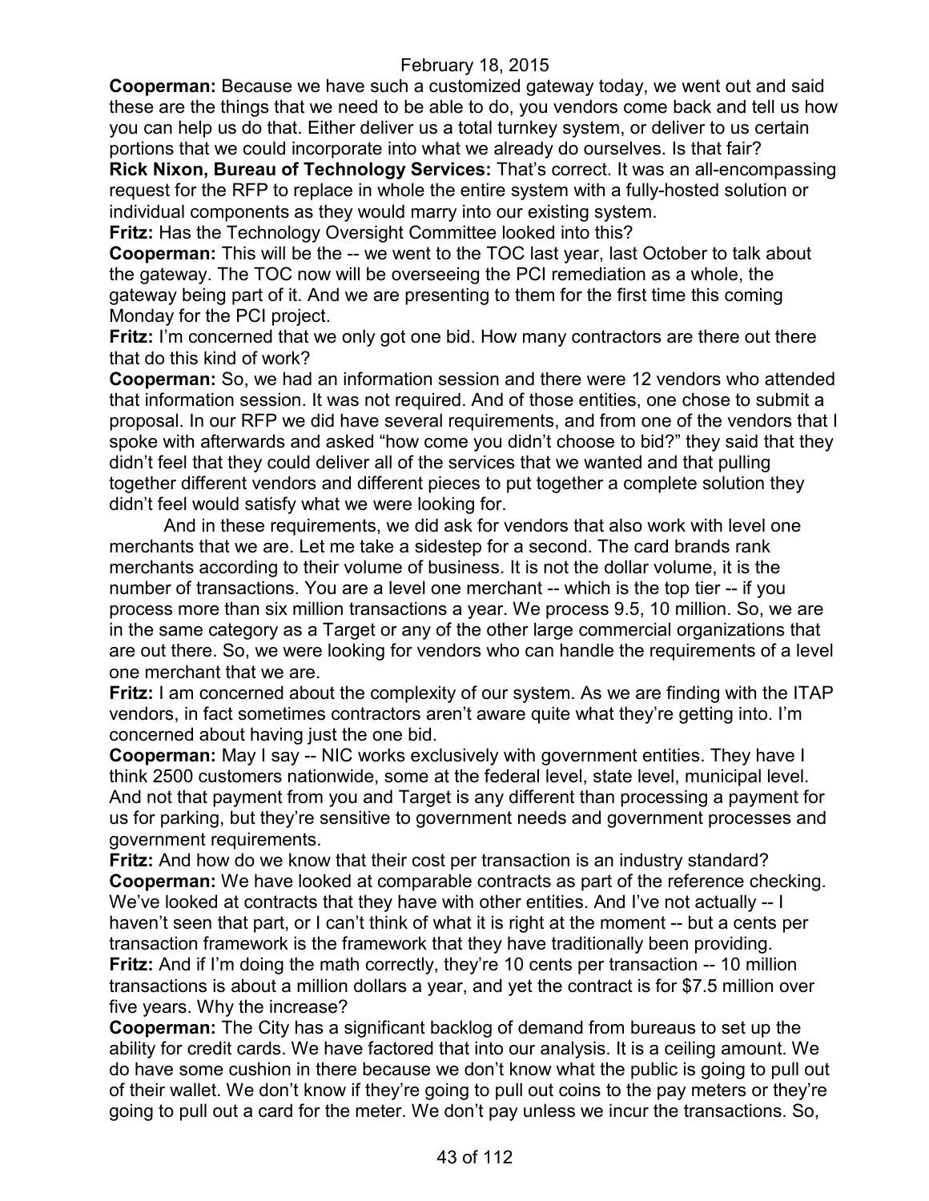**Cooperman:** Because we have such a customized gateway today, we went out and said these are the things that we need to be able to do, you vendors come back and tell us how you can help us do that. Either deliver us a total turnkey system, or deliver to us certain portions that we could incorporate into what we already do ourselves. Is that fair?

**Rick Nixon, Bureau of Technology Services:** That's correct. It was an all-encompassing request for the RFP to replace in whole the entire system with a fully-hosted solution or individual components as they would marry into our existing system.

**Fritz:** Has the Technology Oversight Committee looked into this?

**Cooperman:** This will be the -- we went to the TOC last year, last October to talk about the gateway. The TOC now will be overseeing the PCI remediation as a whole, the gateway being part of it. And we are presenting to them for the first time this coming Monday for the PCI project.

**Fritz:** I'm concerned that we only got one bid. How many contractors are there out there that do this kind of work?

**Cooperman:** So, we had an information session and there were 12 vendors who attended that information session. It was not required. And of those entities, one chose to submit a proposal. In our RFP we did have several requirements, and from one of the vendors that I spoke with afterwards and asked "how come you didn't choose to bid?" they said that they didn't feel that they could deliver all of the services that we wanted and that pulling together different vendors and different pieces to put together a complete solution they didn't feel would satisfy what we were looking for.

And in these requirements, we did ask for vendors that also work with level one merchants that we are. Let me take a sidestep for a second. The card brands rank merchants according to their volume of business. It is not the dollar volume, it is the number of transactions. You are a level one merchant -- which is the top tier -- if you process more than six million transactions a year. We process 9.5, 10 million. So, we are in the same category as a Target or any of the other large commercial organizations that are out there. So, we were looking for vendors who can handle the requirements of a level one merchant that we are.

**Fritz:** I am concerned about the complexity of our system. As we are finding with the ITAP vendors, in fact sometimes contractors aren't aware quite what they're getting into. I'm concerned about having just the one bid.

**Cooperman:** May I say -- NIC works exclusively with government entities. They have I think 2500 customers nationwide, some at the federal level, state level, municipal level. And not that payment from you and Target is any different than processing a payment for us for parking, but they're sensitive to government needs and government processes and government requirements.

**Fritz:** And how do we know that their cost per transaction is an industry standard?

**Cooperman:** We have looked at comparable contracts as part of the reference checking. We've looked at contracts that they have with other entities. And I've not actually -- I haven't seen that part, or I can't think of what it is right at the moment -- but a cents per transaction framework is the framework that they have traditionally been providing.

**Fritz:** And if I'm doing the math correctly, they're 10 cents per transaction -- 10 million transactions is about a million dollars a year, and yet the contract is for $7.5 million over five years. Why the increase?

**Cooperman:** The City has a significant backlog of demand from bureaus to set up the ability for credit cards. We have factored that into our analysis. It is a ceiling amount. We do have some cushion in there because we don't know what the public is going to pull out of their wallet. We don't know if they're going to pull out coins to the pay meters or they're going to pull out a card for the meter. We don't pay unless we incur the transactions. So,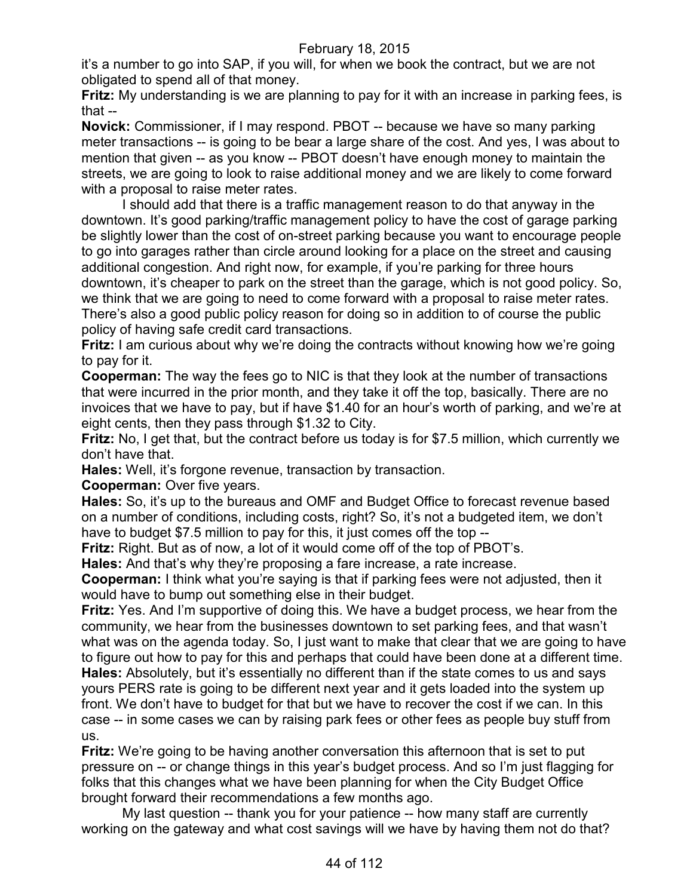it's a number to go into SAP, if you will, for when we book the contract, but we are not obligated to spend all of that money.

**Fritz:** My understanding is we are planning to pay for it with an increase in parking fees, is that --

**Novick:** Commissioner, if I may respond. PBOT -- because we have so many parking meter transactions -- is going to be bear a large share of the cost. And yes, I was about to mention that given -- as you know -- PBOT doesn't have enough money to maintain the streets, we are going to look to raise additional money and we are likely to come forward with a proposal to raise meter rates.

I should add that there is a traffic management reason to do that anyway in the downtown. It's good parking/traffic management policy to have the cost of garage parking be slightly lower than the cost of on-street parking because you want to encourage people to go into garages rather than circle around looking for a place on the street and causing additional congestion. And right now, for example, if you're parking for three hours downtown, it's cheaper to park on the street than the garage, which is not good policy. So, we think that we are going to need to come forward with a proposal to raise meter rates. There's also a good public policy reason for doing so in addition to of course the public policy of having safe credit card transactions.

**Fritz:** I am curious about why we're doing the contracts without knowing how we're going to pay for it.

**Cooperman:** The way the fees go to NIC is that they look at the number of transactions that were incurred in the prior month, and they take it off the top, basically. There are no invoices that we have to pay, but if have $1.40 for an hour's worth of parking, and we're at eight cents, then they pass through $1.32 to City.

**Fritz:** No, I get that, but the contract before us today is for $7.5 million, which currently we don't have that.

**Hales:** Well, it's forgone revenue, transaction by transaction.

**Cooperman:** Over five years.

**Hales:** So, it's up to the bureaus and OMF and Budget Office to forecast revenue based on a number of conditions, including costs, right? So, it's not a budgeted item, we don't have to budget $7.5 million to pay for this, it just comes off the top --

**Fritz:** Right. But as of now, a lot of it would come off of the top of PBOT's.

**Hales:** And that's why they're proposing a fare increase, a rate increase.

**Cooperman:** I think what you're saying is that if parking fees were not adjusted, then it would have to bump out something else in their budget.

**Fritz:** Yes. And I'm supportive of doing this. We have a budget process, we hear from the community, we hear from the businesses downtown to set parking fees, and that wasn't what was on the agenda today. So, I just want to make that clear that we are going to have to figure out how to pay for this and perhaps that could have been done at a different time.

**Hales:** Absolutely, but it's essentially no different than if the state comes to us and says yours PERS rate is going to be different next year and it gets loaded into the system up front. We don't have to budget for that but we have to recover the cost if we can. In this case -- in some cases we can by raising park fees or other fees as people buy stuff from us.

**Fritz:** We're going to be having another conversation this afternoon that is set to put pressure on -- or change things in this year's budget process. And so I'm just flagging for folks that this changes what we have been planning for when the City Budget Office brought forward their recommendations a few months ago.

My last question -- thank you for your patience -- how many staff are currently working on the gateway and what cost savings will we have by having them not do that?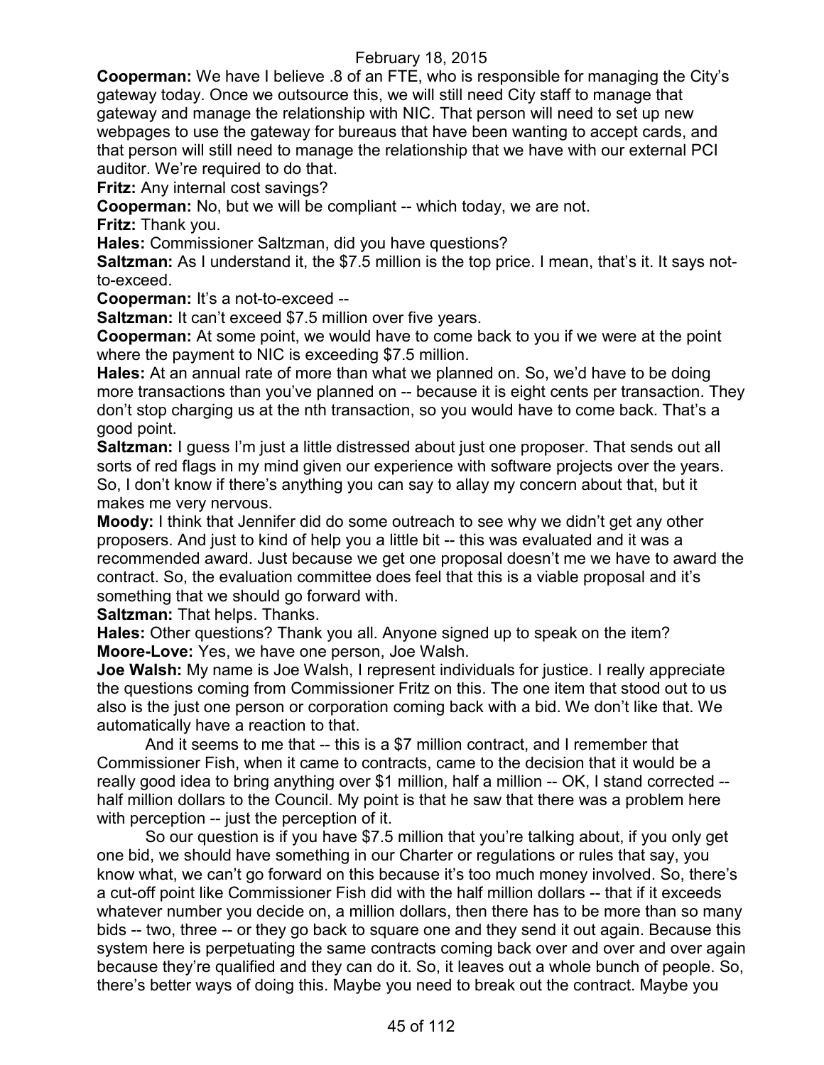**Cooperman:** We have I believe .8 of an FTE, who is responsible for managing the City's gateway today. Once we outsource this, we will still need City staff to manage that gateway and manage the relationship with NIC. That person will need to set up new webpages to use the gateway for bureaus that have been wanting to accept cards, and that person will still need to manage the relationship that we have with our external PCI auditor. We're required to do that.

**Fritz:** Any internal cost savings?

**Cooperman:** No, but we will be compliant -- which today, we are not.

**Fritz:** Thank you.

**Hales:** Commissioner Saltzman, did you have questions?

**Saltzman:** As I understand it, the $7.5 million is the top price. I mean, that's it. It says not-to-exceed.

**Cooperman:** It's a not-to-exceed --

**Saltzman:** It can't exceed $7.5 million over five years.

**Cooperman:** At some point, we would have to come back to you if we were at the point where the payment to NIC is exceeding $7.5 million.

**Hales:** At an annual rate of more than what we planned on. So, we'd have to be doing more transactions than you've planned on -- because it is eight cents per transaction. They don't stop charging us at the nth transaction, so you would have to come back. That's a good point.

**Saltzman:** I guess I'm just a little distressed about just one proposer. That sends out all sorts of red flags in my mind given our experience with software projects over the years. So, I don't know if there's anything you can say to allay my concern about that, but it makes me very nervous.

**Moody:** I think that Jennifer did do some outreach to see why we didn't get any other proposers. And just to kind of help you a little bit -- this was evaluated and it was a recommended award. Just because we get one proposal doesn't me we have to award the contract. So, the evaluation committee does feel that this is a viable proposal and it's something that we should go forward with.

**Saltzman:** That helps. Thanks.

**Hales:** Other questions? Thank you all. Anyone signed up to speak on the item?

**Moore-Love:** Yes, we have one person, Joe Walsh.

**Joe Walsh:** My name is Joe Walsh, I represent individuals for justice. I really appreciate the questions coming from Commissioner Fritz on this. The one item that stood out to us also is the just one person or corporation coming back with a bid. We don't like that. We automatically have a reaction to that.

And it seems to me that -- this is a $7 million contract, and I remember that Commissioner Fish, when it came to contracts, came to the decision that it would be a really good idea to bring anything over $1 million, half a million -- OK, I stand corrected -- half million dollars to the Council. My point is that he saw that there was a problem here with perception -- just the perception of it.

So our question is if you have $7.5 million that you're talking about, if you only get one bid, we should have something in our Charter or regulations or rules that say, you know what, we can't go forward on this because it's too much money involved. So, there's a cut-off point like Commissioner Fish did with the half million dollars -- that if it exceeds whatever number you decide on, a million dollars, then there has to be more than so many bids -- two, three -- or they go back to square one and they send it out again. Because this system here is perpetuating the same contracts coming back over and over and over again because they're qualified and they can do it. So, it leaves out a whole bunch of people. So, there's better ways of doing this. Maybe you need to break out the contract. Maybe you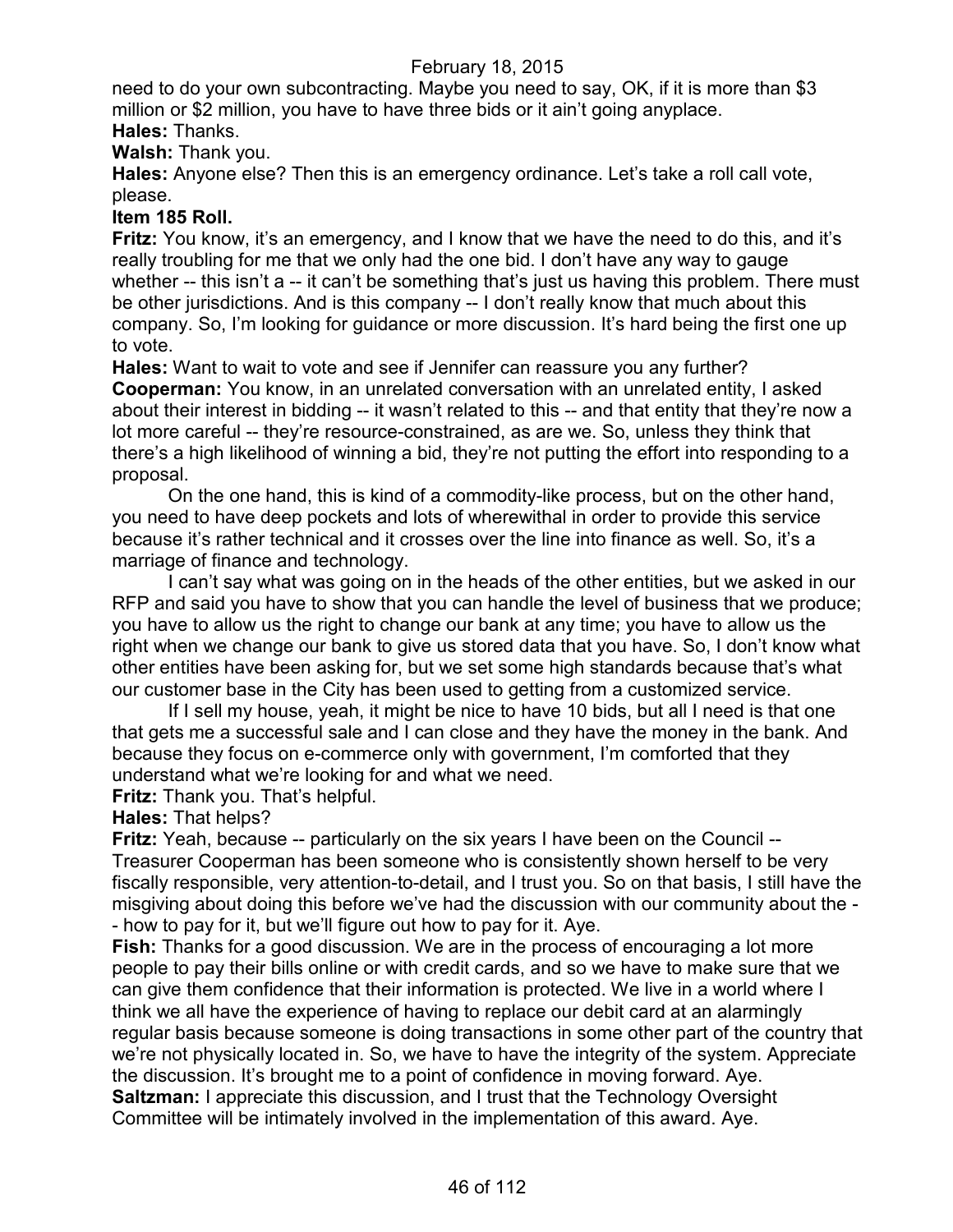need to do your own subcontracting. Maybe you need to say, OK, if it is more than $3 million or $2 million, you have to have three bids or it ain't going anyplace.

**Hales:** Thanks.

**Walsh:** Thank you.

**Hales:** Anyone else? Then this is an emergency ordinance. Let's take a roll call vote, please.

**Item 185 Roll.**

**Fritz:** You know, it's an emergency, and I know that we have the need to do this, and it's really troubling for me that we only had the one bid. I don't have any way to gauge whether -- this isn't a -- it can't be something that's just us having this problem. There must be other jurisdictions. And is this company -- I don't really know that much about this company. So, I'm looking for guidance or more discussion. It's hard being the first one up to vote.

**Hales:** Want to wait to vote and see if Jennifer can reassure you any further?

**Cooperman:** You know, in an unrelated conversation with an unrelated entity, I asked about their interest in bidding -- it wasn't related to this -- and that entity that they're now a lot more careful -- they're resource-constrained, as are we. So, unless they think that there's a high likelihood of winning a bid, they're not putting the effort into responding to a proposal.

On the one hand, this is kind of a commodity-like process, but on the other hand, you need to have deep pockets and lots of wherewithal in order to provide this service because it's rather technical and it crosses over the line into finance as well. So, it's a marriage of finance and technology.

I can't say what was going on in the heads of the other entities, but we asked in our RFP and said you have to show that you can handle the level of business that we produce; you have to allow us the right to change our bank at any time; you have to allow us the right when we change our bank to give us stored data that you have. So, I don't know what other entities have been asking for, but we set some high standards because that's what our customer base in the City has been used to getting from a customized service.

If I sell my house, yeah, it might be nice to have 10 bids, but all I need is that one that gets me a successful sale and I can close and they have the money in the bank. And because they focus on e-commerce only with government, I'm comforted that they understand what we're looking for and what we need.

**Fritz:** Thank you. That's helpful.

**Hales:** That helps?

**Fritz:** Yeah, because -- particularly on the six years I have been on the Council -- Treasurer Cooperman has been someone who is consistently shown herself to be very fiscally responsible, very attention-to-detail, and I trust you. So on that basis, I still have the misgiving about doing this before we've had the discussion with our community about the -- how to pay for it, but we'll figure out how to pay for it. Aye.

**Fish:** Thanks for a good discussion. We are in the process of encouraging a lot more people to pay their bills online or with credit cards, and so we have to make sure that we can give them confidence that their information is protected. We live in a world where I think we all have the experience of having to replace our debit card at an alarmingly regular basis because someone is doing transactions in some other part of the country that we're not physically located in. So, we have to have the integrity of the system. Appreciate the discussion. It's brought me to a point of confidence in moving forward. Aye.

**Saltzman:** I appreciate this discussion, and I trust that the Technology Oversight Committee will be intimately involved in the implementation of this award. Aye.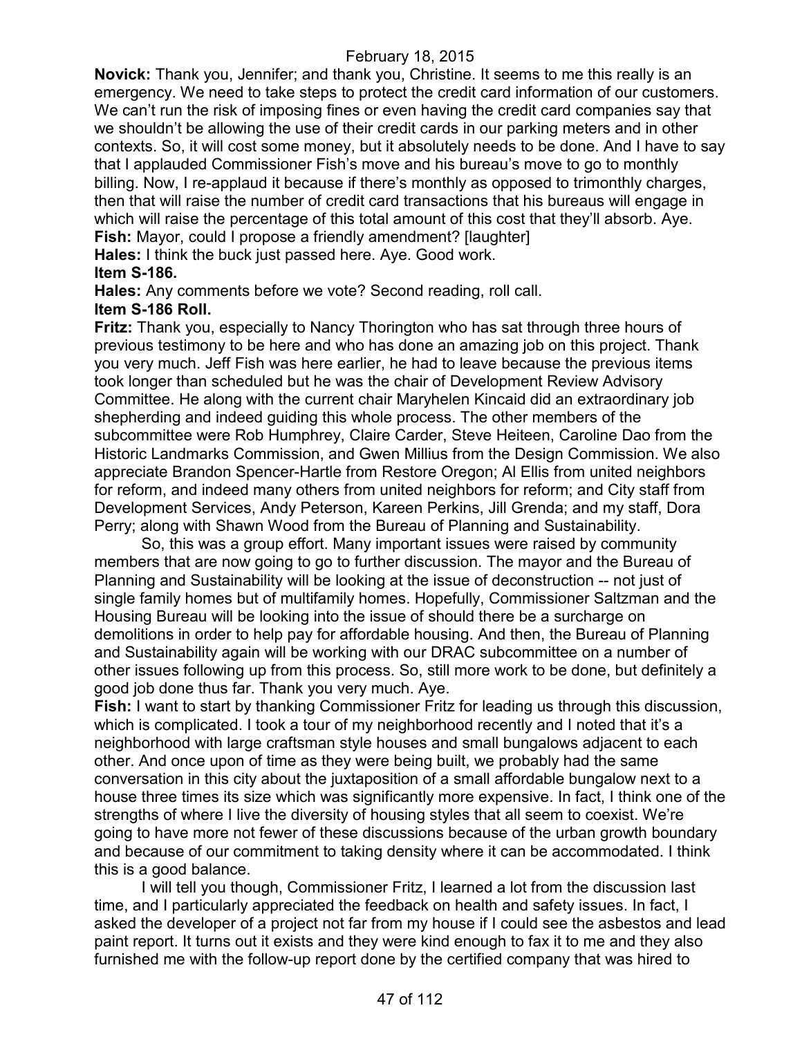**Novick:** Thank you, Jennifer; and thank you, Christine. It seems to me this really is an emergency. We need to take steps to protect the credit card information of our customers. We can't run the risk of imposing fines or even having the credit card companies say that we shouldn't be allowing the use of their credit cards in our parking meters and in other contexts. So, it will cost some money, but it absolutely needs to be done. And I have to say that I applauded Commissioner Fish's move and his bureau's move to go to monthly billing. Now, I re-applaud it because if there's monthly as opposed to trimonthly charges, then that will raise the number of credit card transactions that his bureaus will engage in which will raise the percentage of this total amount of this cost that they'll absorb. Aye.

**Fish:** Mayor, could I propose a friendly amendment? [laughter]

**Hales:** I think the buck just passed here. Aye. Good work.

**Item S-186.**

**Hales:** Any comments before we vote? Second reading, roll call.

**Item S-186 Roll.**

**Fritz:** Thank you, especially to Nancy Thorington who has sat through three hours of previous testimony to be here and who has done an amazing job on this project. Thank you very much. Jeff Fish was here earlier, he had to leave because the previous items took longer than scheduled but he was the chair of Development Review Advisory Committee. He along with the current chair Maryhelen Kincaid did an extraordinary job shepherding and indeed guiding this whole process. The other members of the subcommittee were Rob Humphrey, Claire Carder, Steve Heiteen, Caroline Dao from the Historic Landmarks Commission, and Gwen Millius from the Design Commission. We also appreciate Brandon Spencer-Hartle from Restore Oregon; Al Ellis from united neighbors for reform, and indeed many others from united neighbors for reform; and City staff from Development Services, Andy Peterson, Kareen Perkins, Jill Grenda; and my staff, Dora Perry; along with Shawn Wood from the Bureau of Planning and Sustainability.

So, this was a group effort. Many important issues were raised by community members that are now going to go to further discussion. The mayor and the Bureau of Planning and Sustainability will be looking at the issue of deconstruction -- not just of single family homes but of multifamily homes. Hopefully, Commissioner Saltzman and the Housing Bureau will be looking into the issue of should there be a surcharge on demolitions in order to help pay for affordable housing. And then, the Bureau of Planning and Sustainability again will be working with our DRAC subcommittee on a number of other issues following up from this process. So, still more work to be done, but definitely a good job done thus far. Thank you very much. Aye.

**Fish:** I want to start by thanking Commissioner Fritz for leading us through this discussion, which is complicated. I took a tour of my neighborhood recently and I noted that it's a neighborhood with large craftsman style houses and small bungalows adjacent to each other. And once upon of time as they were being built, we probably had the same conversation in this city about the juxtaposition of a small affordable bungalow next to a house three times its size which was significantly more expensive. In fact, I think one of the strengths of where I live the diversity of housing styles that all seem to coexist. We're going to have more not fewer of these discussions because of the urban growth boundary and because of our commitment to taking density where it can be accommodated. I think this is a good balance.

I will tell you though, Commissioner Fritz, I learned a lot from the discussion last time, and I particularly appreciated the feedback on health and safety issues. In fact, I asked the developer of a project not far from my house if I could see the asbestos and lead paint report. It turns out it exists and they were kind enough to fax it to me and they also furnished me with the follow-up report done by the certified company that was hired to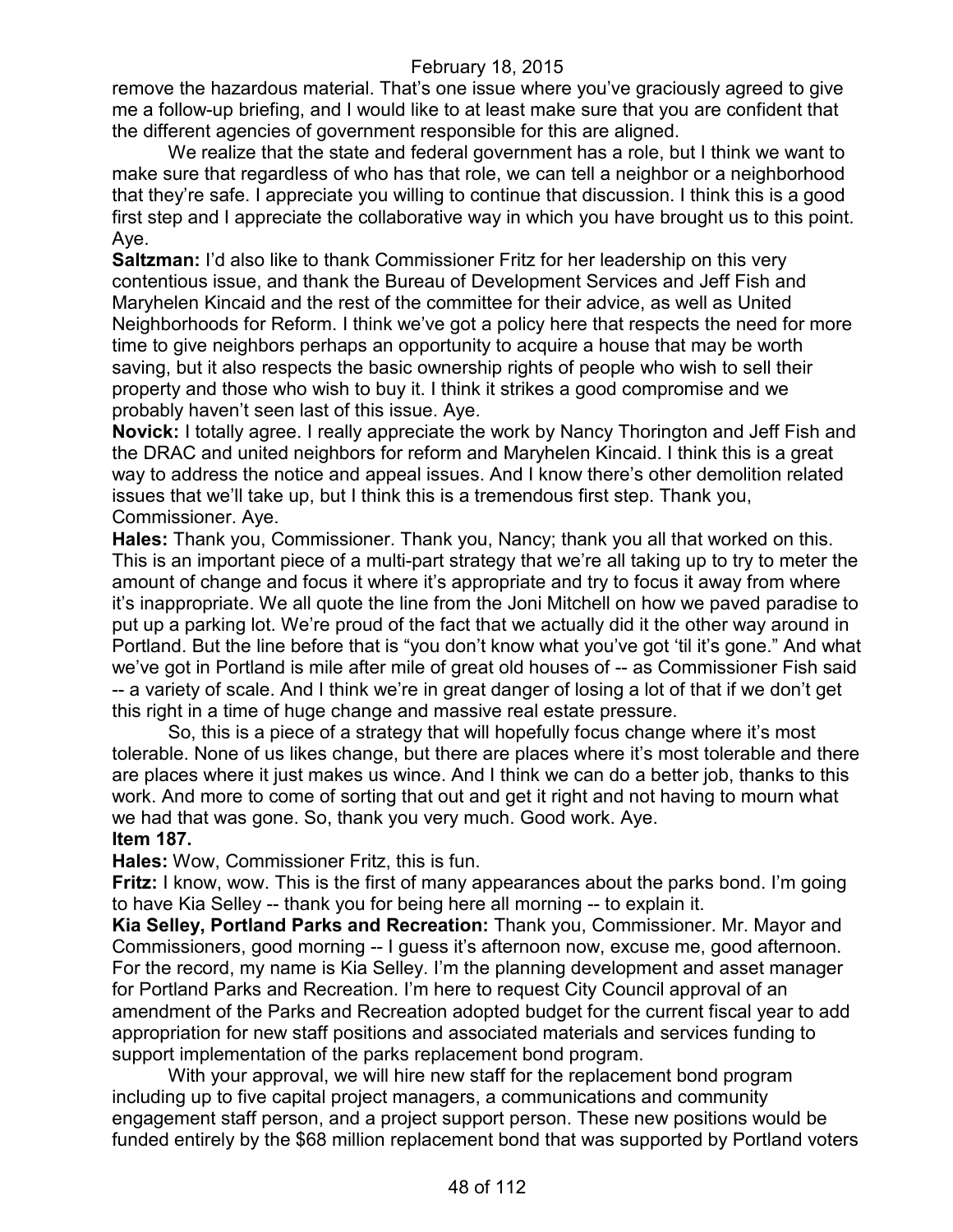remove the hazardous material. That's one issue where you've graciously agreed to give me a follow-up briefing, and I would like to at least make sure that you are confident that the different agencies of government responsible for this are aligned.

We realize that the state and federal government has a role, but I think we want to make sure that regardless of who has that role, we can tell a neighbor or a neighborhood that they're safe. I appreciate you willing to continue that discussion. I think this is a good first step and I appreciate the collaborative way in which you have brought us to this point. Aye.

**Saltzman:** I'd also like to thank Commissioner Fritz for her leadership on this very contentious issue, and thank the Bureau of Development Services and Jeff Fish and Maryhelen Kincaid and the rest of the committee for their advice, as well as United Neighborhoods for Reform. I think we've got a policy here that respects the need for more time to give neighbors perhaps an opportunity to acquire a house that may be worth saving, but it also respects the basic ownership rights of people who wish to sell their property and those who wish to buy it. I think it strikes a good compromise and we probably haven't seen last of this issue. Aye.

**Novick:** I totally agree. I really appreciate the work by Nancy Thorington and Jeff Fish and the DRAC and united neighbors for reform and Maryhelen Kincaid. I think this is a great way to address the notice and appeal issues. And I know there's other demolition related issues that we'll take up, but I think this is a tremendous first step. Thank you, Commissioner. Aye.

**Hales:** Thank you, Commissioner. Thank you, Nancy; thank you all that worked on this. This is an important piece of a multi-part strategy that we're all taking up to try to meter the amount of change and focus it where it's appropriate and try to focus it away from where it's inappropriate. We all quote the line from the Joni Mitchell on how we paved paradise to put up a parking lot. We're proud of the fact that we actually did it the other way around in Portland. But the line before that is "you don't know what you've got 'til it's gone." And what we've got in Portland is mile after mile of great old houses of -- as Commissioner Fish said -- a variety of scale. And I think we're in great danger of losing a lot of that if we don't get this right in a time of huge change and massive real estate pressure.

So, this is a piece of a strategy that will hopefully focus change where it's most tolerable. None of us likes change, but there are places where it's most tolerable and there are places where it just makes us wince. And I think we can do a better job, thanks to this work. And more to come of sorting that out and get it right and not having to mourn what we had that was gone. So, thank you very much. Good work. Aye.

**Item 187.**

**Hales:** Wow, Commissioner Fritz, this is fun.

**Fritz:** I know, wow. This is the first of many appearances about the parks bond. I'm going to have Kia Selley -- thank you for being here all morning -- to explain it.

**Kia Selley, Portland Parks and Recreation:** Thank you, Commissioner. Mr. Mayor and Commissioners, good morning -- I guess it's afternoon now, excuse me, good afternoon. For the record, my name is Kia Selley. I'm the planning development and asset manager for Portland Parks and Recreation. I'm here to request City Council approval of an amendment of the Parks and Recreation adopted budget for the current fiscal year to add appropriation for new staff positions and associated materials and services funding to support implementation of the parks replacement bond program.

With your approval, we will hire new staff for the replacement bond program including up to five capital project managers, a communications and community engagement staff person, and a project support person. These new positions would be funded entirely by the $68 million replacement bond that was supported by Portland voters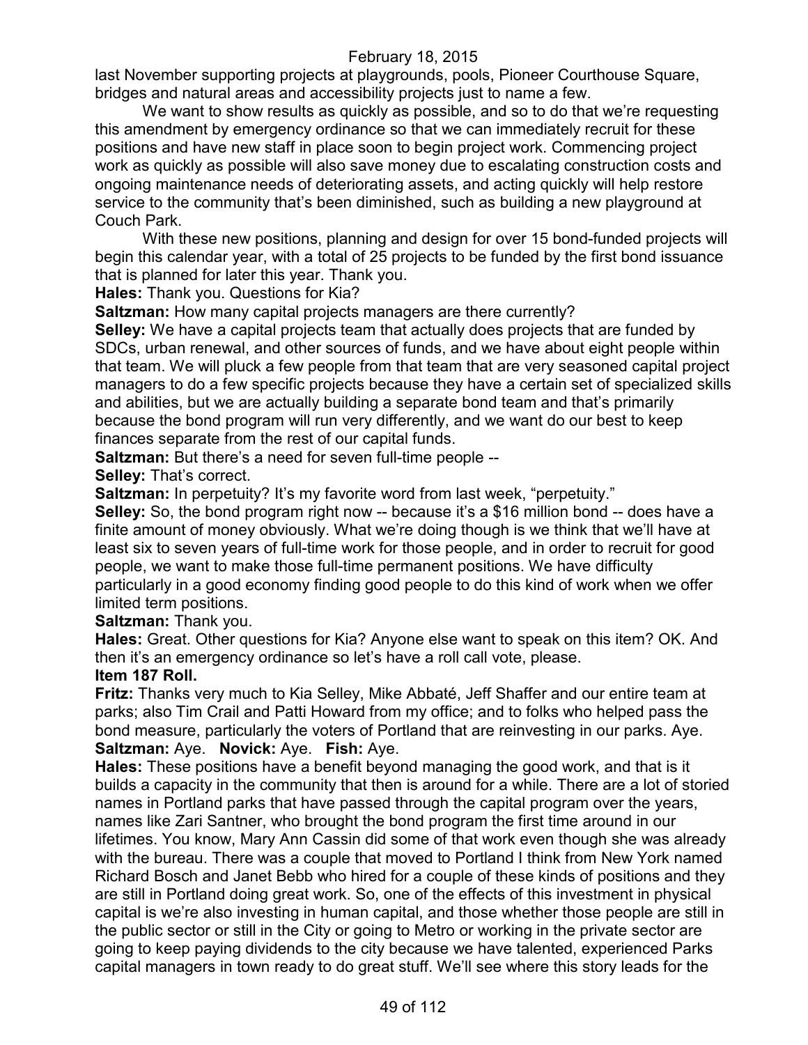last November supporting projects at playgrounds, pools, Pioneer Courthouse Square, bridges and natural areas and accessibility projects just to name a few.

We want to show results as quickly as possible, and so to do that we're requesting this amendment by emergency ordinance so that we can immediately recruit for these positions and have new staff in place soon to begin project work. Commencing project work as quickly as possible will also save money due to escalating construction costs and ongoing maintenance needs of deteriorating assets, and acting quickly will help restore service to the community that's been diminished, such as building a new playground at Couch Park.

With these new positions, planning and design for over 15 bond-funded projects will begin this calendar year, with a total of 25 projects to be funded by the first bond issuance that is planned for later this year. Thank you.

**Hales:** Thank you. Questions for Kia?

**Saltzman:** How many capital projects managers are there currently?

**Selley:** We have a capital projects team that actually does projects that are funded by SDCs, urban renewal, and other sources of funds, and we have about eight people within that team. We will pluck a few people from that team that are very seasoned capital project managers to do a few specific projects because they have a certain set of specialized skills and abilities, but we are actually building a separate bond team and that's primarily because the bond program will run very differently, and we want do our best to keep finances separate from the rest of our capital funds.

**Saltzman:** But there's a need for seven full-time people --

**Selley:** That's correct.

**Saltzman:** In perpetuity? It's my favorite word from last week, "perpetuity."

**Selley:** So, the bond program right now -- because it's a $16 million bond -- does have a finite amount of money obviously. What we're doing though is we think that we'll have at least six to seven years of full-time work for those people, and in order to recruit for good people, we want to make those full-time permanent positions. We have difficulty particularly in a good economy finding good people to do this kind of work when we offer limited term positions.

**Saltzman:** Thank you.

**Hales:** Great. Other questions for Kia? Anyone else want to speak on this item? OK. And then it's an emergency ordinance so let's have a roll call vote, please.

**Item 187 Roll.**

**Fritz:** Thanks very much to Kia Selley, Mike Abbaté, Jeff Shaffer and our entire team at parks; also Tim Crail and Patti Howard from my office; and to folks who helped pass the bond measure, particularly the voters of Portland that are reinvesting in our parks. Aye.

**Saltzman:** Aye. **Novick:** Aye. **Fish:** Aye.

**Hales:** These positions have a benefit beyond managing the good work, and that is it builds a capacity in the community that then is around for a while. There are a lot of storied names in Portland parks that have passed through the capital program over the years, names like Zari Santner, who brought the bond program the first time around in our lifetimes. You know, Mary Ann Cassin did some of that work even though she was already with the bureau. There was a couple that moved to Portland I think from New York named Richard Bosch and Janet Bebb who hired for a couple of these kinds of positions and they are still in Portland doing great work. So, one of the effects of this investment in physical capital is we're also investing in human capital, and those whether those people are still in the public sector or still in the City or going to Metro or working in the private sector are going to keep paying dividends to the city because we have talented, experienced Parks capital managers in town ready to do great stuff. We'll see where this story leads for the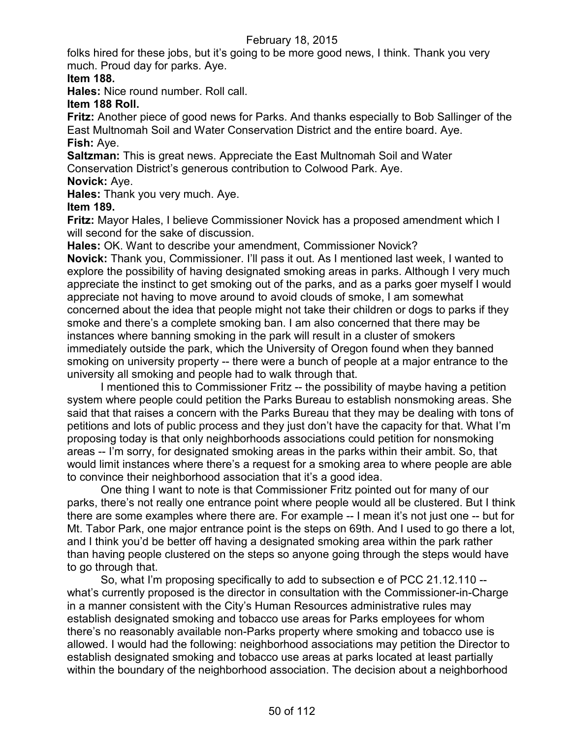folks hired for these jobs, but it's going to be more good news, I think. Thank you very much. Proud day for parks. Aye.

**Item 188.**

**Hales:** Nice round number. Roll call.

**Item 188 Roll.**

**Fritz:** Another piece of good news for Parks. And thanks especially to Bob Sallinger of the East Multnomah Soil and Water Conservation District and the entire board. Aye.

**Fish:** Aye.

**Saltzman:** This is great news. Appreciate the East Multnomah Soil and Water Conservation District's generous contribution to Colwood Park. Aye.

**Novick:** Aye.

**Hales:** Thank you very much. Aye.

**Item 189.**

**Fritz:** Mayor Hales, I believe Commissioner Novick has a proposed amendment which I will second for the sake of discussion.

**Hales:** OK. Want to describe your amendment, Commissioner Novick?

**Novick:** Thank you, Commissioner. I'll pass it out. As I mentioned last week, I wanted to explore the possibility of having designated smoking areas in parks. Although I very much appreciate the instinct to get smoking out of the parks, and as a parks goer myself I would appreciate not having to move around to avoid clouds of smoke, I am somewhat concerned about the idea that people might not take their children or dogs to parks if they smoke and there's a complete smoking ban. I am also concerned that there may be instances where banning smoking in the park will result in a cluster of smokers immediately outside the park, which the University of Oregon found when they banned smoking on university property -- there were a bunch of people at a major entrance to the university all smoking and people had to walk through that.

I mentioned this to Commissioner Fritz -- the possibility of maybe having a petition system where people could petition the Parks Bureau to establish nonsmoking areas. She said that that raises a concern with the Parks Bureau that they may be dealing with tons of petitions and lots of public process and they just don't have the capacity for that. What I'm proposing today is that only neighborhoods associations could petition for nonsmoking areas -- I'm sorry, for designated smoking areas in the parks within their ambit. So, that would limit instances where there's a request for a smoking area to where people are able to convince their neighborhood association that it's a good idea.

One thing I want to note is that Commissioner Fritz pointed out for many of our parks, there's not really one entrance point where people would all be clustered. But I think there are some examples where there are. For example -- I mean it's not just one -- but for Mt. Tabor Park, one major entrance point is the steps on 69th. And I used to go there a lot, and I think you'd be better off having a designated smoking area within the park rather than having people clustered on the steps so anyone going through the steps would have to go through that.

So, what I'm proposing specifically to add to subsection e of PCC 21.12.110 -- what's currently proposed is the director in consultation with the Commissioner-in-Charge in a manner consistent with the City's Human Resources administrative rules may establish designated smoking and tobacco use areas for Parks employees for whom there's no reasonably available non-Parks property where smoking and tobacco use is allowed. I would had the following: neighborhood associations may petition the Director to establish designated smoking and tobacco use areas at parks located at least partially within the boundary of the neighborhood association. The decision about a neighborhood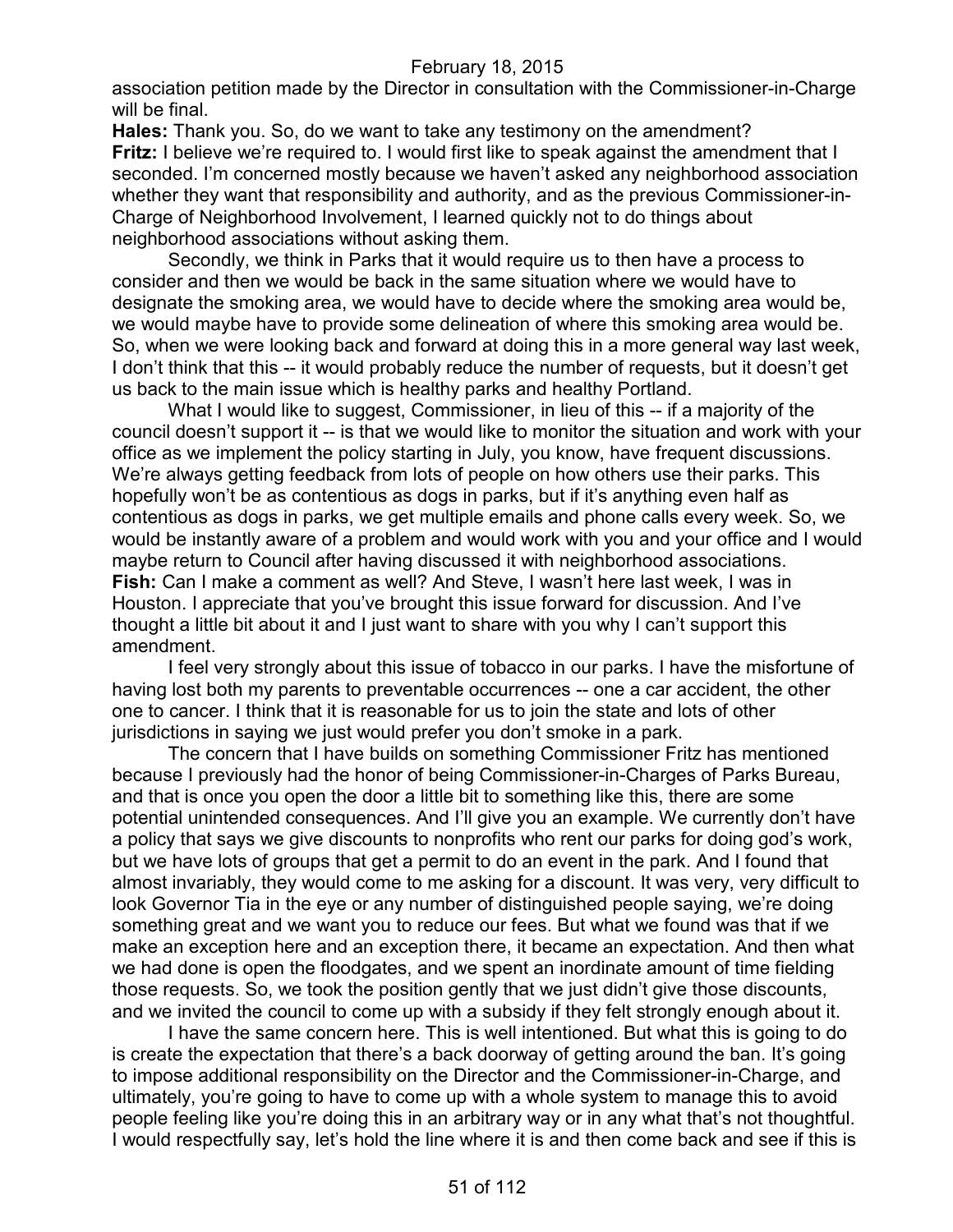association petition made by the Director in consultation with the Commissioner-in-Charge will be final.

**Hales:** Thank you. So, do we want to take any testimony on the amendment?

**Fritz:** I believe we're required to. I would first like to speak against the amendment that I seconded. I'm concerned mostly because we haven't asked any neighborhood association whether they want that responsibility and authority, and as the previous Commissioner-in-Charge of Neighborhood Involvement, I learned quickly not to do things about neighborhood associations without asking them.

Secondly, we think in Parks that it would require us to then have a process to consider and then we would be back in the same situation where we would have to designate the smoking area, we would have to decide where the smoking area would be, we would maybe have to provide some delineation of where this smoking area would be. So, when we were looking back and forward at doing this in a more general way last week, I don't think that this -- it would probably reduce the number of requests, but it doesn't get us back to the main issue which is healthy parks and healthy Portland.

What I would like to suggest, Commissioner, in lieu of this -- if a majority of the council doesn't support it -- is that we would like to monitor the situation and work with your office as we implement the policy starting in July, you know, have frequent discussions. We're always getting feedback from lots of people on how others use their parks. This hopefully won't be as contentious as dogs in parks, but if it's anything even half as contentious as dogs in parks, we get multiple emails and phone calls every week. So, we would be instantly aware of a problem and would work with you and your office and I would maybe return to Council after having discussed it with neighborhood associations.

**Fish:** Can I make a comment as well? And Steve, I wasn't here last week, I was in Houston. I appreciate that you've brought this issue forward for discussion. And I've thought a little bit about it and I just want to share with you why I can't support this amendment.

I feel very strongly about this issue of tobacco in our parks. I have the misfortune of having lost both my parents to preventable occurrences -- one a car accident, the other one to cancer. I think that it is reasonable for us to join the state and lots of other jurisdictions in saying we just would prefer you don't smoke in a park.

The concern that I have builds on something Commissioner Fritz has mentioned because I previously had the honor of being Commissioner-in-Charges of Parks Bureau, and that is once you open the door a little bit to something like this, there are some potential unintended consequences. And I'll give you an example. We currently don't have a policy that says we give discounts to nonprofits who rent our parks for doing god's work, but we have lots of groups that get a permit to do an event in the park. And I found that almost invariably, they would come to me asking for a discount. It was very, very difficult to look Governor Tia in the eye or any number of distinguished people saying, we're doing something great and we want you to reduce our fees. But what we found was that if we make an exception here and an exception there, it became an expectation. And then what we had done is open the floodgates, and we spent an inordinate amount of time fielding those requests. So, we took the position gently that we just didn't give those discounts, and we invited the council to come up with a subsidy if they felt strongly enough about it.

I have the same concern here. This is well intentioned. But what this is going to do is create the expectation that there's a back doorway of getting around the ban. It's going to impose additional responsibility on the Director and the Commissioner-in-Charge, and ultimately, you're going to have to come up with a whole system to manage this to avoid people feeling like you're doing this in an arbitrary way or in any what that's not thoughtful. I would respectfully say, let's hold the line where it is and then come back and see if this is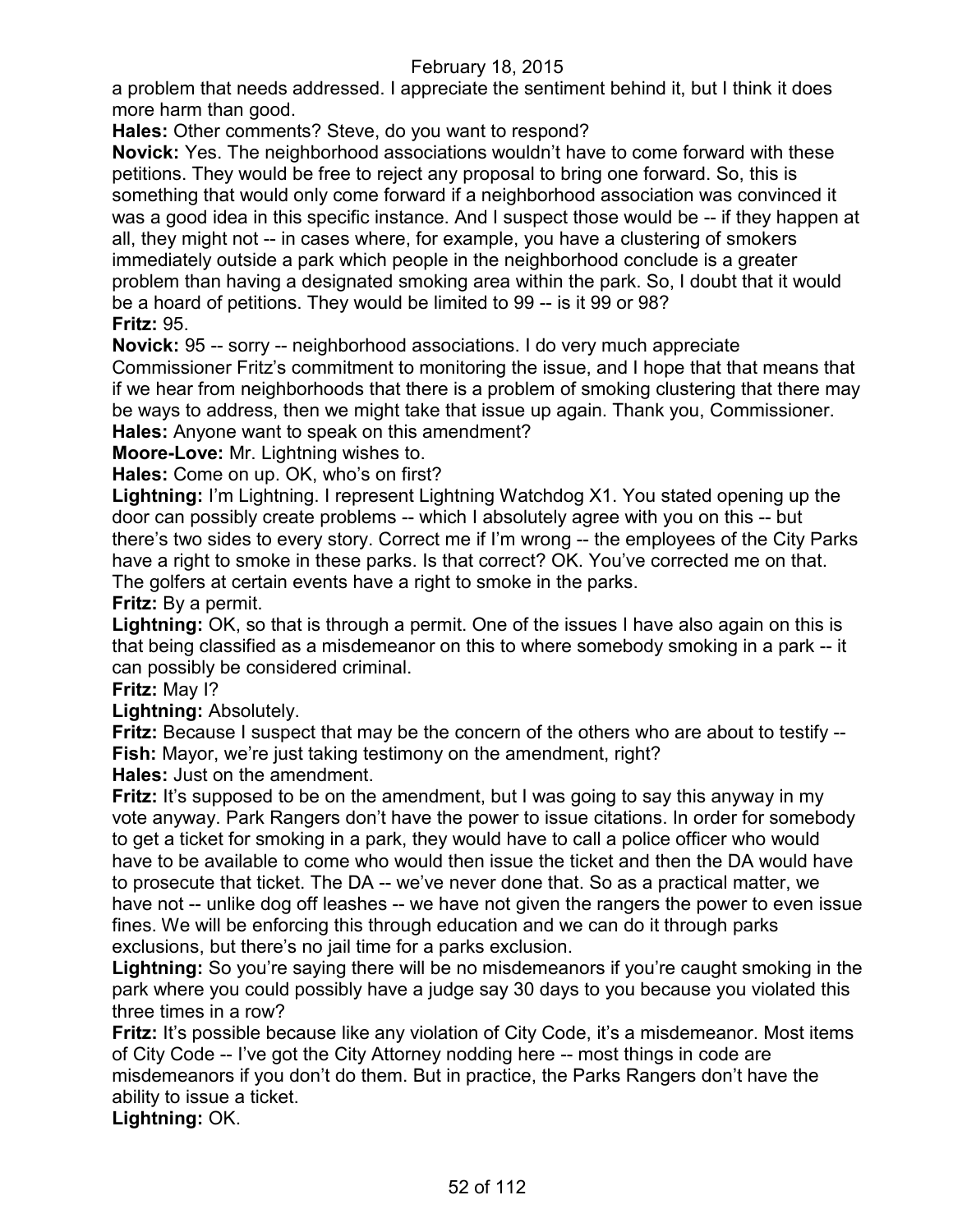a problem that needs addressed. I appreciate the sentiment behind it, but I think it does more harm than good.

**Hales:** Other comments? Steve, do you want to respond?

**Novick:** Yes. The neighborhood associations wouldn't have to come forward with these petitions. They would be free to reject any proposal to bring one forward. So, this is something that would only come forward if a neighborhood association was convinced it was a good idea in this specific instance. And I suspect those would be -- if they happen at all, they might not -- in cases where, for example, you have a clustering of smokers immediately outside a park which people in the neighborhood conclude is a greater problem than having a designated smoking area within the park. So, I doubt that it would be a hoard of petitions. They would be limited to 99 -- is it 99 or 98?

**Fritz:** 95.

**Novick:** 95 -- sorry -- neighborhood associations. I do very much appreciate Commissioner Fritz's commitment to monitoring the issue, and I hope that that means that if we hear from neighborhoods that there is a problem of smoking clustering that there may be ways to address, then we might take that issue up again. Thank you, Commissioner.

**Hales:** Anyone want to speak on this amendment?

**Moore-Love:** Mr. Lightning wishes to.

**Hales:** Come on up. OK, who's on first?

**Lightning:** I'm Lightning. I represent Lightning Watchdog X1. You stated opening up the door can possibly create problems -- which I absolutely agree with you on this -- but there's two sides to every story. Correct me if I'm wrong -- the employees of the City Parks have a right to smoke in these parks. Is that correct? OK. You've corrected me on that. The golfers at certain events have a right to smoke in the parks.

**Fritz:** By a permit.

**Lightning:** OK, so that is through a permit. One of the issues I have also again on this is that being classified as a misdemeanor on this to where somebody smoking in a park -- it can possibly be considered criminal.

**Fritz:** May I?

**Lightning:** Absolutely.

**Fritz:** Because I suspect that may be the concern of the others who are about to testify --

**Fish:** Mayor, we're just taking testimony on the amendment, right?

**Hales:** Just on the amendment.

**Fritz:** It's supposed to be on the amendment, but I was going to say this anyway in my vote anyway. Park Rangers don't have the power to issue citations. In order for somebody to get a ticket for smoking in a park, they would have to call a police officer who would have to be available to come who would then issue the ticket and then the DA would have to prosecute that ticket. The DA -- we've never done that. So as a practical matter, we have not -- unlike dog off leashes -- we have not given the rangers the power to even issue fines. We will be enforcing this through education and we can do it through parks exclusions, but there's no jail time for a parks exclusion.

**Lightning:** So you're saying there will be no misdemeanors if you're caught smoking in the park where you could possibly have a judge say 30 days to you because you violated this three times in a row?

**Fritz:** It's possible because like any violation of City Code, it's a misdemeanor. Most items of City Code -- I've got the City Attorney nodding here -- most things in code are misdemeanors if you don't do them. But in practice, the Parks Rangers don't have the ability to issue a ticket.

**Lightning:** OK.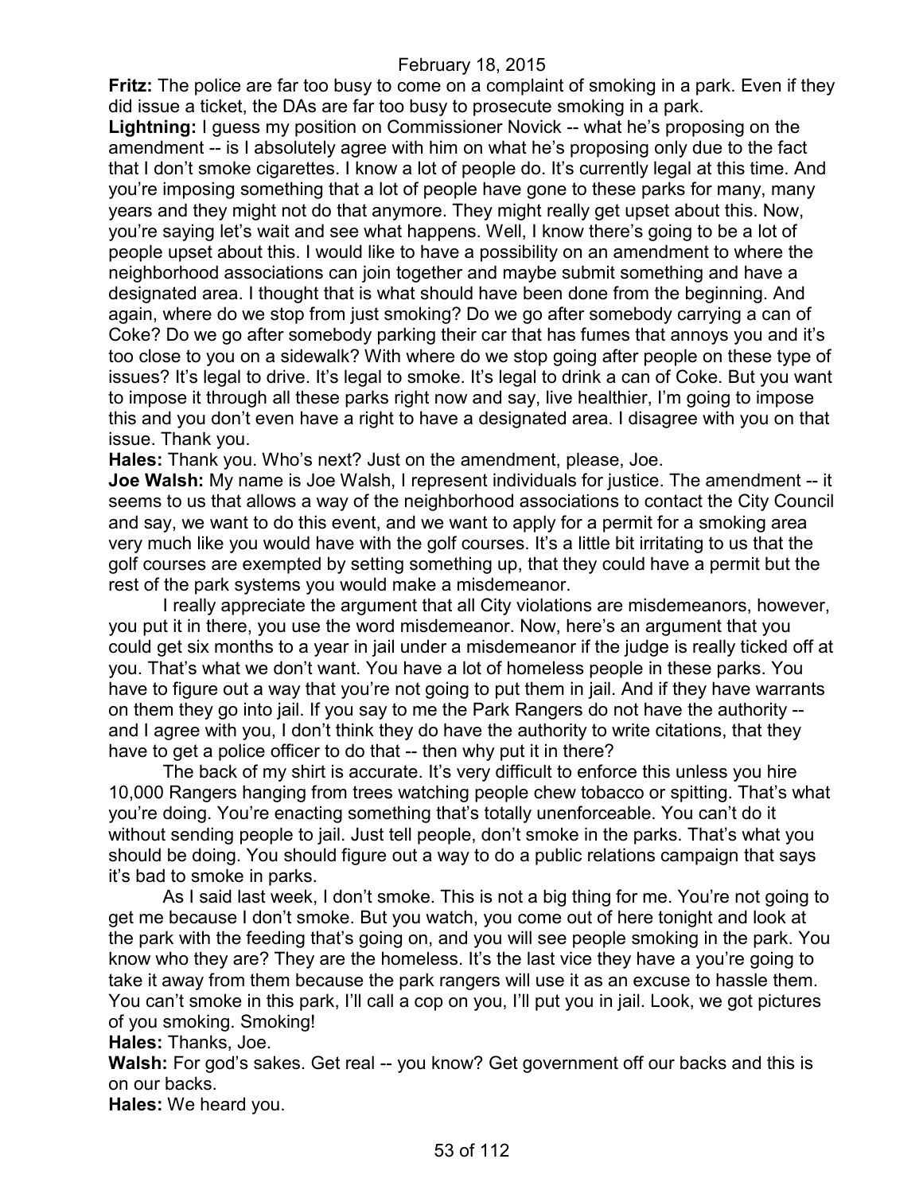**Fritz:** The police are far too busy to come on a complaint of smoking in a park. Even if they did issue a ticket, the DAs are far too busy to prosecute smoking in a park.

**Lightning:** I guess my position on Commissioner Novick -- what he's proposing on the amendment -- is I absolutely agree with him on what he's proposing only due to the fact that I don't smoke cigarettes. I know a lot of people do. It's currently legal at this time. And you're imposing something that a lot of people have gone to these parks for many, many years and they might not do that anymore. They might really get upset about this. Now, you're saying let's wait and see what happens. Well, I know there's going to be a lot of people upset about this. I would like to have a possibility on an amendment to where the neighborhood associations can join together and maybe submit something and have a designated area. I thought that is what should have been done from the beginning. And again, where do we stop from just smoking? Do we go after somebody carrying a can of Coke? Do we go after somebody parking their car that has fumes that annoys you and it's too close to you on a sidewalk? With where do we stop going after people on these type of issues? It's legal to drive. It's legal to smoke. It's legal to drink a can of Coke. But you want to impose it through all these parks right now and say, live healthier, I'm going to impose this and you don't even have a right to have a designated area. I disagree with you on that issue. Thank you.

**Hales:** Thank you. Who's next? Just on the amendment, please, Joe.

**Joe Walsh:** My name is Joe Walsh, I represent individuals for justice. The amendment -- it seems to us that allows a way of the neighborhood associations to contact the City Council and say, we want to do this event, and we want to apply for a permit for a smoking area very much like you would have with the golf courses. It's a little bit irritating to us that the golf courses are exempted by setting something up, that they could have a permit but the rest of the park systems you would make a misdemeanor.

I really appreciate the argument that all City violations are misdemeanors, however, you put it in there, you use the word misdemeanor. Now, here's an argument that you could get six months to a year in jail under a misdemeanor if the judge is really ticked off at you. That's what we don't want. You have a lot of homeless people in these parks. You have to figure out a way that you're not going to put them in jail. And if they have warrants on them they go into jail. If you say to me the Park Rangers do not have the authority -- and I agree with you, I don't think they do have the authority to write citations, that they have to get a police officer to do that -- then why put it in there?

The back of my shirt is accurate. It's very difficult to enforce this unless you hire 10,000 Rangers hanging from trees watching people chew tobacco or spitting. That's what you're doing. You're enacting something that's totally unenforceable. You can't do it without sending people to jail. Just tell people, don't smoke in the parks. That's what you should be doing. You should figure out a way to do a public relations campaign that says it's bad to smoke in parks.

As I said last week, I don't smoke. This is not a big thing for me. You're not going to get me because I don't smoke. But you watch, you come out of here tonight and look at the park with the feeding that's going on, and you will see people smoking in the park. You know who they are? They are the homeless. It's the last vice they have a you're going to take it away from them because the park rangers will use it as an excuse to hassle them. You can't smoke in this park, I'll call a cop on you, I'll put you in jail. Look, we got pictures of you smoking. Smoking!

**Hales:** Thanks, Joe.

**Walsh:** For god's sakes. Get real -- you know? Get government off our backs and this is on our backs.

**Hales:** We heard you.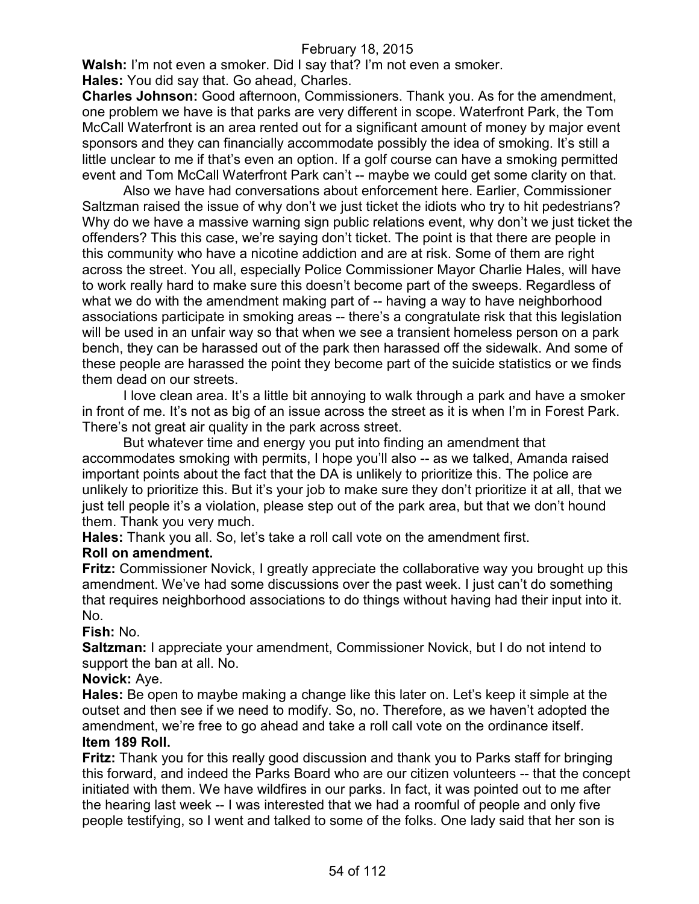**Walsh:** I'm not even a smoker. Did I say that? I'm not even a smoker.

**Hales:** You did say that. Go ahead, Charles.

**Charles Johnson:** Good afternoon, Commissioners. Thank you. As for the amendment, one problem we have is that parks are very different in scope. Waterfront Park, the Tom McCall Waterfront is an area rented out for a significant amount of money by major event sponsors and they can financially accommodate possibly the idea of smoking. It's still a little unclear to me if that's even an option. If a golf course can have a smoking permitted event and Tom McCall Waterfront Park can't -- maybe we could get some clarity on that.

Also we have had conversations about enforcement here. Earlier, Commissioner Saltzman raised the issue of why don't we just ticket the idiots who try to hit pedestrians? Why do we have a massive warning sign public relations event, why don't we just ticket the offenders? This this case, we're saying don't ticket. The point is that there are people in this community who have a nicotine addiction and are at risk. Some of them are right across the street. You all, especially Police Commissioner Mayor Charlie Hales, will have to work really hard to make sure this doesn't become part of the sweeps. Regardless of what we do with the amendment making part of -- having a way to have neighborhood associations participate in smoking areas -- there's a congratulate risk that this legislation will be used in an unfair way so that when we see a transient homeless person on a park bench, they can be harassed out of the park then harassed off the sidewalk. And some of these people are harassed the point they become part of the suicide statistics or we finds them dead on our streets.

I love clean area. It's a little bit annoying to walk through a park and have a smoker in front of me. It's not as big of an issue across the street as it is when I'm in Forest Park. There's not great air quality in the park across street.

But whatever time and energy you put into finding an amendment that accommodates smoking with permits, I hope you'll also -- as we talked, Amanda raised important points about the fact that the DA is unlikely to prioritize this. The police are unlikely to prioritize this. But it's your job to make sure they don't prioritize it at all, that we just tell people it's a violation, please step out of the park area, but that we don't hound them. Thank you very much.

**Hales:** Thank you all. So, let's take a roll call vote on the amendment first.

**Roll on amendment.**

**Fritz:** Commissioner Novick, I greatly appreciate the collaborative way you brought up this amendment. We've had some discussions over the past week. I just can't do something that requires neighborhood associations to do things without having had their input into it. No.

**Fish:** No.

**Saltzman:** I appreciate your amendment, Commissioner Novick, but I do not intend to support the ban at all. No.

**Novick:** Aye.

**Hales:** Be open to maybe making a change like this later on. Let's keep it simple at the outset and then see if we need to modify. So, no. Therefore, as we haven't adopted the amendment, we're free to go ahead and take a roll call vote on the ordinance itself.

**Item 189 Roll.**

**Fritz:** Thank you for this really good discussion and thank you to Parks staff for bringing this forward, and indeed the Parks Board who are our citizen volunteers -- that the concept initiated with them. We have wildfires in our parks. In fact, it was pointed out to me after the hearing last week -- I was interested that we had a roomful of people and only five people testifying, so I went and talked to some of the folks. One lady said that her son is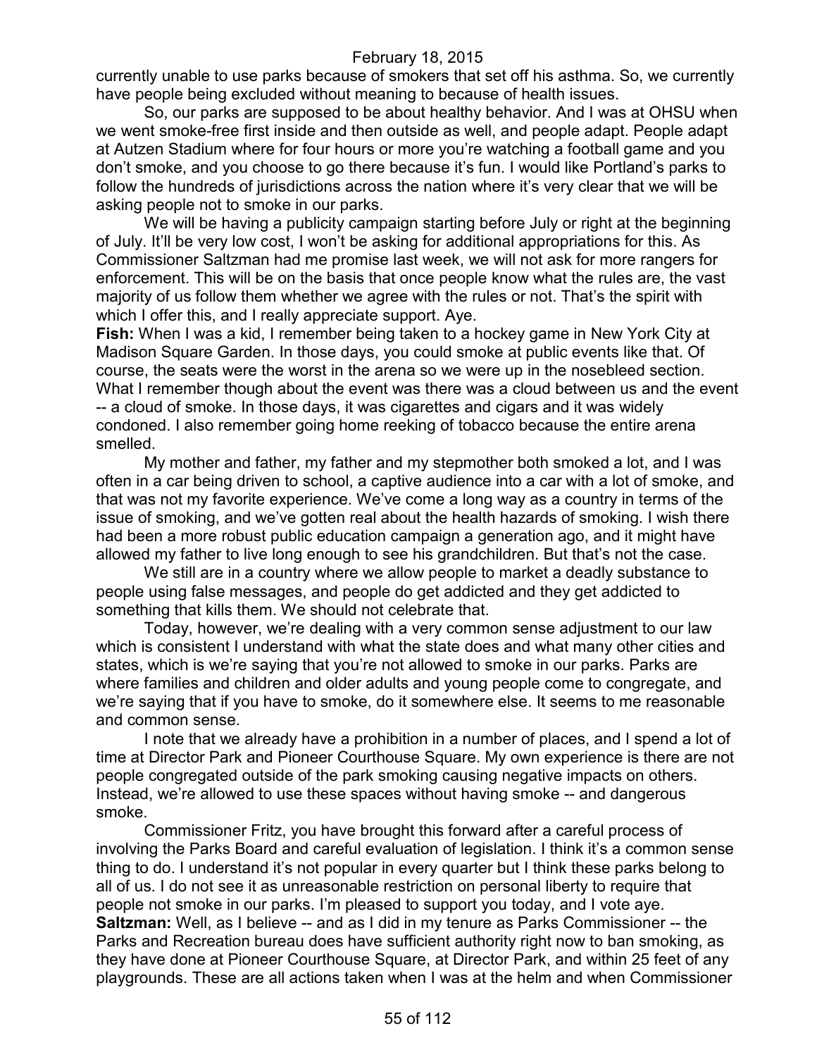currently unable to use parks because of smokers that set off his asthma. So, we currently have people being excluded without meaning to because of health issues.

So, our parks are supposed to be about healthy behavior. And I was at OHSU when we went smoke-free first inside and then outside as well, and people adapt. People adapt at Autzen Stadium where for four hours or more you're watching a football game and you don't smoke, and you choose to go there because it's fun. I would like Portland's parks to follow the hundreds of jurisdictions across the nation where it's very clear that we will be asking people not to smoke in our parks.

We will be having a publicity campaign starting before July or right at the beginning of July. It'll be very low cost, I won't be asking for additional appropriations for this. As Commissioner Saltzman had me promise last week, we will not ask for more rangers for enforcement. This will be on the basis that once people know what the rules are, the vast majority of us follow them whether we agree with the rules or not. That's the spirit with which I offer this, and I really appreciate support. Aye.

**Fish:** When I was a kid, I remember being taken to a hockey game in New York City at Madison Square Garden. In those days, you could smoke at public events like that. Of course, the seats were the worst in the arena so we were up in the nosebleed section. What I remember though about the event was there was a cloud between us and the event -- a cloud of smoke. In those days, it was cigarettes and cigars and it was widely condoned. I also remember going home reeking of tobacco because the entire arena smelled.

My mother and father, my father and my stepmother both smoked a lot, and I was often in a car being driven to school, a captive audience into a car with a lot of smoke, and that was not my favorite experience. We've come a long way as a country in terms of the issue of smoking, and we've gotten real about the health hazards of smoking. I wish there had been a more robust public education campaign a generation ago, and it might have allowed my father to live long enough to see his grandchildren. But that's not the case.

We still are in a country where we allow people to market a deadly substance to people using false messages, and people do get addicted and they get addicted to something that kills them. We should not celebrate that.

Today, however, we're dealing with a very common sense adjustment to our law which is consistent I understand with what the state does and what many other cities and states, which is we're saying that you're not allowed to smoke in our parks. Parks are where families and children and older adults and young people come to congregate, and we're saying that if you have to smoke, do it somewhere else. It seems to me reasonable and common sense.

I note that we already have a prohibition in a number of places, and I spend a lot of time at Director Park and Pioneer Courthouse Square. My own experience is there are not people congregated outside of the park smoking causing negative impacts on others. Instead, we're allowed to use these spaces without having smoke -- and dangerous smoke.

Commissioner Fritz, you have brought this forward after a careful process of involving the Parks Board and careful evaluation of legislation. I think it's a common sense thing to do. I understand it's not popular in every quarter but I think these parks belong to all of us. I do not see it as unreasonable restriction on personal liberty to require that people not smoke in our parks. I'm pleased to support you today, and I vote aye.

**Saltzman:** Well, as I believe -- and as I did in my tenure as Parks Commissioner -- the Parks and Recreation bureau does have sufficient authority right now to ban smoking, as they have done at Pioneer Courthouse Square, at Director Park, and within 25 feet of any playgrounds. These are all actions taken when I was at the helm and when Commissioner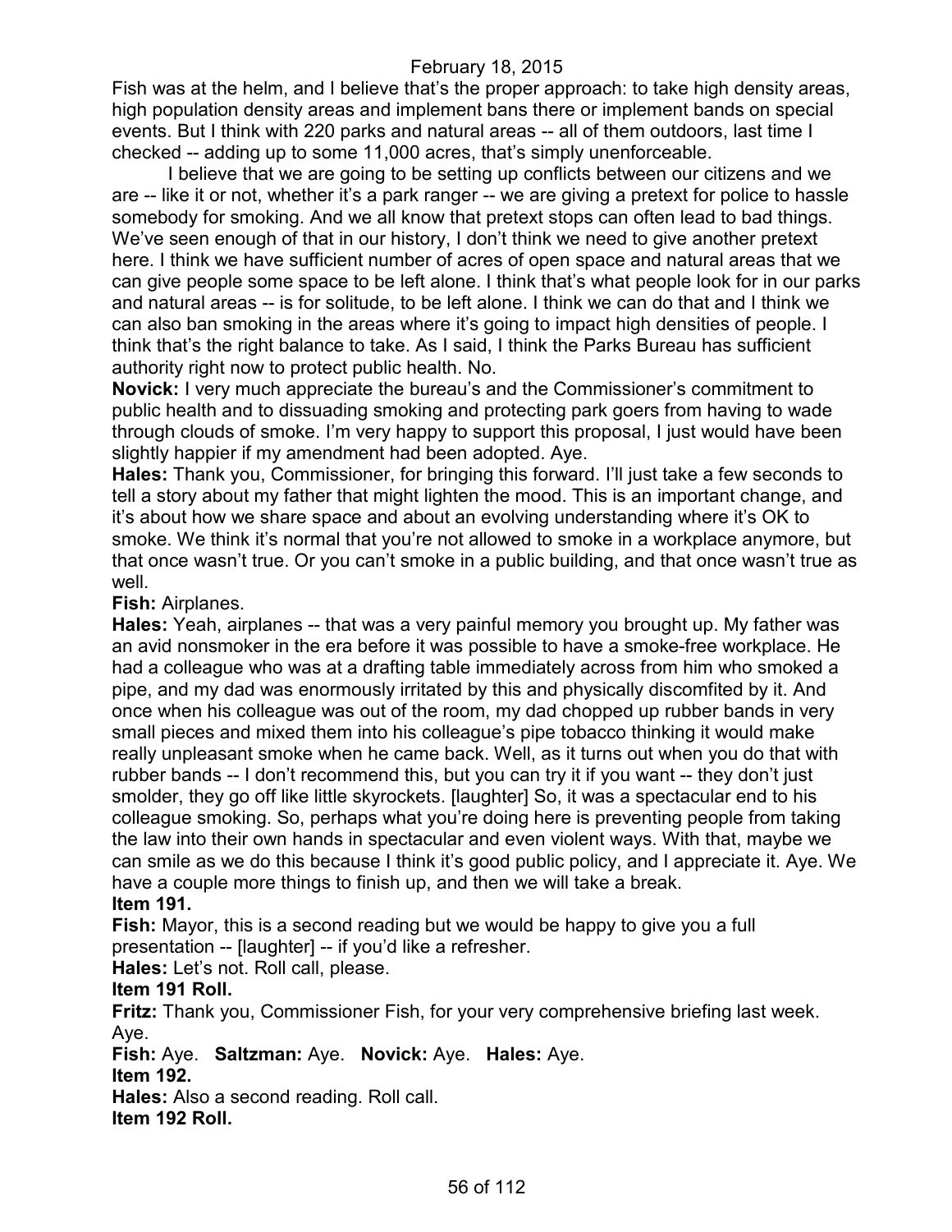Fish was at the helm, and I believe that's the proper approach: to take high density areas, high population density areas and implement bans there or implement bands on special events. But I think with 220 parks and natural areas -- all of them outdoors, last time I checked -- adding up to some 11,000 acres, that's simply unenforceable.

I believe that we are going to be setting up conflicts between our citizens and we are -- like it or not, whether it's a park ranger -- we are giving a pretext for police to hassle somebody for smoking. And we all know that pretext stops can often lead to bad things. We've seen enough of that in our history, I don't think we need to give another pretext here. I think we have sufficient number of acres of open space and natural areas that we can give people some space to be left alone. I think that's what people look for in our parks and natural areas -- is for solitude, to be left alone. I think we can do that and I think we can also ban smoking in the areas where it's going to impact high densities of people. I think that's the right balance to take. As I said, I think the Parks Bureau has sufficient authority right now to protect public health. No.

**Novick:** I very much appreciate the bureau's and the Commissioner's commitment to public health and to dissuading smoking and protecting park goers from having to wade through clouds of smoke. I'm very happy to support this proposal, I just would have been slightly happier if my amendment had been adopted. Aye.

**Hales:** Thank you, Commissioner, for bringing this forward. I'll just take a few seconds to tell a story about my father that might lighten the mood. This is an important change, and it's about how we share space and about an evolving understanding where it's OK to smoke. We think it's normal that you're not allowed to smoke in a workplace anymore, but that once wasn't true. Or you can't smoke in a public building, and that once wasn't true as well.

**Fish:** Airplanes.

**Hales:** Yeah, airplanes -- that was a very painful memory you brought up. My father was an avid nonsmoker in the era before it was possible to have a smoke-free workplace. He had a colleague who was at a drafting table immediately across from him who smoked a pipe, and my dad was enormously irritated by this and physically discomfited by it. And once when his colleague was out of the room, my dad chopped up rubber bands in very small pieces and mixed them into his colleague's pipe tobacco thinking it would make really unpleasant smoke when he came back. Well, as it turns out when you do that with rubber bands -- I don't recommend this, but you can try it if you want -- they don't just smolder, they go off like little skyrockets. [laughter] So, it was a spectacular end to his colleague smoking. So, perhaps what you're doing here is preventing people from taking the law into their own hands in spectacular and even violent ways. With that, maybe we can smile as we do this because I think it's good public policy, and I appreciate it. Aye. We have a couple more things to finish up, and then we will take a break.

**Item 191.**

**Fish:** Mayor, this is a second reading but we would be happy to give you a full presentation -- [laughter] -- if you'd like a refresher.

**Hales:** Let's not. Roll call, please.

**Item 191 Roll.**

**Fritz:** Thank you, Commissioner Fish, for your very comprehensive briefing last week. Aye.

**Fish:** Aye. **Saltzman:** Aye. **Novick:** Aye. **Hales:** Aye.

**Item 192.**

**Hales:** Also a second reading. Roll call.

**Item 192 Roll.**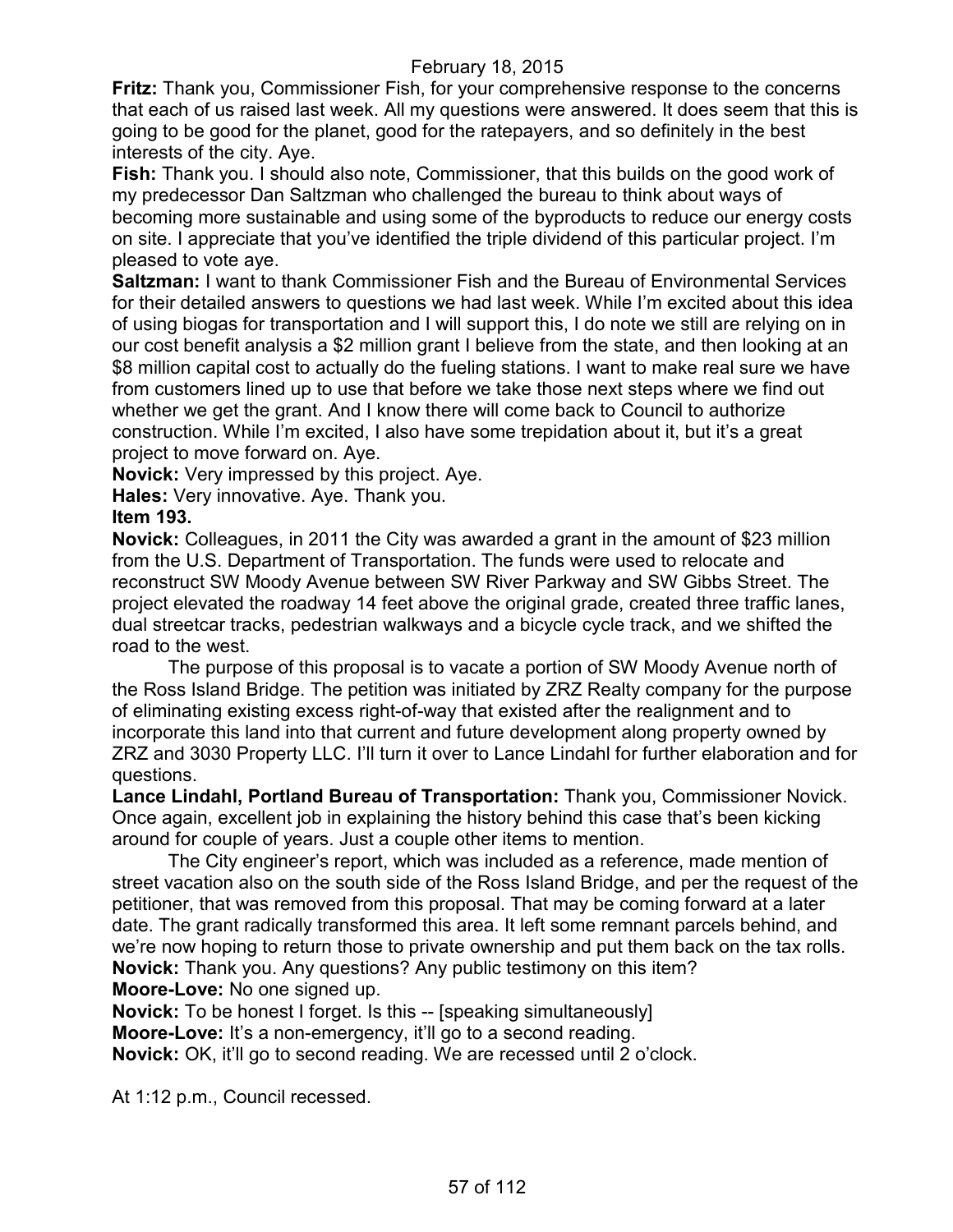**Fritz:** Thank you, Commissioner Fish, for your comprehensive response to the concerns that each of us raised last week. All my questions were answered. It does seem that this is going to be good for the planet, good for the ratepayers, and so definitely in the best interests of the city. Aye.

**Fish:** Thank you. I should also note, Commissioner, that this builds on the good work of my predecessor Dan Saltzman who challenged the bureau to think about ways of becoming more sustainable and using some of the byproducts to reduce our energy costs on site. I appreciate that you've identified the triple dividend of this particular project. I'm pleased to vote aye.

**Saltzman:** I want to thank Commissioner Fish and the Bureau of Environmental Services for their detailed answers to questions we had last week. While I'm excited about this idea of using biogas for transportation and I will support this, I do note we still are relying on in our cost benefit analysis a $2 million grant I believe from the state, and then looking at an $8 million capital cost to actually do the fueling stations. I want to make real sure we have from customers lined up to use that before we take those next steps where we find out whether we get the grant. And I know there will come back to Council to authorize construction. While I'm excited, I also have some trepidation about it, but it's a great project to move forward on. Aye.

**Novick:** Very impressed by this project. Aye.

**Hales:** Very innovative. Aye. Thank you.

**Item 193.**

**Novick:** Colleagues, in 2011 the City was awarded a grant in the amount of $23 million from the U.S. Department of Transportation. The funds were used to relocate and reconstruct SW Moody Avenue between SW River Parkway and SW Gibbs Street. The project elevated the roadway 14 feet above the original grade, created three traffic lanes, dual streetcar tracks, pedestrian walkways and a bicycle cycle track, and we shifted the road to the west.

The purpose of this proposal is to vacate a portion of SW Moody Avenue north of the Ross Island Bridge. The petition was initiated by ZRZ Realty company for the purpose of eliminating existing excess right-of-way that existed after the realignment and to incorporate this land into that current and future development along property owned by ZRZ and 3030 Property LLC. I'll turn it over to Lance Lindahl for further elaboration and for questions.

**Lance Lindahl, Portland Bureau of Transportation:** Thank you, Commissioner Novick. Once again, excellent job in explaining the history behind this case that's been kicking around for couple of years. Just a couple other items to mention.

The City engineer's report, which was included as a reference, made mention of street vacation also on the south side of the Ross Island Bridge, and per the request of the petitioner, that was removed from this proposal. That may be coming forward at a later date. The grant radically transformed this area. It left some remnant parcels behind, and we're now hoping to return those to private ownership and put them back on the tax rolls.

**Novick:** Thank you. Any questions? Any public testimony on this item?

**Moore-Love:** No one signed up.

**Novick:** To be honest I forget. Is this -- [speaking simultaneously]

**Moore-Love:** It's a non-emergency, it'll go to a second reading.

**Novick:** OK, it'll go to second reading. We are recessed until 2 o'clock.

At 1:12 p.m., Council recessed.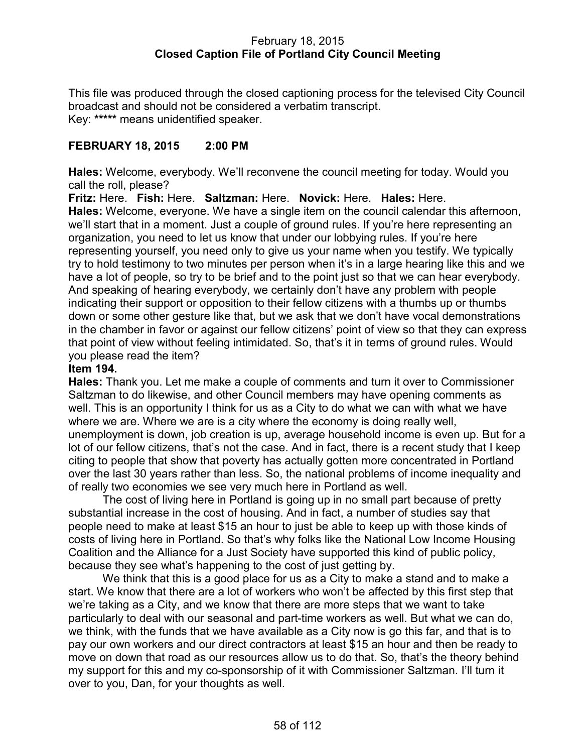February 18, 2015
**Closed Caption File of Portland City Council Meeting**

This file was produced through the closed captioning process for the televised City Council broadcast and should not be considered a verbatim transcript.
Key: ***** means unidentified speaker.

**FEBRUARY 18, 2015 2:00 PM**

**Hales:** Welcome, everybody. We'll reconvene the council meeting for today. Would you call the roll, please?
**Fritz:** Here. **Fish:** Here. **Saltzman:** Here. **Novick:** Here. **Hales:** Here.
**Hales:** Welcome, everyone. We have a single item on the council calendar this afternoon, we'll start that in a moment. Just a couple of ground rules. If you're here representing an organization, you need to let us know that under our lobbying rules. If you're here representing yourself, you need only to give us your name when you testify. We typically try to hold testimony to two minutes per person when it's in a large hearing like this and we have a lot of people, so try to be brief and to the point just so that we can hear everybody. And speaking of hearing everybody, we certainly don't have any problem with people indicating their support or opposition to their fellow citizens with a thumbs up or thumbs down or some other gesture like that, but we ask that we don't have vocal demonstrations in the chamber in favor or against our fellow citizens' point of view so that they can express that point of view without feeling intimidated. So, that's it in terms of ground rules. Would you please read the item?
**Item 194.**
**Hales:** Thank you. Let me make a couple of comments and turn it over to Commissioner Saltzman to do likewise, and other Council members may have opening comments as well. This is an opportunity I think for us as a City to do what we can with what we have where we are. Where we are is a city where the economy is doing really well, unemployment is down, job creation is up, average household income is even up. But for a lot of our fellow citizens, that's not the case. And in fact, there is a recent study that I keep citing to people that show that poverty has actually gotten more concentrated in Portland over the last 30 years rather than less. So, the national problems of income inequality and of really two economies we see very much here in Portland as well.

The cost of living here in Portland is going up in no small part because of pretty substantial increase in the cost of housing. And in fact, a number of studies say that people need to make at least $15 an hour to just be able to keep up with those kinds of costs of living here in Portland. So that's why folks like the National Low Income Housing Coalition and the Alliance for a Just Society have supported this kind of public policy, because they see what's happening to the cost of just getting by.

We think that this is a good place for us as a City to make a stand and to make a start. We know that there are a lot of workers who won't be affected by this first step that we're taking as a City, and we know that there are more steps that we want to take particularly to deal with our seasonal and part-time workers as well. But what we can do, we think, with the funds that we have available as a City now is go this far, and that is to pay our own workers and our direct contractors at least $15 an hour and then be ready to move on down that road as our resources allow us to do that. So, that's the theory behind my support for this and my co-sponsorship of it with Commissioner Saltzman. I'll turn it over to you, Dan, for your thoughts as well.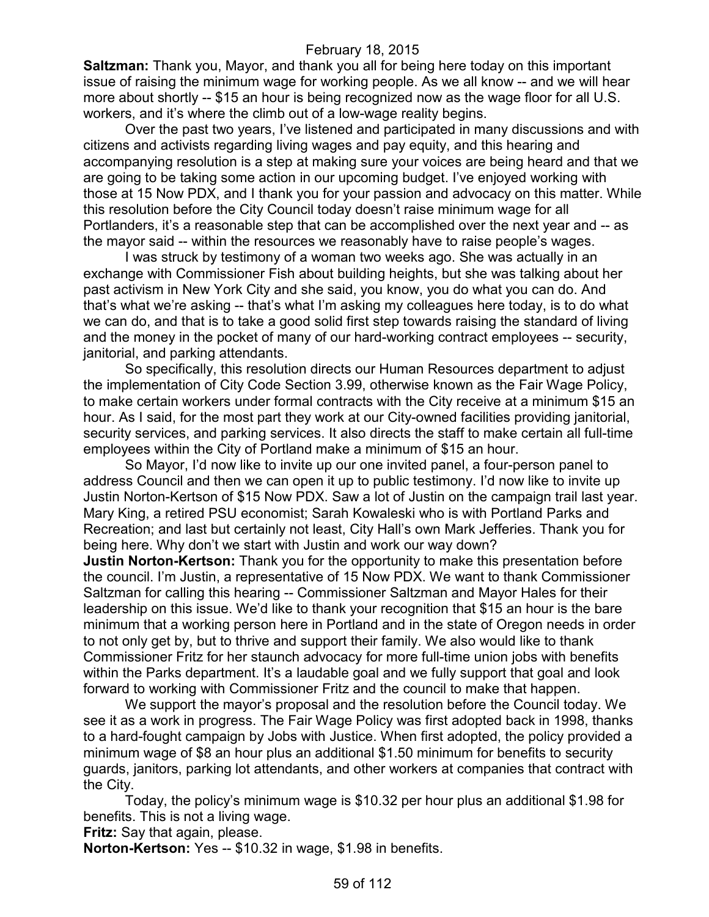**Saltzman:** Thank you, Mayor, and thank you all for being here today on this important issue of raising the minimum wage for working people. As we all know -- and we will hear more about shortly -- $15 an hour is being recognized now as the wage floor for all U.S. workers, and it's where the climb out of a low-wage reality begins.

Over the past two years, I've listened and participated in many discussions and with citizens and activists regarding living wages and pay equity, and this hearing and accompanying resolution is a step at making sure your voices are being heard and that we are going to be taking some action in our upcoming budget. I've enjoyed working with those at 15 Now PDX, and I thank you for your passion and advocacy on this matter. While this resolution before the City Council today doesn't raise minimum wage for all Portlanders, it's a reasonable step that can be accomplished over the next year and -- as the mayor said -- within the resources we reasonably have to raise people's wages.

I was struck by testimony of a woman two weeks ago. She was actually in an exchange with Commissioner Fish about building heights, but she was talking about her past activism in New York City and she said, you know, you do what you can do. And that's what we're asking -- that's what I'm asking my colleagues here today, is to do what we can do, and that is to take a good solid first step towards raising the standard of living and the money in the pocket of many of our hard-working contract employees -- security, janitorial, and parking attendants.

So specifically, this resolution directs our Human Resources department to adjust the implementation of City Code Section 3.99, otherwise known as the Fair Wage Policy, to make certain workers under formal contracts with the City receive at a minimum $15 an hour. As I said, for the most part they work at our City-owned facilities providing janitorial, security services, and parking services. It also directs the staff to make certain all full-time employees within the City of Portland make a minimum of $15 an hour.

So Mayor, I'd now like to invite up our one invited panel, a four-person panel to address Council and then we can open it up to public testimony. I'd now like to invite up Justin Norton-Kertson of $15 Now PDX. Saw a lot of Justin on the campaign trail last year. Mary King, a retired PSU economist; Sarah Kowaleski who is with Portland Parks and Recreation; and last but certainly not least, City Hall's own Mark Jefferies. Thank you for being here. Why don't we start with Justin and work our way down?

**Justin Norton-Kertson:** Thank you for the opportunity to make this presentation before the council. I'm Justin, a representative of 15 Now PDX. We want to thank Commissioner Saltzman for calling this hearing -- Commissioner Saltzman and Mayor Hales for their leadership on this issue. We'd like to thank your recognition that $15 an hour is the bare minimum that a working person here in Portland and in the state of Oregon needs in order to not only get by, but to thrive and support their family. We also would like to thank Commissioner Fritz for her staunch advocacy for more full-time union jobs with benefits within the Parks department. It's a laudable goal and we fully support that goal and look forward to working with Commissioner Fritz and the council to make that happen.

We support the mayor's proposal and the resolution before the Council today. We see it as a work in progress. The Fair Wage Policy was first adopted back in 1998, thanks to a hard-fought campaign by Jobs with Justice. When first adopted, the policy provided a minimum wage of $8 an hour plus an additional $1.50 minimum for benefits to security guards, janitors, parking lot attendants, and other workers at companies that contract with the City.

Today, the policy's minimum wage is $10.32 per hour plus an additional $1.98 for benefits. This is not a living wage.

**Fritz:** Say that again, please.

**Norton-Kertson:** Yes -- $10.32 in wage, $1.98 in benefits.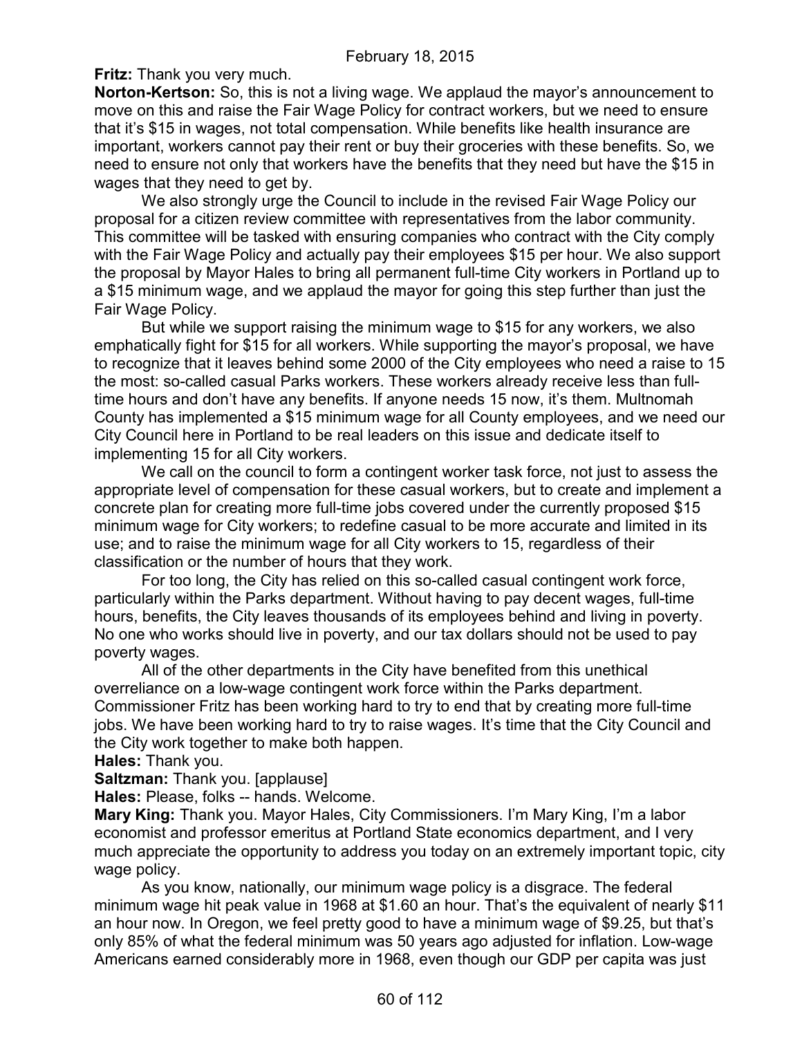**Fritz:** Thank you very much.

**Norton-Kertson:** So, this is not a living wage. We applaud the mayor's announcement to move on this and raise the Fair Wage Policy for contract workers, but we need to ensure that it's $15 in wages, not total compensation. While benefits like health insurance are important, workers cannot pay their rent or buy their groceries with these benefits. So, we need to ensure not only that workers have the benefits that they need but have the $15 in wages that they need to get by.

We also strongly urge the Council to include in the revised Fair Wage Policy our proposal for a citizen review committee with representatives from the labor community. This committee will be tasked with ensuring companies who contract with the City comply with the Fair Wage Policy and actually pay their employees $15 per hour. We also support the proposal by Mayor Hales to bring all permanent full-time City workers in Portland up to a $15 minimum wage, and we applaud the mayor for going this step further than just the Fair Wage Policy.

But while we support raising the minimum wage to $15 for any workers, we also emphatically fight for $15 for all workers. While supporting the mayor's proposal, we have to recognize that it leaves behind some 2000 of the City employees who need a raise to 15 the most: so-called casual Parks workers. These workers already receive less than full-time hours and don't have any benefits. If anyone needs 15 now, it's them. Multnomah County has implemented a $15 minimum wage for all County employees, and we need our City Council here in Portland to be real leaders on this issue and dedicate itself to implementing 15 for all City workers.

We call on the council to form a contingent worker task force, not just to assess the appropriate level of compensation for these casual workers, but to create and implement a concrete plan for creating more full-time jobs covered under the currently proposed $15 minimum wage for City workers; to redefine casual to be more accurate and limited in its use; and to raise the minimum wage for all City workers to 15, regardless of their classification or the number of hours that they work.

For too long, the City has relied on this so-called casual contingent work force, particularly within the Parks department. Without having to pay decent wages, full-time hours, benefits, the City leaves thousands of its employees behind and living in poverty. No one who works should live in poverty, and our tax dollars should not be used to pay poverty wages.

All of the other departments in the City have benefited from this unethical overreliance on a low-wage contingent work force within the Parks department. Commissioner Fritz has been working hard to try to end that by creating more full-time jobs. We have been working hard to try to raise wages. It's time that the City Council and the City work together to make both happen.

**Hales:** Thank you.

**Saltzman:** Thank you. [applause]

**Hales:** Please, folks -- hands. Welcome.

**Mary King:** Thank you. Mayor Hales, City Commissioners. I'm Mary King, I'm a labor economist and professor emeritus at Portland State economics department, and I very much appreciate the opportunity to address you today on an extremely important topic, city wage policy.

As you know, nationally, our minimum wage policy is a disgrace. The federal minimum wage hit peak value in 1968 at $1.60 an hour. That's the equivalent of nearly $11 an hour now. In Oregon, we feel pretty good to have a minimum wage of $9.25, but that's only 85% of what the federal minimum was 50 years ago adjusted for inflation. Low-wage Americans earned considerably more in 1968, even though our GDP per capita was just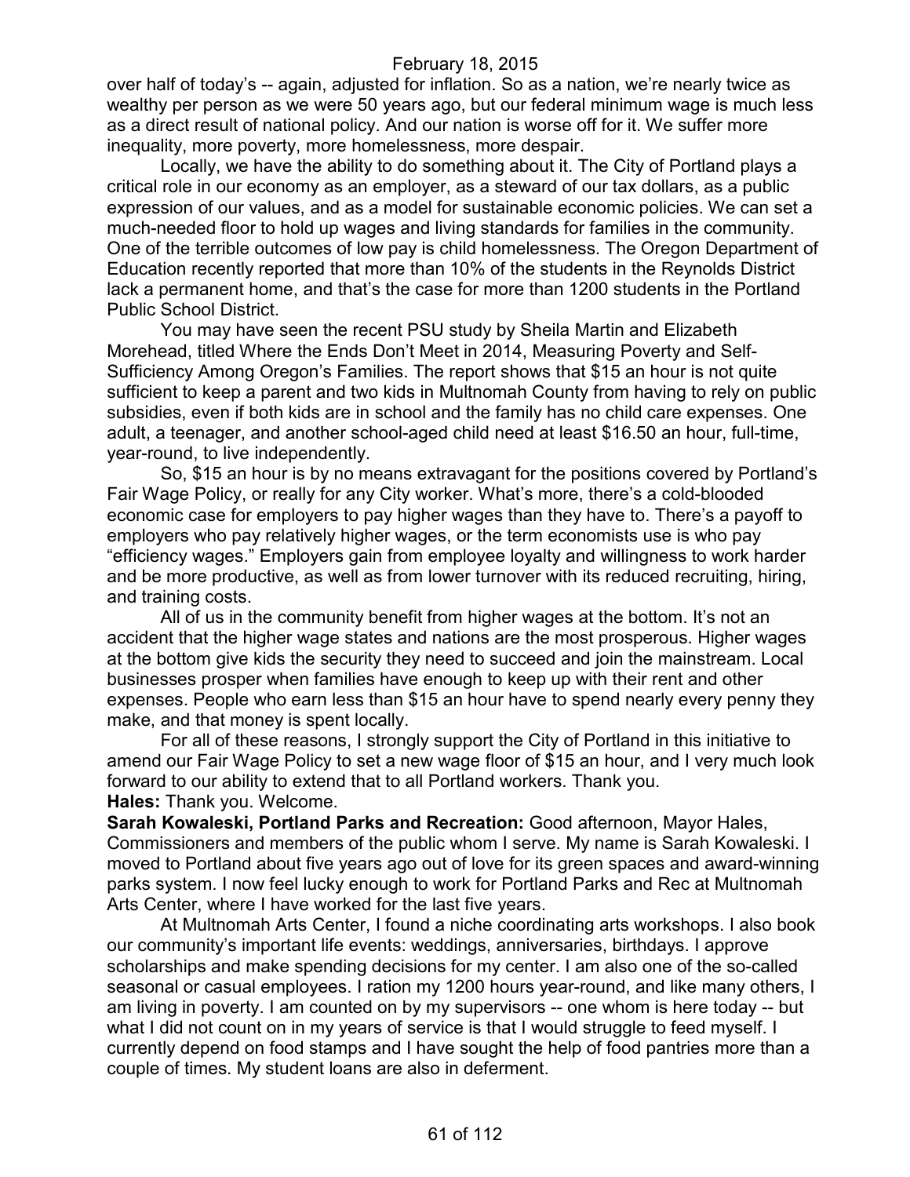over half of today's -- again, adjusted for inflation. So as a nation, we're nearly twice as wealthy per person as we were 50 years ago, but our federal minimum wage is much less as a direct result of national policy. And our nation is worse off for it. We suffer more inequality, more poverty, more homelessness, more despair.

Locally, we have the ability to do something about it. The City of Portland plays a critical role in our economy as an employer, as a steward of our tax dollars, as a public expression of our values, and as a model for sustainable economic policies. We can set a much-needed floor to hold up wages and living standards for families in the community. One of the terrible outcomes of low pay is child homelessness. The Oregon Department of Education recently reported that more than 10% of the students in the Reynolds District lack a permanent home, and that's the case for more than 1200 students in the Portland Public School District.

You may have seen the recent PSU study by Sheila Martin and Elizabeth Morehead, titled Where the Ends Don't Meet in 2014, Measuring Poverty and Self-Sufficiency Among Oregon's Families. The report shows that $15 an hour is not quite sufficient to keep a parent and two kids in Multnomah County from having to rely on public subsidies, even if both kids are in school and the family has no child care expenses. One adult, a teenager, and another school-aged child need at least $16.50 an hour, full-time, year-round, to live independently.

So, $15 an hour is by no means extravagant for the positions covered by Portland's Fair Wage Policy, or really for any City worker. What's more, there's a cold-blooded economic case for employers to pay higher wages than they have to. There's a payoff to employers who pay relatively higher wages, or the term economists use is who pay "efficiency wages." Employers gain from employee loyalty and willingness to work harder and be more productive, as well as from lower turnover with its reduced recruiting, hiring, and training costs.

All of us in the community benefit from higher wages at the bottom. It's not an accident that the higher wage states and nations are the most prosperous. Higher wages at the bottom give kids the security they need to succeed and join the mainstream. Local businesses prosper when families have enough to keep up with their rent and other expenses. People who earn less than $15 an hour have to spend nearly every penny they make, and that money is spent locally.

For all of these reasons, I strongly support the City of Portland in this initiative to amend our Fair Wage Policy to set a new wage floor of $15 an hour, and I very much look forward to our ability to extend that to all Portland workers. Thank you.

**Hales:** Thank you. Welcome.

**Sarah Kowaleski, Portland Parks and Recreation:** Good afternoon, Mayor Hales, Commissioners and members of the public whom I serve. My name is Sarah Kowaleski. I moved to Portland about five years ago out of love for its green spaces and award-winning parks system. I now feel lucky enough to work for Portland Parks and Rec at Multnomah Arts Center, where I have worked for the last five years.

At Multnomah Arts Center, I found a niche coordinating arts workshops. I also book our community's important life events: weddings, anniversaries, birthdays. I approve scholarships and make spending decisions for my center. I am also one of the so-called seasonal or casual employees. I ration my 1200 hours year-round, and like many others, I am living in poverty. I am counted on by my supervisors -- one whom is here today -- but what I did not count on in my years of service is that I would struggle to feed myself. I currently depend on food stamps and I have sought the help of food pantries more than a couple of times. My student loans are also in deferment.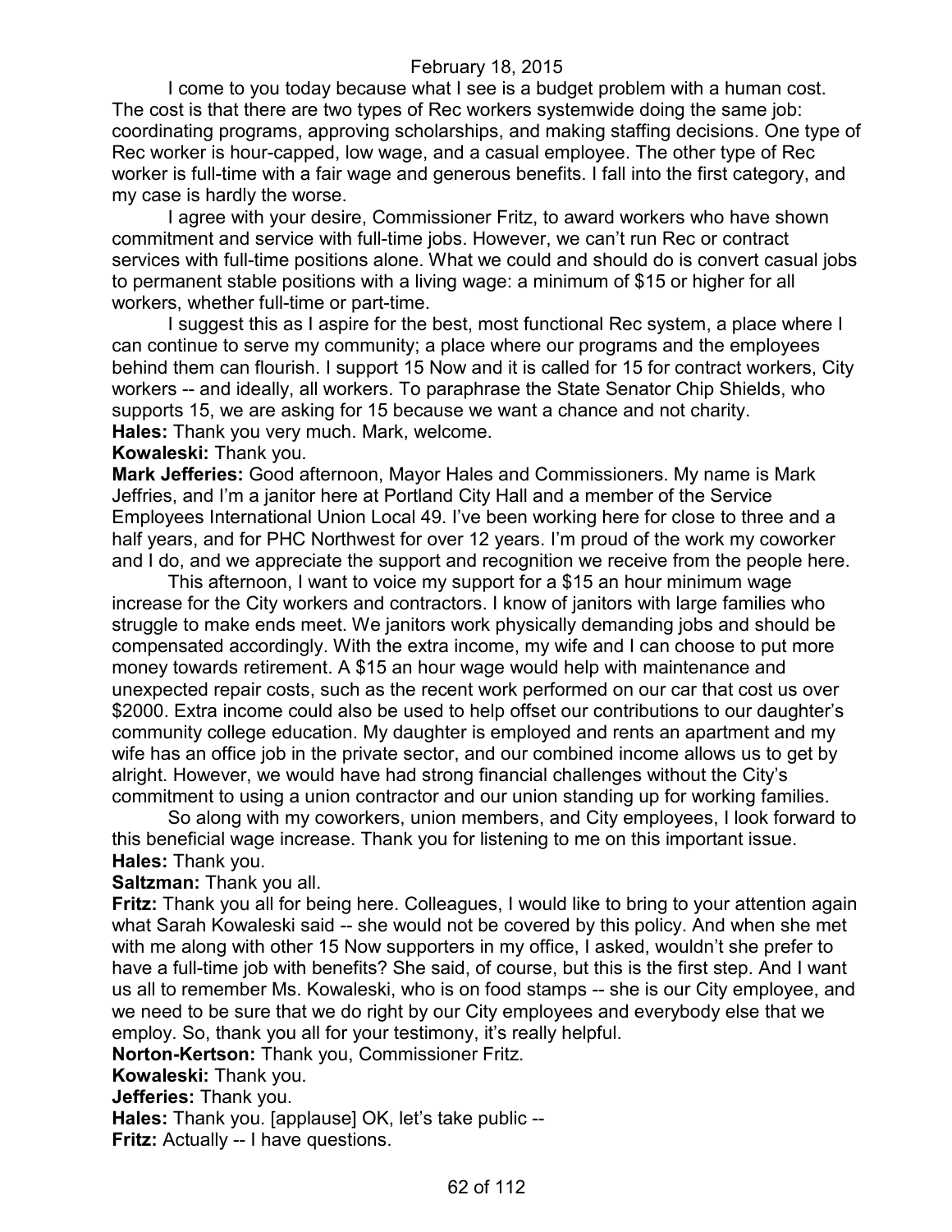I come to you today because what I see is a budget problem with a human cost. The cost is that there are two types of Rec workers systemwide doing the same job: coordinating programs, approving scholarships, and making staffing decisions. One type of Rec worker is hour-capped, low wage, and a casual employee. The other type of Rec worker is full-time with a fair wage and generous benefits. I fall into the first category, and my case is hardly the worse.

I agree with your desire, Commissioner Fritz, to award workers who have shown commitment and service with full-time jobs. However, we can't run Rec or contract services with full-time positions alone. What we could and should do is convert casual jobs to permanent stable positions with a living wage: a minimum of $15 or higher for all workers, whether full-time or part-time.

I suggest this as I aspire for the best, most functional Rec system, a place where I can continue to serve my community; a place where our programs and the employees behind them can flourish. I support 15 Now and it is called for 15 for contract workers, City workers -- and ideally, all workers. To paraphrase the State Senator Chip Shields, who supports 15, we are asking for 15 because we want a chance and not charity.

**Hales:** Thank you very much. Mark, welcome.

**Kowaleski:** Thank you.

**Mark Jefferies:** Good afternoon, Mayor Hales and Commissioners. My name is Mark Jeffries, and I'm a janitor here at Portland City Hall and a member of the Service Employees International Union Local 49. I've been working here for close to three and a half years, and for PHC Northwest for over 12 years. I'm proud of the work my coworker and I do, and we appreciate the support and recognition we receive from the people here.

This afternoon, I want to voice my support for a $15 an hour minimum wage increase for the City workers and contractors. I know of janitors with large families who struggle to make ends meet. We janitors work physically demanding jobs and should be compensated accordingly. With the extra income, my wife and I can choose to put more money towards retirement. A $15 an hour wage would help with maintenance and unexpected repair costs, such as the recent work performed on our car that cost us over $2000. Extra income could also be used to help offset our contributions to our daughter's community college education. My daughter is employed and rents an apartment and my wife has an office job in the private sector, and our combined income allows us to get by alright. However, we would have had strong financial challenges without the City's commitment to using a union contractor and our union standing up for working families.

So along with my coworkers, union members, and City employees, I look forward to this beneficial wage increase. Thank you for listening to me on this important issue.

**Hales:** Thank you.

**Saltzman:** Thank you all.

**Fritz:** Thank you all for being here. Colleagues, I would like to bring to your attention again what Sarah Kowaleski said -- she would not be covered by this policy. And when she met with me along with other 15 Now supporters in my office, I asked, wouldn't she prefer to have a full-time job with benefits? She said, of course, but this is the first step. And I want us all to remember Ms. Kowaleski, who is on food stamps -- she is our City employee, and we need to be sure that we do right by our City employees and everybody else that we employ. So, thank you all for your testimony, it's really helpful.

**Norton-Kertson:** Thank you, Commissioner Fritz.

**Kowaleski:** Thank you.

**Jefferies:** Thank you.

**Hales:** Thank you. [applause] OK, let's take public --

**Fritz:** Actually -- I have questions.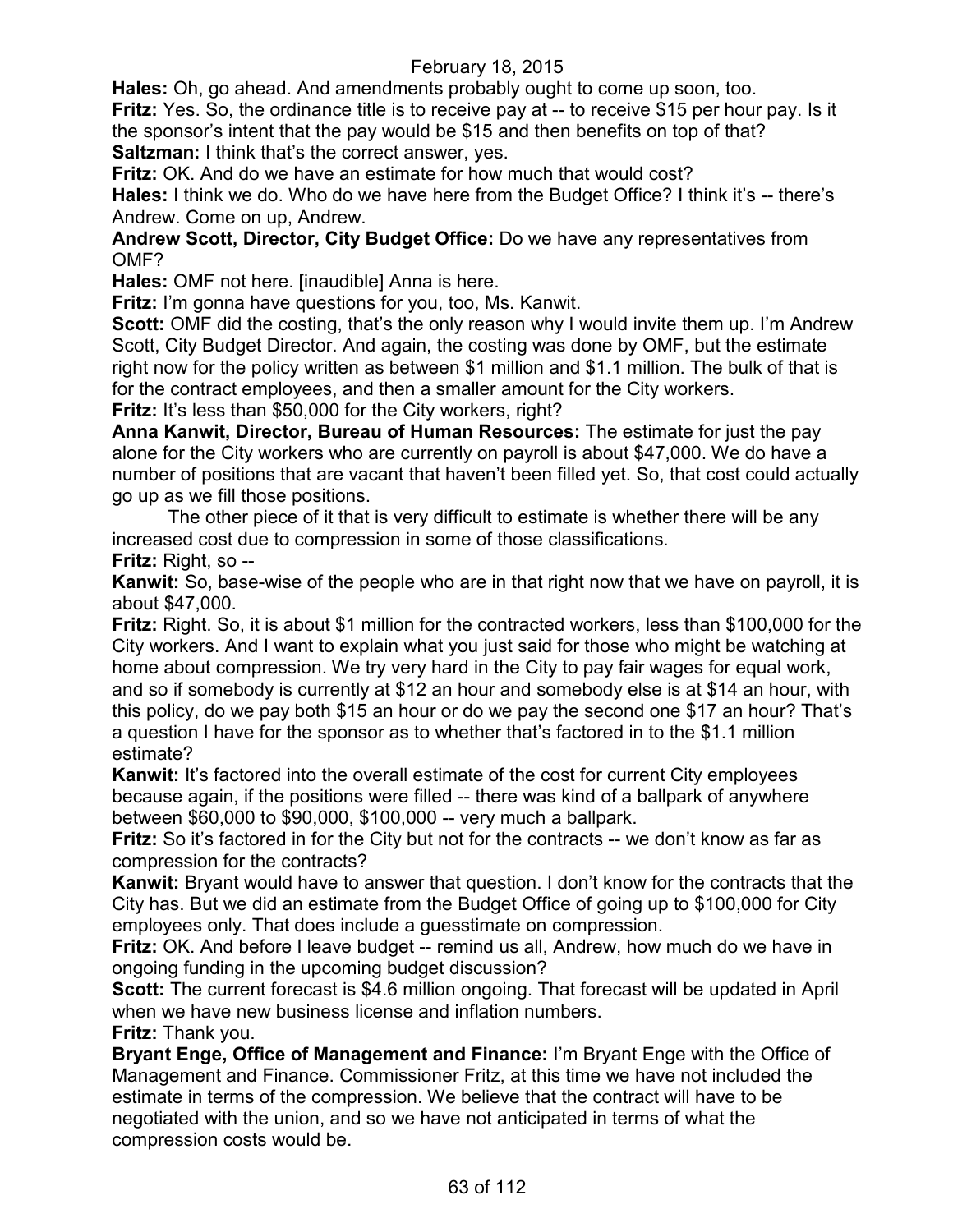**Hales:** Oh, go ahead. And amendments probably ought to come up soon, too.

**Fritz:** Yes. So, the ordinance title is to receive pay at -- to receive $15 per hour pay. Is it the sponsor's intent that the pay would be $15 and then benefits on top of that?

**Saltzman:** I think that's the correct answer, yes.

**Fritz:** OK. And do we have an estimate for how much that would cost?

**Hales:** I think we do. Who do we have here from the Budget Office? I think it's -- there's Andrew. Come on up, Andrew.

**Andrew Scott, Director, City Budget Office:** Do we have any representatives from OMF?

**Hales:** OMF not here. [inaudible] Anna is here.

**Fritz:** I'm gonna have questions for you, too, Ms. Kanwit.

**Scott:** OMF did the costing, that's the only reason why I would invite them up. I'm Andrew Scott, City Budget Director. And again, the costing was done by OMF, but the estimate right now for the policy written as between $1 million and $1.1 million. The bulk of that is for the contract employees, and then a smaller amount for the City workers.

**Fritz:** It's less than $50,000 for the City workers, right?

**Anna Kanwit, Director, Bureau of Human Resources:** The estimate for just the pay alone for the City workers who are currently on payroll is about $47,000. We do have a number of positions that are vacant that haven't been filled yet. So, that cost could actually go up as we fill those positions.

The other piece of it that is very difficult to estimate is whether there will be any increased cost due to compression in some of those classifications.

**Fritz:** Right, so --

**Kanwit:** So, base-wise of the people who are in that right now that we have on payroll, it is about $47,000.

**Fritz:** Right. So, it is about $1 million for the contracted workers, less than $100,000 for the City workers. And I want to explain what you just said for those who might be watching at home about compression. We try very hard in the City to pay fair wages for equal work, and so if somebody is currently at $12 an hour and somebody else is at $14 an hour, with this policy, do we pay both $15 an hour or do we pay the second one $17 an hour? That's a question I have for the sponsor as to whether that's factored in to the $1.1 million estimate?

**Kanwit:** It's factored into the overall estimate of the cost for current City employees because again, if the positions were filled -- there was kind of a ballpark of anywhere between $60,000 to $90,000, $100,000 -- very much a ballpark.

**Fritz:** So it's factored in for the City but not for the contracts -- we don't know as far as compression for the contracts?

**Kanwit:** Bryant would have to answer that question. I don't know for the contracts that the City has. But we did an estimate from the Budget Office of going up to $100,000 for City employees only. That does include a guesstimate on compression.

**Fritz:** OK. And before I leave budget -- remind us all, Andrew, how much do we have in ongoing funding in the upcoming budget discussion?

**Scott:** The current forecast is $4.6 million ongoing. That forecast will be updated in April when we have new business license and inflation numbers.

**Fritz:** Thank you.

**Bryant Enge, Office of Management and Finance:** I'm Bryant Enge with the Office of Management and Finance. Commissioner Fritz, at this time we have not included the estimate in terms of the compression. We believe that the contract will have to be negotiated with the union, and so we have not anticipated in terms of what the compression costs would be.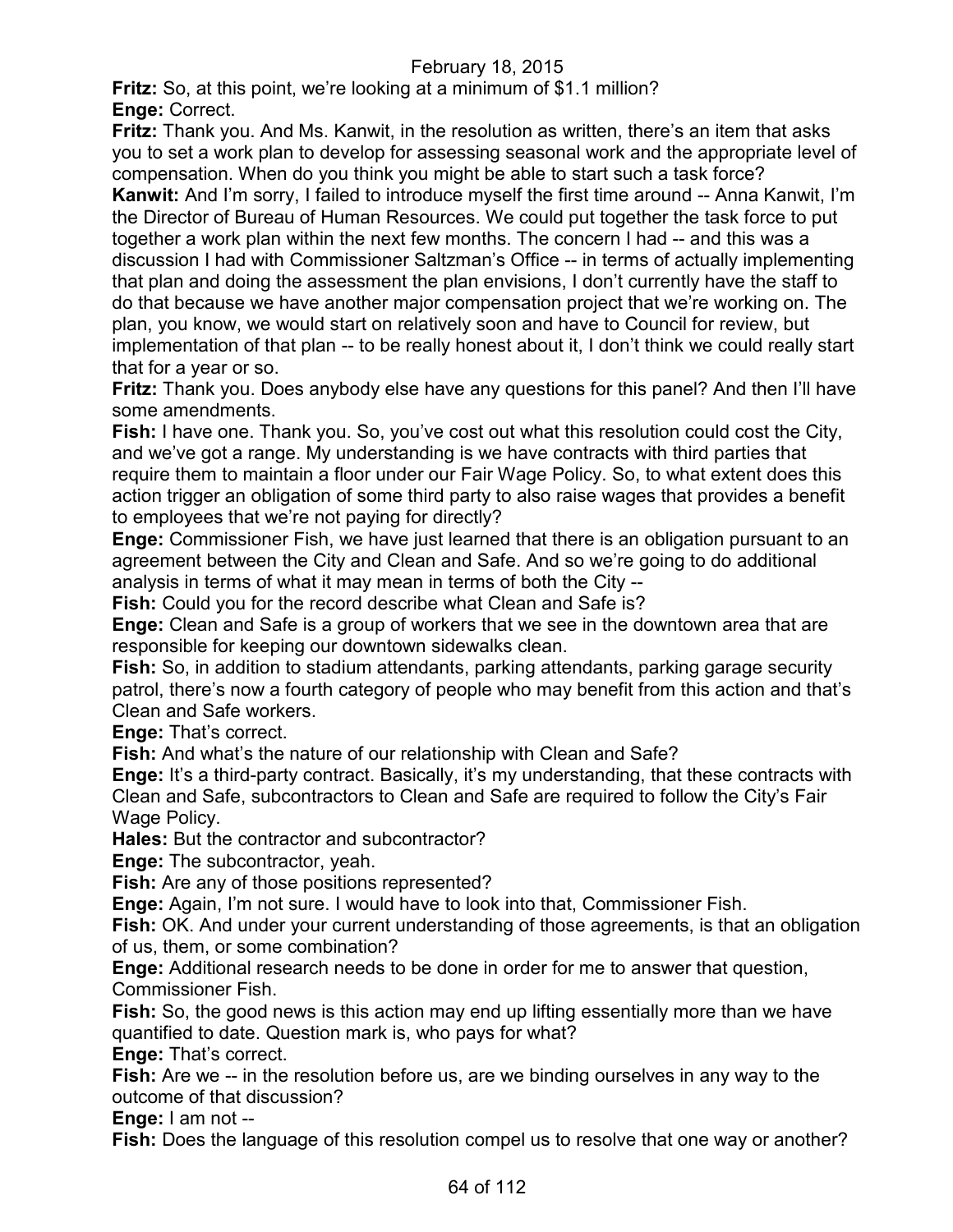**Fritz:** So, at this point, we're looking at a minimum of $1.1 million?

**Enge:** Correct.

**Fritz:** Thank you. And Ms. Kanwit, in the resolution as written, there's an item that asks you to set a work plan to develop for assessing seasonal work and the appropriate level of compensation. When do you think you might be able to start such a task force?

**Kanwit:** And I'm sorry, I failed to introduce myself the first time around -- Anna Kanwit, I'm the Director of Bureau of Human Resources. We could put together the task force to put together a work plan within the next few months. The concern I had -- and this was a discussion I had with Commissioner Saltzman's Office -- in terms of actually implementing that plan and doing the assessment the plan envisions, I don't currently have the staff to do that because we have another major compensation project that we're working on. The plan, you know, we would start on relatively soon and have to Council for review, but implementation of that plan -- to be really honest about it, I don't think we could really start that for a year or so.

**Fritz:** Thank you. Does anybody else have any questions for this panel? And then I'll have some amendments.

**Fish:** I have one. Thank you. So, you've cost out what this resolution could cost the City, and we've got a range. My understanding is we have contracts with third parties that require them to maintain a floor under our Fair Wage Policy. So, to what extent does this action trigger an obligation of some third party to also raise wages that provides a benefit to employees that we're not paying for directly?

**Enge:** Commissioner Fish, we have just learned that there is an obligation pursuant to an agreement between the City and Clean and Safe. And so we're going to do additional analysis in terms of what it may mean in terms of both the City --

**Fish:** Could you for the record describe what Clean and Safe is?

**Enge:** Clean and Safe is a group of workers that we see in the downtown area that are responsible for keeping our downtown sidewalks clean.

**Fish:** So, in addition to stadium attendants, parking attendants, parking garage security patrol, there's now a fourth category of people who may benefit from this action and that's Clean and Safe workers.

**Enge:** That's correct.

**Fish:** And what's the nature of our relationship with Clean and Safe?

**Enge:** It's a third-party contract. Basically, it's my understanding, that these contracts with Clean and Safe, subcontractors to Clean and Safe are required to follow the City's Fair Wage Policy.

**Hales:** But the contractor and subcontractor?

**Enge:** The subcontractor, yeah.

**Fish:** Are any of those positions represented?

**Enge:** Again, I'm not sure. I would have to look into that, Commissioner Fish.

**Fish:** OK. And under your current understanding of those agreements, is that an obligation of us, them, or some combination?

**Enge:** Additional research needs to be done in order for me to answer that question, Commissioner Fish.

**Fish:** So, the good news is this action may end up lifting essentially more than we have quantified to date. Question mark is, who pays for what?

**Enge:** That's correct.

**Fish:** Are we -- in the resolution before us, are we binding ourselves in any way to the outcome of that discussion?

**Enge:** I am not --

**Fish:** Does the language of this resolution compel us to resolve that one way or another?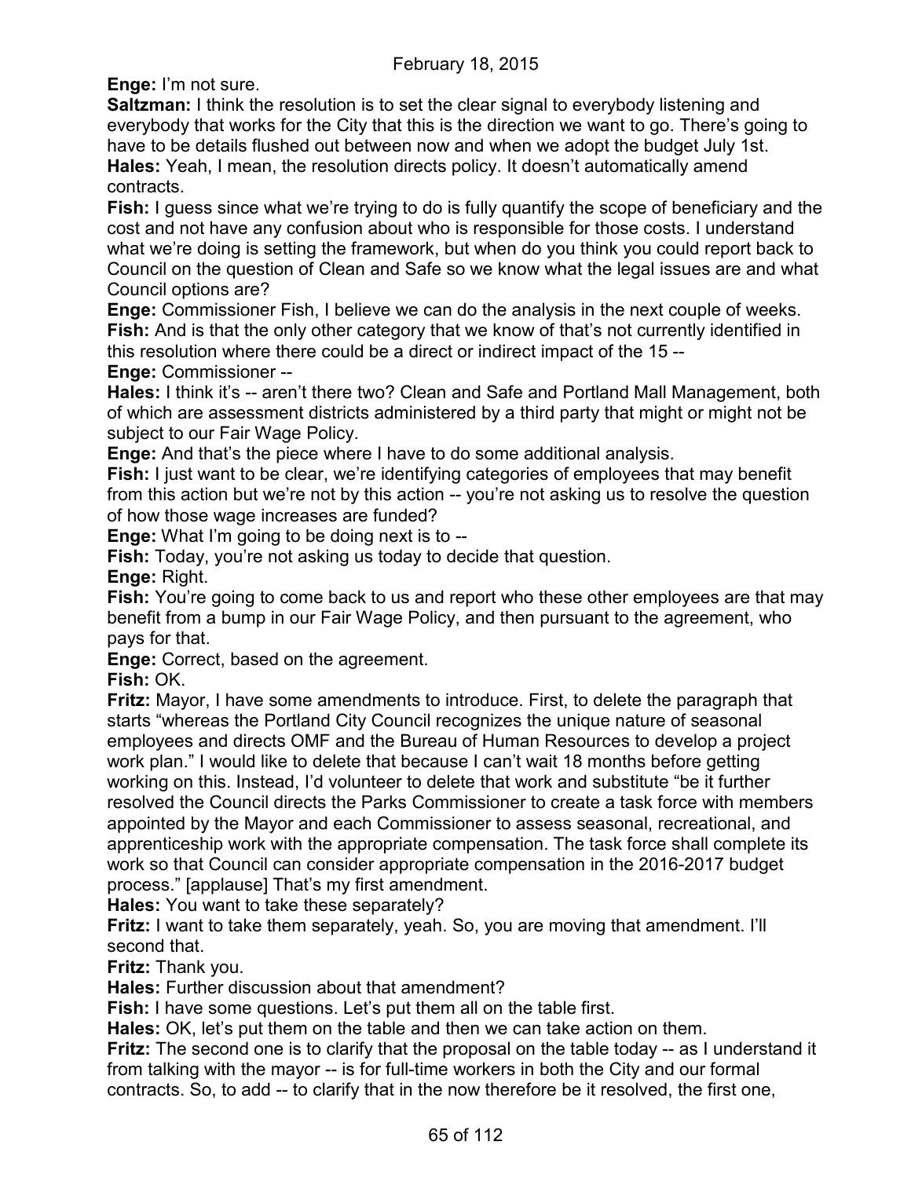**Enge:** I'm not sure.

**Saltzman:** I think the resolution is to set the clear signal to everybody listening and everybody that works for the City that this is the direction we want to go. There's going to have to be details flushed out between now and when we adopt the budget July 1st.

**Hales:** Yeah, I mean, the resolution directs policy. It doesn't automatically amend contracts.

**Fish:** I guess since what we're trying to do is fully quantify the scope of beneficiary and the cost and not have any confusion about who is responsible for those costs. I understand what we're doing is setting the framework, but when do you think you could report back to Council on the question of Clean and Safe so we know what the legal issues are and what Council options are?

**Enge:** Commissioner Fish, I believe we can do the analysis in the next couple of weeks.

**Fish:** And is that the only other category that we know of that's not currently identified in this resolution where there could be a direct or indirect impact of the 15 --

**Enge:** Commissioner --

**Hales:** I think it's -- aren't there two? Clean and Safe and Portland Mall Management, both of which are assessment districts administered by a third party that might or might not be subject to our Fair Wage Policy.

**Enge:** And that's the piece where I have to do some additional analysis.

**Fish:** I just want to be clear, we're identifying categories of employees that may benefit from this action but we're not by this action -- you're not asking us to resolve the question of how those wage increases are funded?

**Enge:** What I'm going to be doing next is to --

**Fish:** Today, you're not asking us today to decide that question.

**Enge:** Right.

**Fish:** You're going to come back to us and report who these other employees are that may benefit from a bump in our Fair Wage Policy, and then pursuant to the agreement, who pays for that.

**Enge:** Correct, based on the agreement.

**Fish:** OK.

**Fritz:** Mayor, I have some amendments to introduce. First, to delete the paragraph that starts "whereas the Portland City Council recognizes the unique nature of seasonal employees and directs OMF and the Bureau of Human Resources to develop a project work plan." I would like to delete that because I can't wait 18 months before getting working on this. Instead, I'd volunteer to delete that work and substitute "be it further resolved the Council directs the Parks Commissioner to create a task force with members appointed by the Mayor and each Commissioner to assess seasonal, recreational, and apprenticeship work with the appropriate compensation. The task force shall complete its work so that Council can consider appropriate compensation in the 2016-2017 budget process." [applause] That's my first amendment.

**Hales:** You want to take these separately?

**Fritz:** I want to take them separately, yeah. So, you are moving that amendment. I'll second that.

**Fritz:** Thank you.

**Hales:** Further discussion about that amendment?

**Fish:** I have some questions. Let's put them all on the table first.

**Hales:** OK, let's put them on the table and then we can take action on them.

**Fritz:** The second one is to clarify that the proposal on the table today -- as I understand it from talking with the mayor -- is for full-time workers in both the City and our formal contracts. So, to add -- to clarify that in the now therefore be it resolved, the first one,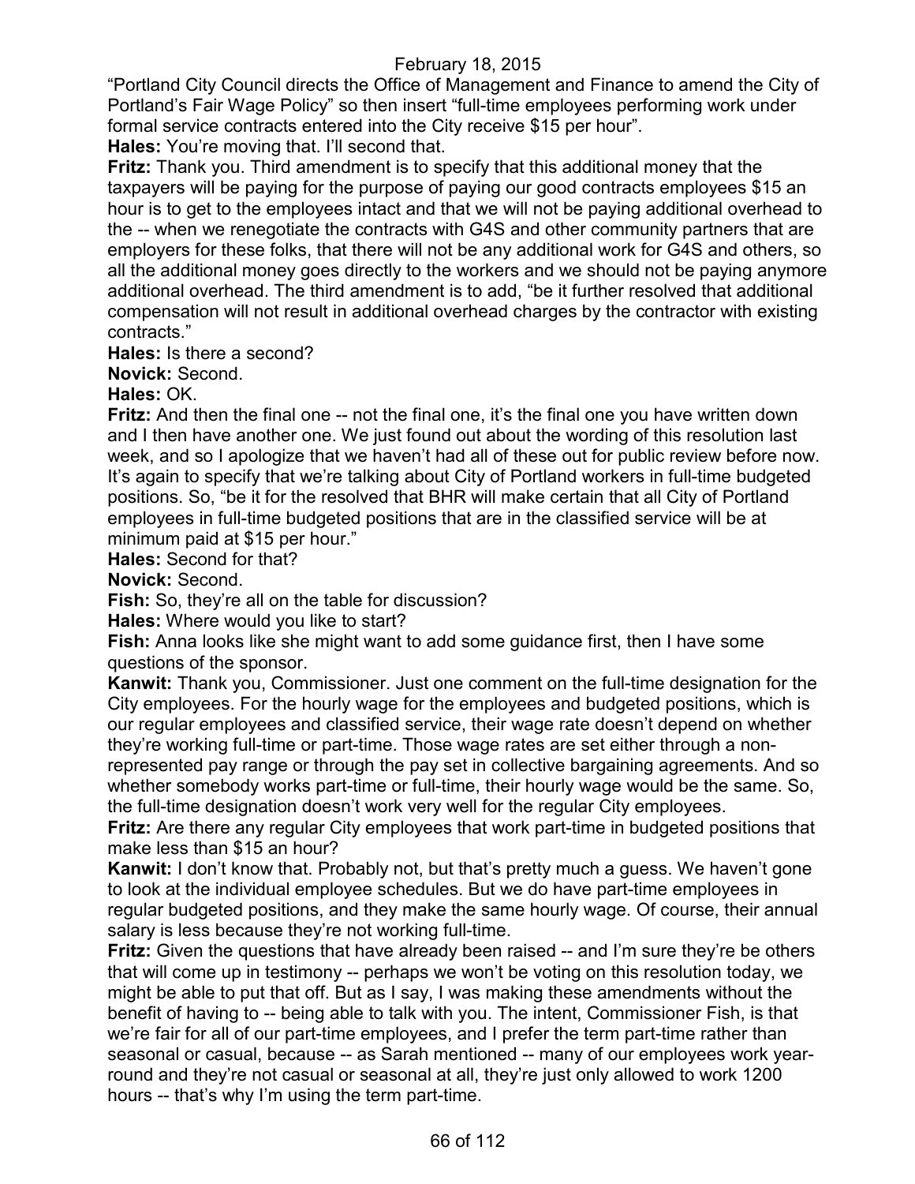"Portland City Council directs the Office of Management and Finance to amend the City of Portland's Fair Wage Policy" so then insert "full-time employees performing work under formal service contracts entered into the City receive $15 per hour".

**Hales:** You're moving that. I'll second that.

**Fritz:** Thank you. Third amendment is to specify that this additional money that the taxpayers will be paying for the purpose of paying our good contracts employees $15 an hour is to get to the employees intact and that we will not be paying additional overhead to the -- when we renegotiate the contracts with G4S and other community partners that are employers for these folks, that there will not be any additional work for G4S and others, so all the additional money goes directly to the workers and we should not be paying anymore additional overhead. The third amendment is to add, "be it further resolved that additional compensation will not result in additional overhead charges by the contractor with existing contracts."

**Hales:** Is there a second?

**Novick:** Second.

**Hales:** OK.

**Fritz:** And then the final one -- not the final one, it's the final one you have written down and I then have another one. We just found out about the wording of this resolution last week, and so I apologize that we haven't had all of these out for public review before now. It's again to specify that we're talking about City of Portland workers in full-time budgeted positions. So, "be it for the resolved that BHR will make certain that all City of Portland employees in full-time budgeted positions that are in the classified service will be at minimum paid at $15 per hour."

**Hales:** Second for that?

**Novick:** Second.

**Fish:** So, they're all on the table for discussion?

**Hales:** Where would you like to start?

**Fish:** Anna looks like she might want to add some guidance first, then I have some questions of the sponsor.

**Kanwit:** Thank you, Commissioner. Just one comment on the full-time designation for the City employees. For the hourly wage for the employees and budgeted positions, which is our regular employees and classified service, their wage rate doesn't depend on whether they're working full-time or part-time. Those wage rates are set either through a non-represented pay range or through the pay set in collective bargaining agreements. And so whether somebody works part-time or full-time, their hourly wage would be the same. So, the full-time designation doesn't work very well for the regular City employees.

**Fritz:** Are there any regular City employees that work part-time in budgeted positions that make less than $15 an hour?

**Kanwit:** I don't know that. Probably not, but that's pretty much a guess. We haven't gone to look at the individual employee schedules. But we do have part-time employees in regular budgeted positions, and they make the same hourly wage. Of course, their annual salary is less because they're not working full-time.

**Fritz:** Given the questions that have already been raised -- and I'm sure they're be others that will come up in testimony -- perhaps we won't be voting on this resolution today, we might be able to put that off. But as I say, I was making these amendments without the benefit of having to -- being able to talk with you. The intent, Commissioner Fish, is that we're fair for all of our part-time employees, and I prefer the term part-time rather than seasonal or casual, because -- as Sarah mentioned -- many of our employees work year-round and they're not casual or seasonal at all, they're just only allowed to work 1200 hours -- that's why I'm using the term part-time.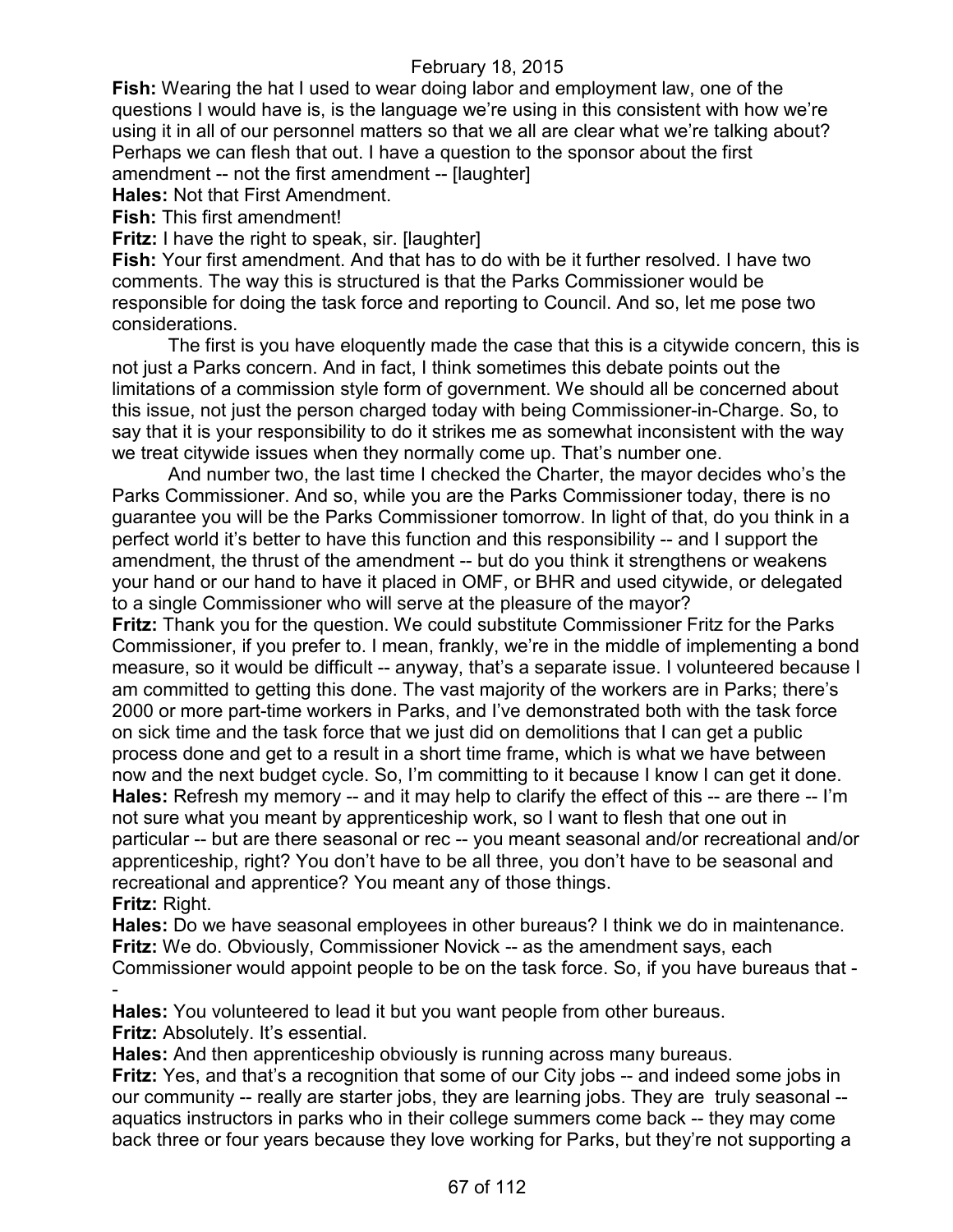**Fish:** Wearing the hat I used to wear doing labor and employment law, one of the questions I would have is, is the language we're using in this consistent with how we're using it in all of our personnel matters so that we all are clear what we're talking about? Perhaps we can flesh that out. I have a question to the sponsor about the first amendment -- not the first amendment -- [laughter]

**Hales:** Not that First Amendment.

**Fish:** This first amendment!

**Fritz:** I have the right to speak, sir. [laughter]

**Fish:** Your first amendment. And that has to do with be it further resolved. I have two comments. The way this is structured is that the Parks Commissioner would be responsible for doing the task force and reporting to Council. And so, let me pose two considerations.

The first is you have eloquently made the case that this is a citywide concern, this is not just a Parks concern. And in fact, I think sometimes this debate points out the limitations of a commission style form of government. We should all be concerned about this issue, not just the person charged today with being Commissioner-in-Charge. So, to say that it is your responsibility to do it strikes me as somewhat inconsistent with the way we treat citywide issues when they normally come up. That's number one.

And number two, the last time I checked the Charter, the mayor decides who's the Parks Commissioner. And so, while you are the Parks Commissioner today, there is no guarantee you will be the Parks Commissioner tomorrow. In light of that, do you think in a perfect world it's better to have this function and this responsibility -- and I support the amendment, the thrust of the amendment -- but do you think it strengthens or weakens your hand or our hand to have it placed in OMF, or BHR and used citywide, or delegated to a single Commissioner who will serve at the pleasure of the mayor?

**Fritz:** Thank you for the question. We could substitute Commissioner Fritz for the Parks Commissioner, if you prefer to. I mean, frankly, we're in the middle of implementing a bond measure, so it would be difficult -- anyway, that's a separate issue. I volunteered because I am committed to getting this done. The vast majority of the workers are in Parks; there's 2000 or more part-time workers in Parks, and I've demonstrated both with the task force on sick time and the task force that we just did on demolitions that I can get a public process done and get to a result in a short time frame, which is what we have between now and the next budget cycle. So, I'm committing to it because I know I can get it done.

**Hales:** Refresh my memory -- and it may help to clarify the effect of this -- are there -- I'm not sure what you meant by apprenticeship work, so I want to flesh that one out in particular -- but are there seasonal or rec -- you meant seasonal and/or recreational and/or apprenticeship, right? You don't have to be all three, you don't have to be seasonal and recreational and apprentice? You meant any of those things.

**Fritz:** Right.

**Hales:** Do we have seasonal employees in other bureaus? I think we do in maintenance.

**Fritz:** We do. Obviously, Commissioner Novick -- as the amendment says, each Commissioner would appoint people to be on the task force. So, if you have bureaus that --

**Hales:** You volunteered to lead it but you want people from other bureaus.

**Fritz:** Absolutely. It's essential.

**Hales:** And then apprenticeship obviously is running across many bureaus.

**Fritz:** Yes, and that's a recognition that some of our City jobs -- and indeed some jobs in our community -- really are starter jobs, they are learning jobs. They are truly seasonal -- aquatics instructors in parks who in their college summers come back -- they may come back three or four years because they love working for Parks, but they're not supporting a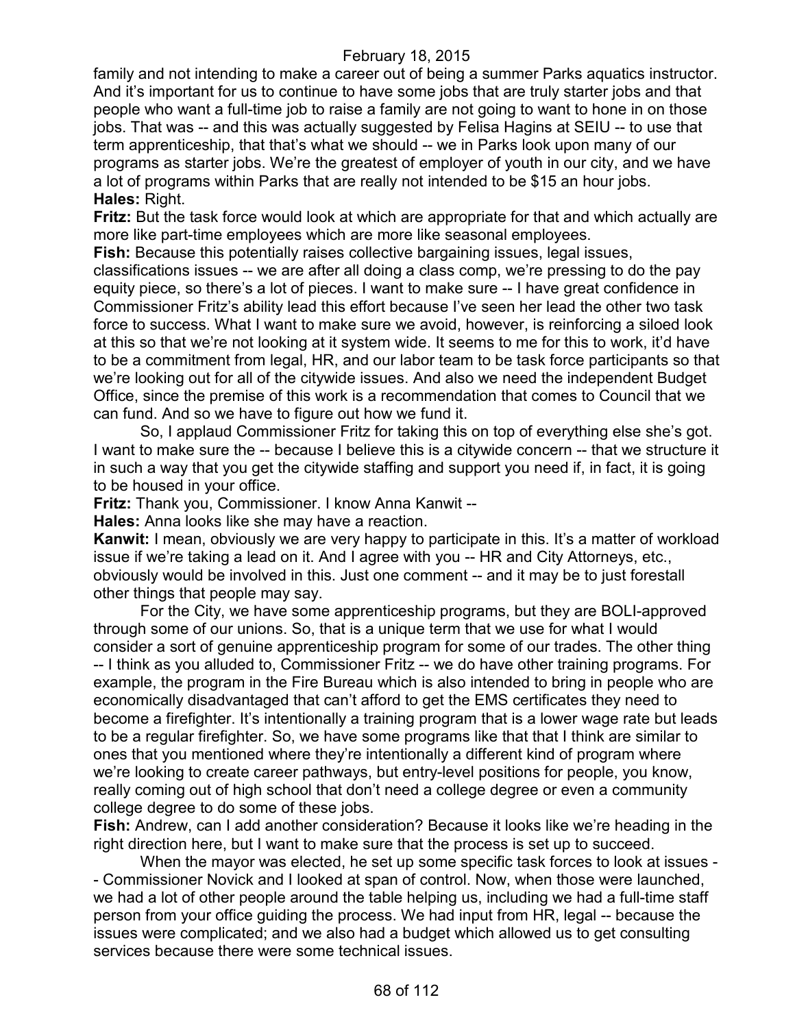family and not intending to make a career out of being a summer Parks aquatics instructor. And it's important for us to continue to have some jobs that are truly starter jobs and that people who want a full-time job to raise a family are not going to want to hone in on those jobs. That was -- and this was actually suggested by Felisa Hagins at SEIU -- to use that term apprenticeship, that that's what we should -- we in Parks look upon many of our programs as starter jobs. We're the greatest of employer of youth in our city, and we have a lot of programs within Parks that are really not intended to be $15 an hour jobs.

**Hales:** Right.

**Fritz:** But the task force would look at which are appropriate for that and which actually are more like part-time employees which are more like seasonal employees.

**Fish:** Because this potentially raises collective bargaining issues, legal issues, classifications issues -- we are after all doing a class comp, we're pressing to do the pay equity piece, so there's a lot of pieces. I want to make sure -- I have great confidence in Commissioner Fritz's ability lead this effort because I've seen her lead the other two task force to success. What I want to make sure we avoid, however, is reinforcing a siloed look at this so that we're not looking at it system wide. It seems to me for this to work, it'd have to be a commitment from legal, HR, and our labor team to be task force participants so that we're looking out for all of the citywide issues. And also we need the independent Budget Office, since the premise of this work is a recommendation that comes to Council that we can fund. And so we have to figure out how we fund it.

So, I applaud Commissioner Fritz for taking this on top of everything else she's got. I want to make sure the -- because I believe this is a citywide concern -- that we structure it in such a way that you get the citywide staffing and support you need if, in fact, it is going to be housed in your office.

**Fritz:** Thank you, Commissioner. I know Anna Kanwit --

**Hales:** Anna looks like she may have a reaction.

**Kanwit:** I mean, obviously we are very happy to participate in this. It's a matter of workload issue if we're taking a lead on it. And I agree with you -- HR and City Attorneys, etc., obviously would be involved in this. Just one comment -- and it may be to just forestall other things that people may say.

For the City, we have some apprenticeship programs, but they are BOLI-approved through some of our unions. So, that is a unique term that we use for what I would consider a sort of genuine apprenticeship program for some of our trades. The other thing -- I think as you alluded to, Commissioner Fritz -- we do have other training programs. For example, the program in the Fire Bureau which is also intended to bring in people who are economically disadvantaged that can't afford to get the EMS certificates they need to become a firefighter. It's intentionally a training program that is a lower wage rate but leads to be a regular firefighter. So, we have some programs like that that I think are similar to ones that you mentioned where they're intentionally a different kind of program where we're looking to create career pathways, but entry-level positions for people, you know, really coming out of high school that don't need a college degree or even a community college degree to do some of these jobs.

**Fish:** Andrew, can I add another consideration? Because it looks like we're heading in the right direction here, but I want to make sure that the process is set up to succeed.

When the mayor was elected, he set up some specific task forces to look at issues -- Commissioner Novick and I looked at span of control. Now, when those were launched, we had a lot of other people around the table helping us, including we had a full-time staff person from your office guiding the process. We had input from HR, legal -- because the issues were complicated; and we also had a budget which allowed us to get consulting services because there were some technical issues.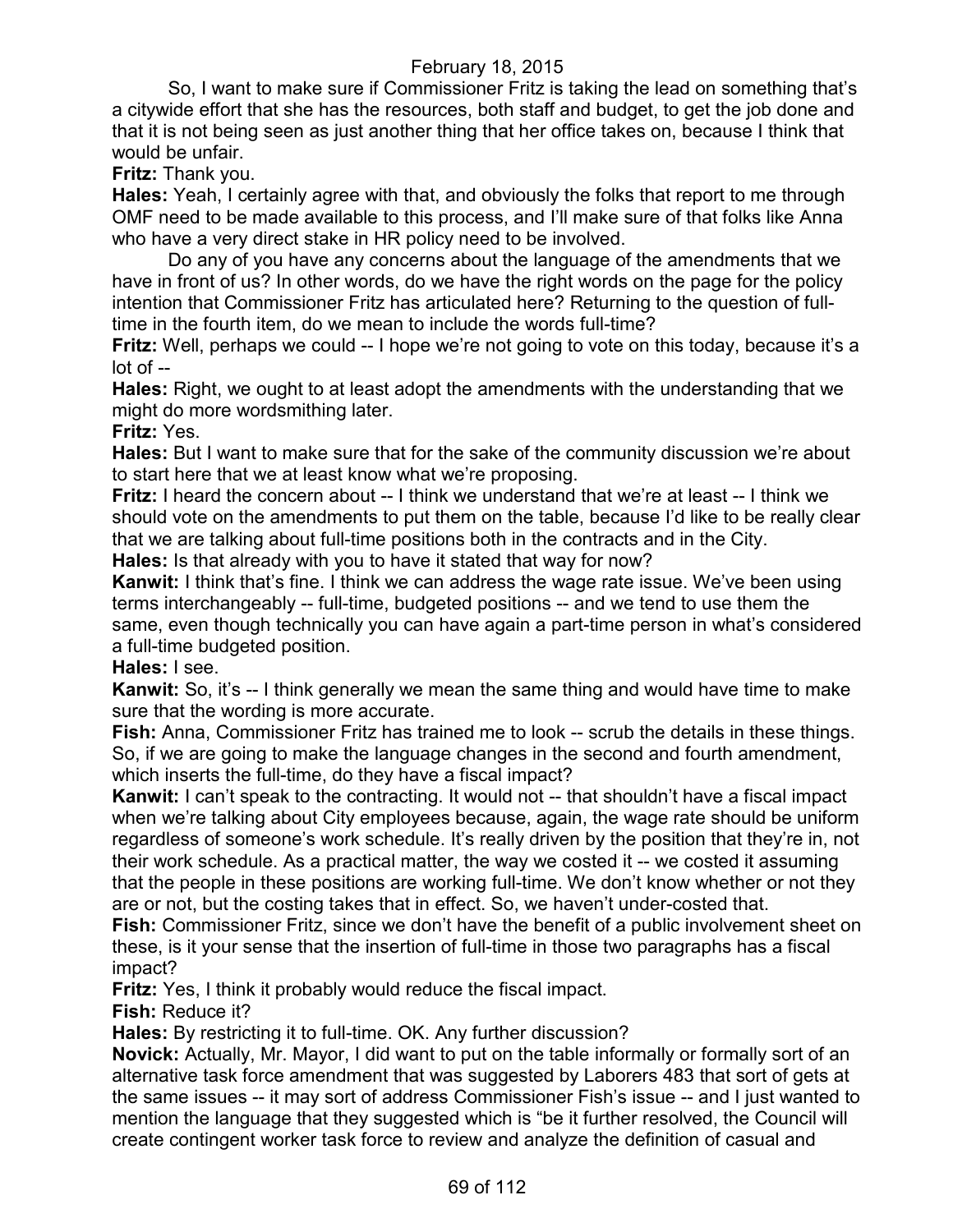So, I want to make sure if Commissioner Fritz is taking the lead on something that's a citywide effort that she has the resources, both staff and budget, to get the job done and that it is not being seen as just another thing that her office takes on, because I think that would be unfair.

**Fritz:** Thank you.

**Hales:** Yeah, I certainly agree with that, and obviously the folks that report to me through OMF need to be made available to this process, and I'll make sure of that folks like Anna who have a very direct stake in HR policy need to be involved.

Do any of you have any concerns about the language of the amendments that we have in front of us? In other words, do we have the right words on the page for the policy intention that Commissioner Fritz has articulated here? Returning to the question of full-time in the fourth item, do we mean to include the words full-time?

**Fritz:** Well, perhaps we could -- I hope we're not going to vote on this today, because it's a lot of --

**Hales:** Right, we ought to at least adopt the amendments with the understanding that we might do more wordsmithing later.

**Fritz:** Yes.

**Hales:** But I want to make sure that for the sake of the community discussion we're about to start here that we at least know what we're proposing.

**Fritz:** I heard the concern about -- I think we understand that we're at least -- I think we should vote on the amendments to put them on the table, because I'd like to be really clear that we are talking about full-time positions both in the contracts and in the City.

**Hales:** Is that already with you to have it stated that way for now?

**Kanwit:** I think that's fine. I think we can address the wage rate issue. We've been using terms interchangeably -- full-time, budgeted positions -- and we tend to use them the same, even though technically you can have again a part-time person in what's considered a full-time budgeted position.

**Hales:** I see.

**Kanwit:** So, it's -- I think generally we mean the same thing and would have time to make sure that the wording is more accurate.

**Fish:** Anna, Commissioner Fritz has trained me to look -- scrub the details in these things. So, if we are going to make the language changes in the second and fourth amendment, which inserts the full-time, do they have a fiscal impact?

**Kanwit:** I can't speak to the contracting. It would not -- that shouldn't have a fiscal impact when we're talking about City employees because, again, the wage rate should be uniform regardless of someone's work schedule. It's really driven by the position that they're in, not their work schedule. As a practical matter, the way we costed it -- we costed it assuming that the people in these positions are working full-time. We don't know whether or not they are or not, but the costing takes that in effect. So, we haven't under-costed that.

**Fish:** Commissioner Fritz, since we don't have the benefit of a public involvement sheet on these, is it your sense that the insertion of full-time in those two paragraphs has a fiscal impact?

**Fritz:** Yes, I think it probably would reduce the fiscal impact.

**Fish:** Reduce it?

**Hales:** By restricting it to full-time. OK. Any further discussion?

**Novick:** Actually, Mr. Mayor, I did want to put on the table informally or formally sort of an alternative task force amendment that was suggested by Laborers 483 that sort of gets at the same issues -- it may sort of address Commissioner Fish's issue -- and I just wanted to mention the language that they suggested which is "be it further resolved, the Council will create contingent worker task force to review and analyze the definition of casual and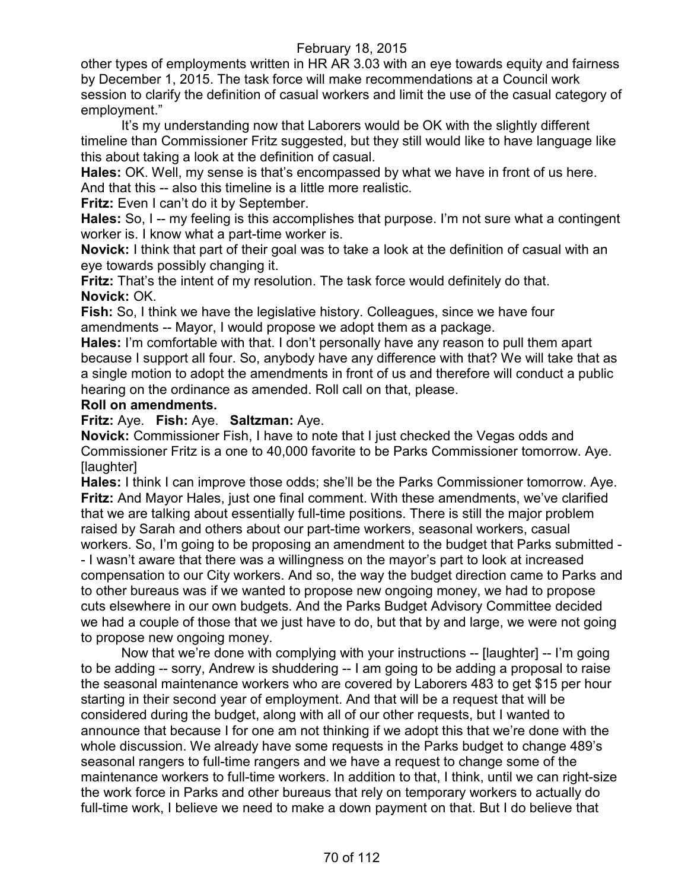other types of employments written in HR AR 3.03 with an eye towards equity and fairness by December 1, 2015. The task force will make recommendations at a Council work session to clarify the definition of casual workers and limit the use of the casual category of employment."

It's my understanding now that Laborers would be OK with the slightly different timeline than Commissioner Fritz suggested, but they still would like to have language like this about taking a look at the definition of casual.

**Hales:** OK. Well, my sense is that's encompassed by what we have in front of us here. And that this -- also this timeline is a little more realistic.

**Fritz:** Even I can't do it by September.

**Hales:** So, I -- my feeling is this accomplishes that purpose. I'm not sure what a contingent worker is. I know what a part-time worker is.

**Novick:** I think that part of their goal was to take a look at the definition of casual with an eye towards possibly changing it.

**Fritz:** That's the intent of my resolution. The task force would definitely do that.

**Novick:** OK.

**Fish:** So, I think we have the legislative history. Colleagues, since we have four amendments -- Mayor, I would propose we adopt them as a package.

**Hales:** I'm comfortable with that. I don't personally have any reason to pull them apart because I support all four. So, anybody have any difference with that? We will take that as a single motion to adopt the amendments in front of us and therefore will conduct a public hearing on the ordinance as amended. Roll call on that, please.

**Roll on amendments.**

**Fritz:** Aye. **Fish:** Aye. **Saltzman:** Aye.

**Novick:** Commissioner Fish, I have to note that I just checked the Vegas odds and Commissioner Fritz is a one to 40,000 favorite to be Parks Commissioner tomorrow. Aye. [laughter]

**Hales:** I think I can improve those odds; she'll be the Parks Commissioner tomorrow. Aye.

**Fritz:** And Mayor Hales, just one final comment. With these amendments, we've clarified that we are talking about essentially full-time positions. There is still the major problem raised by Sarah and others about our part-time workers, seasonal workers, casual workers. So, I'm going to be proposing an amendment to the budget that Parks submitted -- I wasn't aware that there was a willingness on the mayor's part to look at increased compensation to our City workers. And so, the way the budget direction came to Parks and to other bureaus was if we wanted to propose new ongoing money, we had to propose cuts elsewhere in our own budgets. And the Parks Budget Advisory Committee decided we had a couple of those that we just have to do, but that by and large, we were not going to propose new ongoing money.

Now that we're done with complying with your instructions -- [laughter] -- I'm going to be adding -- sorry, Andrew is shuddering -- I am going to be adding a proposal to raise the seasonal maintenance workers who are covered by Laborers 483 to get $15 per hour starting in their second year of employment. And that will be a request that will be considered during the budget, along with all of our other requests, but I wanted to announce that because I for one am not thinking if we adopt this that we're done with the whole discussion. We already have some requests in the Parks budget to change 489's seasonal rangers to full-time rangers and we have a request to change some of the maintenance workers to full-time workers. In addition to that, I think, until we can right-size the work force in Parks and other bureaus that rely on temporary workers to actually do full-time work, I believe we need to make a down payment on that. But I do believe that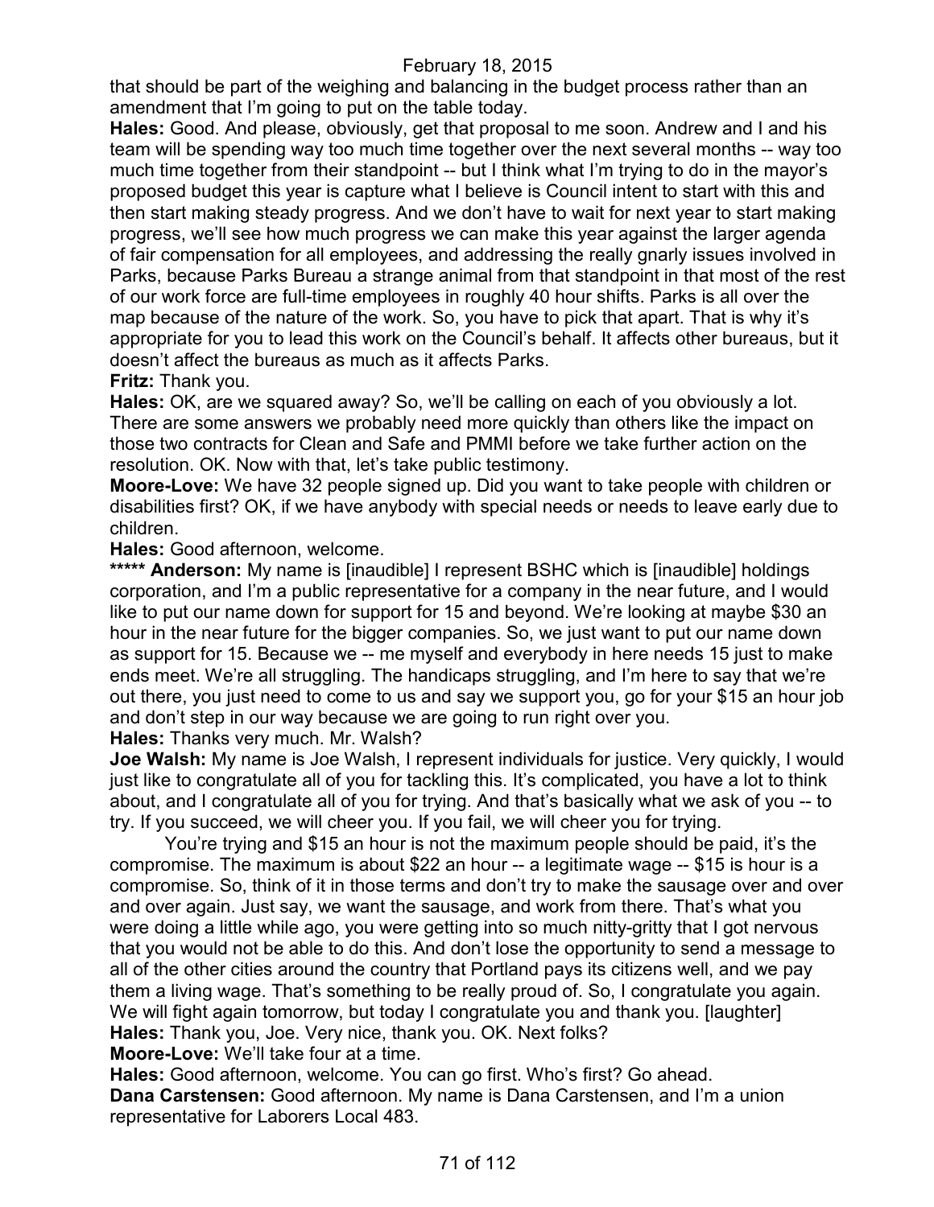that should be part of the weighing and balancing in the budget process rather than an amendment that I'm going to put on the table today.

**Hales:** Good. And please, obviously, get that proposal to me soon. Andrew and I and his team will be spending way too much time together over the next several months -- way too much time together from their standpoint -- but I think what I'm trying to do in the mayor's proposed budget this year is capture what I believe is Council intent to start with this and then start making steady progress. And we don't have to wait for next year to start making progress, we'll see how much progress we can make this year against the larger agenda of fair compensation for all employees, and addressing the really gnarly issues involved in Parks, because Parks Bureau a strange animal from that standpoint in that most of the rest of our work force are full-time employees in roughly 40 hour shifts. Parks is all over the map because of the nature of the work. So, you have to pick that apart. That is why it's appropriate for you to lead this work on the Council's behalf. It affects other bureaus, but it doesn't affect the bureaus as much as it affects Parks.

**Fritz:** Thank you.

**Hales:** OK, are we squared away? So, we'll be calling on each of you obviously a lot. There are some answers we probably need more quickly than others like the impact on those two contracts for Clean and Safe and PMMI before we take further action on the resolution. OK. Now with that, let's take public testimony.

**Moore-Love:** We have 32 people signed up. Did you want to take people with children or disabilities first? OK, if we have anybody with special needs or needs to leave early due to children.

**Hales:** Good afternoon, welcome.

**\*\*\*\*\* Anderson:** My name is [inaudible] I represent BSHC which is [inaudible] holdings corporation, and I'm a public representative for a company in the near future, and I would like to put our name down for support for 15 and beyond. We're looking at maybe $30 an hour in the near future for the bigger companies. So, we just want to put our name down as support for 15. Because we -- me myself and everybody in here needs 15 just to make ends meet. We're all struggling. The handicaps struggling, and I'm here to say that we're out there, you just need to come to us and say we support you, go for your $15 an hour job and don't step in our way because we are going to run right over you.

**Hales:** Thanks very much. Mr. Walsh?

**Joe Walsh:** My name is Joe Walsh, I represent individuals for justice. Very quickly, I would just like to congratulate all of you for tackling this. It's complicated, you have a lot to think about, and I congratulate all of you for trying. And that's basically what we ask of you -- to try. If you succeed, we will cheer you. If you fail, we will cheer you for trying.

You're trying and $15 an hour is not the maximum people should be paid, it's the compromise. The maximum is about $22 an hour -- a legitimate wage -- $15 is hour is a compromise. So, think of it in those terms and don't try to make the sausage over and over and over again. Just say, we want the sausage, and work from there. That's what you were doing a little while ago, you were getting into so much nitty-gritty that I got nervous that you would not be able to do this. And don't lose the opportunity to send a message to all of the other cities around the country that Portland pays its citizens well, and we pay them a living wage. That's something to be really proud of. So, I congratulate you again. We will fight again tomorrow, but today I congratulate you and thank you. [laughter]

**Hales:** Thank you, Joe. Very nice, thank you. OK. Next folks?

**Moore-Love:** We'll take four at a time.

**Hales:** Good afternoon, welcome. You can go first. Who's first? Go ahead.

**Dana Carstensen:** Good afternoon. My name is Dana Carstensen, and I'm a union representative for Laborers Local 483.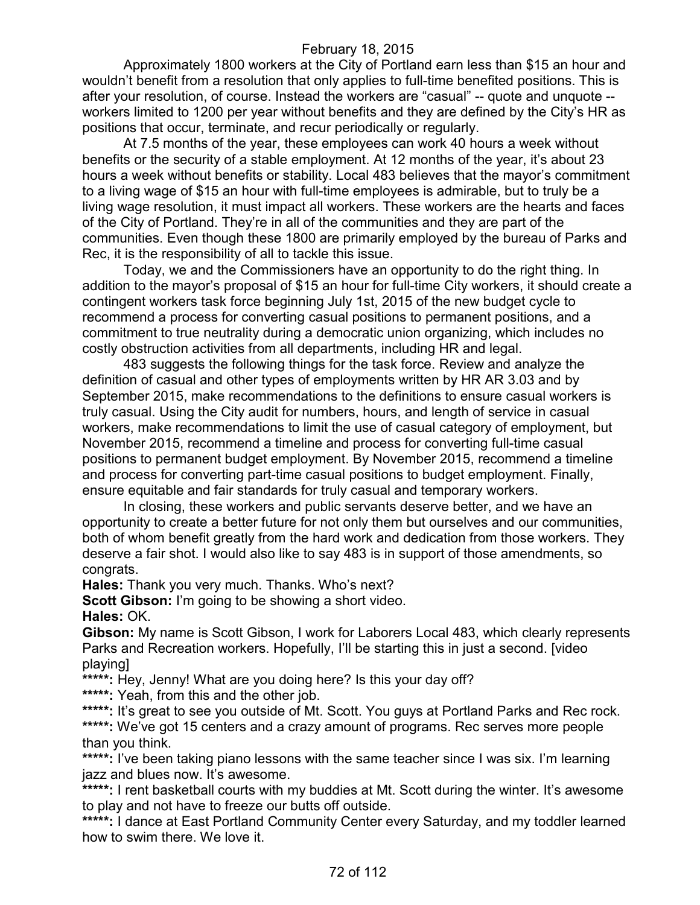February 18, 2015

Approximately 1800 workers at the City of Portland earn less than $15 an hour and wouldn't benefit from a resolution that only applies to full-time benefited positions. This is after your resolution, of course. Instead the workers are "casual" -- quote and unquote -- workers limited to 1200 per year without benefits and they are defined by the City's HR as positions that occur, terminate, and recur periodically or regularly.

At 7.5 months of the year, these employees can work 40 hours a week without benefits or the security of a stable employment. At 12 months of the year, it's about 23 hours a week without benefits or stability. Local 483 believes that the mayor's commitment to a living wage of $15 an hour with full-time employees is admirable, but to truly be a living wage resolution, it must impact all workers. These workers are the hearts and faces of the City of Portland. They're in all of the communities and they are part of the communities. Even though these 1800 are primarily employed by the bureau of Parks and Rec, it is the responsibility of all to tackle this issue.

Today, we and the Commissioners have an opportunity to do the right thing. In addition to the mayor's proposal of $15 an hour for full-time City workers, it should create a contingent workers task force beginning July 1st, 2015 of the new budget cycle to recommend a process for converting casual positions to permanent positions, and a commitment to true neutrality during a democratic union organizing, which includes no costly obstruction activities from all departments, including HR and legal.

483 suggests the following things for the task force. Review and analyze the definition of casual and other types of employments written by HR AR 3.03 and by September 2015, make recommendations to the definitions to ensure casual workers is truly casual. Using the City audit for numbers, hours, and length of service in casual workers, make recommendations to limit the use of casual category of employment, but November 2015, recommend a timeline and process for converting full-time casual positions to permanent budget employment. By November 2015, recommend a timeline and process for converting part-time casual positions to budget employment. Finally, ensure equitable and fair standards for truly casual and temporary workers.

In closing, these workers and public servants deserve better, and we have an opportunity to create a better future for not only them but ourselves and our communities, both of whom benefit greatly from the hard work and dedication from those workers. They deserve a fair shot. I would also like to say 483 is in support of those amendments, so congrats.

**Hales:** Thank you very much. Thanks. Who's next?

**Scott Gibson:** I'm going to be showing a short video.

**Hales:** OK.

**Gibson:** My name is Scott Gibson, I work for Laborers Local 483, which clearly represents Parks and Recreation workers. Hopefully, I'll be starting this in just a second. [video playing]

**\*\*\*\*\*:** Hey, Jenny! What are you doing here? Is this your day off?

**\*\*\*\*\*:** Yeah, from this and the other job.

**\*\*\*\*\*:** It's great to see you outside of Mt. Scott. You guys at Portland Parks and Rec rock.

**\*\*\*\*\*:** We've got 15 centers and a crazy amount of programs. Rec serves more people than you think.

**\*\*\*\*\*:** I've been taking piano lessons with the same teacher since I was six. I'm learning jazz and blues now. It's awesome.

**\*\*\*\*\*:** I rent basketball courts with my buddies at Mt. Scott during the winter. It's awesome to play and not have to freeze our butts off outside.

**\*\*\*\*\*:** I dance at East Portland Community Center every Saturday, and my toddler learned how to swim there. We love it.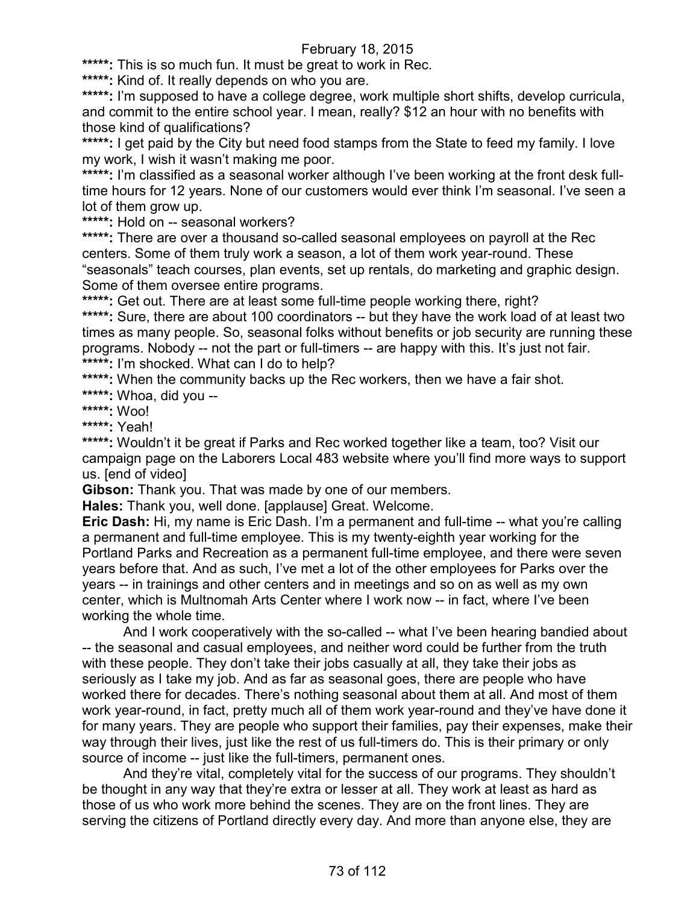**\*\*\*\*\*:** This is so much fun. It must be great to work in Rec.

**\*\*\*\*\*:** Kind of. It really depends on who you are.

**\*\*\*\*\*:** I'm supposed to have a college degree, work multiple short shifts, develop curricula, and commit to the entire school year. I mean, really? $12 an hour with no benefits with those kind of qualifications?

**\*\*\*\*\*:** I get paid by the City but need food stamps from the State to feed my family. I love my work, I wish it wasn't making me poor.

**\*\*\*\*\*:** I'm classified as a seasonal worker although I've been working at the front desk full-time hours for 12 years. None of our customers would ever think I'm seasonal. I've seen a lot of them grow up.

**\*\*\*\*\*:** Hold on -- seasonal workers?

**\*\*\*\*\*:** There are over a thousand so-called seasonal employees on payroll at the Rec centers. Some of them truly work a season, a lot of them work year-round. These "seasonals" teach courses, plan events, set up rentals, do marketing and graphic design. Some of them oversee entire programs.

**\*\*\*\*\*:** Get out. There are at least some full-time people working there, right?

**\*\*\*\*\*:** Sure, there are about 100 coordinators -- but they have the work load of at least two times as many people. So, seasonal folks without benefits or job security are running these programs. Nobody -- not the part or full-timers -- are happy with this. It's just not fair.

**\*\*\*\*\*:** I'm shocked. What can I do to help?

**\*\*\*\*\*:** When the community backs up the Rec workers, then we have a fair shot.

**\*\*\*\*\*:** Whoa, did you --

**\*\*\*\*\*:** Woo!

**\*\*\*\*\*:** Yeah!

**\*\*\*\*\*:** Wouldn't it be great if Parks and Rec worked together like a team, too? Visit our campaign page on the Laborers Local 483 website where you'll find more ways to support us. [end of video]

**Gibson:** Thank you. That was made by one of our members.

**Hales:** Thank you, well done. [applause] Great. Welcome.

**Eric Dash:** Hi, my name is Eric Dash. I'm a permanent and full-time -- what you're calling a permanent and full-time employee. This is my twenty-eighth year working for the Portland Parks and Recreation as a permanent full-time employee, and there were seven years before that. And as such, I've met a lot of the other employees for Parks over the years -- in trainings and other centers and in meetings and so on as well as my own center, which is Multnomah Arts Center where I work now -- in fact, where I've been working the whole time.

And I work cooperatively with the so-called -- what I've been hearing bandied about -- the seasonal and casual employees, and neither word could be further from the truth with these people. They don't take their jobs casually at all, they take their jobs as seriously as I take my job. And as far as seasonal goes, there are people who have worked there for decades. There's nothing seasonal about them at all. And most of them work year-round, in fact, pretty much all of them work year-round and they've have done it for many years. They are people who support their families, pay their expenses, make their way through their lives, just like the rest of us full-timers do. This is their primary or only source of income -- just like the full-timers, permanent ones.

And they're vital, completely vital for the success of our programs. They shouldn't be thought in any way that they're extra or lesser at all. They work at least as hard as those of us who work more behind the scenes. They are on the front lines. They are serving the citizens of Portland directly every day. And more than anyone else, they are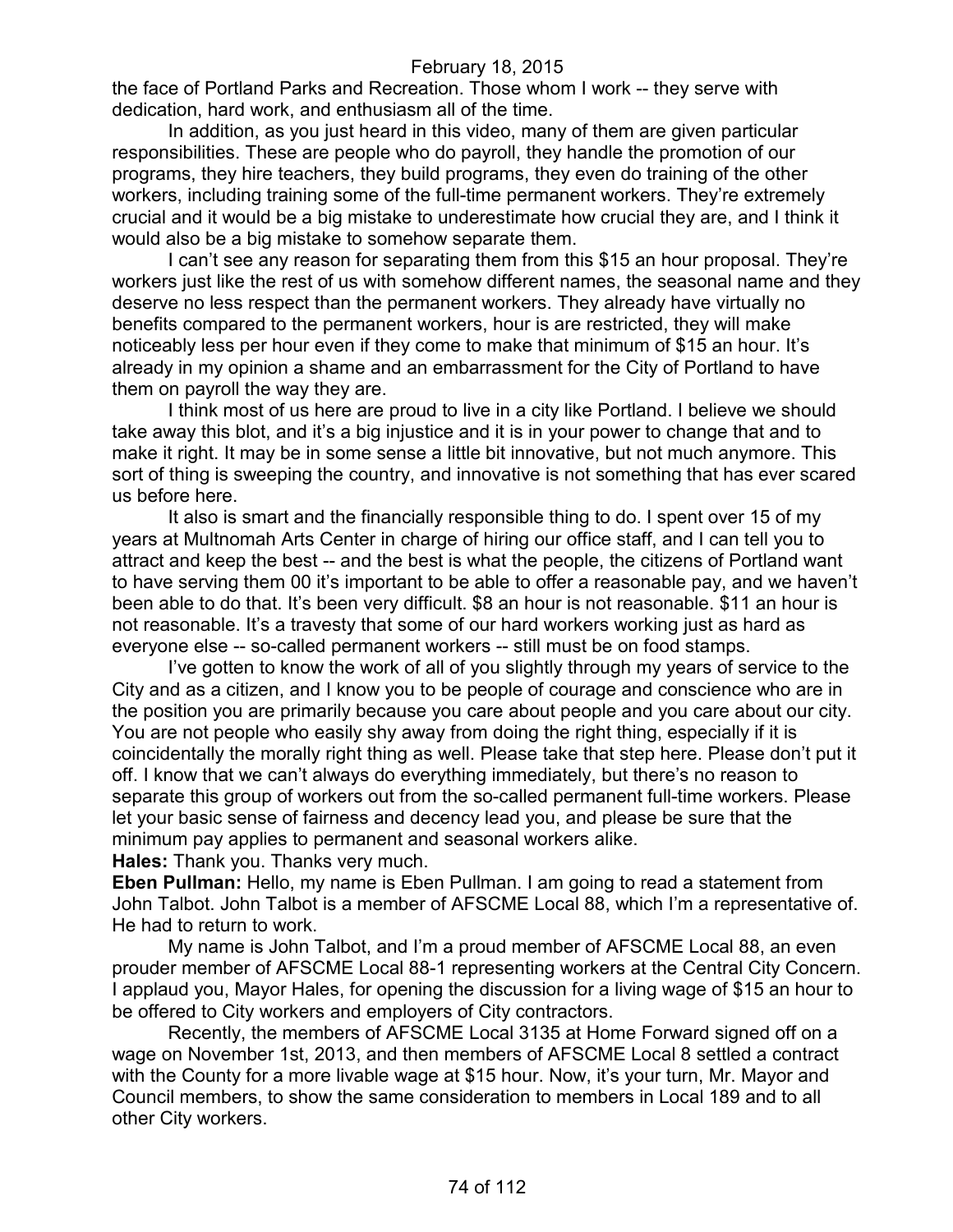the face of Portland Parks and Recreation. Those whom I work -- they serve with dedication, hard work, and enthusiasm all of the time.

In addition, as you just heard in this video, many of them are given particular responsibilities. These are people who do payroll, they handle the promotion of our programs, they hire teachers, they build programs, they even do training of the other workers, including training some of the full-time permanent workers. They're extremely crucial and it would be a big mistake to underestimate how crucial they are, and I think it would also be a big mistake to somehow separate them.

I can't see any reason for separating them from this $15 an hour proposal. They're workers just like the rest of us with somehow different names, the seasonal name and they deserve no less respect than the permanent workers. They already have virtually no benefits compared to the permanent workers, hour is are restricted, they will make noticeably less per hour even if they come to make that minimum of $15 an hour. It's already in my opinion a shame and an embarrassment for the City of Portland to have them on payroll the way they are.

I think most of us here are proud to live in a city like Portland. I believe we should take away this blot, and it's a big injustice and it is in your power to change that and to make it right. It may be in some sense a little bit innovative, but not much anymore. This sort of thing is sweeping the country, and innovative is not something that has ever scared us before here.

It also is smart and the financially responsible thing to do. I spent over 15 of my years at Multnomah Arts Center in charge of hiring our office staff, and I can tell you to attract and keep the best -- and the best is what the people, the citizens of Portland want to have serving them 00 it's important to be able to offer a reasonable pay, and we haven't been able to do that. It's been very difficult. $8 an hour is not reasonable. $11 an hour is not reasonable. It's a travesty that some of our hard workers working just as hard as everyone else -- so-called permanent workers -- still must be on food stamps.

I've gotten to know the work of all of you slightly through my years of service to the City and as a citizen, and I know you to be people of courage and conscience who are in the position you are primarily because you care about people and you care about our city. You are not people who easily shy away from doing the right thing, especially if it is coincidentally the morally right thing as well. Please take that step here. Please don't put it off. I know that we can't always do everything immediately, but there's no reason to separate this group of workers out from the so-called permanent full-time workers. Please let your basic sense of fairness and decency lead you, and please be sure that the minimum pay applies to permanent and seasonal workers alike.

**Hales:** Thank you. Thanks very much.

**Eben Pullman:** Hello, my name is Eben Pullman. I am going to read a statement from John Talbot. John Talbot is a member of AFSCME Local 88, which I'm a representative of. He had to return to work.

My name is John Talbot, and I'm a proud member of AFSCME Local 88, an even prouder member of AFSCME Local 88-1 representing workers at the Central City Concern. I applaud you, Mayor Hales, for opening the discussion for a living wage of $15 an hour to be offered to City workers and employers of City contractors.

Recently, the members of AFSCME Local 3135 at Home Forward signed off on a wage on November 1st, 2013, and then members of AFSCME Local 8 settled a contract with the County for a more livable wage at $15 hour. Now, it's your turn, Mr. Mayor and Council members, to show the same consideration to members in Local 189 and to all other City workers.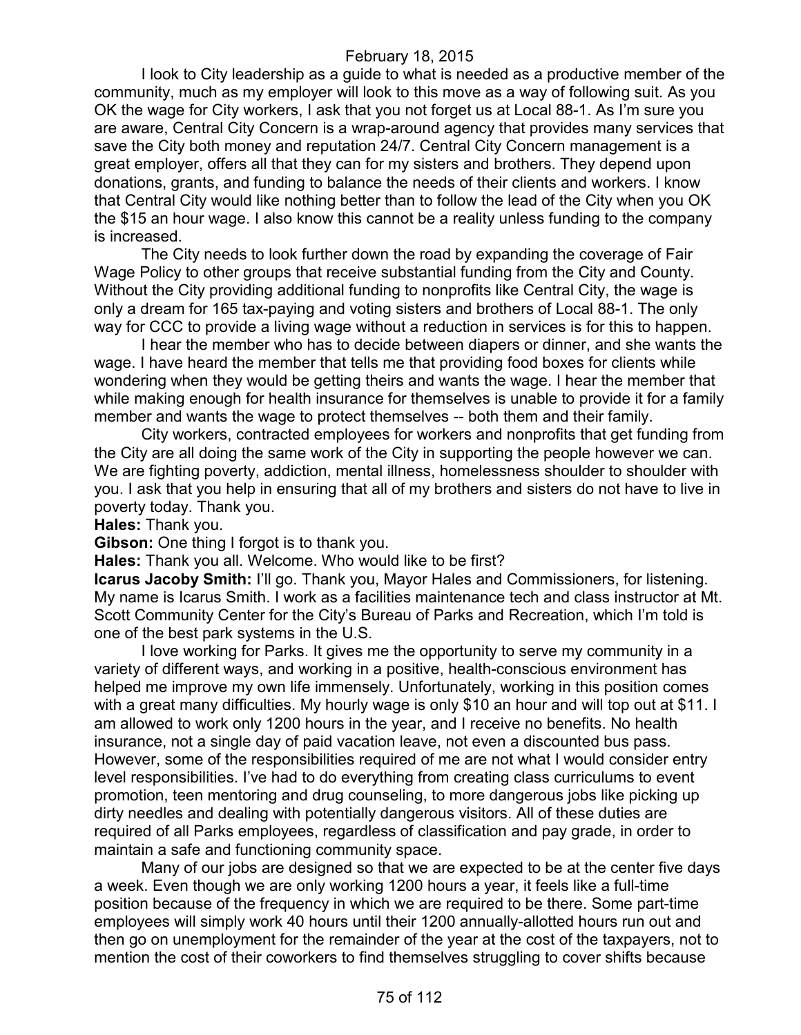I look to City leadership as a guide to what is needed as a productive member of the community, much as my employer will look to this move as a way of following suit. As you OK the wage for City workers, I ask that you not forget us at Local 88-1. As I'm sure you are aware, Central City Concern is a wrap-around agency that provides many services that save the City both money and reputation 24/7. Central City Concern management is a great employer, offers all that they can for my sisters and brothers. They depend upon donations, grants, and funding to balance the needs of their clients and workers. I know that Central City would like nothing better than to follow the lead of the City when you OK the $15 an hour wage. I also know this cannot be a reality unless funding to the company is increased.

The City needs to look further down the road by expanding the coverage of Fair Wage Policy to other groups that receive substantial funding from the City and County. Without the City providing additional funding to nonprofits like Central City, the wage is only a dream for 165 tax-paying and voting sisters and brothers of Local 88-1. The only way for CCC to provide a living wage without a reduction in services is for this to happen.

I hear the member who has to decide between diapers or dinner, and she wants the wage. I have heard the member that tells me that providing food boxes for clients while wondering when they would be getting theirs and wants the wage. I hear the member that while making enough for health insurance for themselves is unable to provide it for a family member and wants the wage to protect themselves -- both them and their family.

City workers, contracted employees for workers and nonprofits that get funding from the City are all doing the same work of the City in supporting the people however we can. We are fighting poverty, addiction, mental illness, homelessness shoulder to shoulder with you. I ask that you help in ensuring that all of my brothers and sisters do not have to live in poverty today. Thank you.

**Hales:** Thank you.

**Gibson:** One thing I forgot is to thank you.

**Hales:** Thank you all. Welcome. Who would like to be first?

**Icarus Jacoby Smith:** I'll go. Thank you, Mayor Hales and Commissioners, for listening. My name is Icarus Smith. I work as a facilities maintenance tech and class instructor at Mt. Scott Community Center for the City's Bureau of Parks and Recreation, which I'm told is one of the best park systems in the U.S.

I love working for Parks. It gives me the opportunity to serve my community in a variety of different ways, and working in a positive, health-conscious environment has helped me improve my own life immensely. Unfortunately, working in this position comes with a great many difficulties. My hourly wage is only $10 an hour and will top out at $11. I am allowed to work only 1200 hours in the year, and I receive no benefits. No health insurance, not a single day of paid vacation leave, not even a discounted bus pass. However, some of the responsibilities required of me are not what I would consider entry level responsibilities. I've had to do everything from creating class curriculums to event promotion, teen mentoring and drug counseling, to more dangerous jobs like picking up dirty needles and dealing with potentially dangerous visitors. All of these duties are required of all Parks employees, regardless of classification and pay grade, in order to maintain a safe and functioning community space.

Many of our jobs are designed so that we are expected to be at the center five days a week. Even though we are only working 1200 hours a year, it feels like a full-time position because of the frequency in which we are required to be there. Some part-time employees will simply work 40 hours until their 1200 annually-allotted hours run out and then go on unemployment for the remainder of the year at the cost of the taxpayers, not to mention the cost of their coworkers to find themselves struggling to cover shifts because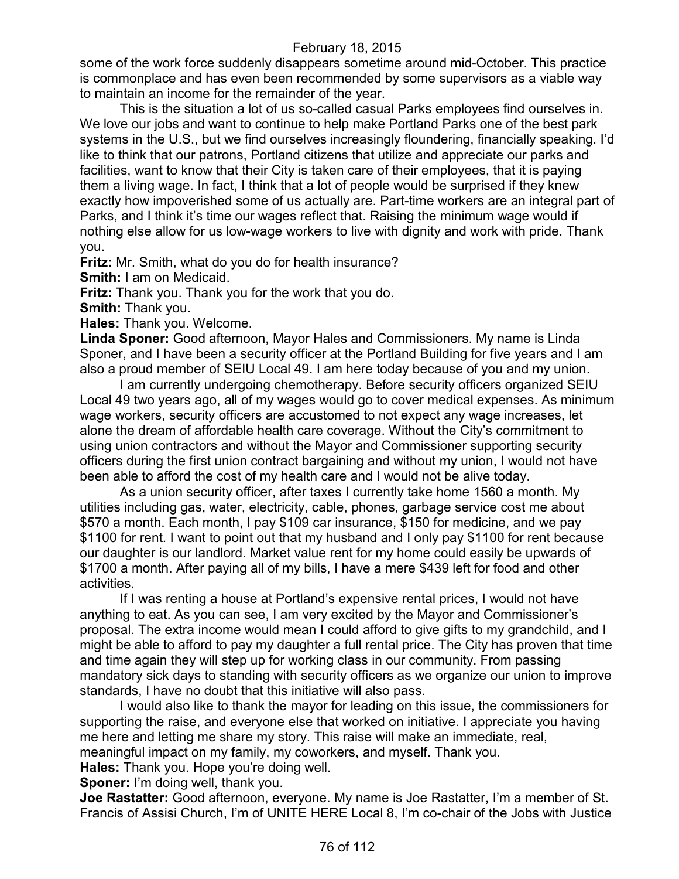some of the work force suddenly disappears sometime around mid-October. This practice is commonplace and has even been recommended by some supervisors as a viable way to maintain an income for the remainder of the year.

This is the situation a lot of us so-called casual Parks employees find ourselves in. We love our jobs and want to continue to help make Portland Parks one of the best park systems in the U.S., but we find ourselves increasingly floundering, financially speaking. I'd like to think that our patrons, Portland citizens that utilize and appreciate our parks and facilities, want to know that their City is taken care of their employees, that it is paying them a living wage. In fact, I think that a lot of people would be surprised if they knew exactly how impoverished some of us actually are. Part-time workers are an integral part of Parks, and I think it's time our wages reflect that. Raising the minimum wage would if nothing else allow for us low-wage workers to live with dignity and work with pride. Thank you.

**Fritz:** Mr. Smith, what do you do for health insurance?

**Smith:** I am on Medicaid.

**Fritz:** Thank you. Thank you for the work that you do.

**Smith:** Thank you.

**Hales:** Thank you. Welcome.

**Linda Sponer:** Good afternoon, Mayor Hales and Commissioners. My name is Linda Sponer, and I have been a security officer at the Portland Building for five years and I am also a proud member of SEIU Local 49. I am here today because of you and my union.

I am currently undergoing chemotherapy. Before security officers organized SEIU Local 49 two years ago, all of my wages would go to cover medical expenses. As minimum wage workers, security officers are accustomed to not expect any wage increases, let alone the dream of affordable health care coverage. Without the City's commitment to using union contractors and without the Mayor and Commissioner supporting security officers during the first union contract bargaining and without my union, I would not have been able to afford the cost of my health care and I would not be alive today.

As a union security officer, after taxes I currently take home 1560 a month. My utilities including gas, water, electricity, cable, phones, garbage service cost me about $570 a month. Each month, I pay $109 car insurance, $150 for medicine, and we pay $1100 for rent. I want to point out that my husband and I only pay $1100 for rent because our daughter is our landlord. Market value rent for my home could easily be upwards of $1700 a month. After paying all of my bills, I have a mere $439 left for food and other activities.

If I was renting a house at Portland's expensive rental prices, I would not have anything to eat. As you can see, I am very excited by the Mayor and Commissioner's proposal. The extra income would mean I could afford to give gifts to my grandchild, and I might be able to afford to pay my daughter a full rental price. The City has proven that time and time again they will step up for working class in our community. From passing mandatory sick days to standing with security officers as we organize our union to improve standards, I have no doubt that this initiative will also pass.

I would also like to thank the mayor for leading on this issue, the commissioners for supporting the raise, and everyone else that worked on initiative. I appreciate you having me here and letting me share my story. This raise will make an immediate, real, meaningful impact on my family, my coworkers, and myself. Thank you.

**Hales:** Thank you. Hope you're doing well.

**Sponer:** I'm doing well, thank you.

**Joe Rastatter:** Good afternoon, everyone. My name is Joe Rastatter, I'm a member of St. Francis of Assisi Church, I'm of UNITE HERE Local 8, I'm co-chair of the Jobs with Justice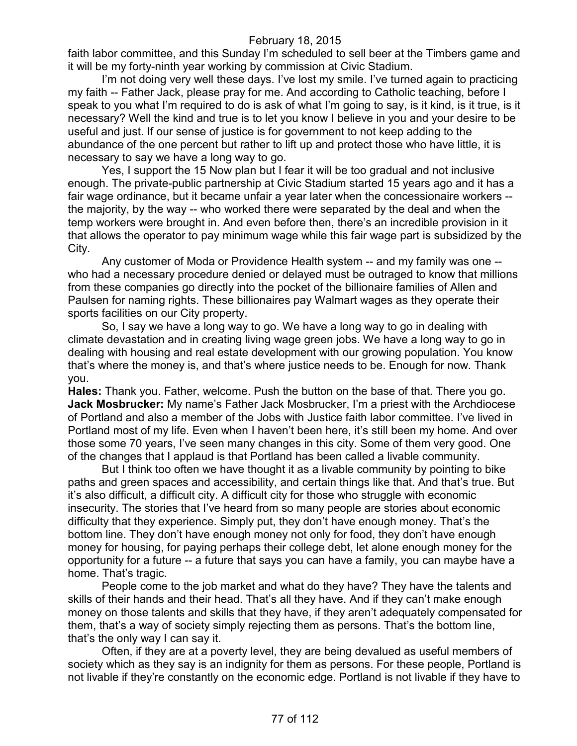faith labor committee, and this Sunday I'm scheduled to sell beer at the Timbers game and it will be my forty-ninth year working by commission at Civic Stadium.

I'm not doing very well these days. I've lost my smile. I've turned again to practicing my faith -- Father Jack, please pray for me. And according to Catholic teaching, before I speak to you what I'm required to do is ask of what I'm going to say, is it kind, is it true, is it necessary? Well the kind and true is to let you know I believe in you and your desire to be useful and just. If our sense of justice is for government to not keep adding to the abundance of the one percent but rather to lift up and protect those who have little, it is necessary to say we have a long way to go.

Yes, I support the 15 Now plan but I fear it will be too gradual and not inclusive enough. The private-public partnership at Civic Stadium started 15 years ago and it has a fair wage ordinance, but it became unfair a year later when the concessionaire workers -- the majority, by the way -- who worked there were separated by the deal and when the temp workers were brought in. And even before then, there's an incredible provision in it that allows the operator to pay minimum wage while this fair wage part is subsidized by the City.

Any customer of Moda or Providence Health system -- and my family was one -- who had a necessary procedure denied or delayed must be outraged to know that millions from these companies go directly into the pocket of the billionaire families of Allen and Paulsen for naming rights. These billionaires pay Walmart wages as they operate their sports facilities on our City property.

So, I say we have a long way to go. We have a long way to go in dealing with climate devastation and in creating living wage green jobs. We have a long way to go in dealing with housing and real estate development with our growing population. You know that's where the money is, and that's where justice needs to be. Enough for now. Thank you.

**Hales:** Thank you. Father, welcome. Push the button on the base of that. There you go.

**Jack Mosbrucker:** My name's Father Jack Mosbrucker, I'm a priest with the Archdiocese of Portland and also a member of the Jobs with Justice faith labor committee. I've lived in Portland most of my life. Even when I haven't been here, it's still been my home. And over those some 70 years, I've seen many changes in this city. Some of them very good. One of the changes that I applaud is that Portland has been called a livable community.

But I think too often we have thought it as a livable community by pointing to bike paths and green spaces and accessibility, and certain things like that. And that's true. But it's also difficult, a difficult city. A difficult city for those who struggle with economic insecurity. The stories that I've heard from so many people are stories about economic difficulty that they experience. Simply put, they don't have enough money. That's the bottom line. They don't have enough money not only for food, they don't have enough money for housing, for paying perhaps their college debt, let alone enough money for the opportunity for a future -- a future that says you can have a family, you can maybe have a home. That's tragic.

People come to the job market and what do they have? They have the talents and skills of their hands and their head. That's all they have. And if they can't make enough money on those talents and skills that they have, if they aren't adequately compensated for them, that's a way of society simply rejecting them as persons. That's the bottom line, that's the only way I can say it.

Often, if they are at a poverty level, they are being devalued as useful members of society which as they say is an indignity for them as persons. For these people, Portland is not livable if they're constantly on the economic edge. Portland is not livable if they have to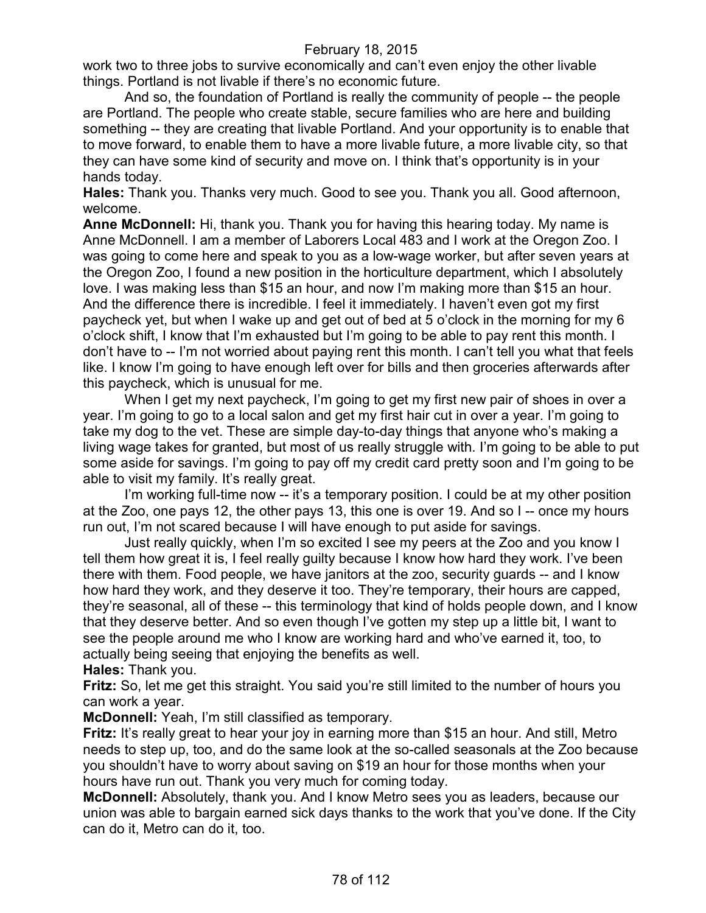work two to three jobs to survive economically and can't even enjoy the other livable things. Portland is not livable if there's no economic future.

And so, the foundation of Portland is really the community of people -- the people are Portland. The people who create stable, secure families who are here and building something -- they are creating that livable Portland. And your opportunity is to enable that to move forward, to enable them to have a more livable future, a more livable city, so that they can have some kind of security and move on. I think that's opportunity is in your hands today.

**Hales:** Thank you. Thanks very much. Good to see you. Thank you all. Good afternoon, welcome.

**Anne McDonnell:** Hi, thank you. Thank you for having this hearing today. My name is Anne McDonnell. I am a member of Laborers Local 483 and I work at the Oregon Zoo. I was going to come here and speak to you as a low-wage worker, but after seven years at the Oregon Zoo, I found a new position in the horticulture department, which I absolutely love. I was making less than $15 an hour, and now I'm making more than $15 an hour. And the difference there is incredible. I feel it immediately. I haven't even got my first paycheck yet, but when I wake up and get out of bed at 5 o'clock in the morning for my 6 o'clock shift, I know that I'm exhausted but I'm going to be able to pay rent this month. I don't have to -- I'm not worried about paying rent this month. I can't tell you what that feels like. I know I'm going to have enough left over for bills and then groceries afterwards after this paycheck, which is unusual for me.

When I get my next paycheck, I'm going to get my first new pair of shoes in over a year. I'm going to go to a local salon and get my first hair cut in over a year. I'm going to take my dog to the vet. These are simple day-to-day things that anyone who's making a living wage takes for granted, but most of us really struggle with. I'm going to be able to put some aside for savings. I'm going to pay off my credit card pretty soon and I'm going to be able to visit my family. It's really great.

I'm working full-time now -- it's a temporary position. I could be at my other position at the Zoo, one pays 12, the other pays 13, this one is over 19. And so I -- once my hours run out, I'm not scared because I will have enough to put aside for savings.

Just really quickly, when I'm so excited I see my peers at the Zoo and you know I tell them how great it is, I feel really guilty because I know how hard they work. I've been there with them. Food people, we have janitors at the zoo, security guards -- and I know how hard they work, and they deserve it too. They're temporary, their hours are capped, they're seasonal, all of these -- this terminology that kind of holds people down, and I know that they deserve better. And so even though I've gotten my step up a little bit, I want to see the people around me who I know are working hard and who've earned it, too, to actually being seeing that enjoying the benefits as well.

**Hales:** Thank you.

**Fritz:** So, let me get this straight. You said you're still limited to the number of hours you can work a year.

**McDonnell:** Yeah, I'm still classified as temporary.

**Fritz:** It's really great to hear your joy in earning more than $15 an hour. And still, Metro needs to step up, too, and do the same look at the so-called seasonals at the Zoo because you shouldn't have to worry about saving on $19 an hour for those months when your hours have run out. Thank you very much for coming today.

**McDonnell:** Absolutely, thank you. And I know Metro sees you as leaders, because our union was able to bargain earned sick days thanks to the work that you've done. If the City can do it, Metro can do it, too.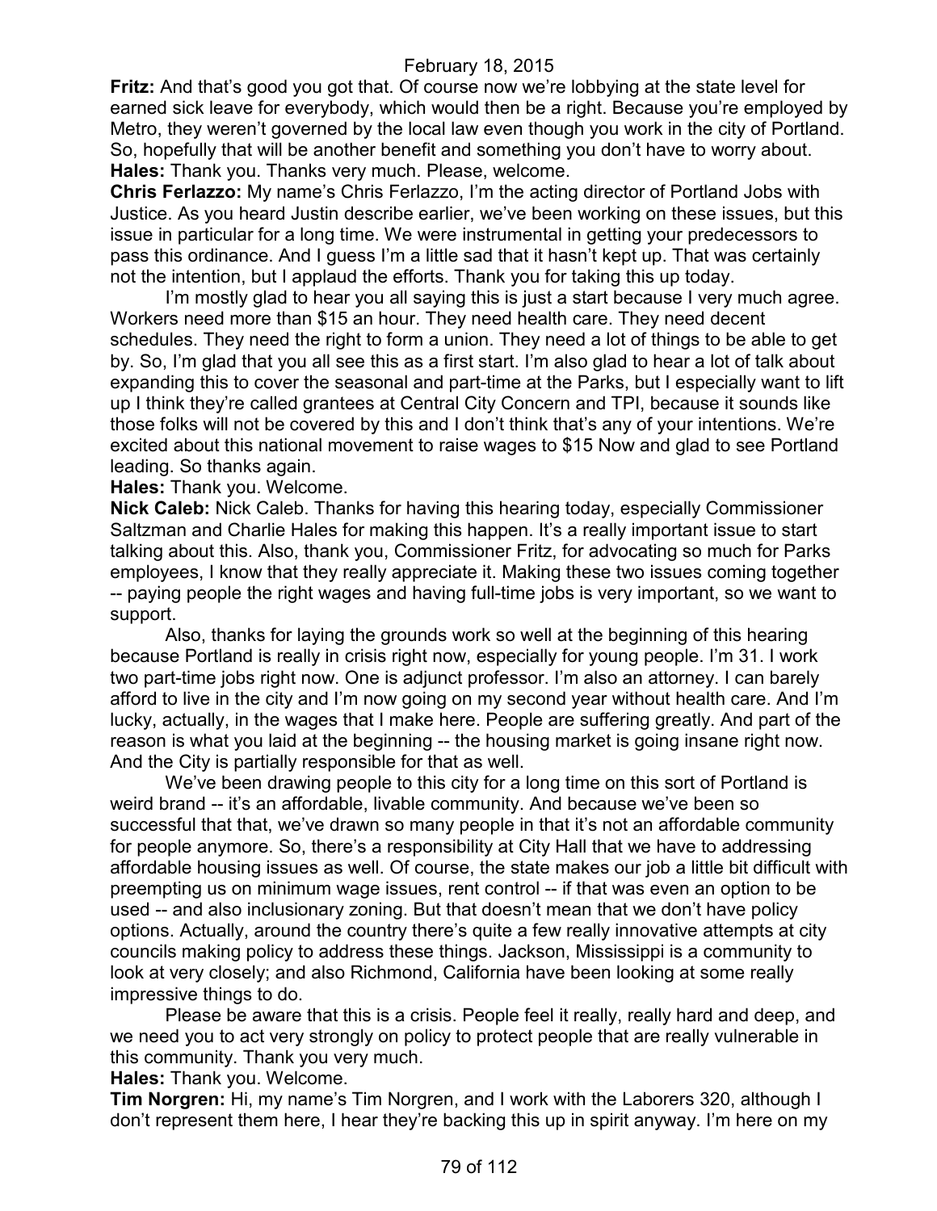**Fritz:** And that's good you got that. Of course now we're lobbying at the state level for earned sick leave for everybody, which would then be a right. Because you're employed by Metro, they weren't governed by the local law even though you work in the city of Portland. So, hopefully that will be another benefit and something you don't have to worry about.

**Hales:** Thank you. Thanks very much. Please, welcome.

**Chris Ferlazzo:** My name's Chris Ferlazzo, I'm the acting director of Portland Jobs with Justice. As you heard Justin describe earlier, we've been working on these issues, but this issue in particular for a long time. We were instrumental in getting your predecessors to pass this ordinance. And I guess I'm a little sad that it hasn't kept up. That was certainly not the intention, but I applaud the efforts. Thank you for taking this up today.

I'm mostly glad to hear you all saying this is just a start because I very much agree. Workers need more than $15 an hour. They need health care. They need decent schedules. They need the right to form a union. They need a lot of things to be able to get by. So, I'm glad that you all see this as a first start. I'm also glad to hear a lot of talk about expanding this to cover the seasonal and part-time at the Parks, but I especially want to lift up I think they're called grantees at Central City Concern and TPI, because it sounds like those folks will not be covered by this and I don't think that's any of your intentions. We're excited about this national movement to raise wages to $15 Now and glad to see Portland leading. So thanks again.

**Hales:** Thank you. Welcome.

**Nick Caleb:** Nick Caleb. Thanks for having this hearing today, especially Commissioner Saltzman and Charlie Hales for making this happen. It's a really important issue to start talking about this. Also, thank you, Commissioner Fritz, for advocating so much for Parks employees, I know that they really appreciate it. Making these two issues coming together -- paying people the right wages and having full-time jobs is very important, so we want to support.

Also, thanks for laying the grounds work so well at the beginning of this hearing because Portland is really in crisis right now, especially for young people. I'm 31. I work two part-time jobs right now. One is adjunct professor. I'm also an attorney. I can barely afford to live in the city and I'm now going on my second year without health care. And I'm lucky, actually, in the wages that I make here. People are suffering greatly. And part of the reason is what you laid at the beginning -- the housing market is going insane right now. And the City is partially responsible for that as well.

We've been drawing people to this city for a long time on this sort of Portland is weird brand -- it's an affordable, livable community. And because we've been so successful that that, we've drawn so many people in that it's not an affordable community for people anymore. So, there's a responsibility at City Hall that we have to addressing affordable housing issues as well. Of course, the state makes our job a little bit difficult with preempting us on minimum wage issues, rent control -- if that was even an option to be used -- and also inclusionary zoning. But that doesn't mean that we don't have policy options. Actually, around the country there's quite a few really innovative attempts at city councils making policy to address these things. Jackson, Mississippi is a community to look at very closely; and also Richmond, California have been looking at some really impressive things to do.

Please be aware that this is a crisis. People feel it really, really hard and deep, and we need you to act very strongly on policy to protect people that are really vulnerable in this community. Thank you very much.

**Hales:** Thank you. Welcome.

**Tim Norgren:** Hi, my name's Tim Norgren, and I work with the Laborers 320, although I don't represent them here, I hear they're backing this up in spirit anyway. I'm here on my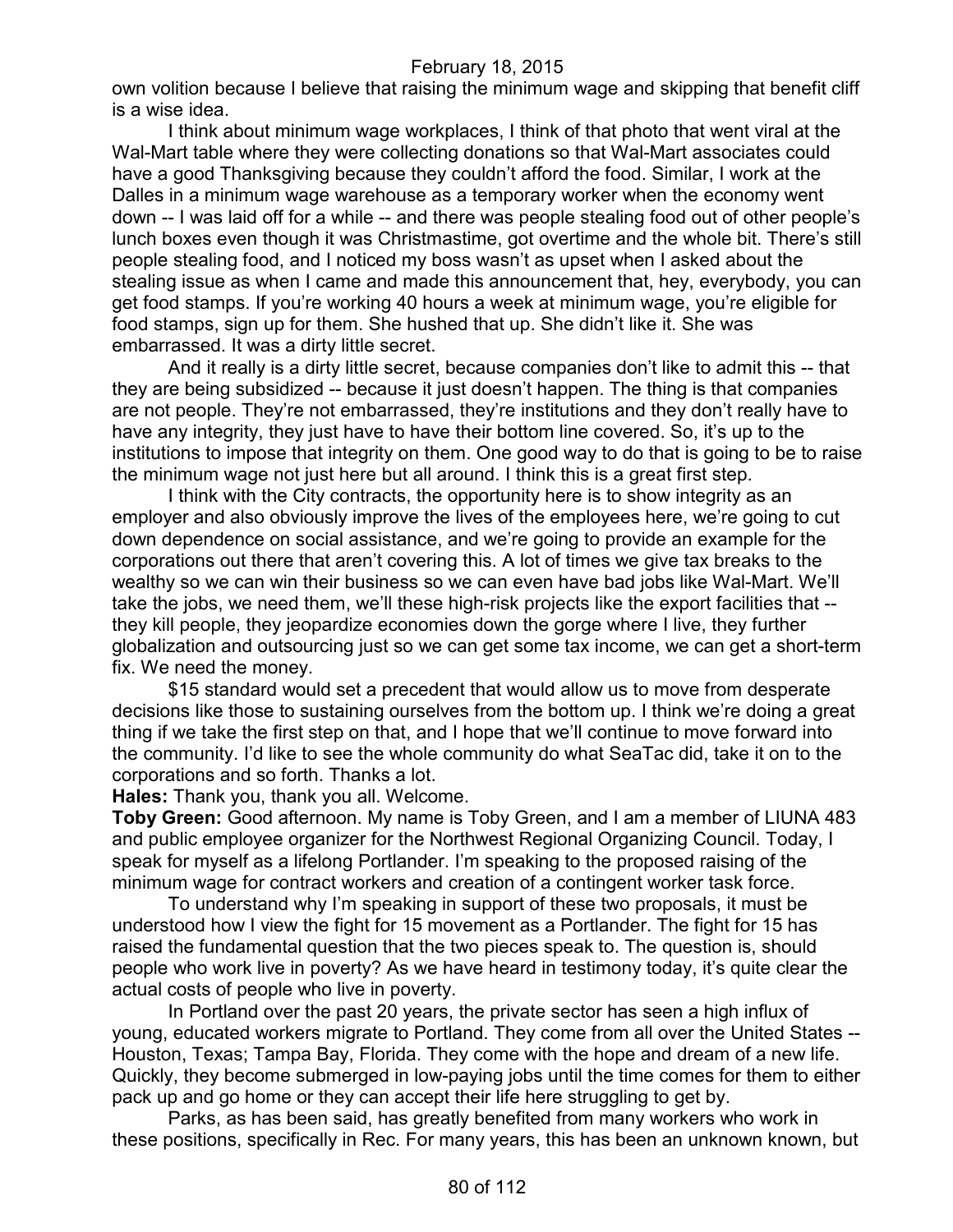own volition because I believe that raising the minimum wage and skipping that benefit cliff is a wise idea.

I think about minimum wage workplaces, I think of that photo that went viral at the Wal-Mart table where they were collecting donations so that Wal-Mart associates could have a good Thanksgiving because they couldn't afford the food. Similar, I work at the Dalles in a minimum wage warehouse as a temporary worker when the economy went down -- I was laid off for a while -- and there was people stealing food out of other people's lunch boxes even though it was Christmastime, got overtime and the whole bit. There's still people stealing food, and I noticed my boss wasn't as upset when I asked about the stealing issue as when I came and made this announcement that, hey, everybody, you can get food stamps. If you're working 40 hours a week at minimum wage, you're eligible for food stamps, sign up for them. She hushed that up. She didn't like it. She was embarrassed. It was a dirty little secret.

And it really is a dirty little secret, because companies don't like to admit this -- that they are being subsidized -- because it just doesn't happen. The thing is that companies are not people. They're not embarrassed, they're institutions and they don't really have to have any integrity, they just have to have their bottom line covered. So, it's up to the institutions to impose that integrity on them. One good way to do that is going to be to raise the minimum wage not just here but all around. I think this is a great first step.

I think with the City contracts, the opportunity here is to show integrity as an employer and also obviously improve the lives of the employees here, we're going to cut down dependence on social assistance, and we're going to provide an example for the corporations out there that aren't covering this. A lot of times we give tax breaks to the wealthy so we can win their business so we can even have bad jobs like Wal-Mart. We'll take the jobs, we need them, we'll these high-risk projects like the export facilities that -- they kill people, they jeopardize economies down the gorge where I live, they further globalization and outsourcing just so we can get some tax income, we can get a short-term fix. We need the money.

$15 standard would set a precedent that would allow us to move from desperate decisions like those to sustaining ourselves from the bottom up. I think we're doing a great thing if we take the first step on that, and I hope that we'll continue to move forward into the community. I'd like to see the whole community do what SeaTac did, take it on to the corporations and so forth. Thanks a lot.

**Hales:** Thank you, thank you all. Welcome.

**Toby Green:** Good afternoon. My name is Toby Green, and I am a member of LIUNA 483 and public employee organizer for the Northwest Regional Organizing Council. Today, I speak for myself as a lifelong Portlander. I'm speaking to the proposed raising of the minimum wage for contract workers and creation of a contingent worker task force.

To understand why I'm speaking in support of these two proposals, it must be understood how I view the fight for 15 movement as a Portlander. The fight for 15 has raised the fundamental question that the two pieces speak to. The question is, should people who work live in poverty? As we have heard in testimony today, it's quite clear the actual costs of people who live in poverty.

In Portland over the past 20 years, the private sector has seen a high influx of young, educated workers migrate to Portland. They come from all over the United States -- Houston, Texas; Tampa Bay, Florida. They come with the hope and dream of a new life. Quickly, they become submerged in low-paying jobs until the time comes for them to either pack up and go home or they can accept their life here struggling to get by.

Parks, as has been said, has greatly benefited from many workers who work in these positions, specifically in Rec. For many years, this has been an unknown known, but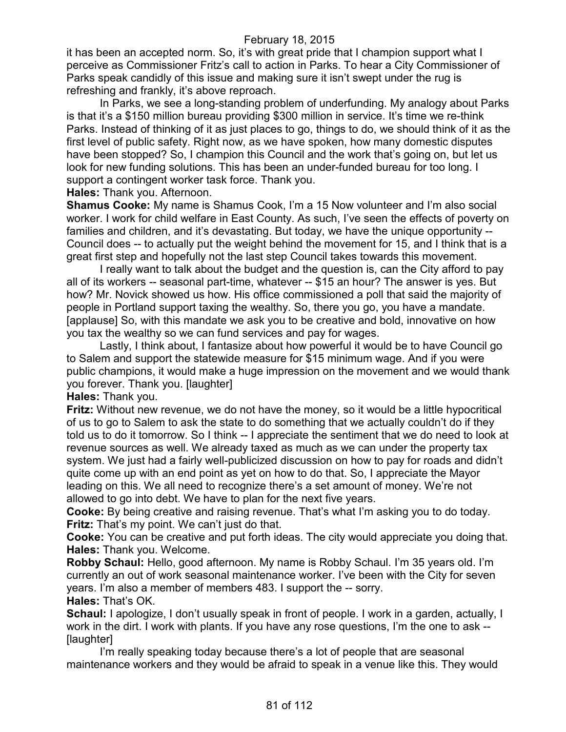it has been an accepted norm. So, it's with great pride that I champion support what I perceive as Commissioner Fritz's call to action in Parks. To hear a City Commissioner of Parks speak candidly of this issue and making sure it isn't swept under the rug is refreshing and frankly, it's above reproach.

In Parks, we see a long-standing problem of underfunding. My analogy about Parks is that it's a $150 million bureau providing $300 million in service. It's time we re-think Parks. Instead of thinking of it as just places to go, things to do, we should think of it as the first level of public safety. Right now, as we have spoken, how many domestic disputes have been stopped? So, I champion this Council and the work that's going on, but let us look for new funding solutions. This has been an under-funded bureau for too long. I support a contingent worker task force. Thank you.

**Hales:** Thank you. Afternoon.

**Shamus Cooke:** My name is Shamus Cook, I'm a 15 Now volunteer and I'm also social worker. I work for child welfare in East County. As such, I've seen the effects of poverty on families and children, and it's devastating. But today, we have the unique opportunity -- Council does -- to actually put the weight behind the movement for 15, and I think that is a great first step and hopefully not the last step Council takes towards this movement.

I really want to talk about the budget and the question is, can the City afford to pay all of its workers -- seasonal part-time, whatever -- $15 an hour? The answer is yes. But how? Mr. Novick showed us how. His office commissioned a poll that said the majority of people in Portland support taxing the wealthy. So, there you go, you have a mandate. [applause] So, with this mandate we ask you to be creative and bold, innovative on how you tax the wealthy so we can fund services and pay for wages.

Lastly, I think about, I fantasize about how powerful it would be to have Council go to Salem and support the statewide measure for $15 minimum wage. And if you were public champions, it would make a huge impression on the movement and we would thank you forever. Thank you. [laughter]

**Hales:** Thank you.

**Fritz:** Without new revenue, we do not have the money, so it would be a little hypocritical of us to go to Salem to ask the state to do something that we actually couldn't do if they told us to do it tomorrow. So I think -- I appreciate the sentiment that we do need to look at revenue sources as well. We already taxed as much as we can under the property tax system. We just had a fairly well-publicized discussion on how to pay for roads and didn't quite come up with an end point as yet on how to do that. So, I appreciate the Mayor leading on this. We all need to recognize there's a set amount of money. We're not allowed to go into debt. We have to plan for the next five years.

**Cooke:** By being creative and raising revenue. That's what I'm asking you to do today.

**Fritz:** That's my point. We can't just do that.

**Cooke:** You can be creative and put forth ideas. The city would appreciate you doing that.

**Hales:** Thank you. Welcome.

**Robby Schaul:** Hello, good afternoon. My name is Robby Schaul. I'm 35 years old. I'm currently an out of work seasonal maintenance worker. I've been with the City for seven years. I'm also a member of members 483. I support the -- sorry.

**Hales:** That's OK.

**Schaul:** I apologize, I don't usually speak in front of people. I work in a garden, actually, I work in the dirt. I work with plants. If you have any rose questions, I'm the one to ask -- [laughter]

I'm really speaking today because there's a lot of people that are seasonal maintenance workers and they would be afraid to speak in a venue like this. They would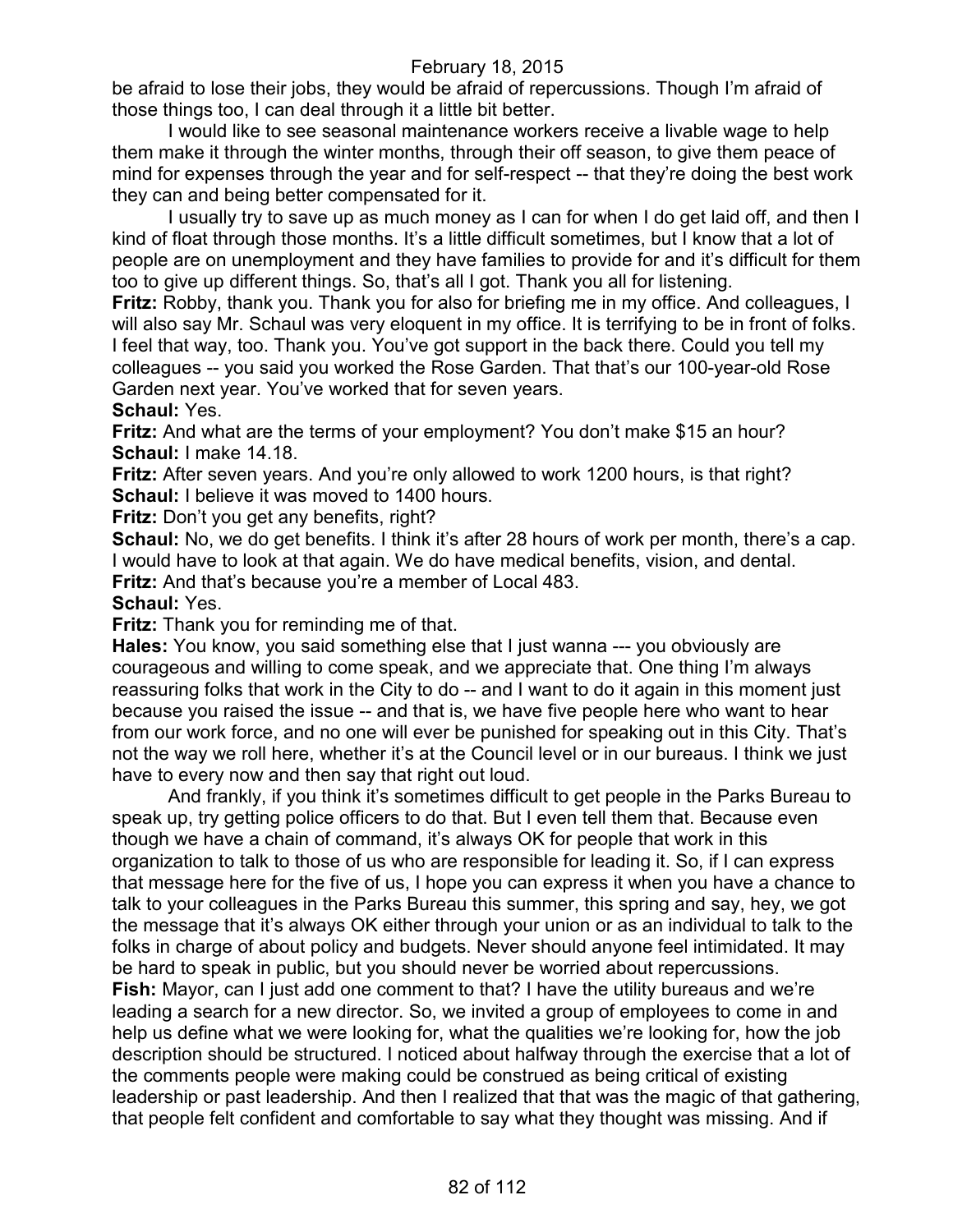be afraid to lose their jobs, they would be afraid of repercussions. Though I'm afraid of those things too, I can deal through it a little bit better.

I would like to see seasonal maintenance workers receive a livable wage to help them make it through the winter months, through their off season, to give them peace of mind for expenses through the year and for self-respect -- that they're doing the best work they can and being better compensated for it.

I usually try to save up as much money as I can for when I do get laid off, and then I kind of float through those months. It's a little difficult sometimes, but I know that a lot of people are on unemployment and they have families to provide for and it's difficult for them too to give up different things. So, that's all I got. Thank you all for listening.

**Fritz:** Robby, thank you. Thank you for also for briefing me in my office. And colleagues, I will also say Mr. Schaul was very eloquent in my office. It is terrifying to be in front of folks. I feel that way, too. Thank you. You've got support in the back there. Could you tell my colleagues -- you said you worked the Rose Garden. That that's our 100-year-old Rose Garden next year. You've worked that for seven years.

**Schaul:** Yes.

**Fritz:** And what are the terms of your employment? You don't make $15 an hour?

**Schaul:** I make 14.18.

**Fritz:** After seven years. And you're only allowed to work 1200 hours, is that right?

**Schaul:** I believe it was moved to 1400 hours.

**Fritz:** Don't you get any benefits, right?

**Schaul:** No, we do get benefits. I think it's after 28 hours of work per month, there's a cap. I would have to look at that again. We do have medical benefits, vision, and dental.

**Fritz:** And that's because you're a member of Local 483.

**Schaul:** Yes.

**Fritz:** Thank you for reminding me of that.

**Hales:** You know, you said something else that I just wanna --- you obviously are courageous and willing to come speak, and we appreciate that. One thing I'm always reassuring folks that work in the City to do -- and I want to do it again in this moment just because you raised the issue -- and that is, we have five people here who want to hear from our work force, and no one will ever be punished for speaking out in this City. That's not the way we roll here, whether it's at the Council level or in our bureaus. I think we just have to every now and then say that right out loud.

And frankly, if you think it's sometimes difficult to get people in the Parks Bureau to speak up, try getting police officers to do that. But I even tell them that. Because even though we have a chain of command, it's always OK for people that work in this organization to talk to those of us who are responsible for leading it. So, if I can express that message here for the five of us, I hope you can express it when you have a chance to talk to your colleagues in the Parks Bureau this summer, this spring and say, hey, we got the message that it's always OK either through your union or as an individual to talk to the folks in charge of about policy and budgets. Never should anyone feel intimidated. It may be hard to speak in public, but you should never be worried about repercussions.

**Fish:** Mayor, can I just add one comment to that? I have the utility bureaus and we're leading a search for a new director. So, we invited a group of employees to come in and help us define what we were looking for, what the qualities we're looking for, how the job description should be structured. I noticed about halfway through the exercise that a lot of the comments people were making could be construed as being critical of existing leadership or past leadership. And then I realized that that was the magic of that gathering, that people felt confident and comfortable to say what they thought was missing. And if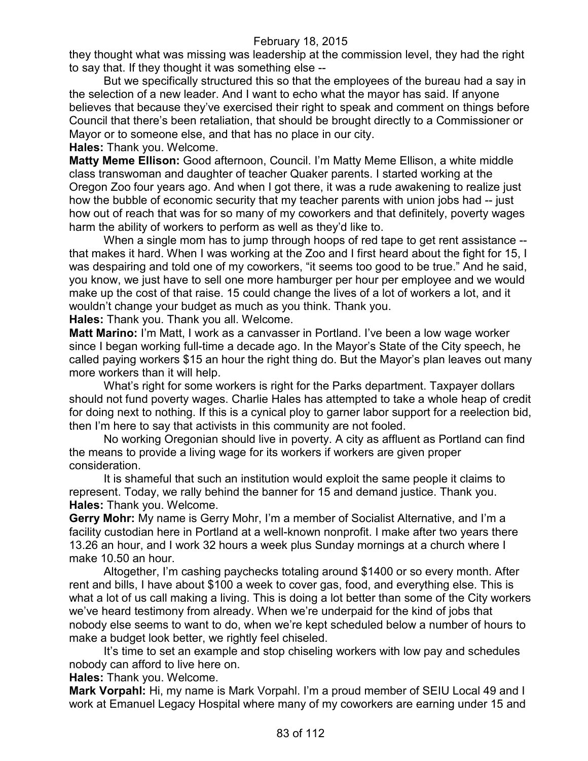they thought what was missing was leadership at the commission level, they had the right to say that. If they thought it was something else --

But we specifically structured this so that the employees of the bureau had a say in the selection of a new leader. And I want to echo what the mayor has said. If anyone believes that because they've exercised their right to speak and comment on things before Council that there's been retaliation, that should be brought directly to a Commissioner or Mayor or to someone else, and that has no place in our city.

**Hales:** Thank you. Welcome.

**Matty Meme Ellison:** Good afternoon, Council. I'm Matty Meme Ellison, a white middle class transwoman and daughter of teacher Quaker parents. I started working at the Oregon Zoo four years ago. And when I got there, it was a rude awakening to realize just how the bubble of economic security that my teacher parents with union jobs had -- just how out of reach that was for so many of my coworkers and that definitely, poverty wages harm the ability of workers to perform as well as they'd like to.

When a single mom has to jump through hoops of red tape to get rent assistance -- that makes it hard. When I was working at the Zoo and I first heard about the fight for 15, I was despairing and told one of my coworkers, "it seems too good to be true." And he said, you know, we just have to sell one more hamburger per hour per employee and we would make up the cost of that raise. 15 could change the lives of a lot of workers a lot, and it wouldn't change your budget as much as you think. Thank you.

**Hales:** Thank you. Thank you all. Welcome.

**Matt Marino:** I'm Matt, I work as a canvasser in Portland. I've been a low wage worker since I began working full-time a decade ago. In the Mayor's State of the City speech, he called paying workers $15 an hour the right thing do. But the Mayor's plan leaves out many more workers than it will help.

What's right for some workers is right for the Parks department. Taxpayer dollars should not fund poverty wages. Charlie Hales has attempted to take a whole heap of credit for doing next to nothing. If this is a cynical ploy to garner labor support for a reelection bid, then I'm here to say that activists in this community are not fooled.

No working Oregonian should live in poverty. A city as affluent as Portland can find the means to provide a living wage for its workers if workers are given proper consideration.

It is shameful that such an institution would exploit the same people it claims to represent. Today, we rally behind the banner for 15 and demand justice. Thank you.

**Hales:** Thank you. Welcome.

**Gerry Mohr:** My name is Gerry Mohr, I'm a member of Socialist Alternative, and I'm a facility custodian here in Portland at a well-known nonprofit. I make after two years there 13.26 an hour, and I work 32 hours a week plus Sunday mornings at a church where I make 10.50 an hour.

Altogether, I'm cashing paychecks totaling around $1400 or so every month. After rent and bills, I have about $100 a week to cover gas, food, and everything else. This is what a lot of us call making a living. This is doing a lot better than some of the City workers we've heard testimony from already. When we're underpaid for the kind of jobs that nobody else seems to want to do, when we're kept scheduled below a number of hours to make a budget look better, we rightly feel chiseled.

It's time to set an example and stop chiseling workers with low pay and schedules nobody can afford to live here on.

**Hales:** Thank you. Welcome.

**Mark Vorpahl:** Hi, my name is Mark Vorpahl. I'm a proud member of SEIU Local 49 and I work at Emanuel Legacy Hospital where many of my coworkers are earning under 15 and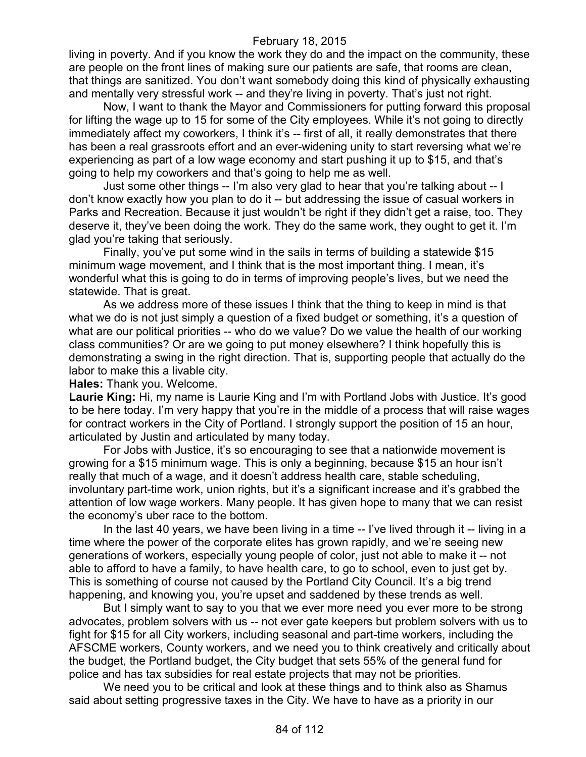living in poverty. And if you know the work they do and the impact on the community, these are people on the front lines of making sure our patients are safe, that rooms are clean, that things are sanitized. You don't want somebody doing this kind of physically exhausting and mentally very stressful work -- and they're living in poverty. That's just not right.

Now, I want to thank the Mayor and Commissioners for putting forward this proposal for lifting the wage up to 15 for some of the City employees. While it's not going to directly immediately affect my coworkers, I think it's -- first of all, it really demonstrates that there has been a real grassroots effort and an ever-widening unity to start reversing what we're experiencing as part of a low wage economy and start pushing it up to $15, and that's going to help my coworkers and that's going to help me as well.

Just some other things -- I'm also very glad to hear that you're talking about -- I don't know exactly how you plan to do it -- but addressing the issue of casual workers in Parks and Recreation. Because it just wouldn't be right if they didn't get a raise, too. They deserve it, they've been doing the work. They do the same work, they ought to get it. I'm glad you're taking that seriously.

Finally, you've put some wind in the sails in terms of building a statewide $15 minimum wage movement, and I think that is the most important thing. I mean, it's wonderful what this is going to do in terms of improving people's lives, but we need the statewide. That is great.

As we address more of these issues I think that the thing to keep in mind is that what we do is not just simply a question of a fixed budget or something, it's a question of what are our political priorities -- who do we value? Do we value the health of our working class communities? Or are we going to put money elsewhere? I think hopefully this is demonstrating a swing in the right direction. That is, supporting people that actually do the labor to make this a livable city.

**Hales:** Thank you. Welcome.

**Laurie King:** Hi, my name is Laurie King and I'm with Portland Jobs with Justice. It's good to be here today. I'm very happy that you're in the middle of a process that will raise wages for contract workers in the City of Portland. I strongly support the position of 15 an hour, articulated by Justin and articulated by many today.

For Jobs with Justice, it's so encouraging to see that a nationwide movement is growing for a $15 minimum wage. This is only a beginning, because $15 an hour isn't really that much of a wage, and it doesn't address health care, stable scheduling, involuntary part-time work, union rights, but it's a significant increase and it's grabbed the attention of low wage workers. Many people. It has given hope to many that we can resist the economy's uber race to the bottom.

In the last 40 years, we have been living in a time -- I've lived through it -- living in a time where the power of the corporate elites has grown rapidly, and we're seeing new generations of workers, especially young people of color, just not able to make it -- not able to afford to have a family, to have health care, to go to school, even to just get by. This is something of course not caused by the Portland City Council. It's a big trend happening, and knowing you, you're upset and saddened by these trends as well.

But I simply want to say to you that we ever more need you ever more to be strong advocates, problem solvers with us -- not ever gate keepers but problem solvers with us to fight for $15 for all City workers, including seasonal and part-time workers, including the AFSCME workers, County workers, and we need you to think creatively and critically about the budget, the Portland budget, the City budget that sets 55% of the general fund for police and has tax subsidies for real estate projects that may not be priorities.

We need you to be critical and look at these things and to think also as Shamus said about setting progressive taxes in the City. We have to have as a priority in our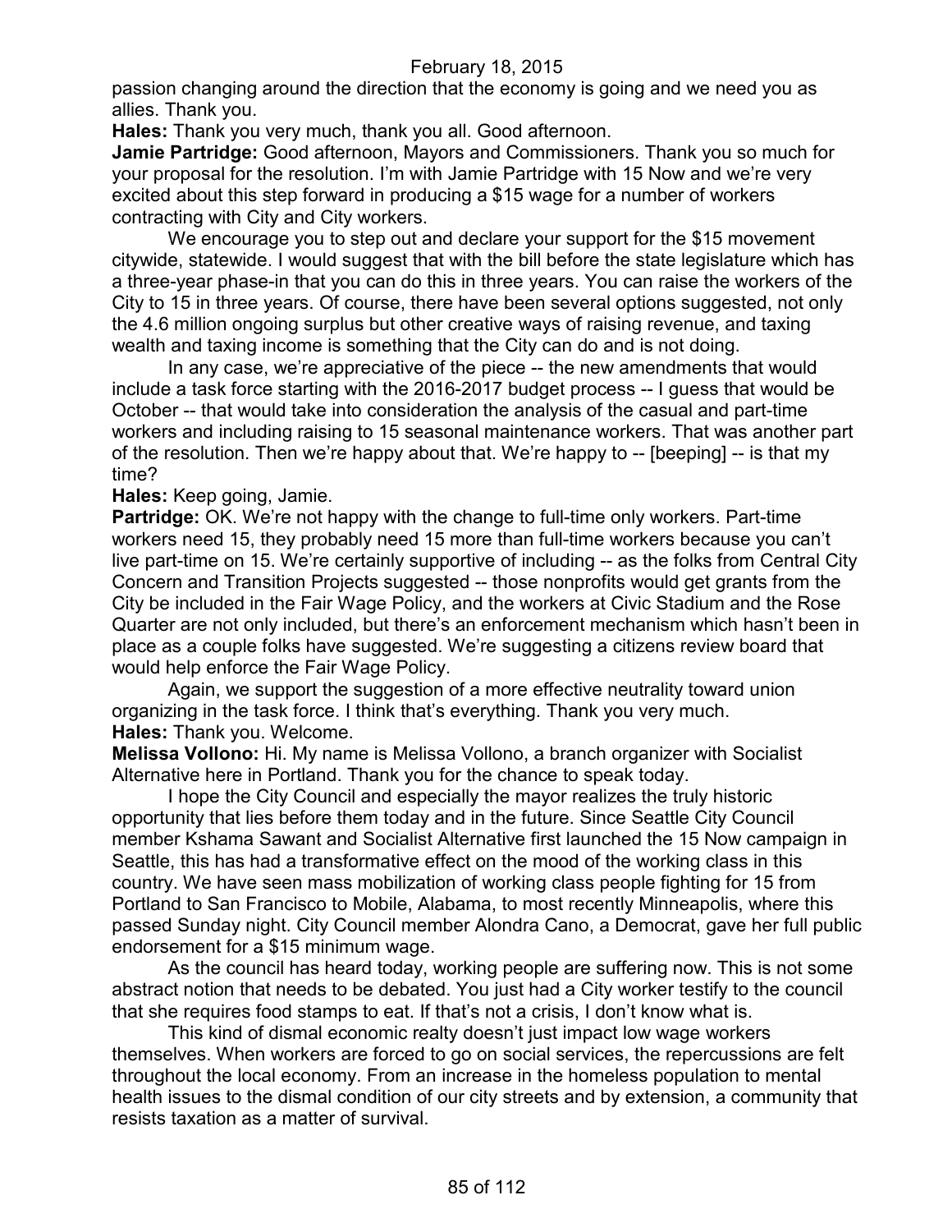passion changing around the direction that the economy is going and we need you as allies. Thank you.

**Hales:** Thank you very much, thank you all. Good afternoon.

**Jamie Partridge:** Good afternoon, Mayors and Commissioners. Thank you so much for your proposal for the resolution. I'm with Jamie Partridge with 15 Now and we're very excited about this step forward in producing a $15 wage for a number of workers contracting with City and City workers.

We encourage you to step out and declare your support for the $15 movement citywide, statewide. I would suggest that with the bill before the state legislature which has a three-year phase-in that you can do this in three years. You can raise the workers of the City to 15 in three years. Of course, there have been several options suggested, not only the 4.6 million ongoing surplus but other creative ways of raising revenue, and taxing wealth and taxing income is something that the City can do and is not doing.

In any case, we're appreciative of the piece -- the new amendments that would include a task force starting with the 2016-2017 budget process -- I guess that would be October -- that would take into consideration the analysis of the casual and part-time workers and including raising to 15 seasonal maintenance workers. That was another part of the resolution. Then we're happy about that. We're happy to -- [beeping] -- is that my time?

**Hales:** Keep going, Jamie.

**Partridge:** OK. We're not happy with the change to full-time only workers. Part-time workers need 15, they probably need 15 more than full-time workers because you can't live part-time on 15. We're certainly supportive of including -- as the folks from Central City Concern and Transition Projects suggested -- those nonprofits would get grants from the City be included in the Fair Wage Policy, and the workers at Civic Stadium and the Rose Quarter are not only included, but there's an enforcement mechanism which hasn't been in place as a couple folks have suggested. We're suggesting a citizens review board that would help enforce the Fair Wage Policy.

Again, we support the suggestion of a more effective neutrality toward union organizing in the task force. I think that's everything. Thank you very much.

**Hales:** Thank you. Welcome.

**Melissa Vollono:** Hi. My name is Melissa Vollono, a branch organizer with Socialist Alternative here in Portland. Thank you for the chance to speak today.

I hope the City Council and especially the mayor realizes the truly historic opportunity that lies before them today and in the future. Since Seattle City Council member Kshama Sawant and Socialist Alternative first launched the 15 Now campaign in Seattle, this has had a transformative effect on the mood of the working class in this country. We have seen mass mobilization of working class people fighting for 15 from Portland to San Francisco to Mobile, Alabama, to most recently Minneapolis, where this passed Sunday night. City Council member Alondra Cano, a Democrat, gave her full public endorsement for a $15 minimum wage.

As the council has heard today, working people are suffering now. This is not some abstract notion that needs to be debated. You just had a City worker testify to the council that she requires food stamps to eat. If that's not a crisis, I don't know what is.

This kind of dismal economic realty doesn't just impact low wage workers themselves. When workers are forced to go on social services, the repercussions are felt throughout the local economy. From an increase in the homeless population to mental health issues to the dismal condition of our city streets and by extension, a community that resists taxation as a matter of survival.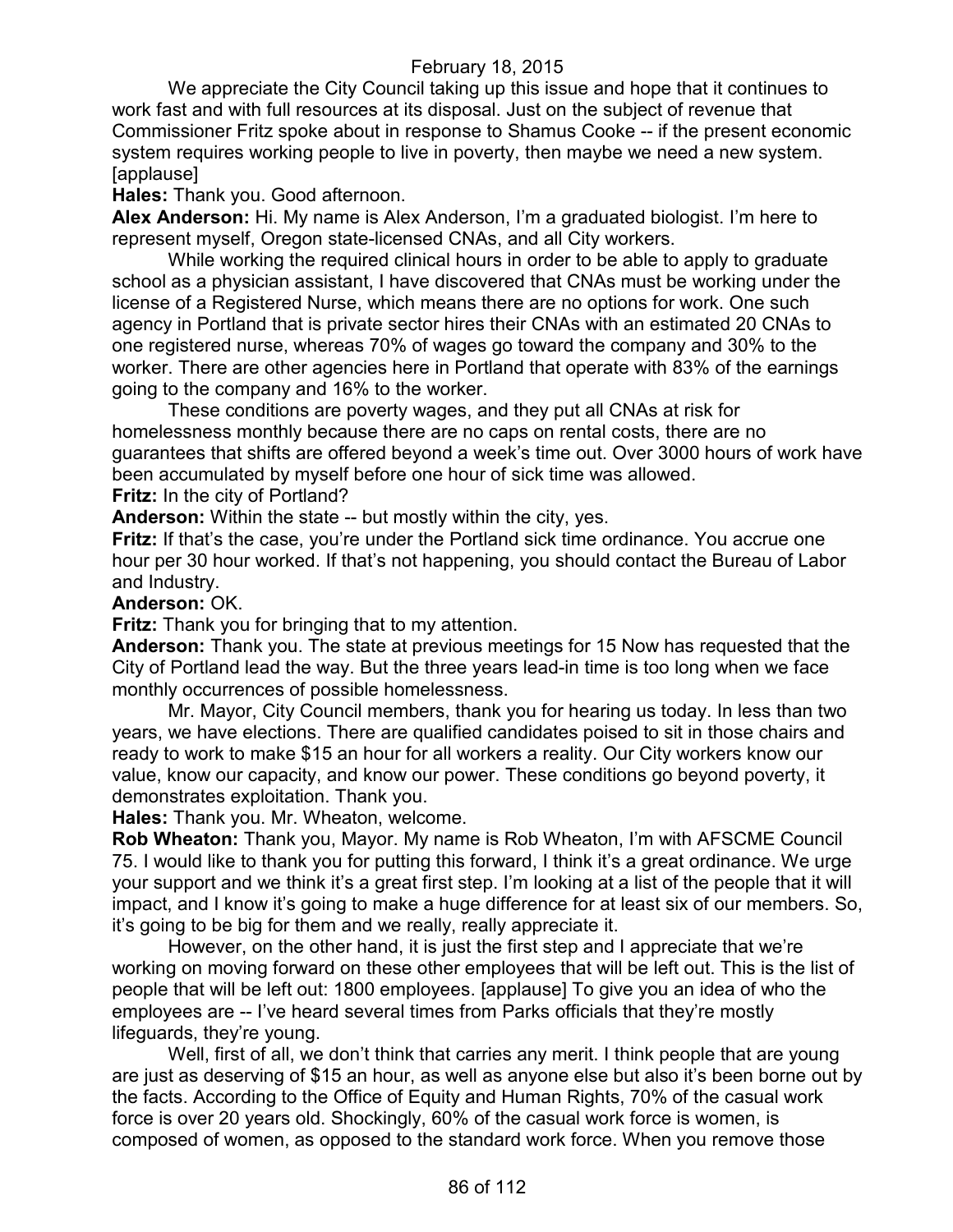We appreciate the City Council taking up this issue and hope that it continues to work fast and with full resources at its disposal. Just on the subject of revenue that Commissioner Fritz spoke about in response to Shamus Cooke -- if the present economic system requires working people to live in poverty, then maybe we need a new system. [applause]

**Hales:** Thank you. Good afternoon.

**Alex Anderson:** Hi. My name is Alex Anderson, I'm a graduated biologist. I'm here to represent myself, Oregon state-licensed CNAs, and all City workers.

While working the required clinical hours in order to be able to apply to graduate school as a physician assistant, I have discovered that CNAs must be working under the license of a Registered Nurse, which means there are no options for work. One such agency in Portland that is private sector hires their CNAs with an estimated 20 CNAs to one registered nurse, whereas 70% of wages go toward the company and 30% to the worker. There are other agencies here in Portland that operate with 83% of the earnings going to the company and 16% to the worker.

These conditions are poverty wages, and they put all CNAs at risk for homelessness monthly because there are no caps on rental costs, there are no guarantees that shifts are offered beyond a week's time out. Over 3000 hours of work have been accumulated by myself before one hour of sick time was allowed.

**Fritz:** In the city of Portland?

**Anderson:** Within the state -- but mostly within the city, yes.

**Fritz:** If that's the case, you're under the Portland sick time ordinance. You accrue one hour per 30 hour worked. If that's not happening, you should contact the Bureau of Labor and Industry.

**Anderson:** OK.

**Fritz:** Thank you for bringing that to my attention.

**Anderson:** Thank you. The state at previous meetings for 15 Now has requested that the City of Portland lead the way. But the three years lead-in time is too long when we face monthly occurrences of possible homelessness.

Mr. Mayor, City Council members, thank you for hearing us today. In less than two years, we have elections. There are qualified candidates poised to sit in those chairs and ready to work to make $15 an hour for all workers a reality. Our City workers know our value, know our capacity, and know our power. These conditions go beyond poverty, it demonstrates exploitation. Thank you.

**Hales:** Thank you. Mr. Wheaton, welcome.

**Rob Wheaton:** Thank you, Mayor. My name is Rob Wheaton, I'm with AFSCME Council 75. I would like to thank you for putting this forward, I think it's a great ordinance. We urge your support and we think it's a great first step. I'm looking at a list of the people that it will impact, and I know it's going to make a huge difference for at least six of our members. So, it's going to be big for them and we really, really appreciate it.

However, on the other hand, it is just the first step and I appreciate that we're working on moving forward on these other employees that will be left out. This is the list of people that will be left out: 1800 employees. [applause] To give you an idea of who the employees are -- I've heard several times from Parks officials that they're mostly lifeguards, they're young.

Well, first of all, we don't think that carries any merit. I think people that are young are just as deserving of $15 an hour, as well as anyone else but also it's been borne out by the facts. According to the Office of Equity and Human Rights, 70% of the casual work force is over 20 years old. Shockingly, 60% of the casual work force is women, is composed of women, as opposed to the standard work force. When you remove those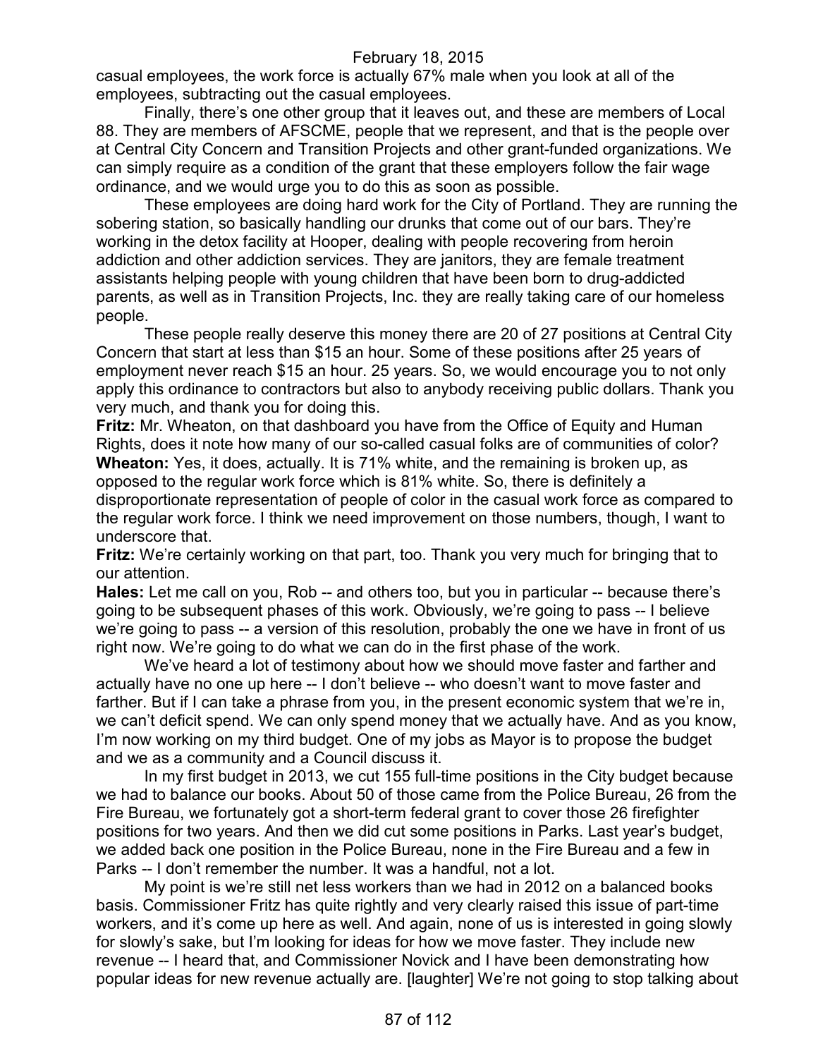casual employees, the work force is actually 67% male when you look at all of the employees, subtracting out the casual employees.

Finally, there's one other group that it leaves out, and these are members of Local 88. They are members of AFSCME, people that we represent, and that is the people over at Central City Concern and Transition Projects and other grant-funded organizations. We can simply require as a condition of the grant that these employers follow the fair wage ordinance, and we would urge you to do this as soon as possible.

These employees are doing hard work for the City of Portland. They are running the sobering station, so basically handling our drunks that come out of our bars. They're working in the detox facility at Hooper, dealing with people recovering from heroin addiction and other addiction services. They are janitors, they are female treatment assistants helping people with young children that have been born to drug-addicted parents, as well as in Transition Projects, Inc. they are really taking care of our homeless people.

These people really deserve this money there are 20 of 27 positions at Central City Concern that start at less than $15 an hour. Some of these positions after 25 years of employment never reach $15 an hour. 25 years. So, we would encourage you to not only apply this ordinance to contractors but also to anybody receiving public dollars. Thank you very much, and thank you for doing this.

**Fritz:** Mr. Wheaton, on that dashboard you have from the Office of Equity and Human Rights, does it note how many of our so-called casual folks are of communities of color?

**Wheaton:** Yes, it does, actually. It is 71% white, and the remaining is broken up, as opposed to the regular work force which is 81% white. So, there is definitely a disproportionate representation of people of color in the casual work force as compared to the regular work force. I think we need improvement on those numbers, though, I want to underscore that.

**Fritz:** We're certainly working on that part, too. Thank you very much for bringing that to our attention.

**Hales:** Let me call on you, Rob -- and others too, but you in particular -- because there's going to be subsequent phases of this work. Obviously, we're going to pass -- I believe we're going to pass -- a version of this resolution, probably the one we have in front of us right now. We're going to do what we can do in the first phase of the work.

We've heard a lot of testimony about how we should move faster and farther and actually have no one up here -- I don't believe -- who doesn't want to move faster and farther. But if I can take a phrase from you, in the present economic system that we're in, we can't deficit spend. We can only spend money that we actually have. And as you know, I'm now working on my third budget. One of my jobs as Mayor is to propose the budget and we as a community and a Council discuss it.

In my first budget in 2013, we cut 155 full-time positions in the City budget because we had to balance our books. About 50 of those came from the Police Bureau, 26 from the Fire Bureau, we fortunately got a short-term federal grant to cover those 26 firefighter positions for two years. And then we did cut some positions in Parks. Last year's budget, we added back one position in the Police Bureau, none in the Fire Bureau and a few in Parks -- I don't remember the number. It was a handful, not a lot.

My point is we're still net less workers than we had in 2012 on a balanced books basis. Commissioner Fritz has quite rightly and very clearly raised this issue of part-time workers, and it's come up here as well. And again, none of us is interested in going slowly for slowly's sake, but I'm looking for ideas for how we move faster. They include new revenue -- I heard that, and Commissioner Novick and I have been demonstrating how popular ideas for new revenue actually are. [laughter] We're not going to stop talking about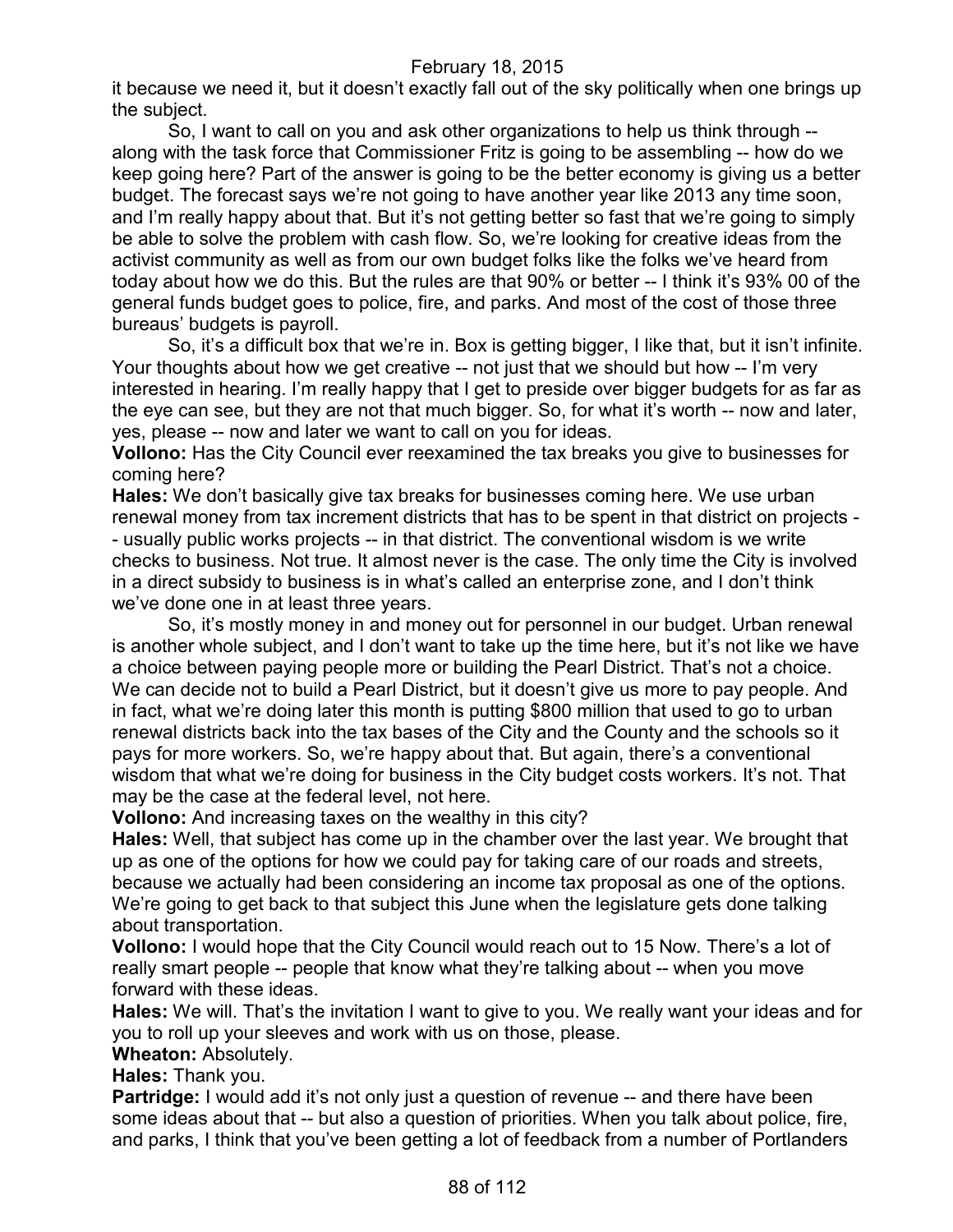it because we need it, but it doesn't exactly fall out of the sky politically when one brings up the subject.

So, I want to call on you and ask other organizations to help us think through -- along with the task force that Commissioner Fritz is going to be assembling -- how do we keep going here? Part of the answer is going to be the better economy is giving us a better budget. The forecast says we're not going to have another year like 2013 any time soon, and I'm really happy about that. But it's not getting better so fast that we're going to simply be able to solve the problem with cash flow. So, we're looking for creative ideas from the activist community as well as from our own budget folks like the folks we've heard from today about how we do this. But the rules are that 90% or better -- I think it's 93% 00 of the general funds budget goes to police, fire, and parks. And most of the cost of those three bureaus' budgets is payroll.

So, it's a difficult box that we're in. Box is getting bigger, I like that, but it isn't infinite. Your thoughts about how we get creative -- not just that we should but how -- I'm very interested in hearing. I'm really happy that I get to preside over bigger budgets for as far as the eye can see, but they are not that much bigger. So, for what it's worth -- now and later, yes, please -- now and later we want to call on you for ideas.

**Vollono:** Has the City Council ever reexamined the tax breaks you give to businesses for coming here?

**Hales:** We don't basically give tax breaks for businesses coming here. We use urban renewal money from tax increment districts that has to be spent in that district on projects -- usually public works projects -- in that district. The conventional wisdom is we write checks to business. Not true. It almost never is the case. The only time the City is involved in a direct subsidy to business is in what's called an enterprise zone, and I don't think we've done one in at least three years.

So, it's mostly money in and money out for personnel in our budget. Urban renewal is another whole subject, and I don't want to take up the time here, but it's not like we have a choice between paying people more or building the Pearl District. That's not a choice. We can decide not to build a Pearl District, but it doesn't give us more to pay people. And in fact, what we're doing later this month is putting $800 million that used to go to urban renewal districts back into the tax bases of the City and the County and the schools so it pays for more workers. So, we're happy about that. But again, there's a conventional wisdom that what we're doing for business in the City budget costs workers. It's not. That may be the case at the federal level, not here.

**Vollono:** And increasing taxes on the wealthy in this city?

**Hales:** Well, that subject has come up in the chamber over the last year. We brought that up as one of the options for how we could pay for taking care of our roads and streets, because we actually had been considering an income tax proposal as one of the options. We're going to get back to that subject this June when the legislature gets done talking about transportation.

**Vollono:** I would hope that the City Council would reach out to 15 Now. There's a lot of really smart people -- people that know what they're talking about -- when you move forward with these ideas.

**Hales:** We will. That's the invitation I want to give to you. We really want your ideas and for you to roll up your sleeves and work with us on those, please.

**Wheaton:** Absolutely.

**Hales:** Thank you.

**Partridge:** I would add it's not only just a question of revenue -- and there have been some ideas about that -- but also a question of priorities. When you talk about police, fire, and parks, I think that you've been getting a lot of feedback from a number of Portlanders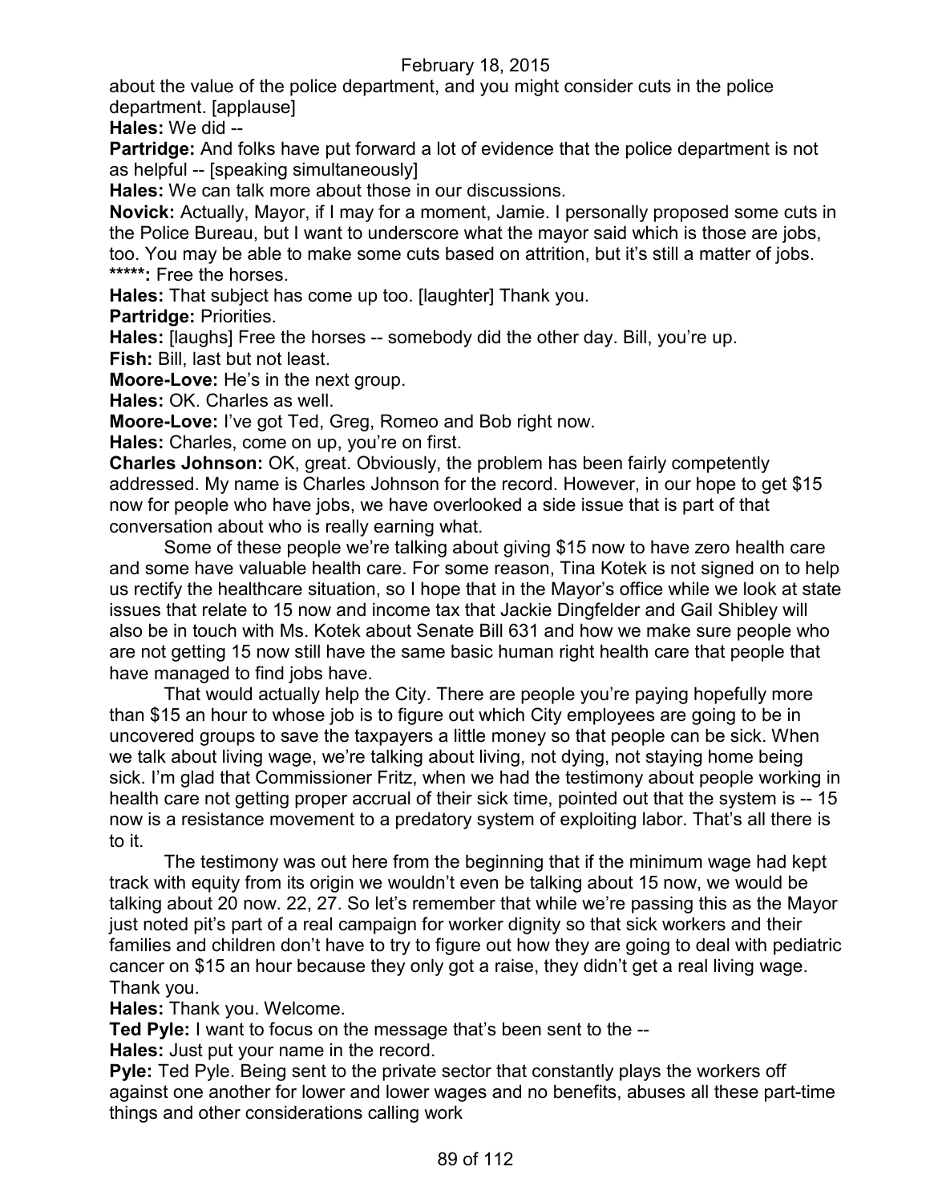about the value of the police department, and you might consider cuts in the police department. [applause]

**Hales:** We did --

**Partridge:** And folks have put forward a lot of evidence that the police department is not as helpful -- [speaking simultaneously]

**Hales:** We can talk more about those in our discussions.

**Novick:** Actually, Mayor, if I may for a moment, Jamie. I personally proposed some cuts in the Police Bureau, but I want to underscore what the mayor said which is those are jobs, too. You may be able to make some cuts based on attrition, but it's still a matter of jobs.

**\*\*\*\*\*:** Free the horses.

**Hales:** That subject has come up too. [laughter] Thank you.

**Partridge:** Priorities.

**Hales:** [laughs] Free the horses -- somebody did the other day. Bill, you're up.

**Fish:** Bill, last but not least.

**Moore-Love:** He's in the next group.

**Hales:** OK. Charles as well.

**Moore-Love:** I've got Ted, Greg, Romeo and Bob right now.

**Hales:** Charles, come on up, you're on first.

**Charles Johnson:** OK, great. Obviously, the problem has been fairly competently addressed. My name is Charles Johnson for the record. However, in our hope to get $15 now for people who have jobs, we have overlooked a side issue that is part of that conversation about who is really earning what.

Some of these people we're talking about giving $15 now to have zero health care and some have valuable health care. For some reason, Tina Kotek is not signed on to help us rectify the healthcare situation, so I hope that in the Mayor's office while we look at state issues that relate to 15 now and income tax that Jackie Dingfelder and Gail Shibley will also be in touch with Ms. Kotek about Senate Bill 631 and how we make sure people who are not getting 15 now still have the same basic human right health care that people that have managed to find jobs have.

That would actually help the City. There are people you're paying hopefully more than $15 an hour to whose job is to figure out which City employees are going to be in uncovered groups to save the taxpayers a little money so that people can be sick. When we talk about living wage, we're talking about living, not dying, not staying home being sick. I'm glad that Commissioner Fritz, when we had the testimony about people working in health care not getting proper accrual of their sick time, pointed out that the system is -- 15 now is a resistance movement to a predatory system of exploiting labor. That's all there is to it.

The testimony was out here from the beginning that if the minimum wage had kept track with equity from its origin we wouldn't even be talking about 15 now, we would be talking about 20 now. 22, 27. So let's remember that while we're passing this as the Mayor just noted pit's part of a real campaign for worker dignity so that sick workers and their families and children don't have to try to figure out how they are going to deal with pediatric cancer on $15 an hour because they only got a raise, they didn't get a real living wage. Thank you.

**Hales:** Thank you. Welcome.

**Ted Pyle:** I want to focus on the message that's been sent to the --

**Hales:** Just put your name in the record.

**Pyle:** Ted Pyle. Being sent to the private sector that constantly plays the workers off against one another for lower and lower wages and no benefits, abuses all these part-time things and other considerations calling work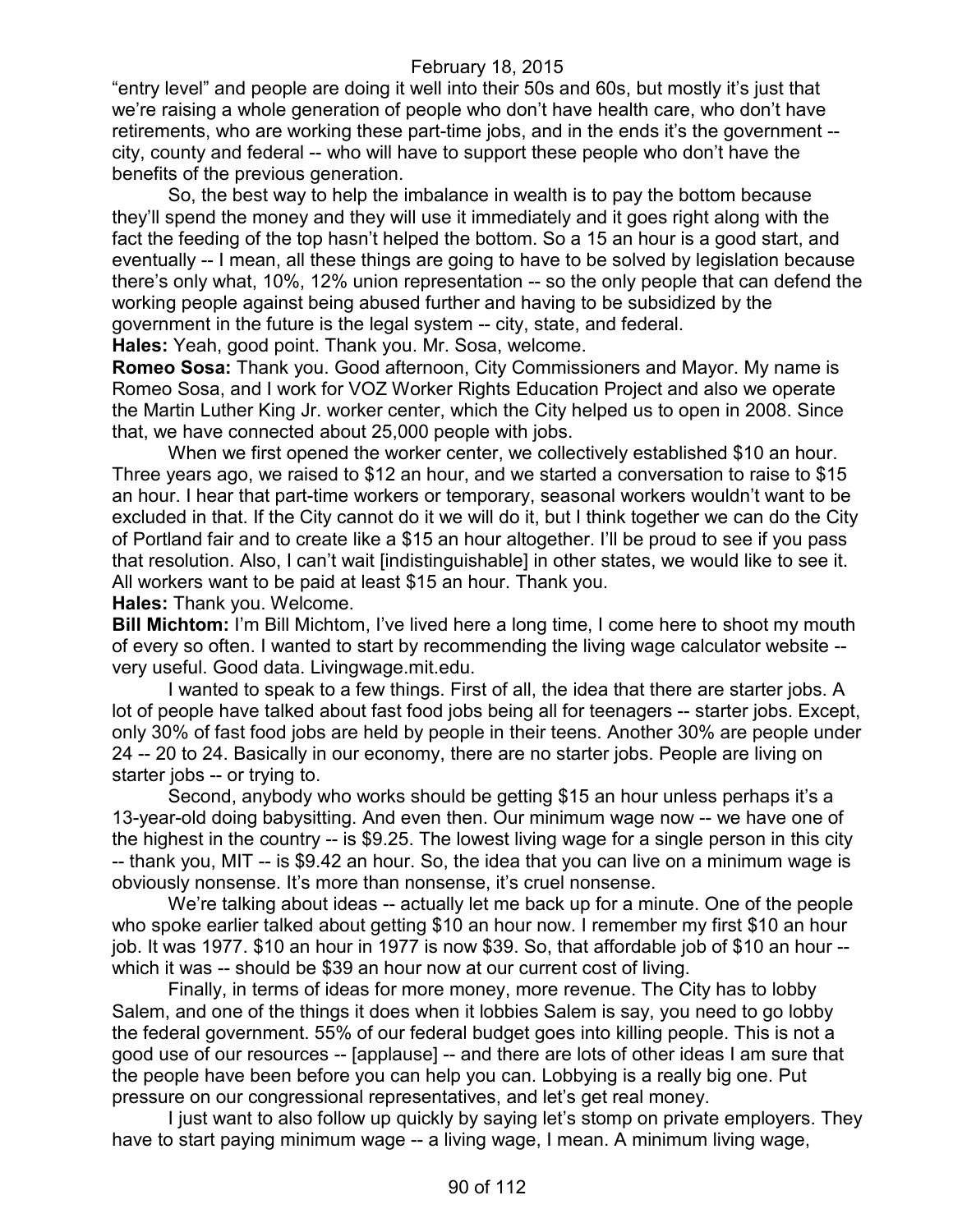"entry level" and people are doing it well into their 50s and 60s, but mostly it's just that we're raising a whole generation of people who don't have health care, who don't have retirements, who are working these part-time jobs, and in the ends it's the government -- city, county and federal -- who will have to support these people who don't have the benefits of the previous generation.

So, the best way to help the imbalance in wealth is to pay the bottom because they'll spend the money and they will use it immediately and it goes right along with the fact the feeding of the top hasn't helped the bottom. So a 15 an hour is a good start, and eventually -- I mean, all these things are going to have to be solved by legislation because there's only what, 10%, 12% union representation -- so the only people that can defend the working people against being abused further and having to be subsidized by the government in the future is the legal system -- city, state, and federal.

**Hales:** Yeah, good point. Thank you. Mr. Sosa, welcome.

**Romeo Sosa:** Thank you. Good afternoon, City Commissioners and Mayor. My name is Romeo Sosa, and I work for VOZ Worker Rights Education Project and also we operate the Martin Luther King Jr. worker center, which the City helped us to open in 2008. Since that, we have connected about 25,000 people with jobs.

When we first opened the worker center, we collectively established $10 an hour. Three years ago, we raised to $12 an hour, and we started a conversation to raise to $15 an hour. I hear that part-time workers or temporary, seasonal workers wouldn't want to be excluded in that. If the City cannot do it we will do it, but I think together we can do the City of Portland fair and to create like a $15 an hour altogether. I'll be proud to see if you pass that resolution. Also, I can't wait [indistinguishable] in other states, we would like to see it. All workers want to be paid at least $15 an hour. Thank you.

**Hales:** Thank you. Welcome.

**Bill Michtom:** I'm Bill Michtom, I've lived here a long time, I come here to shoot my mouth of every so often. I wanted to start by recommending the living wage calculator website -- very useful. Good data. Livingwage.mit.edu.

I wanted to speak to a few things. First of all, the idea that there are starter jobs. A lot of people have talked about fast food jobs being all for teenagers -- starter jobs. Except, only 30% of fast food jobs are held by people in their teens. Another 30% are people under 24 -- 20 to 24. Basically in our economy, there are no starter jobs. People are living on starter jobs -- or trying to.

Second, anybody who works should be getting $15 an hour unless perhaps it's a 13-year-old doing babysitting. And even then. Our minimum wage now -- we have one of the highest in the country -- is $9.25. The lowest living wage for a single person in this city -- thank you, MIT -- is $9.42 an hour. So, the idea that you can live on a minimum wage is obviously nonsense. It's more than nonsense, it's cruel nonsense.

We're talking about ideas -- actually let me back up for a minute. One of the people who spoke earlier talked about getting $10 an hour now. I remember my first $10 an hour job. It was 1977. $10 an hour in 1977 is now $39. So, that affordable job of $10 an hour -- which it was -- should be $39 an hour now at our current cost of living.

Finally, in terms of ideas for more money, more revenue. The City has to lobby Salem, and one of the things it does when it lobbies Salem is say, you need to go lobby the federal government. 55% of our federal budget goes into killing people. This is not a good use of our resources -- [applause] -- and there are lots of other ideas I am sure that the people have been before you can help you can. Lobbying is a really big one. Put pressure on our congressional representatives, and let's get real money.

I just want to also follow up quickly by saying let's stomp on private employers. They have to start paying minimum wage -- a living wage, I mean. A minimum living wage,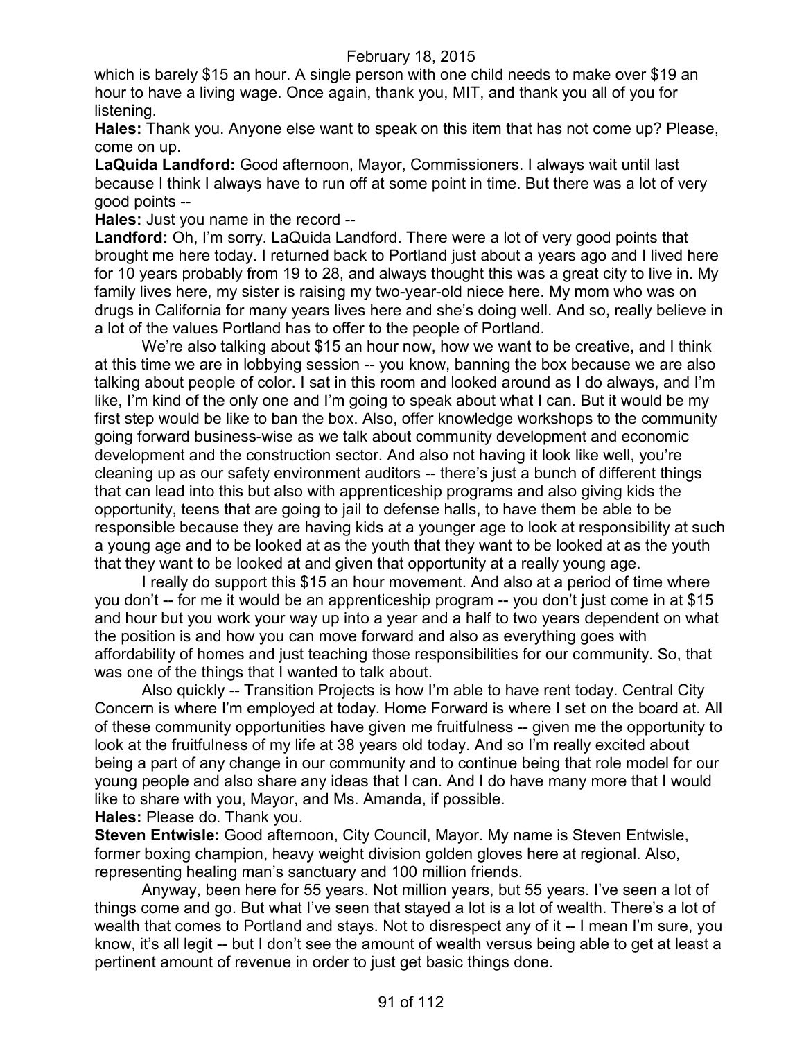which is barely $15 an hour. A single person with one child needs to make over $19 an hour to have a living wage. Once again, thank you, MIT, and thank you all of you for listening.

**Hales:** Thank you. Anyone else want to speak on this item that has not come up? Please, come on up.

**LaQuida Landford:** Good afternoon, Mayor, Commissioners. I always wait until last because I think I always have to run off at some point in time. But there was a lot of very good points --

**Hales:** Just you name in the record --

**Landford:** Oh, I'm sorry. LaQuida Landford. There were a lot of very good points that brought me here today. I returned back to Portland just about a years ago and I lived here for 10 years probably from 19 to 28, and always thought this was a great city to live in. My family lives here, my sister is raising my two-year-old niece here. My mom who was on drugs in California for many years lives here and she's doing well. And so, really believe in a lot of the values Portland has to offer to the people of Portland.

We're also talking about $15 an hour now, how we want to be creative, and I think at this time we are in lobbying session -- you know, banning the box because we are also talking about people of color. I sat in this room and looked around as I do always, and I'm like, I'm kind of the only one and I'm going to speak about what I can. But it would be my first step would be like to ban the box. Also, offer knowledge workshops to the community going forward business-wise as we talk about community development and economic development and the construction sector. And also not having it look like well, you're cleaning up as our safety environment auditors -- there's just a bunch of different things that can lead into this but also with apprenticeship programs and also giving kids the opportunity, teens that are going to jail to defense halls, to have them be able to be responsible because they are having kids at a younger age to look at responsibility at such a young age and to be looked at as the youth that they want to be looked at as the youth that they want to be looked at and given that opportunity at a really young age.

I really do support this $15 an hour movement. And also at a period of time where you don't -- for me it would be an apprenticeship program -- you don't just come in at $15 and hour but you work your way up into a year and a half to two years dependent on what the position is and how you can move forward and also as everything goes with affordability of homes and just teaching those responsibilities for our community. So, that was one of the things that I wanted to talk about.

Also quickly -- Transition Projects is how I'm able to have rent today. Central City Concern is where I'm employed at today. Home Forward is where I set on the board at. All of these community opportunities have given me fruitfulness -- given me the opportunity to look at the fruitfulness of my life at 38 years old today. And so I'm really excited about being a part of any change in our community and to continue being that role model for our young people and also share any ideas that I can. And I do have many more that I would like to share with you, Mayor, and Ms. Amanda, if possible.

**Hales:** Please do. Thank you.

**Steven Entwisle:** Good afternoon, City Council, Mayor. My name is Steven Entwisle, former boxing champion, heavy weight division golden gloves here at regional. Also, representing healing man's sanctuary and 100 million friends.

Anyway, been here for 55 years. Not million years, but 55 years. I've seen a lot of things come and go. But what I've seen that stayed a lot is a lot of wealth. There's a lot of wealth that comes to Portland and stays. Not to disrespect any of it -- I mean I'm sure, you know, it's all legit -- but I don't see the amount of wealth versus being able to get at least a pertinent amount of revenue in order to just get basic things done.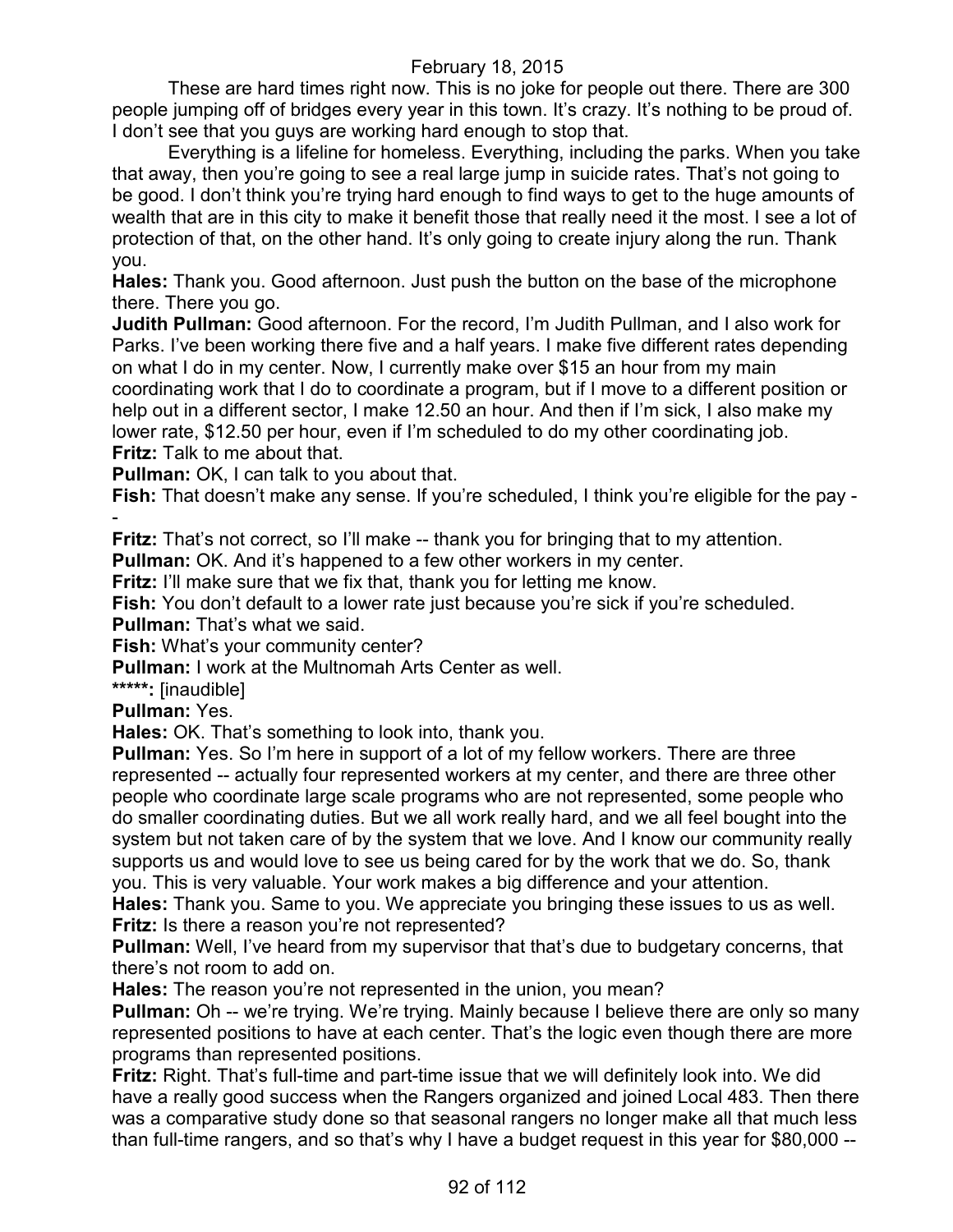These are hard times right now. This is no joke for people out there. There are 300 people jumping off of bridges every year in this town. It's crazy. It's nothing to be proud of. I don't see that you guys are working hard enough to stop that.

Everything is a lifeline for homeless. Everything, including the parks. When you take that away, then you're going to see a real large jump in suicide rates. That's not going to be good. I don't think you're trying hard enough to find ways to get to the huge amounts of wealth that are in this city to make it benefit those that really need it the most. I see a lot of protection of that, on the other hand. It's only going to create injury along the run. Thank you.

**Hales:** Thank you. Good afternoon. Just push the button on the base of the microphone there. There you go.

**Judith Pullman:** Good afternoon. For the record, I'm Judith Pullman, and I also work for Parks. I've been working there five and a half years. I make five different rates depending on what I do in my center. Now, I currently make over $15 an hour from my main coordinating work that I do to coordinate a program, but if I move to a different position or help out in a different sector, I make 12.50 an hour. And then if I'm sick, I also make my lower rate, $12.50 per hour, even if I'm scheduled to do my other coordinating job.

**Fritz:** Talk to me about that.

**Pullman:** OK, I can talk to you about that.

**Fish:** That doesn't make any sense. If you're scheduled, I think you're eligible for the pay --

**Fritz:** That's not correct, so I'll make -- thank you for bringing that to my attention.

**Pullman:** OK. And it's happened to a few other workers in my center.

**Fritz:** I'll make sure that we fix that, thank you for letting me know.

**Fish:** You don't default to a lower rate just because you're sick if you're scheduled.

**Pullman:** That's what we said.

**Fish:** What's your community center?

**Pullman:** I work at the Multnomah Arts Center as well.

*****: [inaudible]

**Pullman:** Yes.

**Hales:** OK. That's something to look into, thank you.

**Pullman:** Yes. So I'm here in support of a lot of my fellow workers. There are three represented -- actually four represented workers at my center, and there are three other people who coordinate large scale programs who are not represented, some people who do smaller coordinating duties. But we all work really hard, and we all feel bought into the system but not taken care of by the system that we love. And I know our community really supports us and would love to see us being cared for by the work that we do. So, thank you. This is very valuable. Your work makes a big difference and your attention.

**Hales:** Thank you. Same to you. We appreciate you bringing these issues to us as well.

**Fritz:** Is there a reason you're not represented?

**Pullman:** Well, I've heard from my supervisor that that's due to budgetary concerns, that there's not room to add on.

**Hales:** The reason you're not represented in the union, you mean?

**Pullman:** Oh -- we're trying. We're trying. Mainly because I believe there are only so many represented positions to have at each center. That's the logic even though there are more programs than represented positions.

**Fritz:** Right. That's full-time and part-time issue that we will definitely look into. We did have a really good success when the Rangers organized and joined Local 483. Then there was a comparative study done so that seasonal rangers no longer make all that much less than full-time rangers, and so that's why I have a budget request in this year for $80,000 --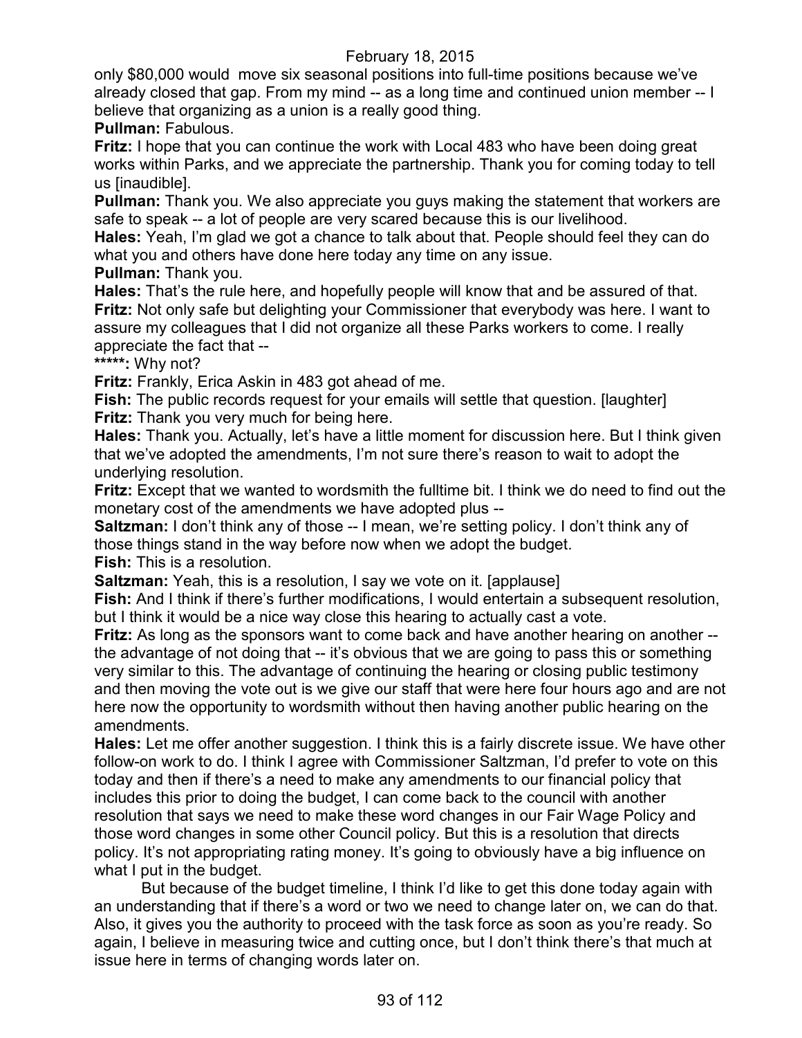only $80,000 would  move six seasonal positions into full-time positions because we've already closed that gap. From my mind -- as a long time and continued union member -- I believe that organizing as a union is a really good thing.

**Pullman:** Fabulous.

**Fritz:** I hope that you can continue the work with Local 483 who have been doing great works within Parks, and we appreciate the partnership. Thank you for coming today to tell us [inaudible].

**Pullman:** Thank you. We also appreciate you guys making the statement that workers are safe to speak -- a lot of people are very scared because this is our livelihood.

**Hales:** Yeah, I'm glad we got a chance to talk about that. People should feel they can do what you and others have done here today any time on any issue.

**Pullman:** Thank you.

**Hales:** That's the rule here, and hopefully people will know that and be assured of that.

**Fritz:** Not only safe but delighting your Commissioner that everybody was here. I want to assure my colleagues that I did not organize all these Parks workers to come. I really appreciate the fact that --

**\*\*\*\*\*:** Why not?

**Fritz:** Frankly, Erica Askin in 483 got ahead of me.

**Fish:** The public records request for your emails will settle that question. [laughter]

**Fritz:** Thank you very much for being here.

**Hales:** Thank you. Actually, let's have a little moment for discussion here. But I think given that we've adopted the amendments, I'm not sure there's reason to wait to adopt the underlying resolution.

**Fritz:** Except that we wanted to wordsmith the fulltime bit. I think we do need to find out the monetary cost of the amendments we have adopted plus --

**Saltzman:** I don't think any of those -- I mean, we're setting policy. I don't think any of those things stand in the way before now when we adopt the budget.

**Fish:** This is a resolution.

**Saltzman:** Yeah, this is a resolution, I say we vote on it. [applause]

**Fish:** And I think if there's further modifications, I would entertain a subsequent resolution, but I think it would be a nice way close this hearing to actually cast a vote.

**Fritz:** As long as the sponsors want to come back and have another hearing on another -- the advantage of not doing that -- it's obvious that we are going to pass this or something very similar to this. The advantage of continuing the hearing or closing public testimony and then moving the vote out is we give our staff that were here four hours ago and are not here now the opportunity to wordsmith without then having another public hearing on the amendments.

**Hales:** Let me offer another suggestion. I think this is a fairly discrete issue. We have other follow-on work to do. I think I agree with Commissioner Saltzman, I'd prefer to vote on this today and then if there's a need to make any amendments to our financial policy that includes this prior to doing the budget, I can come back to the council with another resolution that says we need to make these word changes in our Fair Wage Policy and those word changes in some other Council policy. But this is a resolution that directs policy. It's not appropriating rating money. It's going to obviously have a big influence on what I put in the budget.

But because of the budget timeline, I think I'd like to get this done today again with an understanding that if there's a word or two we need to change later on, we can do that. Also, it gives you the authority to proceed with the task force as soon as you're ready. So again, I believe in measuring twice and cutting once, but I don't think there's that much at issue here in terms of changing words later on.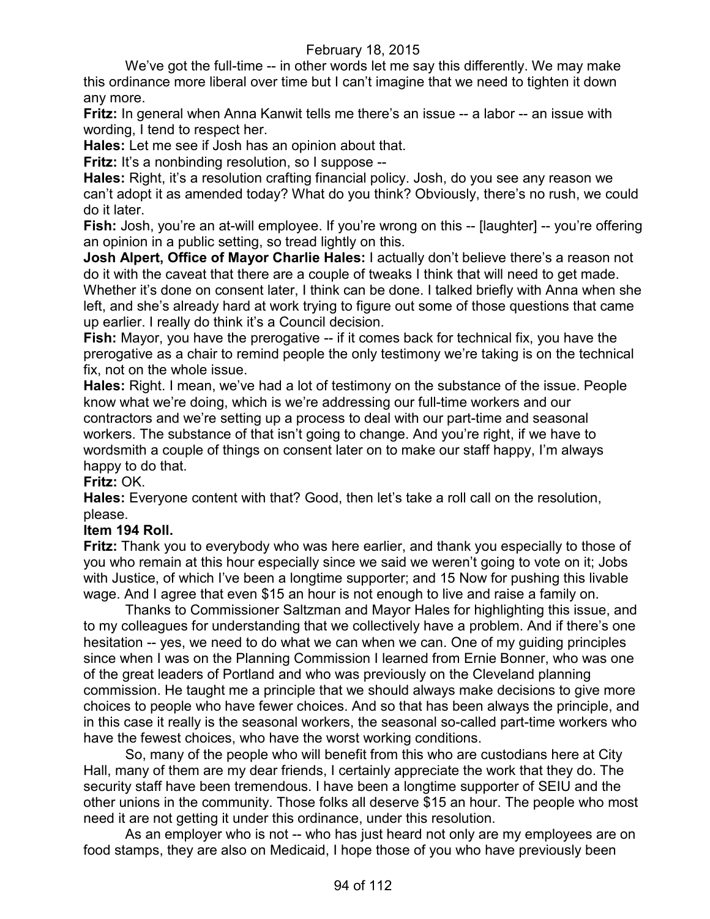We've got the full-time -- in other words let me say this differently. We may make this ordinance more liberal over time but I can't imagine that we need to tighten it down any more.

**Fritz:** In general when Anna Kanwit tells me there's an issue -- a labor -- an issue with wording, I tend to respect her.

**Hales:** Let me see if Josh has an opinion about that.

**Fritz:** It's a nonbinding resolution, so I suppose --

**Hales:** Right, it's a resolution crafting financial policy. Josh, do you see any reason we can't adopt it as amended today? What do you think? Obviously, there's no rush, we could do it later.

**Fish:** Josh, you're an at-will employee. If you're wrong on this -- [laughter] -- you're offering an opinion in a public setting, so tread lightly on this.

**Josh Alpert, Office of Mayor Charlie Hales:** I actually don't believe there's a reason not do it with the caveat that there are a couple of tweaks I think that will need to get made. Whether it's done on consent later, I think can be done. I talked briefly with Anna when she left, and she's already hard at work trying to figure out some of those questions that came up earlier. I really do think it's a Council decision.

**Fish:** Mayor, you have the prerogative -- if it comes back for technical fix, you have the prerogative as a chair to remind people the only testimony we're taking is on the technical fix, not on the whole issue.

**Hales:** Right. I mean, we've had a lot of testimony on the substance of the issue. People know what we're doing, which is we're addressing our full-time workers and our contractors and we're setting up a process to deal with our part-time and seasonal workers. The substance of that isn't going to change. And you're right, if we have to wordsmith a couple of things on consent later on to make our staff happy, I'm always happy to do that.

**Fritz:** OK.

**Hales:** Everyone content with that? Good, then let's take a roll call on the resolution, please.

**Item 194 Roll.**

**Fritz:** Thank you to everybody who was here earlier, and thank you especially to those of you who remain at this hour especially since we said we weren't going to vote on it; Jobs with Justice, of which I've been a longtime supporter; and 15 Now for pushing this livable wage. And I agree that even $15 an hour is not enough to live and raise a family on.

Thanks to Commissioner Saltzman and Mayor Hales for highlighting this issue, and to my colleagues for understanding that we collectively have a problem. And if there's one hesitation -- yes, we need to do what we can when we can. One of my guiding principles since when I was on the Planning Commission I learned from Ernie Bonner, who was one of the great leaders of Portland and who was previously on the Cleveland planning commission. He taught me a principle that we should always make decisions to give more choices to people who have fewer choices. And so that has been always the principle, and in this case it really is the seasonal workers, the seasonal so-called part-time workers who have the fewest choices, who have the worst working conditions.

So, many of the people who will benefit from this who are custodians here at City Hall, many of them are my dear friends, I certainly appreciate the work that they do. The security staff have been tremendous. I have been a longtime supporter of SEIU and the other unions in the community. Those folks all deserve $15 an hour. The people who most need it are not getting it under this ordinance, under this resolution.

As an employer who is not -- who has just heard not only are my employees are on food stamps, they are also on Medicaid, I hope those of you who have previously been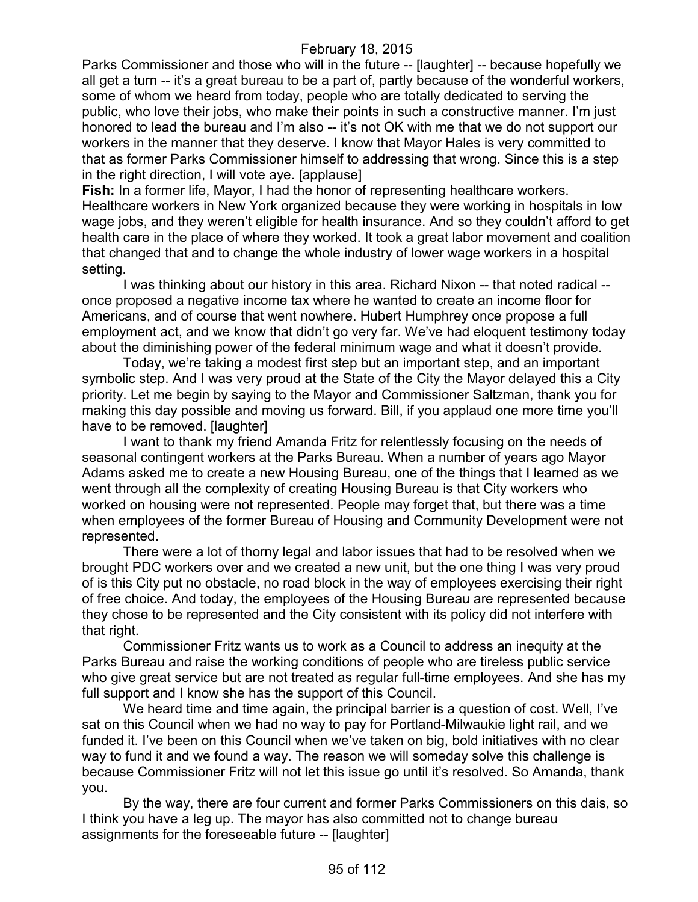Parks Commissioner and those who will in the future -- [laughter] -- because hopefully we all get a turn -- it's a great bureau to be a part of, partly because of the wonderful workers, some of whom we heard from today, people who are totally dedicated to serving the public, who love their jobs, who make their points in such a constructive manner. I'm just honored to lead the bureau and I'm also -- it's not OK with me that we do not support our workers in the manner that they deserve. I know that Mayor Hales is very committed to that as former Parks Commissioner himself to addressing that wrong. Since this is a step in the right direction, I will vote aye. [applause]

**Fish:** In a former life, Mayor, I had the honor of representing healthcare workers. Healthcare workers in New York organized because they were working in hospitals in low wage jobs, and they weren't eligible for health insurance. And so they couldn't afford to get health care in the place of where they worked. It took a great labor movement and coalition that changed that and to change the whole industry of lower wage workers in a hospital setting.

I was thinking about our history in this area. Richard Nixon -- that noted radical -- once proposed a negative income tax where he wanted to create an income floor for Americans, and of course that went nowhere. Hubert Humphrey once propose a full employment act, and we know that didn't go very far. We've had eloquent testimony today about the diminishing power of the federal minimum wage and what it doesn't provide.

Today, we're taking a modest first step but an important step, and an important symbolic step. And I was very proud at the State of the City the Mayor delayed this a City priority. Let me begin by saying to the Mayor and Commissioner Saltzman, thank you for making this day possible and moving us forward. Bill, if you applaud one more time you'll have to be removed. [laughter]

I want to thank my friend Amanda Fritz for relentlessly focusing on the needs of seasonal contingent workers at the Parks Bureau. When a number of years ago Mayor Adams asked me to create a new Housing Bureau, one of the things that I learned as we went through all the complexity of creating Housing Bureau is that City workers who worked on housing were not represented. People may forget that, but there was a time when employees of the former Bureau of Housing and Community Development were not represented.

There were a lot of thorny legal and labor issues that had to be resolved when we brought PDC workers over and we created a new unit, but the one thing I was very proud of is this City put no obstacle, no road block in the way of employees exercising their right of free choice. And today, the employees of the Housing Bureau are represented because they chose to be represented and the City consistent with its policy did not interfere with that right.

Commissioner Fritz wants us to work as a Council to address an inequity at the Parks Bureau and raise the working conditions of people who are tireless public service who give great service but are not treated as regular full-time employees. And she has my full support and I know she has the support of this Council.

We heard time and time again, the principal barrier is a question of cost. Well, I've sat on this Council when we had no way to pay for Portland-Milwaukie light rail, and we funded it. I've been on this Council when we've taken on big, bold initiatives with no clear way to fund it and we found a way. The reason we will someday solve this challenge is because Commissioner Fritz will not let this issue go until it's resolved. So Amanda, thank you.

By the way, there are four current and former Parks Commissioners on this dais, so I think you have a leg up. The mayor has also committed not to change bureau assignments for the foreseeable future -- [laughter]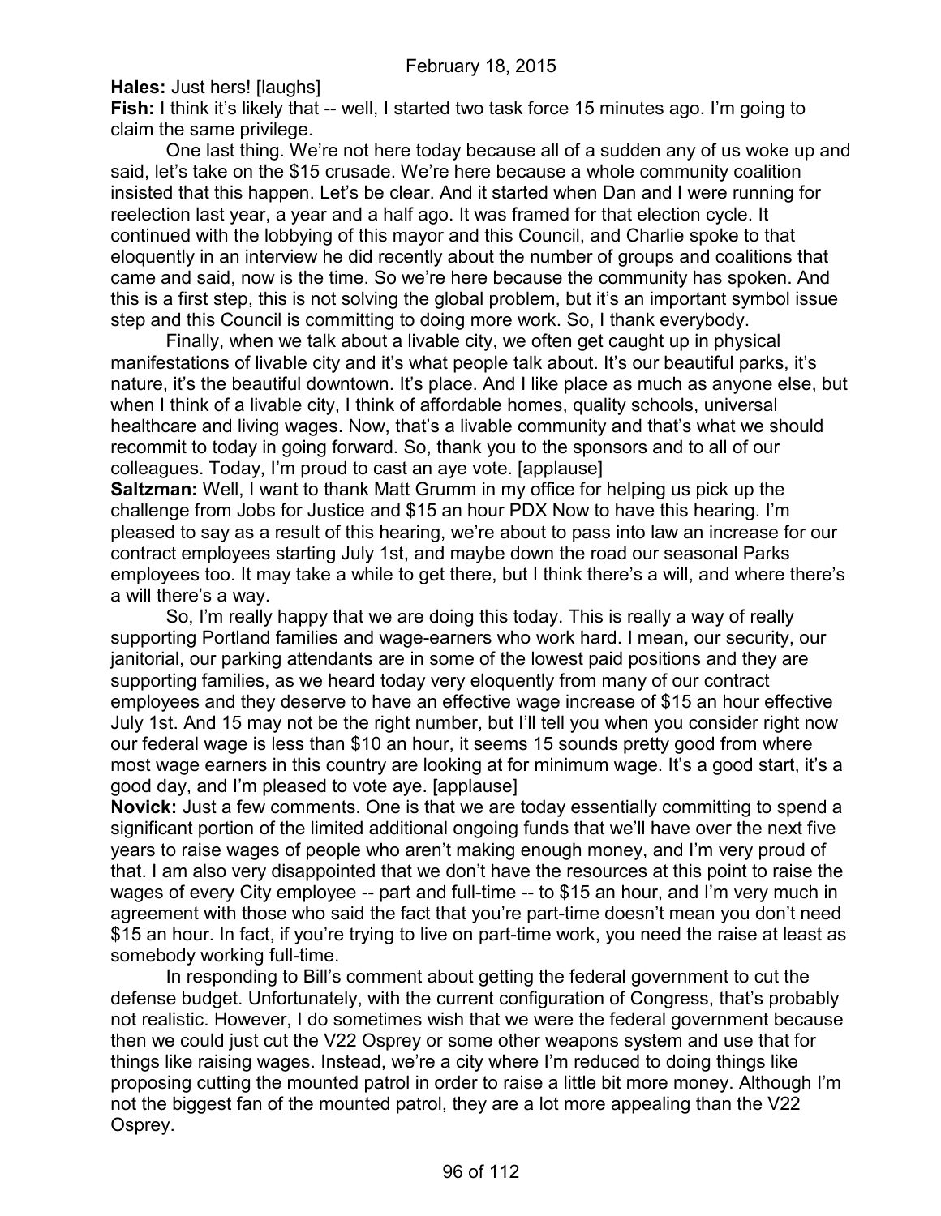**Hales:** Just hers! [laughs]

**Fish:** I think it's likely that -- well, I started two task force 15 minutes ago. I'm going to claim the same privilege.

One last thing. We're not here today because all of a sudden any of us woke up and said, let's take on the $15 crusade. We're here because a whole community coalition insisted that this happen. Let's be clear. And it started when Dan and I were running for reelection last year, a year and a half ago. It was framed for that election cycle. It continued with the lobbying of this mayor and this Council, and Charlie spoke to that eloquently in an interview he did recently about the number of groups and coalitions that came and said, now is the time. So we're here because the community has spoken. And this is a first step, this is not solving the global problem, but it's an important symbol issue step and this Council is committing to doing more work. So, I thank everybody.

Finally, when we talk about a livable city, we often get caught up in physical manifestations of livable city and it's what people talk about. It's our beautiful parks, it's nature, it's the beautiful downtown. It's place. And I like place as much as anyone else, but when I think of a livable city, I think of affordable homes, quality schools, universal healthcare and living wages. Now, that's a livable community and that's what we should recommit to today in going forward. So, thank you to the sponsors and to all of our colleagues. Today, I'm proud to cast an aye vote. [applause]

**Saltzman:** Well, I want to thank Matt Grumm in my office for helping us pick up the challenge from Jobs for Justice and $15 an hour PDX Now to have this hearing. I'm pleased to say as a result of this hearing, we're about to pass into law an increase for our contract employees starting July 1st, and maybe down the road our seasonal Parks employees too. It may take a while to get there, but I think there's a will, and where there's a will there's a way.

So, I'm really happy that we are doing this today. This is really a way of really supporting Portland families and wage-earners who work hard. I mean, our security, our janitorial, our parking attendants are in some of the lowest paid positions and they are supporting families, as we heard today very eloquently from many of our contract employees and they deserve to have an effective wage increase of $15 an hour effective July 1st. And 15 may not be the right number, but I'll tell you when you consider right now our federal wage is less than $10 an hour, it seems 15 sounds pretty good from where most wage earners in this country are looking at for minimum wage. It's a good start, it's a good day, and I'm pleased to vote aye. [applause]

**Novick:** Just a few comments. One is that we are today essentially committing to spend a significant portion of the limited additional ongoing funds that we'll have over the next five years to raise wages of people who aren't making enough money, and I'm very proud of that. I am also very disappointed that we don't have the resources at this point to raise the wages of every City employee -- part and full-time -- to $15 an hour, and I'm very much in agreement with those who said the fact that you're part-time doesn't mean you don't need $15 an hour. In fact, if you're trying to live on part-time work, you need the raise at least as somebody working full-time.

In responding to Bill's comment about getting the federal government to cut the defense budget. Unfortunately, with the current configuration of Congress, that's probably not realistic. However, I do sometimes wish that we were the federal government because then we could just cut the V22 Osprey or some other weapons system and use that for things like raising wages. Instead, we're a city where I'm reduced to doing things like proposing cutting the mounted patrol in order to raise a little bit more money. Although I'm not the biggest fan of the mounted patrol, they are a lot more appealing than the V22 Osprey.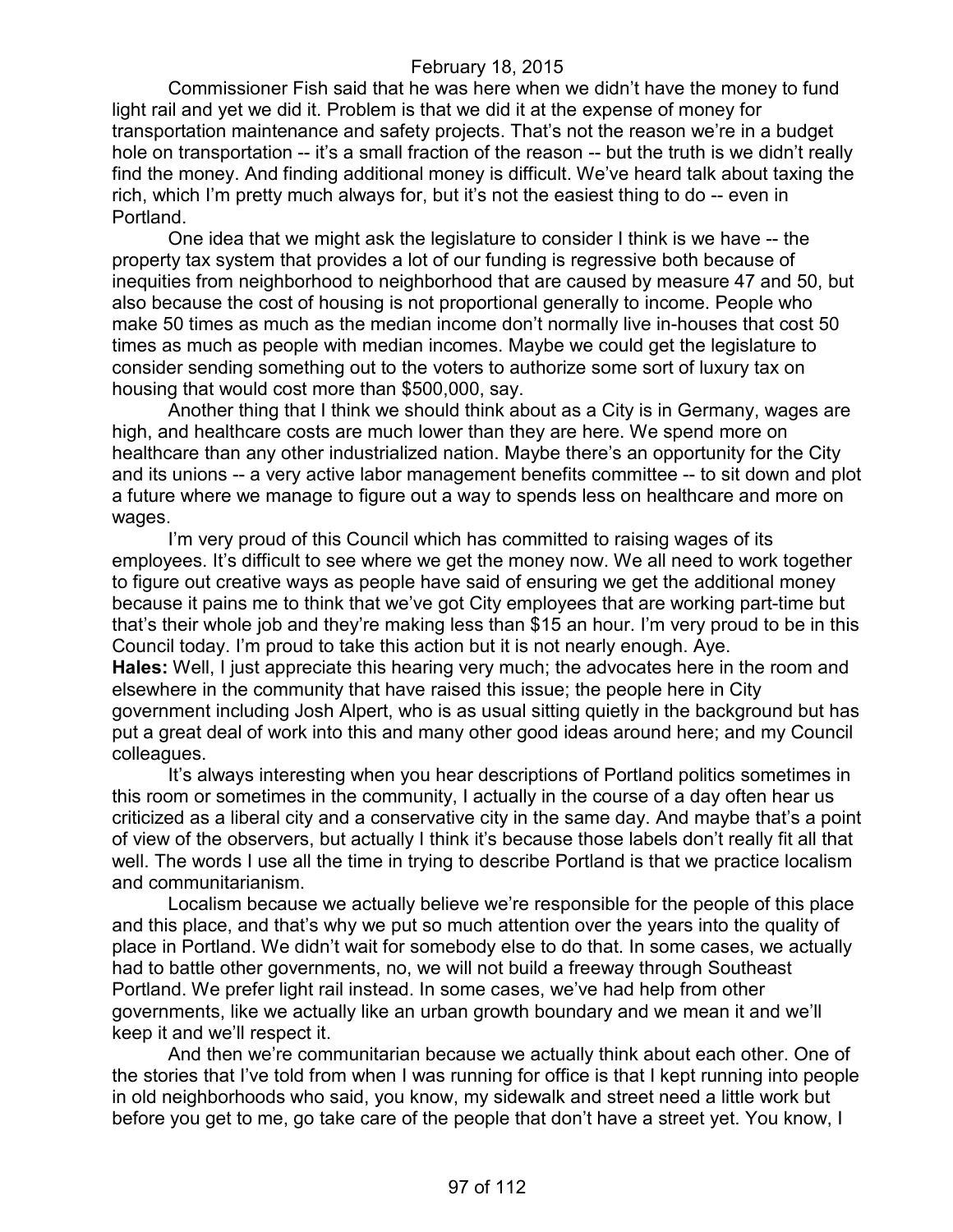Commissioner Fish said that he was here when we didn't have the money to fund light rail and yet we did it. Problem is that we did it at the expense of money for transportation maintenance and safety projects. That's not the reason we're in a budget hole on transportation -- it's a small fraction of the reason -- but the truth is we didn't really find the money. And finding additional money is difficult. We've heard talk about taxing the rich, which I'm pretty much always for, but it's not the easiest thing to do -- even in Portland.

One idea that we might ask the legislature to consider I think is we have -- the property tax system that provides a lot of our funding is regressive both because of inequities from neighborhood to neighborhood that are caused by measure 47 and 50, but also because the cost of housing is not proportional generally to income. People who make 50 times as much as the median income don't normally live in-houses that cost 50 times as much as people with median incomes. Maybe we could get the legislature to consider sending something out to the voters to authorize some sort of luxury tax on housing that would cost more than $500,000, say.

Another thing that I think we should think about as a City is in Germany, wages are high, and healthcare costs are much lower than they are here. We spend more on healthcare than any other industrialized nation. Maybe there's an opportunity for the City and its unions -- a very active labor management benefits committee -- to sit down and plot a future where we manage to figure out a way to spends less on healthcare and more on wages.

I'm very proud of this Council which has committed to raising wages of its employees. It's difficult to see where we get the money now. We all need to work together to figure out creative ways as people have said of ensuring we get the additional money because it pains me to think that we've got City employees that are working part-time but that's their whole job and they're making less than $15 an hour. I'm very proud to be in this Council today. I'm proud to take this action but it is not nearly enough. Aye.

**Hales:** Well, I just appreciate this hearing very much; the advocates here in the room and elsewhere in the community that have raised this issue; the people here in City government including Josh Alpert, who is as usual sitting quietly in the background but has put a great deal of work into this and many other good ideas around here; and my Council colleagues.

It's always interesting when you hear descriptions of Portland politics sometimes in this room or sometimes in the community, I actually in the course of a day often hear us criticized as a liberal city and a conservative city in the same day. And maybe that's a point of view of the observers, but actually I think it's because those labels don't really fit all that well. The words I use all the time in trying to describe Portland is that we practice localism and communitarianism.

Localism because we actually believe we're responsible for the people of this place and this place, and that's why we put so much attention over the years into the quality of place in Portland. We didn't wait for somebody else to do that. In some cases, we actually had to battle other governments, no, we will not build a freeway through Southeast Portland. We prefer light rail instead. In some cases, we've had help from other governments, like we actually like an urban growth boundary and we mean it and we'll keep it and we'll respect it.

And then we're communitarian because we actually think about each other. One of the stories that I've told from when I was running for office is that I kept running into people in old neighborhoods who said, you know, my sidewalk and street need a little work but before you get to me, go take care of the people that don't have a street yet. You know, I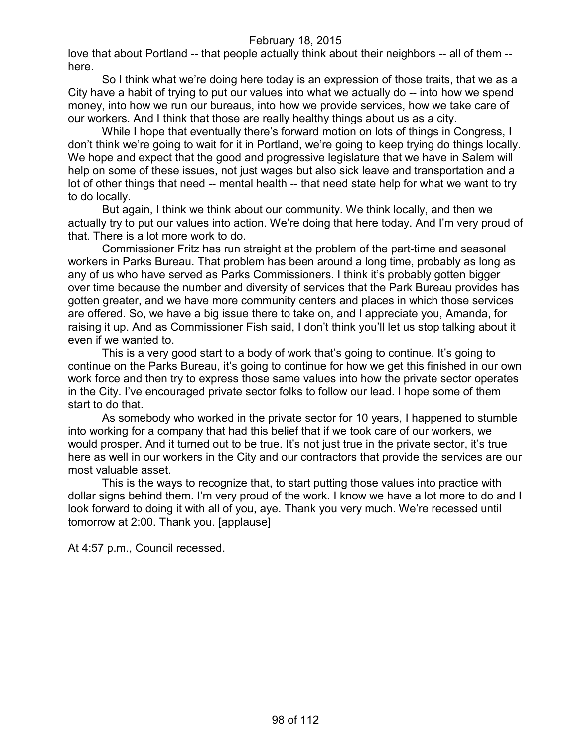love that about Portland -- that people actually think about their neighbors -- all of them -- here.

So I think what we're doing here today is an expression of those traits, that we as a City have a habit of trying to put our values into what we actually do -- into how we spend money, into how we run our bureaus, into how we provide services, how we take care of our workers. And I think that those are really healthy things about us as a city.

While I hope that eventually there's forward motion on lots of things in Congress, I don't think we're going to wait for it in Portland, we're going to keep trying do things locally. We hope and expect that the good and progressive legislature that we have in Salem will help on some of these issues, not just wages but also sick leave and transportation and a lot of other things that need -- mental health -- that need state help for what we want to try to do locally.

But again, I think we think about our community. We think locally, and then we actually try to put our values into action. We're doing that here today. And I'm very proud of that. There is a lot more work to do.

Commissioner Fritz has run straight at the problem of the part-time and seasonal workers in Parks Bureau. That problem has been around a long time, probably as long as any of us who have served as Parks Commissioners. I think it's probably gotten bigger over time because the number and diversity of services that the Park Bureau provides has gotten greater, and we have more community centers and places in which those services are offered. So, we have a big issue there to take on, and I appreciate you, Amanda, for raising it up. And as Commissioner Fish said, I don't think you'll let us stop talking about it even if we wanted to.

This is a very good start to a body of work that's going to continue. It's going to continue on the Parks Bureau, it's going to continue for how we get this finished in our own work force and then try to express those same values into how the private sector operates in the City. I've encouraged private sector folks to follow our lead. I hope some of them start to do that.

As somebody who worked in the private sector for 10 years, I happened to stumble into working for a company that had this belief that if we took care of our workers, we would prosper. And it turned out to be true. It's not just true in the private sector, it's true here as well in our workers in the City and our contractors that provide the services are our most valuable asset.

This is the ways to recognize that, to start putting those values into practice with dollar signs behind them. I'm very proud of the work. I know we have a lot more to do and I look forward to doing it with all of you, aye. Thank you very much. We're recessed until tomorrow at 2:00. Thank you. [applause]

At 4:57 p.m., Council recessed.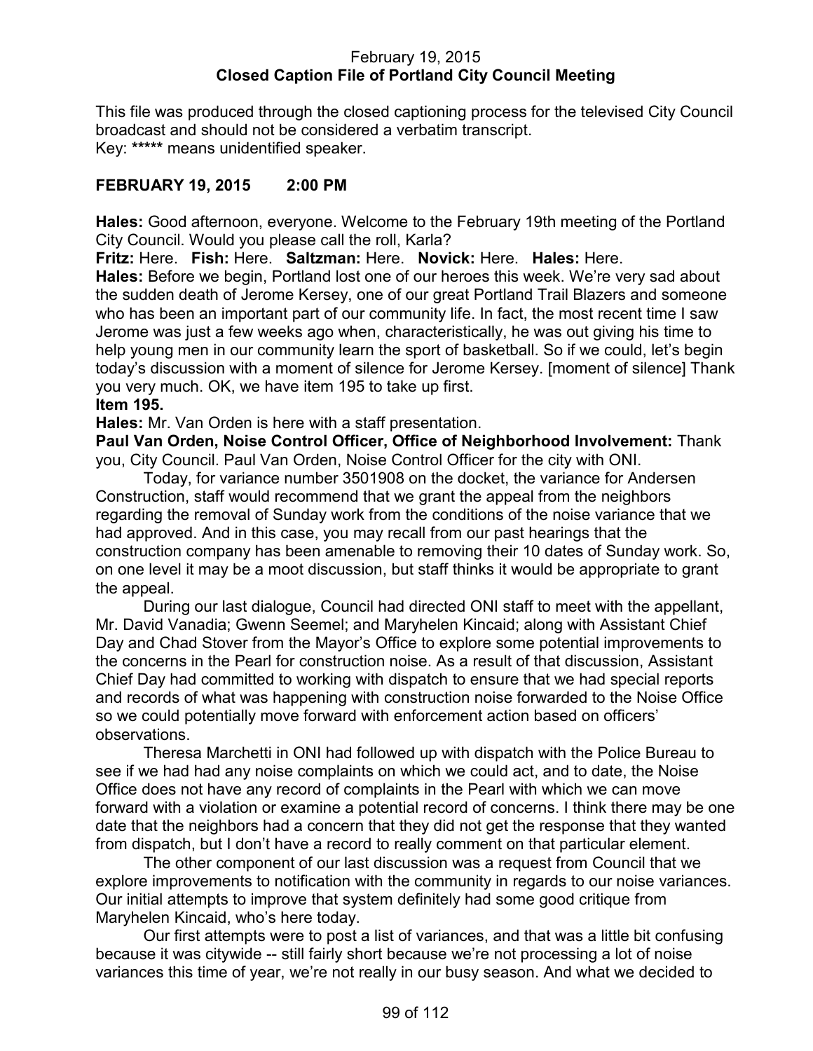February 19, 2015
**Closed Caption File of Portland City Council Meeting**

This file was produced through the closed captioning process for the televised City Council broadcast and should not be considered a verbatim transcript.
Key: ***** means unidentified speaker.

**FEBRUARY 19, 2015 2:00 PM**

**Hales:** Good afternoon, everyone. Welcome to the February 19th meeting of the Portland City Council. Would you please call the roll, Karla?

**Fritz:** Here. **Fish:** Here. **Saltzman:** Here. **Novick:** Here. **Hales:** Here.

**Hales:** Before we begin, Portland lost one of our heroes this week. We're very sad about the sudden death of Jerome Kersey, one of our great Portland Trail Blazers and someone who has been an important part of our community life. In fact, the most recent time I saw Jerome was just a few weeks ago when, characteristically, he was out giving his time to help young men in our community learn the sport of basketball. So if we could, let's begin today's discussion with a moment of silence for Jerome Kersey. [moment of silence] Thank you very much. OK, we have item 195 to take up first.

**Item 195.**

**Hales:** Mr. Van Orden is here with a staff presentation.

**Paul Van Orden, Noise Control Officer, Office of Neighborhood Involvement:** Thank you, City Council. Paul Van Orden, Noise Control Officer for the city with ONI.

Today, for variance number 3501908 on the docket, the variance for Andersen Construction, staff would recommend that we grant the appeal from the neighbors regarding the removal of Sunday work from the conditions of the noise variance that we had approved. And in this case, you may recall from our past hearings that the construction company has been amenable to removing their 10 dates of Sunday work. So, on one level it may be a moot discussion, but staff thinks it would be appropriate to grant the appeal.

During our last dialogue, Council had directed ONI staff to meet with the appellant, Mr. David Vanadia; Gwenn Seemel; and Maryhelen Kincaid; along with Assistant Chief Day and Chad Stover from the Mayor's Office to explore some potential improvements to the concerns in the Pearl for construction noise. As a result of that discussion, Assistant Chief Day had committed to working with dispatch to ensure that we had special reports and records of what was happening with construction noise forwarded to the Noise Office so we could potentially move forward with enforcement action based on officers' observations.

Theresa Marchetti in ONI had followed up with dispatch with the Police Bureau to see if we had had any noise complaints on which we could act, and to date, the Noise Office does not have any record of complaints in the Pearl with which we can move forward with a violation or examine a potential record of concerns. I think there may be one date that the neighbors had a concern that they did not get the response that they wanted from dispatch, but I don't have a record to really comment on that particular element.

The other component of our last discussion was a request from Council that we explore improvements to notification with the community in regards to our noise variances. Our initial attempts to improve that system definitely had some good critique from Maryhelen Kincaid, who's here today.

Our first attempts were to post a list of variances, and that was a little bit confusing because it was citywide -- still fairly short because we're not processing a lot of noise variances this time of year, we're not really in our busy season. And what we decided to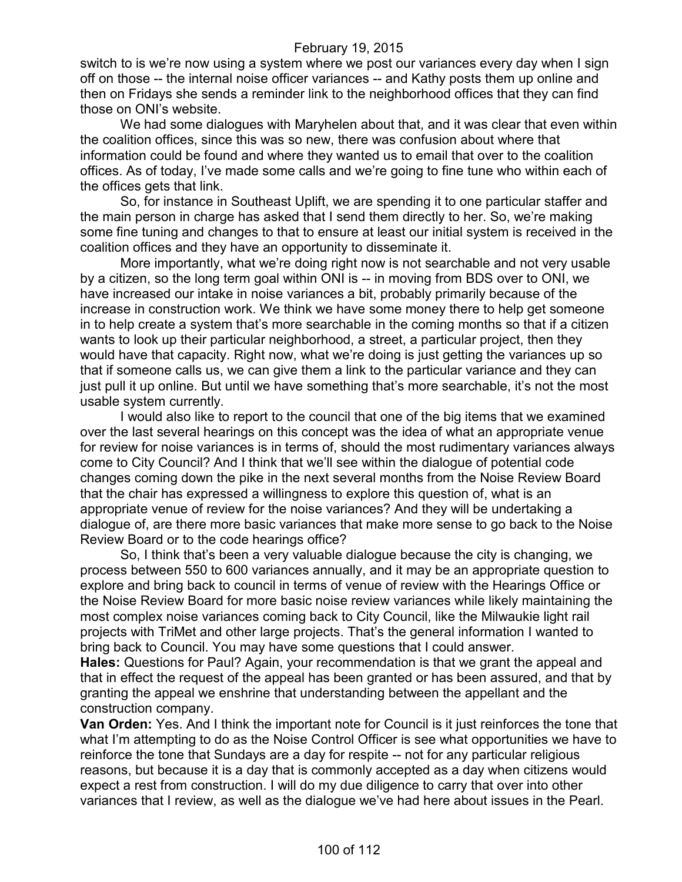switch to is we're now using a system where we post our variances every day when I sign off on those -- the internal noise officer variances -- and Kathy posts them up online and then on Fridays she sends a reminder link to the neighborhood offices that they can find those on ONI's website.

We had some dialogues with Maryhelen about that, and it was clear that even within the coalition offices, since this was so new, there was confusion about where that information could be found and where they wanted us to email that over to the coalition offices. As of today, I've made some calls and we're going to fine tune who within each of the offices gets that link.

So, for instance in Southeast Uplift, we are spending it to one particular staffer and the main person in charge has asked that I send them directly to her. So, we're making some fine tuning and changes to that to ensure at least our initial system is received in the coalition offices and they have an opportunity to disseminate it.

More importantly, what we're doing right now is not searchable and not very usable by a citizen, so the long term goal within ONI is -- in moving from BDS over to ONI, we have increased our intake in noise variances a bit, probably primarily because of the increase in construction work. We think we have some money there to help get someone in to help create a system that's more searchable in the coming months so that if a citizen wants to look up their particular neighborhood, a street, a particular project, then they would have that capacity. Right now, what we're doing is just getting the variances up so that if someone calls us, we can give them a link to the particular variance and they can just pull it up online. But until we have something that's more searchable, it's not the most usable system currently.

I would also like to report to the council that one of the big items that we examined over the last several hearings on this concept was the idea of what an appropriate venue for review for noise variances is in terms of, should the most rudimentary variances always come to City Council? And I think that we'll see within the dialogue of potential code changes coming down the pike in the next several months from the Noise Review Board that the chair has expressed a willingness to explore this question of, what is an appropriate venue of review for the noise variances? And they will be undertaking a dialogue of, are there more basic variances that make more sense to go back to the Noise Review Board or to the code hearings office?

So, I think that's been a very valuable dialogue because the city is changing, we process between 550 to 600 variances annually, and it may be an appropriate question to explore and bring back to council in terms of venue of review with the Hearings Office or the Noise Review Board for more basic noise review variances while likely maintaining the most complex noise variances coming back to City Council, like the Milwaukie light rail projects with TriMet and other large projects. That's the general information I wanted to bring back to Council. You may have some questions that I could answer.

**Hales:** Questions for Paul? Again, your recommendation is that we grant the appeal and that in effect the request of the appeal has been granted or has been assured, and that by granting the appeal we enshrine that understanding between the appellant and the construction company.

**Van Orden:** Yes. And I think the important note for Council is it just reinforces the tone that what I'm attempting to do as the Noise Control Officer is see what opportunities we have to reinforce the tone that Sundays are a day for respite -- not for any particular religious reasons, but because it is a day that is commonly accepted as a day when citizens would expect a rest from construction. I will do my due diligence to carry that over into other variances that I review, as well as the dialogue we've had here about issues in the Pearl.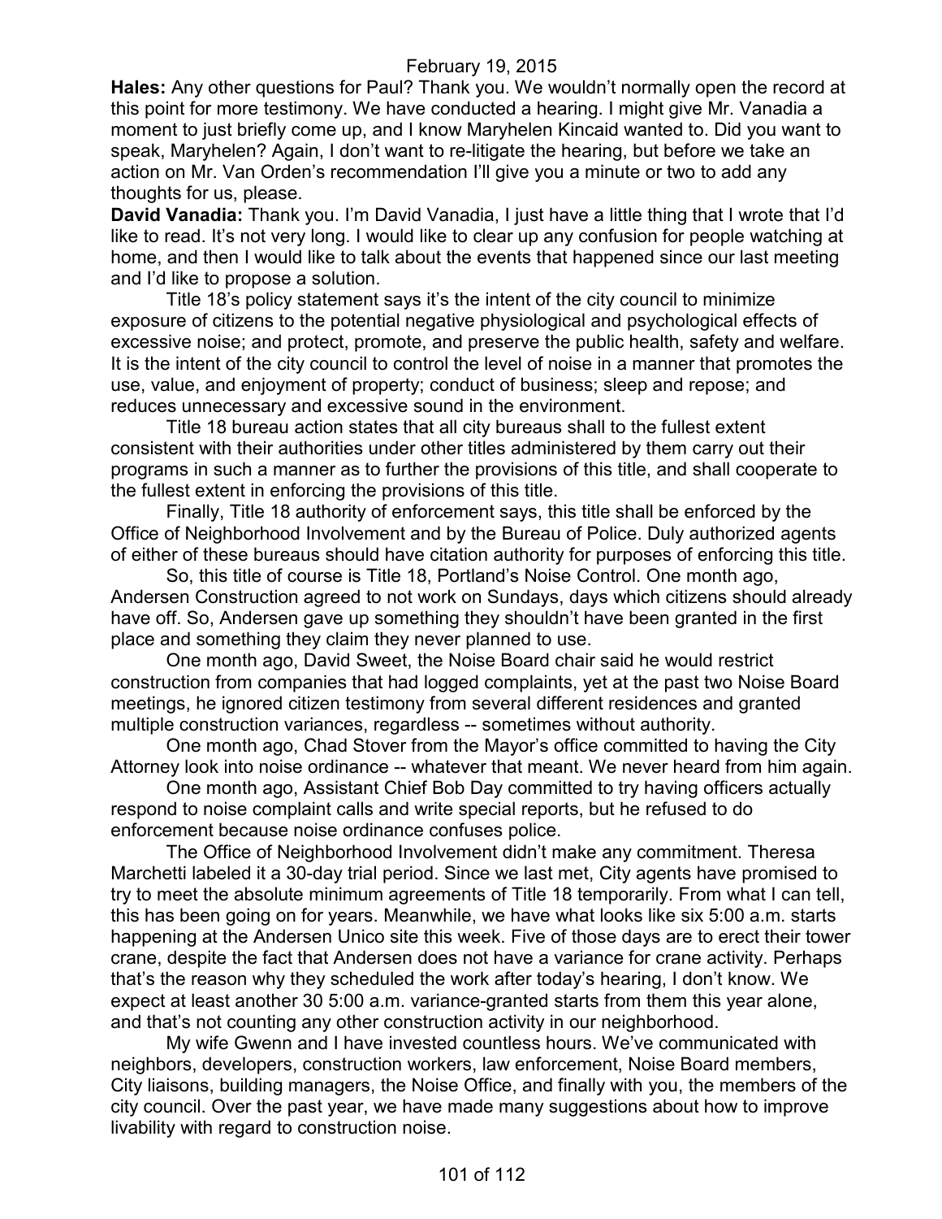**Hales:** Any other questions for Paul? Thank you. We wouldn't normally open the record at this point for more testimony. We have conducted a hearing. I might give Mr. Vanadia a moment to just briefly come up, and I know Maryhelen Kincaid wanted to. Did you want to speak, Maryhelen? Again, I don't want to re-litigate the hearing, but before we take an action on Mr. Van Orden's recommendation I'll give you a minute or two to add any thoughts for us, please.

**David Vanadia:** Thank you. I'm David Vanadia, I just have a little thing that I wrote that I'd like to read. It's not very long. I would like to clear up any confusion for people watching at home, and then I would like to talk about the events that happened since our last meeting and I'd like to propose a solution.

Title 18's policy statement says it's the intent of the city council to minimize exposure of citizens to the potential negative physiological and psychological effects of excessive noise; and protect, promote, and preserve the public health, safety and welfare. It is the intent of the city council to control the level of noise in a manner that promotes the use, value, and enjoyment of property; conduct of business; sleep and repose; and reduces unnecessary and excessive sound in the environment.

Title 18 bureau action states that all city bureaus shall to the fullest extent consistent with their authorities under other titles administered by them carry out their programs in such a manner as to further the provisions of this title, and shall cooperate to the fullest extent in enforcing the provisions of this title.

Finally, Title 18 authority of enforcement says, this title shall be enforced by the Office of Neighborhood Involvement and by the Bureau of Police. Duly authorized agents of either of these bureaus should have citation authority for purposes of enforcing this title.

So, this title of course is Title 18, Portland's Noise Control. One month ago, Andersen Construction agreed to not work on Sundays, days which citizens should already have off. So, Andersen gave up something they shouldn't have been granted in the first place and something they claim they never planned to use.

One month ago, David Sweet, the Noise Board chair said he would restrict construction from companies that had logged complaints, yet at the past two Noise Board meetings, he ignored citizen testimony from several different residences and granted multiple construction variances, regardless -- sometimes without authority.

One month ago, Chad Stover from the Mayor's office committed to having the City Attorney look into noise ordinance -- whatever that meant. We never heard from him again.

One month ago, Assistant Chief Bob Day committed to try having officers actually respond to noise complaint calls and write special reports, but he refused to do enforcement because noise ordinance confuses police.

The Office of Neighborhood Involvement didn't make any commitment. Theresa Marchetti labeled it a 30-day trial period. Since we last met, City agents have promised to try to meet the absolute minimum agreements of Title 18 temporarily. From what I can tell, this has been going on for years. Meanwhile, we have what looks like six 5:00 a.m. starts happening at the Andersen Unico site this week. Five of those days are to erect their tower crane, despite the fact that Andersen does not have a variance for crane activity. Perhaps that's the reason why they scheduled the work after today's hearing, I don't know. We expect at least another 30 5:00 a.m. variance-granted starts from them this year alone, and that's not counting any other construction activity in our neighborhood.

My wife Gwenn and I have invested countless hours. We've communicated with neighbors, developers, construction workers, law enforcement, Noise Board members, City liaisons, building managers, the Noise Office, and finally with you, the members of the city council. Over the past year, we have made many suggestions about how to improve livability with regard to construction noise.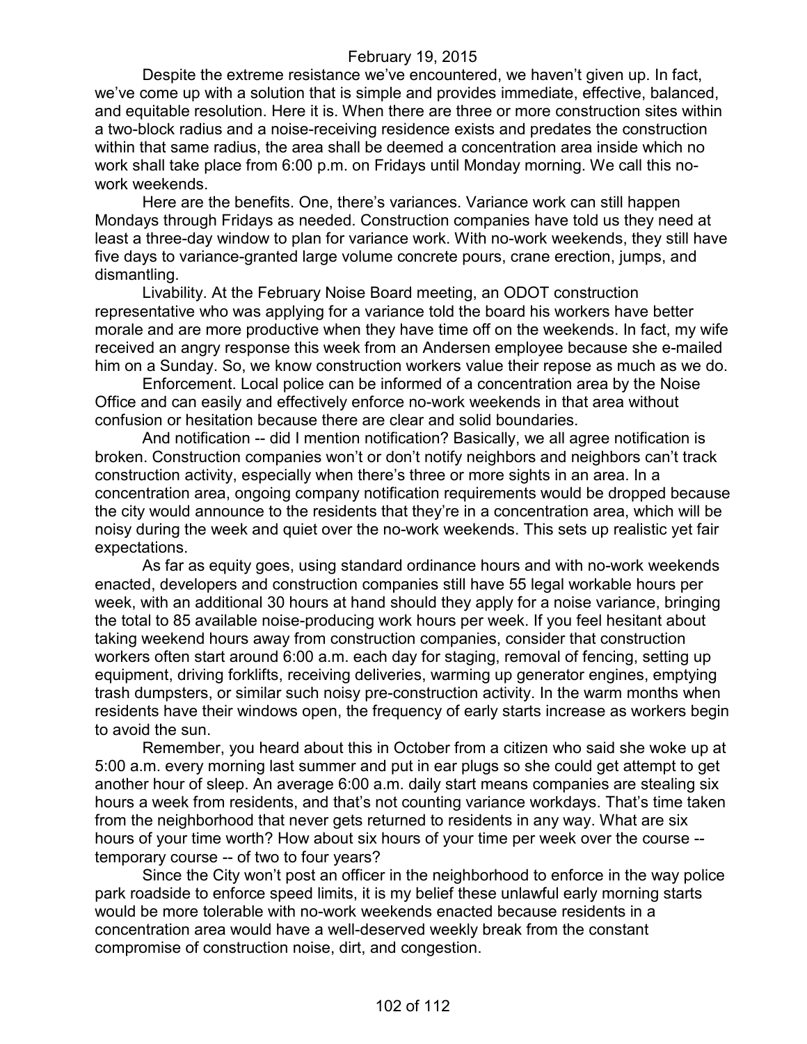Despite the extreme resistance we've encountered, we haven't given up. In fact, we've come up with a solution that is simple and provides immediate, effective, balanced, and equitable resolution. Here it is. When there are three or more construction sites within a two-block radius and a noise-receiving residence exists and predates the construction within that same radius, the area shall be deemed a concentration area inside which no work shall take place from 6:00 p.m. on Fridays until Monday morning. We call this no-work weekends.

Here are the benefits. One, there's variances. Variance work can still happen Mondays through Fridays as needed. Construction companies have told us they need at least a three-day window to plan for variance work. With no-work weekends, they still have five days to variance-granted large volume concrete pours, crane erection, jumps, and dismantling.

Livability. At the February Noise Board meeting, an ODOT construction representative who was applying for a variance told the board his workers have better morale and are more productive when they have time off on the weekends. In fact, my wife received an angry response this week from an Andersen employee because she e-mailed him on a Sunday. So, we know construction workers value their repose as much as we do.

Enforcement. Local police can be informed of a concentration area by the Noise Office and can easily and effectively enforce no-work weekends in that area without confusion or hesitation because there are clear and solid boundaries.

And notification -- did I mention notification? Basically, we all agree notification is broken. Construction companies won't or don't notify neighbors and neighbors can't track construction activity, especially when there's three or more sights in an area. In a concentration area, ongoing company notification requirements would be dropped because the city would announce to the residents that they're in a concentration area, which will be noisy during the week and quiet over the no-work weekends. This sets up realistic yet fair expectations.

As far as equity goes, using standard ordinance hours and with no-work weekends enacted, developers and construction companies still have 55 legal workable hours per week, with an additional 30 hours at hand should they apply for a noise variance, bringing the total to 85 available noise-producing work hours per week. If you feel hesitant about taking weekend hours away from construction companies, consider that construction workers often start around 6:00 a.m. each day for staging, removal of fencing, setting up equipment, driving forklifts, receiving deliveries, warming up generator engines, emptying trash dumpsters, or similar such noisy pre-construction activity. In the warm months when residents have their windows open, the frequency of early starts increase as workers begin to avoid the sun.

Remember, you heard about this in October from a citizen who said she woke up at 5:00 a.m. every morning last summer and put in ear plugs so she could get attempt to get another hour of sleep. An average 6:00 a.m. daily start means companies are stealing six hours a week from residents, and that's not counting variance workdays. That's time taken from the neighborhood that never gets returned to residents in any way. What are six hours of your time worth? How about six hours of your time per week over the course -- temporary course -- of two to four years?

Since the City won't post an officer in the neighborhood to enforce in the way police park roadside to enforce speed limits, it is my belief these unlawful early morning starts would be more tolerable with no-work weekends enacted because residents in a concentration area would have a well-deserved weekly break from the constant compromise of construction noise, dirt, and congestion.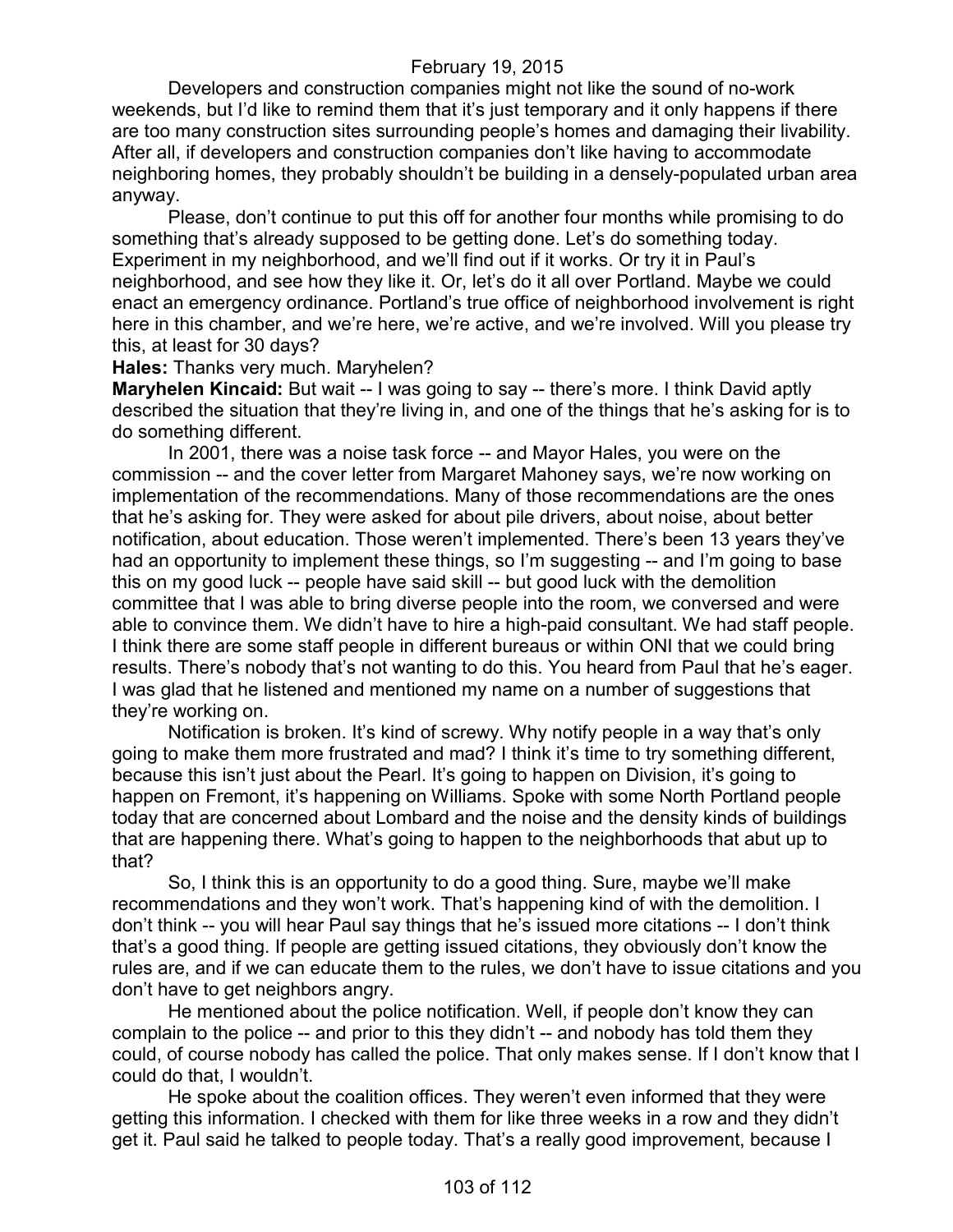Developers and construction companies might not like the sound of no-work weekends, but I'd like to remind them that it's just temporary and it only happens if there are too many construction sites surrounding people's homes and damaging their livability. After all, if developers and construction companies don't like having to accommodate neighboring homes, they probably shouldn't be building in a densely-populated urban area anyway.

Please, don't continue to put this off for another four months while promising to do something that's already supposed to be getting done. Let's do something today. Experiment in my neighborhood, and we'll find out if it works. Or try it in Paul's neighborhood, and see how they like it. Or, let's do it all over Portland. Maybe we could enact an emergency ordinance. Portland's true office of neighborhood involvement is right here in this chamber, and we're here, we're active, and we're involved. Will you please try this, at least for 30 days?

**Hales:** Thanks very much. Maryhelen?

**Maryhelen Kincaid:** But wait -- I was going to say -- there's more. I think David aptly described the situation that they're living in, and one of the things that he's asking for is to do something different.

In 2001, there was a noise task force -- and Mayor Hales, you were on the commission -- and the cover letter from Margaret Mahoney says, we're now working on implementation of the recommendations. Many of those recommendations are the ones that he's asking for. They were asked for about pile drivers, about noise, about better notification, about education. Those weren't implemented. There's been 13 years they've had an opportunity to implement these things, so I'm suggesting -- and I'm going to base this on my good luck -- people have said skill -- but good luck with the demolition committee that I was able to bring diverse people into the room, we conversed and were able to convince them. We didn't have to hire a high-paid consultant. We had staff people. I think there are some staff people in different bureaus or within ONI that we could bring results. There's nobody that's not wanting to do this. You heard from Paul that he's eager. I was glad that he listened and mentioned my name on a number of suggestions that they're working on.

Notification is broken. It's kind of screwy. Why notify people in a way that's only going to make them more frustrated and mad? I think it's time to try something different, because this isn't just about the Pearl. It's going to happen on Division, it's going to happen on Fremont, it's happening on Williams. Spoke with some North Portland people today that are concerned about Lombard and the noise and the density kinds of buildings that are happening there. What's going to happen to the neighborhoods that abut up to that?

So, I think this is an opportunity to do a good thing. Sure, maybe we'll make recommendations and they won't work. That's happening kind of with the demolition. I don't think -- you will hear Paul say things that he's issued more citations -- I don't think that's a good thing. If people are getting issued citations, they obviously don't know the rules are, and if we can educate them to the rules, we don't have to issue citations and you don't have to get neighbors angry.

He mentioned about the police notification. Well, if people don't know they can complain to the police -- and prior to this they didn't -- and nobody has told them they could, of course nobody has called the police. That only makes sense. If I don't know that I could do that, I wouldn't.

He spoke about the coalition offices. They weren't even informed that they were getting this information. I checked with them for like three weeks in a row and they didn't get it. Paul said he talked to people today. That's a really good improvement, because I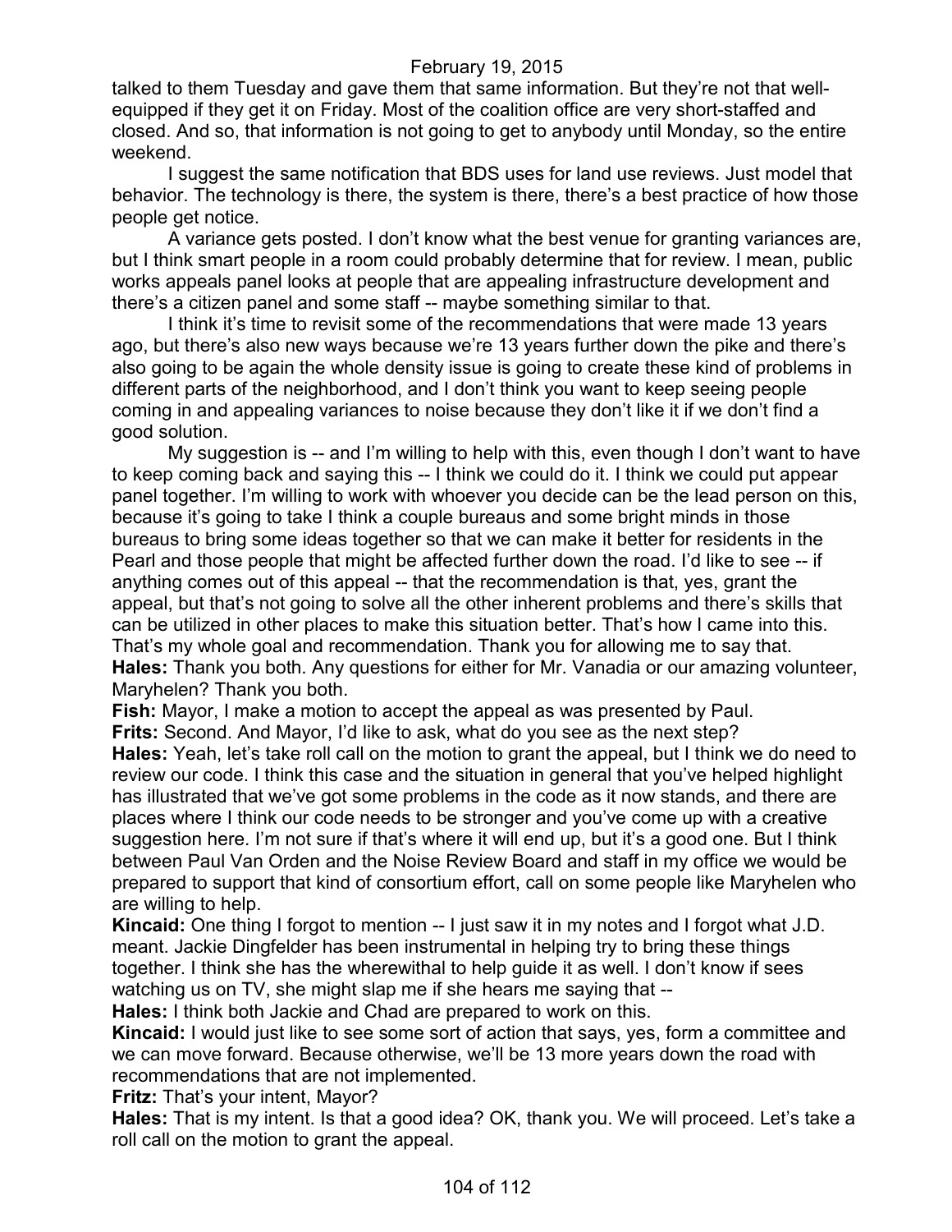talked to them Tuesday and gave them that same information. But they're not that well-equipped if they get it on Friday. Most of the coalition office are very short-staffed and closed. And so, that information is not going to get to anybody until Monday, so the entire weekend.

I suggest the same notification that BDS uses for land use reviews. Just model that behavior. The technology is there, the system is there, there's a best practice of how those people get notice.

A variance gets posted. I don't know what the best venue for granting variances are, but I think smart people in a room could probably determine that for review. I mean, public works appeals panel looks at people that are appealing infrastructure development and there's a citizen panel and some staff -- maybe something similar to that.

I think it's time to revisit some of the recommendations that were made 13 years ago, but there's also new ways because we're 13 years further down the pike and there's also going to be again the whole density issue is going to create these kind of problems in different parts of the neighborhood, and I don't think you want to keep seeing people coming in and appealing variances to noise because they don't like it if we don't find a good solution.

My suggestion is -- and I'm willing to help with this, even though I don't want to have to keep coming back and saying this -- I think we could do it. I think we could put appear panel together. I'm willing to work with whoever you decide can be the lead person on this, because it's going to take I think a couple bureaus and some bright minds in those bureaus to bring some ideas together so that we can make it better for residents in the Pearl and those people that might be affected further down the road. I'd like to see -- if anything comes out of this appeal -- that the recommendation is that, yes, grant the appeal, but that's not going to solve all the other inherent problems and there's skills that can be utilized in other places to make this situation better. That's how I came into this. That's my whole goal and recommendation. Thank you for allowing me to say that.

**Hales:** Thank you both. Any questions for either for Mr. Vanadia or our amazing volunteer, Maryhelen? Thank you both.

**Fish:** Mayor, I make a motion to accept the appeal as was presented by Paul.

**Frits:** Second. And Mayor, I'd like to ask, what do you see as the next step?

**Hales:** Yeah, let's take roll call on the motion to grant the appeal, but I think we do need to review our code. I think this case and the situation in general that you've helped highlight has illustrated that we've got some problems in the code as it now stands, and there are places where I think our code needs to be stronger and you've come up with a creative suggestion here. I'm not sure if that's where it will end up, but it's a good one. But I think between Paul Van Orden and the Noise Review Board and staff in my office we would be prepared to support that kind of consortium effort, call on some people like Maryhelen who are willing to help.

**Kincaid:** One thing I forgot to mention -- I just saw it in my notes and I forgot what J.D. meant. Jackie Dingfelder has been instrumental in helping try to bring these things together. I think she has the wherewithal to help guide it as well. I don't know if sees watching us on TV, she might slap me if she hears me saying that --

**Hales:** I think both Jackie and Chad are prepared to work on this.

**Kincaid:** I would just like to see some sort of action that says, yes, form a committee and we can move forward. Because otherwise, we'll be 13 more years down the road with recommendations that are not implemented.

**Fritz:** That's your intent, Mayor?

**Hales:** That is my intent. Is that a good idea? OK, thank you. We will proceed. Let's take a roll call on the motion to grant the appeal.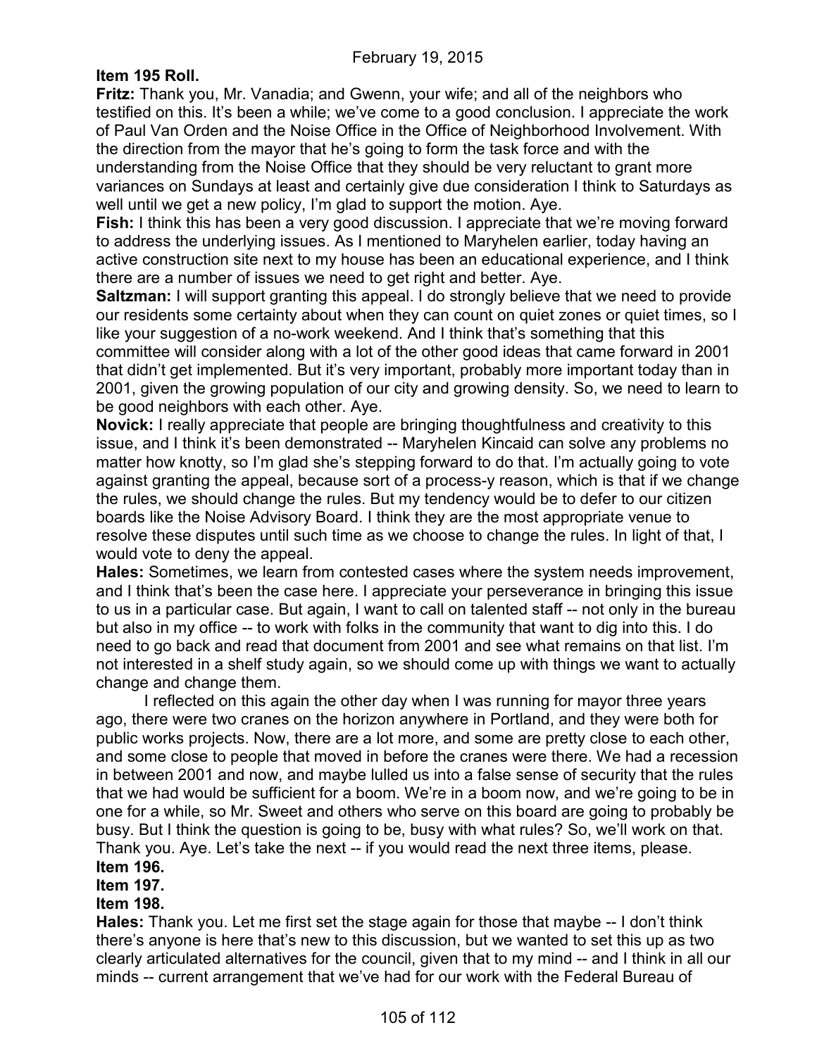**Item 195 Roll.**

**Fritz:** Thank you, Mr. Vanadia; and Gwenn, your wife; and all of the neighbors who testified on this. It's been a while; we've come to a good conclusion. I appreciate the work of Paul Van Orden and the Noise Office in the Office of Neighborhood Involvement. With the direction from the mayor that he's going to form the task force and with the understanding from the Noise Office that they should be very reluctant to grant more variances on Sundays at least and certainly give due consideration I think to Saturdays as well until we get a new policy, I'm glad to support the motion. Aye.

**Fish:** I think this has been a very good discussion. I appreciate that we're moving forward to address the underlying issues. As I mentioned to Maryhelen earlier, today having an active construction site next to my house has been an educational experience, and I think there are a number of issues we need to get right and better. Aye.

**Saltzman:** I will support granting this appeal. I do strongly believe that we need to provide our residents some certainty about when they can count on quiet zones or quiet times, so I like your suggestion of a no-work weekend. And I think that's something that this committee will consider along with a lot of the other good ideas that came forward in 2001 that didn't get implemented. But it's very important, probably more important today than in 2001, given the growing population of our city and growing density. So, we need to learn to be good neighbors with each other. Aye.

**Novick:** I really appreciate that people are bringing thoughtfulness and creativity to this issue, and I think it's been demonstrated -- Maryhelen Kincaid can solve any problems no matter how knotty, so I'm glad she's stepping forward to do that. I'm actually going to vote against granting the appeal, because sort of a process-y reason, which is that if we change the rules, we should change the rules. But my tendency would be to defer to our citizen boards like the Noise Advisory Board. I think they are the most appropriate venue to resolve these disputes until such time as we choose to change the rules. In light of that, I would vote to deny the appeal.

**Hales:** Sometimes, we learn from contested cases where the system needs improvement, and I think that's been the case here. I appreciate your perseverance in bringing this issue to us in a particular case. But again, I want to call on talented staff -- not only in the bureau but also in my office -- to work with folks in the community that want to dig into this. I do need to go back and read that document from 2001 and see what remains on that list. I'm not interested in a shelf study again, so we should come up with things we want to actually change and change them.

I reflected on this again the other day when I was running for mayor three years ago, there were two cranes on the horizon anywhere in Portland, and they were both for public works projects. Now, there are a lot more, and some are pretty close to each other, and some close to people that moved in before the cranes were there. We had a recession in between 2001 and now, and maybe lulled us into a false sense of security that the rules that we had would be sufficient for a boom. We're in a boom now, and we're going to be in one for a while, so Mr. Sweet and others who serve on this board are going to probably be busy. But I think the question is going to be, busy with what rules? So, we'll work on that. Thank you. Aye. Let's take the next -- if you would read the next three items, please.

**Item 196.**

**Item 197.**

**Item 198.**

**Hales:** Thank you. Let me first set the stage again for those that maybe -- I don't think there's anyone is here that's new to this discussion, but we wanted to set this up as two clearly articulated alternatives for the council, given that to my mind -- and I think in all our minds -- current arrangement that we've had for our work with the Federal Bureau of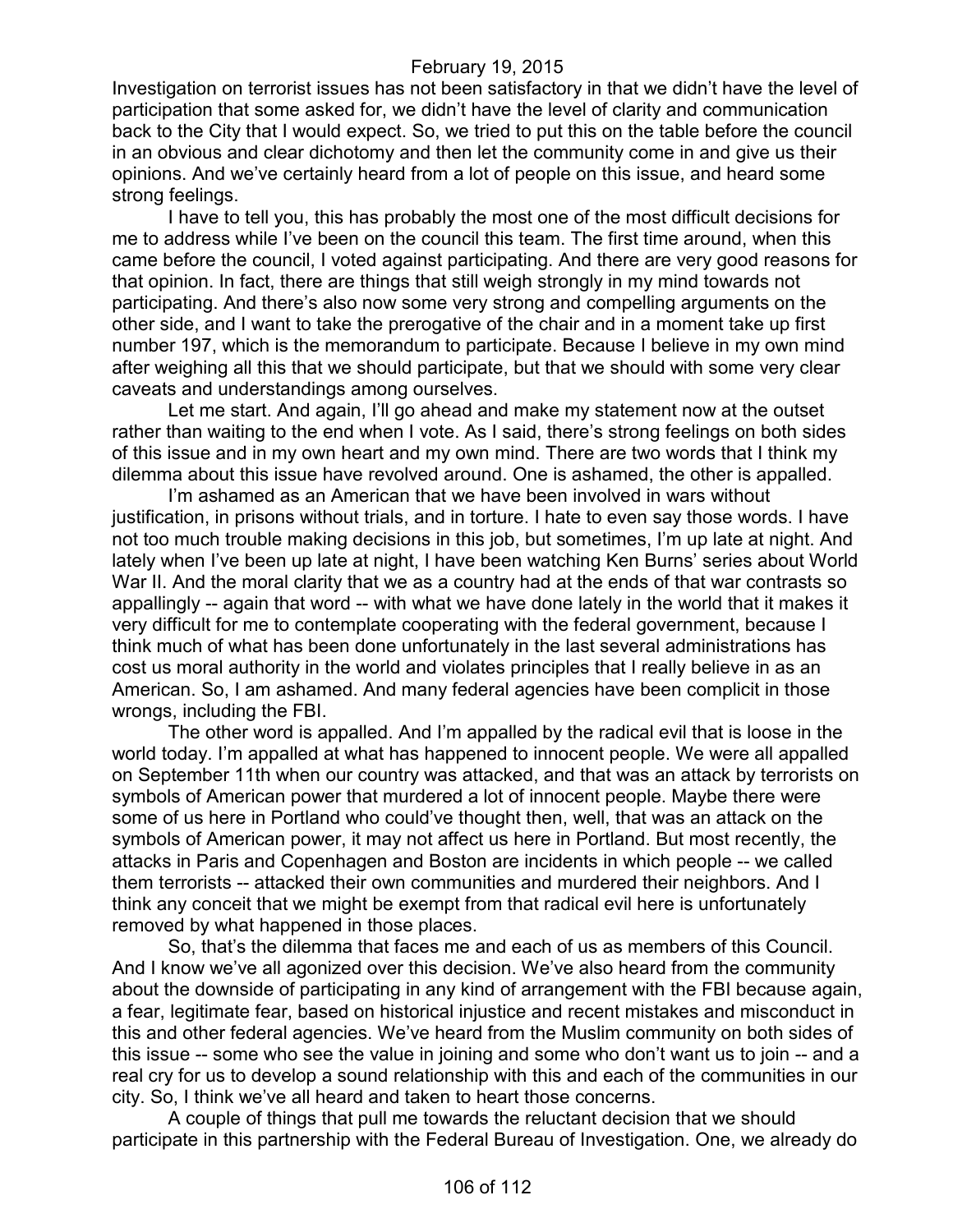Investigation on terrorist issues has not been satisfactory in that we didn't have the level of participation that some asked for, we didn't have the level of clarity and communication back to the City that I would expect. So, we tried to put this on the table before the council in an obvious and clear dichotomy and then let the community come in and give us their opinions. And we've certainly heard from a lot of people on this issue, and heard some strong feelings.

I have to tell you, this has probably the most one of the most difficult decisions for me to address while I've been on the council this team. The first time around, when this came before the council, I voted against participating. And there are very good reasons for that opinion. In fact, there are things that still weigh strongly in my mind towards not participating. And there's also now some very strong and compelling arguments on the other side, and I want to take the prerogative of the chair and in a moment take up first number 197, which is the memorandum to participate. Because I believe in my own mind after weighing all this that we should participate, but that we should with some very clear caveats and understandings among ourselves.

Let me start. And again, I'll go ahead and make my statement now at the outset rather than waiting to the end when I vote. As I said, there's strong feelings on both sides of this issue and in my own heart and my own mind. There are two words that I think my dilemma about this issue have revolved around. One is ashamed, the other is appalled.

I'm ashamed as an American that we have been involved in wars without justification, in prisons without trials, and in torture. I hate to even say those words. I have not too much trouble making decisions in this job, but sometimes, I'm up late at night. And lately when I've been up late at night, I have been watching Ken Burns' series about World War II. And the moral clarity that we as a country had at the ends of that war contrasts so appallingly -- again that word -- with what we have done lately in the world that it makes it very difficult for me to contemplate cooperating with the federal government, because I think much of what has been done unfortunately in the last several administrations has cost us moral authority in the world and violates principles that I really believe in as an American. So, I am ashamed. And many federal agencies have been complicit in those wrongs, including the FBI.

The other word is appalled. And I'm appalled by the radical evil that is loose in the world today. I'm appalled at what has happened to innocent people. We were all appalled on September 11th when our country was attacked, and that was an attack by terrorists on symbols of American power that murdered a lot of innocent people. Maybe there were some of us here in Portland who could've thought then, well, that was an attack on the symbols of American power, it may not affect us here in Portland. But most recently, the attacks in Paris and Copenhagen and Boston are incidents in which people -- we called them terrorists -- attacked their own communities and murdered their neighbors. And I think any conceit that we might be exempt from that radical evil here is unfortunately removed by what happened in those places.

So, that's the dilemma that faces me and each of us as members of this Council. And I know we've all agonized over this decision. We've also heard from the community about the downside of participating in any kind of arrangement with the FBI because again, a fear, legitimate fear, based on historical injustice and recent mistakes and misconduct in this and other federal agencies. We've heard from the Muslim community on both sides of this issue -- some who see the value in joining and some who don't want us to join -- and a real cry for us to develop a sound relationship with this and each of the communities in our city. So, I think we've all heard and taken to heart those concerns.

A couple of things that pull me towards the reluctant decision that we should participate in this partnership with the Federal Bureau of Investigation. One, we already do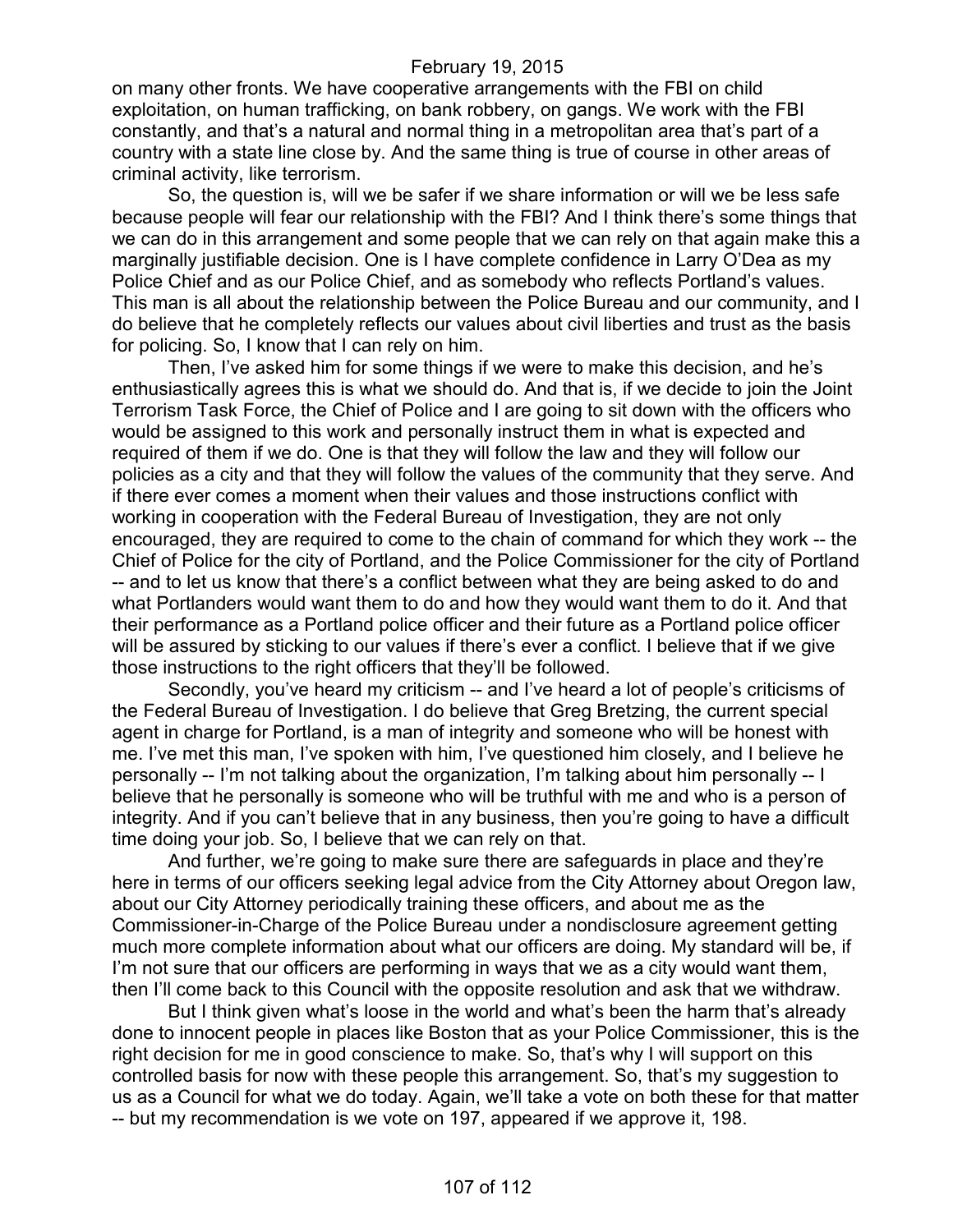on many other fronts. We have cooperative arrangements with the FBI on child exploitation, on human trafficking, on bank robbery, on gangs. We work with the FBI constantly, and that's a natural and normal thing in a metropolitan area that's part of a country with a state line close by. And the same thing is true of course in other areas of criminal activity, like terrorism.

So, the question is, will we be safer if we share information or will we be less safe because people will fear our relationship with the FBI? And I think there's some things that we can do in this arrangement and some people that we can rely on that again make this a marginally justifiable decision. One is I have complete confidence in Larry O'Dea as my Police Chief and as our Police Chief, and as somebody who reflects Portland's values. This man is all about the relationship between the Police Bureau and our community, and I do believe that he completely reflects our values about civil liberties and trust as the basis for policing. So, I know that I can rely on him.

Then, I've asked him for some things if we were to make this decision, and he's enthusiastically agrees this is what we should do. And that is, if we decide to join the Joint Terrorism Task Force, the Chief of Police and I are going to sit down with the officers who would be assigned to this work and personally instruct them in what is expected and required of them if we do. One is that they will follow the law and they will follow our policies as a city and that they will follow the values of the community that they serve. And if there ever comes a moment when their values and those instructions conflict with working in cooperation with the Federal Bureau of Investigation, they are not only encouraged, they are required to come to the chain of command for which they work -- the Chief of Police for the city of Portland, and the Police Commissioner for the city of Portland -- and to let us know that there's a conflict between what they are being asked to do and what Portlanders would want them to do and how they would want them to do it. And that their performance as a Portland police officer and their future as a Portland police officer will be assured by sticking to our values if there's ever a conflict. I believe that if we give those instructions to the right officers that they'll be followed.

Secondly, you've heard my criticism -- and I've heard a lot of people's criticisms of the Federal Bureau of Investigation. I do believe that Greg Bretzing, the current special agent in charge for Portland, is a man of integrity and someone who will be honest with me. I've met this man, I've spoken with him, I've questioned him closely, and I believe he personally -- I'm not talking about the organization, I'm talking about him personally -- I believe that he personally is someone who will be truthful with me and who is a person of integrity. And if you can't believe that in any business, then you're going to have a difficult time doing your job. So, I believe that we can rely on that.

And further, we're going to make sure there are safeguards in place and they're here in terms of our officers seeking legal advice from the City Attorney about Oregon law, about our City Attorney periodically training these officers, and about me as the Commissioner-in-Charge of the Police Bureau under a nondisclosure agreement getting much more complete information about what our officers are doing. My standard will be, if I'm not sure that our officers are performing in ways that we as a city would want them, then I'll come back to this Council with the opposite resolution and ask that we withdraw.

But I think given what's loose in the world and what's been the harm that's already done to innocent people in places like Boston that as your Police Commissioner, this is the right decision for me in good conscience to make. So, that's why I will support on this controlled basis for now with these people this arrangement. So, that's my suggestion to us as a Council for what we do today. Again, we'll take a vote on both these for that matter -- but my recommendation is we vote on 197, appeared if we approve it, 198.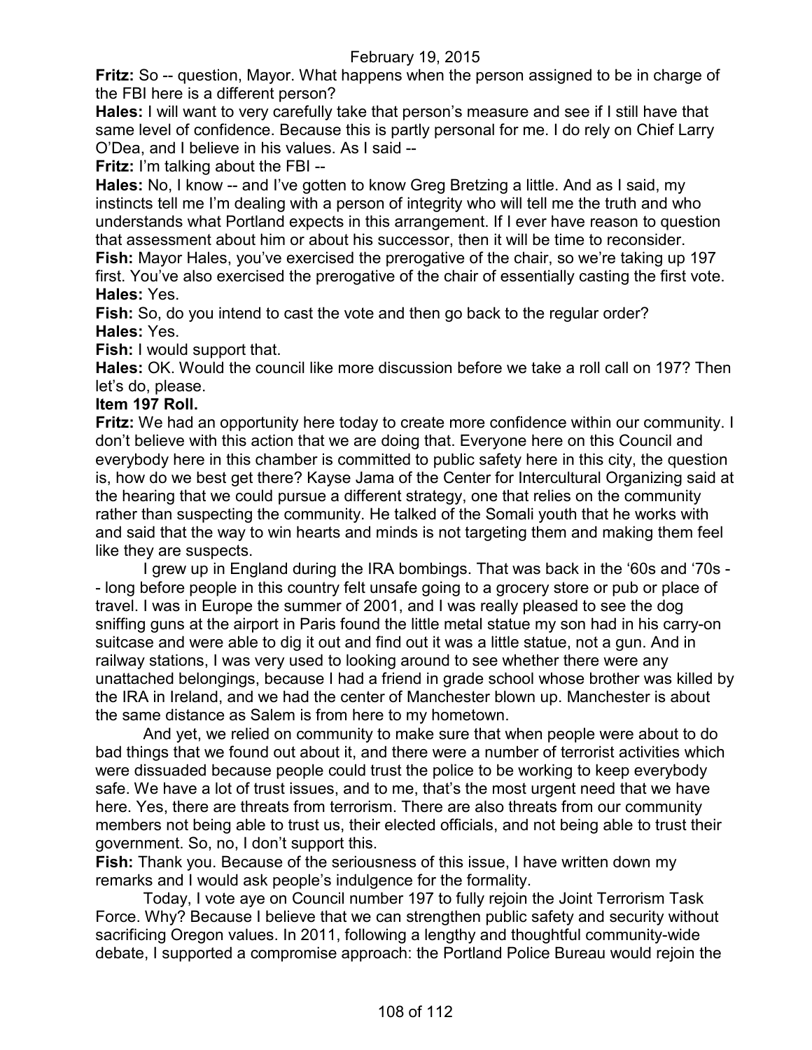February 19, 2015

**Fritz:** So -- question, Mayor. What happens when the person assigned to be in charge of the FBI here is a different person?

**Hales:** I will want to very carefully take that person's measure and see if I still have that same level of confidence. Because this is partly personal for me. I do rely on Chief Larry O'Dea, and I believe in his values. As I said --

**Fritz:** I'm talking about the FBI --

**Hales:** No, I know -- and I've gotten to know Greg Bretzing a little. And as I said, my instincts tell me I'm dealing with a person of integrity who will tell me the truth and who understands what Portland expects in this arrangement. If I ever have reason to question that assessment about him or about his successor, then it will be time to reconsider.

**Fish:** Mayor Hales, you've exercised the prerogative of the chair, so we're taking up 197 first. You've also exercised the prerogative of the chair of essentially casting the first vote.

**Hales:** Yes.

**Fish:** So, do you intend to cast the vote and then go back to the regular order?

**Hales:** Yes.

**Fish:** I would support that.

**Hales:** OK. Would the council like more discussion before we take a roll call on 197? Then let's do, please.

**Item 197 Roll.**

**Fritz:** We had an opportunity here today to create more confidence within our community. I don't believe with this action that we are doing that. Everyone here on this Council and everybody here in this chamber is committed to public safety here in this city, the question is, how do we best get there? Kayse Jama of the Center for Intercultural Organizing said at the hearing that we could pursue a different strategy, one that relies on the community rather than suspecting the community. He talked of the Somali youth that he works with and said that the way to win hearts and minds is not targeting them and making them feel like they are suspects.

I grew up in England during the IRA bombings. That was back in the '60s and '70s -- long before people in this country felt unsafe going to a grocery store or pub or place of travel. I was in Europe the summer of 2001, and I was really pleased to see the dog sniffing guns at the airport in Paris found the little metal statue my son had in his carry-on suitcase and were able to dig it out and find out it was a little statue, not a gun. And in railway stations, I was very used to looking around to see whether there were any unattached belongings, because I had a friend in grade school whose brother was killed by the IRA in Ireland, and we had the center of Manchester blown up. Manchester is about the same distance as Salem is from here to my hometown.

And yet, we relied on community to make sure that when people were about to do bad things that we found out about it, and there were a number of terrorist activities which were dissuaded because people could trust the police to be working to keep everybody safe. We have a lot of trust issues, and to me, that's the most urgent need that we have here. Yes, there are threats from terrorism. There are also threats from our community members not being able to trust us, their elected officials, and not being able to trust their government. So, no, I don't support this.

**Fish:** Thank you. Because of the seriousness of this issue, I have written down my remarks and I would ask people's indulgence for the formality.

Today, I vote aye on Council number 197 to fully rejoin the Joint Terrorism Task Force. Why? Because I believe that we can strengthen public safety and security without sacrificing Oregon values. In 2011, following a lengthy and thoughtful community-wide debate, I supported a compromise approach: the Portland Police Bureau would rejoin the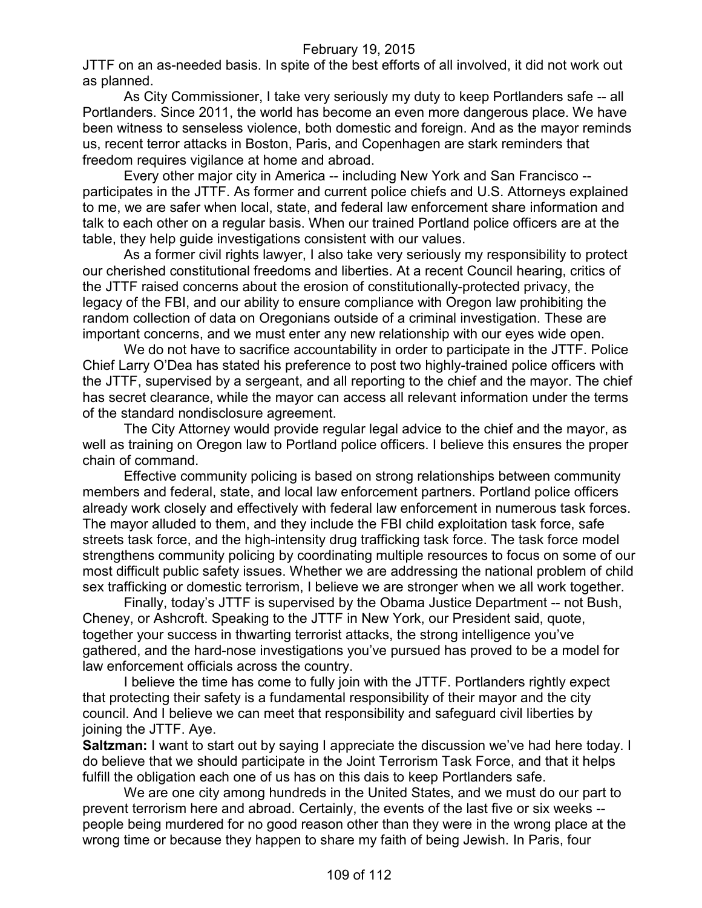JTTF on an as-needed basis. In spite of the best efforts of all involved, it did not work out as planned.

As City Commissioner, I take very seriously my duty to keep Portlanders safe -- all Portlanders. Since 2011, the world has become an even more dangerous place. We have been witness to senseless violence, both domestic and foreign. And as the mayor reminds us, recent terror attacks in Boston, Paris, and Copenhagen are stark reminders that freedom requires vigilance at home and abroad.

Every other major city in America -- including New York and San Francisco -- participates in the JTTF. As former and current police chiefs and U.S. Attorneys explained to me, we are safer when local, state, and federal law enforcement share information and talk to each other on a regular basis. When our trained Portland police officers are at the table, they help guide investigations consistent with our values.

As a former civil rights lawyer, I also take very seriously my responsibility to protect our cherished constitutional freedoms and liberties. At a recent Council hearing, critics of the JTTF raised concerns about the erosion of constitutionally-protected privacy, the legacy of the FBI, and our ability to ensure compliance with Oregon law prohibiting the random collection of data on Oregonians outside of a criminal investigation. These are important concerns, and we must enter any new relationship with our eyes wide open.

We do not have to sacrifice accountability in order to participate in the JTTF. Police Chief Larry O'Dea has stated his preference to post two highly-trained police officers with the JTTF, supervised by a sergeant, and all reporting to the chief and the mayor. The chief has secret clearance, while the mayor can access all relevant information under the terms of the standard nondisclosure agreement.

The City Attorney would provide regular legal advice to the chief and the mayor, as well as training on Oregon law to Portland police officers. I believe this ensures the proper chain of command.

Effective community policing is based on strong relationships between community members and federal, state, and local law enforcement partners. Portland police officers already work closely and effectively with federal law enforcement in numerous task forces. The mayor alluded to them, and they include the FBI child exploitation task force, safe streets task force, and the high-intensity drug trafficking task force. The task force model strengthens community policing by coordinating multiple resources to focus on some of our most difficult public safety issues. Whether we are addressing the national problem of child sex trafficking or domestic terrorism, I believe we are stronger when we all work together.

Finally, today's JTTF is supervised by the Obama Justice Department -- not Bush, Cheney, or Ashcroft. Speaking to the JTTF in New York, our President said, quote, together your success in thwarting terrorist attacks, the strong intelligence you've gathered, and the hard-nose investigations you've pursued has proved to be a model for law enforcement officials across the country.

I believe the time has come to fully join with the JTTF. Portlanders rightly expect that protecting their safety is a fundamental responsibility of their mayor and the city council. And I believe we can meet that responsibility and safeguard civil liberties by joining the JTTF. Aye.

**Saltzman:** I want to start out by saying I appreciate the discussion we've had here today. I do believe that we should participate in the Joint Terrorism Task Force, and that it helps fulfill the obligation each one of us has on this dais to keep Portlanders safe.

We are one city among hundreds in the United States, and we must do our part to prevent terrorism here and abroad. Certainly, the events of the last five or six weeks -- people being murdered for no good reason other than they were in the wrong place at the wrong time or because they happen to share my faith of being Jewish. In Paris, four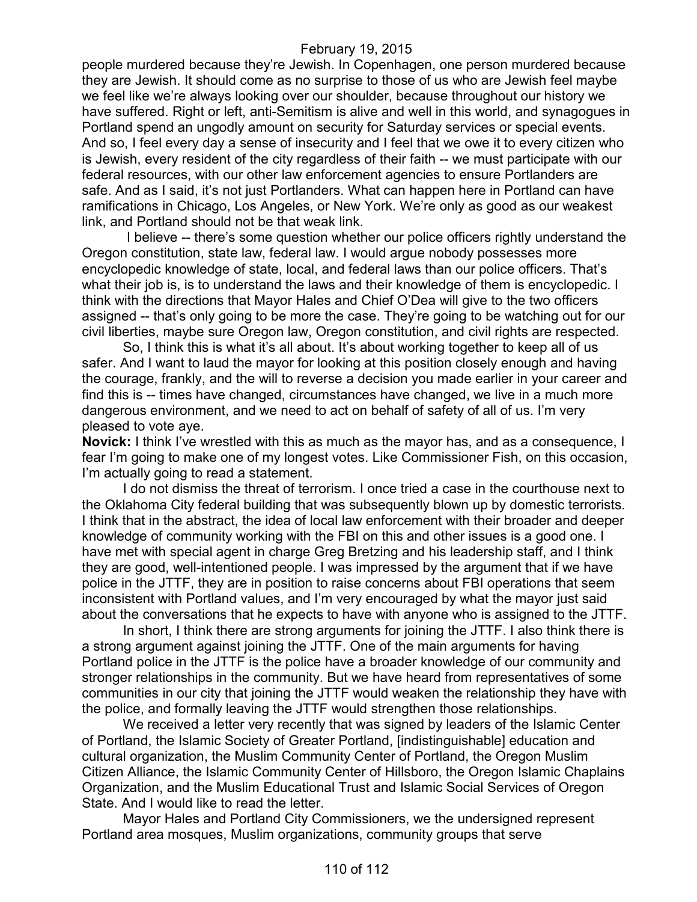people murdered because they're Jewish. In Copenhagen, one person murdered because they are Jewish. It should come as no surprise to those of us who are Jewish feel maybe we feel like we're always looking over our shoulder, because throughout our history we have suffered. Right or left, anti-Semitism is alive and well in this world, and synagogues in Portland spend an ungodly amount on security for Saturday services or special events. And so, I feel every day a sense of insecurity and I feel that we owe it to every citizen who is Jewish, every resident of the city regardless of their faith -- we must participate with our federal resources, with our other law enforcement agencies to ensure Portlanders are safe. And as I said, it's not just Portlanders. What can happen here in Portland can have ramifications in Chicago, Los Angeles, or New York. We're only as good as our weakest link, and Portland should not be that weak link.

I believe -- there's some question whether our police officers rightly understand the Oregon constitution, state law, federal law. I would argue nobody possesses more encyclopedic knowledge of state, local, and federal laws than our police officers. That's what their job is, is to understand the laws and their knowledge of them is encyclopedic. I think with the directions that Mayor Hales and Chief O'Dea will give to the two officers assigned -- that's only going to be more the case. They're going to be watching out for our civil liberties, maybe sure Oregon law, Oregon constitution, and civil rights are respected.

So, I think this is what it's all about. It's about working together to keep all of us safer. And I want to laud the mayor for looking at this position closely enough and having the courage, frankly, and the will to reverse a decision you made earlier in your career and find this is -- times have changed, circumstances have changed, we live in a much more dangerous environment, and we need to act on behalf of safety of all of us. I'm very pleased to vote aye.

**Novick:** I think I've wrestled with this as much as the mayor has, and as a consequence, I fear I'm going to make one of my longest votes. Like Commissioner Fish, on this occasion, I'm actually going to read a statement.

I do not dismiss the threat of terrorism. I once tried a case in the courthouse next to the Oklahoma City federal building that was subsequently blown up by domestic terrorists. I think that in the abstract, the idea of local law enforcement with their broader and deeper knowledge of community working with the FBI on this and other issues is a good one. I have met with special agent in charge Greg Bretzing and his leadership staff, and I think they are good, well-intentioned people. I was impressed by the argument that if we have police in the JTTF, they are in position to raise concerns about FBI operations that seem inconsistent with Portland values, and I'm very encouraged by what the mayor just said about the conversations that he expects to have with anyone who is assigned to the JTTF.

In short, I think there are strong arguments for joining the JTTF. I also think there is a strong argument against joining the JTTF. One of the main arguments for having Portland police in the JTTF is the police have a broader knowledge of our community and stronger relationships in the community. But we have heard from representatives of some communities in our city that joining the JTTF would weaken the relationship they have with the police, and formally leaving the JTTF would strengthen those relationships.

We received a letter very recently that was signed by leaders of the Islamic Center of Portland, the Islamic Society of Greater Portland, [indistinguishable] education and cultural organization, the Muslim Community Center of Portland, the Oregon Muslim Citizen Alliance, the Islamic Community Center of Hillsboro, the Oregon Islamic Chaplains Organization, and the Muslim Educational Trust and Islamic Social Services of Oregon State. And I would like to read the letter.

Mayor Hales and Portland City Commissioners, we the undersigned represent Portland area mosques, Muslim organizations, community groups that serve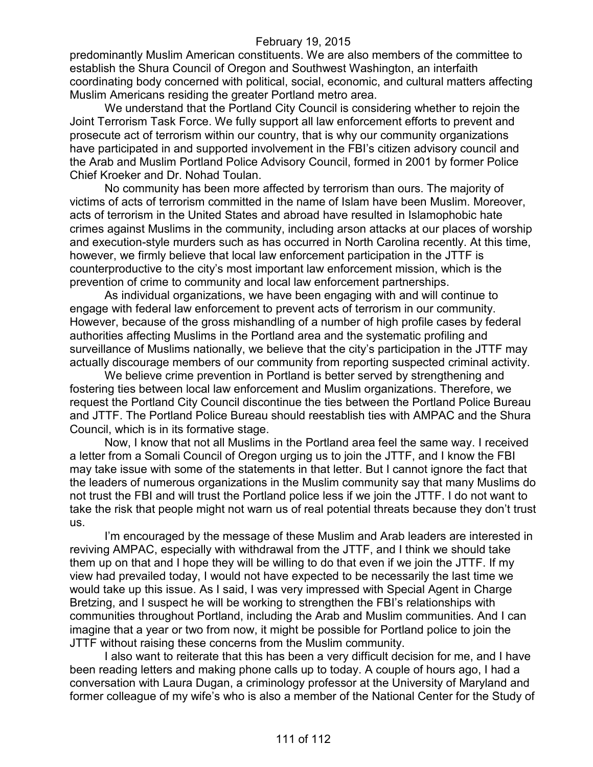predominantly Muslim American constituents. We are also members of the committee to establish the Shura Council of Oregon and Southwest Washington, an interfaith coordinating body concerned with political, social, economic, and cultural matters affecting Muslim Americans residing the greater Portland metro area.

We understand that the Portland City Council is considering whether to rejoin the Joint Terrorism Task Force. We fully support all law enforcement efforts to prevent and prosecute act of terrorism within our country, that is why our community organizations have participated in and supported involvement in the FBI's citizen advisory council and the Arab and Muslim Portland Police Advisory Council, formed in 2001 by former Police Chief Kroeker and Dr. Nohad Toulan.

No community has been more affected by terrorism than ours. The majority of victims of acts of terrorism committed in the name of Islam have been Muslim. Moreover, acts of terrorism in the United States and abroad have resulted in Islamophobic hate crimes against Muslims in the community, including arson attacks at our places of worship and execution-style murders such as has occurred in North Carolina recently. At this time, however, we firmly believe that local law enforcement participation in the JTTF is counterproductive to the city's most important law enforcement mission, which is the prevention of crime to community and local law enforcement partnerships.

As individual organizations, we have been engaging with and will continue to engage with federal law enforcement to prevent acts of terrorism in our community. However, because of the gross mishandling of a number of high profile cases by federal authorities affecting Muslims in the Portland area and the systematic profiling and surveillance of Muslims nationally, we believe that the city's participation in the JTTF may actually discourage members of our community from reporting suspected criminal activity.

We believe crime prevention in Portland is better served by strengthening and fostering ties between local law enforcement and Muslim organizations. Therefore, we request the Portland City Council discontinue the ties between the Portland Police Bureau and JTTF. The Portland Police Bureau should reestablish ties with AMPAC and the Shura Council, which is in its formative stage.

Now, I know that not all Muslims in the Portland area feel the same way. I received a letter from a Somali Council of Oregon urging us to join the JTTF, and I know the FBI may take issue with some of the statements in that letter. But I cannot ignore the fact that the leaders of numerous organizations in the Muslim community say that many Muslims do not trust the FBI and will trust the Portland police less if we join the JTTF. I do not want to take the risk that people might not warn us of real potential threats because they don't trust us.

I'm encouraged by the message of these Muslim and Arab leaders are interested in reviving AMPAC, especially with withdrawal from the JTTF, and I think we should take them up on that and I hope they will be willing to do that even if we join the JTTF. If my view had prevailed today, I would not have expected to be necessarily the last time we would take up this issue. As I said, I was very impressed with Special Agent in Charge Bretzing, and I suspect he will be working to strengthen the FBI's relationships with communities throughout Portland, including the Arab and Muslim communities. And I can imagine that a year or two from now, it might be possible for Portland police to join the JTTF without raising these concerns from the Muslim community.

I also want to reiterate that this has been a very difficult decision for me, and I have been reading letters and making phone calls up to today. A couple of hours ago, I had a conversation with Laura Dugan, a criminology professor at the University of Maryland and former colleague of my wife's who is also a member of the National Center for the Study of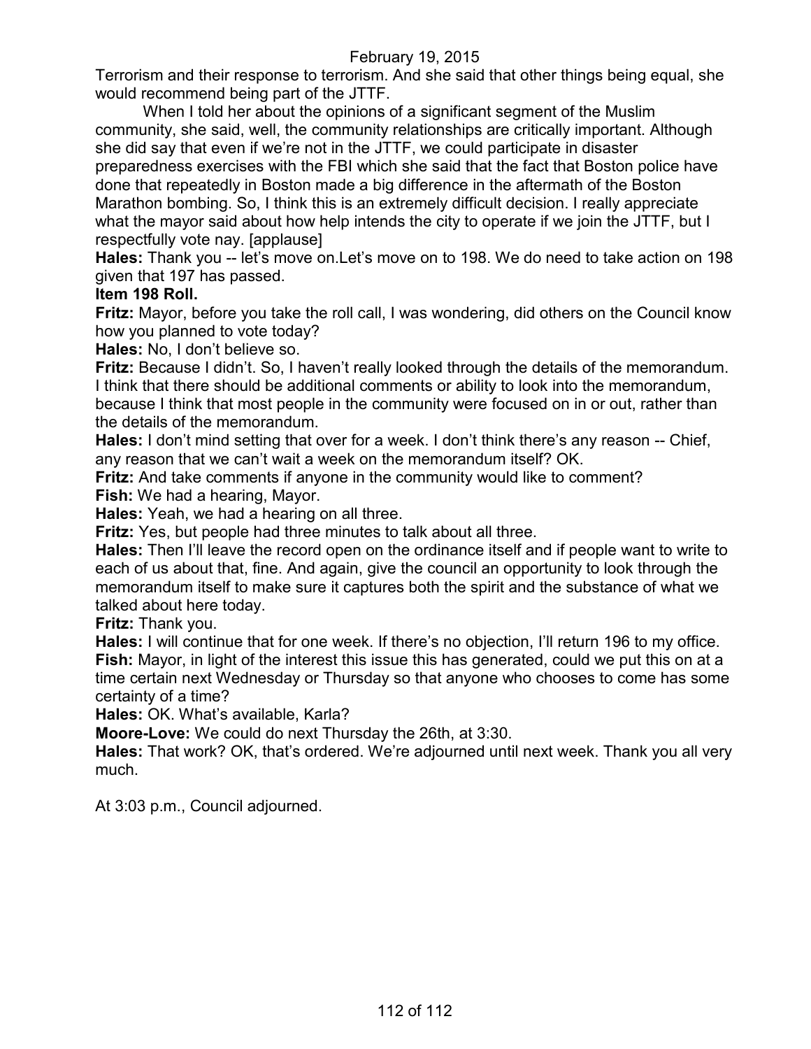Terrorism and their response to terrorism. And she said that other things being equal, she would recommend being part of the JTTF.

When I told her about the opinions of a significant segment of the Muslim community, she said, well, the community relationships are critically important. Although she did say that even if we're not in the JTTF, we could participate in disaster preparedness exercises with the FBI which she said that the fact that Boston police have done that repeatedly in Boston made a big difference in the aftermath of the Boston Marathon bombing. So, I think this is an extremely difficult decision. I really appreciate what the mayor said about how help intends the city to operate if we join the JTTF, but I respectfully vote nay. [applause]

**Hales:** Thank you -- let's move on.Let's move on to 198. We do need to take action on 198 given that 197 has passed.

**Item 198 Roll.**

**Fritz:** Mayor, before you take the roll call, I was wondering, did others on the Council know how you planned to vote today?

**Hales:** No, I don't believe so.

**Fritz:** Because I didn't. So, I haven't really looked through the details of the memorandum. I think that there should be additional comments or ability to look into the memorandum, because I think that most people in the community were focused on in or out, rather than the details of the memorandum.

**Hales:** I don't mind setting that over for a week. I don't think there's any reason -- Chief, any reason that we can't wait a week on the memorandum itself? OK.

**Fritz:** And take comments if anyone in the community would like to comment?

**Fish:** We had a hearing, Mayor.

**Hales:** Yeah, we had a hearing on all three.

**Fritz:** Yes, but people had three minutes to talk about all three.

**Hales:** Then I'll leave the record open on the ordinance itself and if people want to write to each of us about that, fine. And again, give the council an opportunity to look through the memorandum itself to make sure it captures both the spirit and the substance of what we talked about here today.

**Fritz:** Thank you.

**Hales:** I will continue that for one week. If there's no objection, I'll return 196 to my office.

**Fish:** Mayor, in light of the interest this issue this has generated, could we put this on at a time certain next Wednesday or Thursday so that anyone who chooses to come has some certainty of a time?

**Hales:** OK. What's available, Karla?

**Moore-Love:** We could do next Thursday the 26th, at 3:30.

**Hales:** That work? OK, that's ordered. We're adjourned until next week. Thank you all very much.

At 3:03 p.m., Council adjourned.